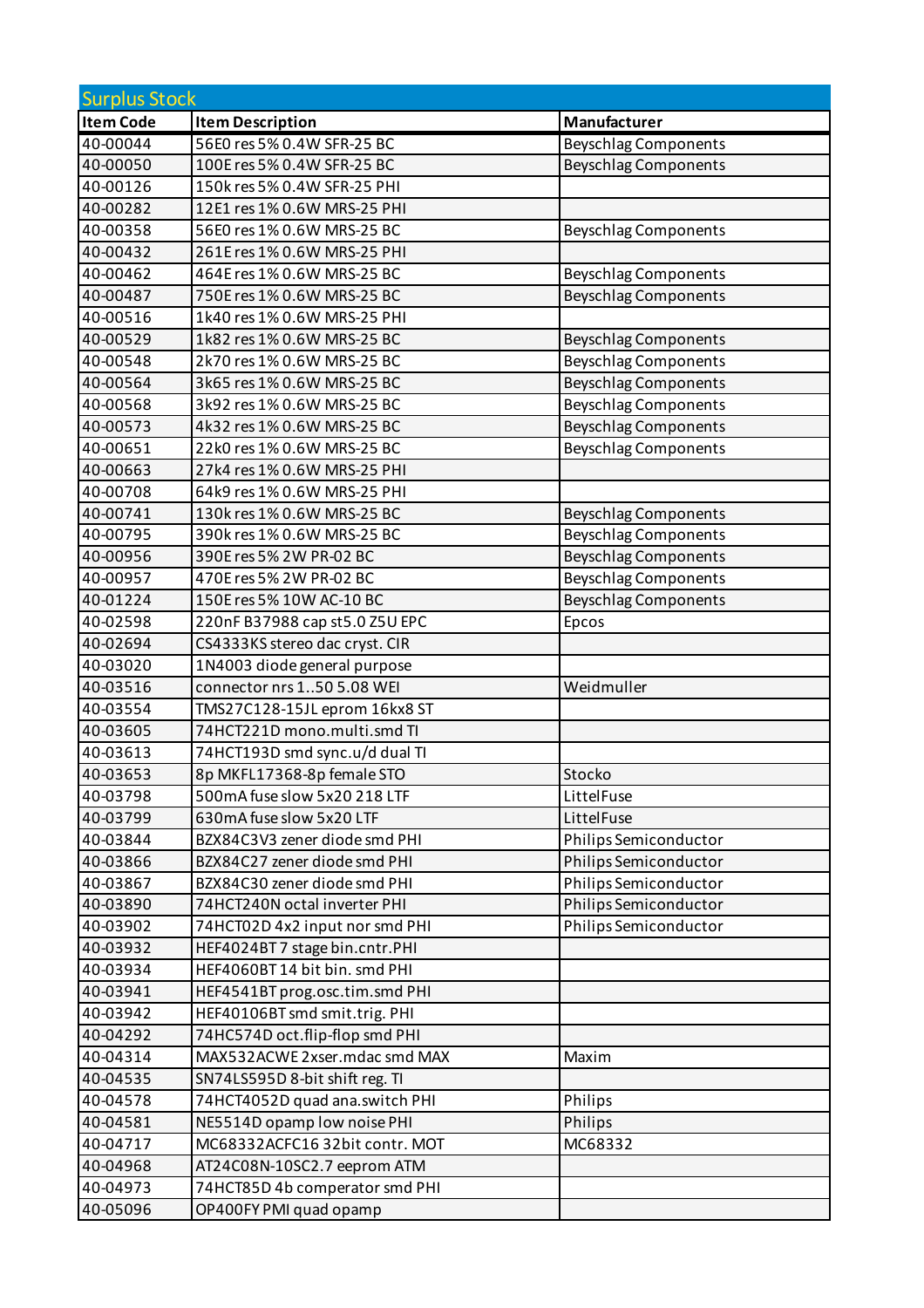## Surplus Stock

| Item Code | Item Description | Manufacturer |
|---|---|---|
| 40-00044 | 56E0 res 5% 0.4W SFR-25 BC | Beyschlag Components |
| 40-00050 | 100E res 5% 0.4W SFR-25 BC | Beyschlag Components |
| 40-00126 | 150k res 5% 0.4W SFR-25 PHI | |
| 40-00282 | 12E1 res 1% 0.6W MRS-25 PHI | |
| 40-00358 | 56E0 res 1% 0.6W MRS-25 BC | Beyschlag Components |
| 40-00432 | 261E res 1% 0.6W MRS-25 PHI | |
| 40-00462 | 464E res 1% 0.6W MRS-25 BC | Beyschlag Components |
| 40-00487 | 750E res 1% 0.6W MRS-25 BC | Beyschlag Components |
| 40-00516 | 1k40 res 1% 0.6W MRS-25 PHI | |
| 40-00529 | 1k82 res 1% 0.6W MRS-25 BC | Beyschlag Components |
| 40-00548 | 2k70 res 1% 0.6W MRS-25 BC | Beyschlag Components |
| 40-00564 | 3k65 res 1% 0.6W MRS-25 BC | Beyschlag Components |
| 40-00568 | 3k92 res 1% 0.6W MRS-25 BC | Beyschlag Components |
| 40-00573 | 4k32 res 1% 0.6W MRS-25 BC | Beyschlag Components |
| 40-00651 | 22k0 res 1% 0.6W MRS-25 BC | Beyschlag Components |
| 40-00663 | 27k4 res 1% 0.6W MRS-25 PHI | |
| 40-00708 | 64k9 res 1% 0.6W MRS-25 PHI | |
| 40-00741 | 130k res 1% 0.6W MRS-25 BC | Beyschlag Components |
| 40-00795 | 390k res 1% 0.6W MRS-25 BC | Beyschlag Components |
| 40-00956 | 390E res 5% 2W PR-02 BC | Beyschlag Components |
| 40-00957 | 470E res 5% 2W PR-02 BC | Beyschlag Components |
| 40-01224 | 150E res 5% 10W AC-10 BC | Beyschlag Components |
| 40-02598 | 220nF B37988 cap st5.0 Z5U EPC | Epcos |
| 40-02694 | CS4333KS stereo dac cryst. CIR | |
| 40-03020 | 1N4003 diode general purpose | |
| 40-03516 | connector nrs 1..50 5.08 WEI | Weidmuller |
| 40-03554 | TMS27C128-15JL eprom 16kx8 ST | |
| 40-03605 | 74HCT221D mono.multi.smd TI | |
| 40-03613 | 74HCT193D smd sync.u/d dual TI | |
| 40-03653 | 8p MKFL17368-8p female STO | Stocko |
| 40-03798 | 500mA fuse slow 5x20 218 LTF | LittelFuse |
| 40-03799 | 630mA fuse slow 5x20 LTF | LittelFuse |
| 40-03844 | BZX84C3V3 zener diode smd PHI | Philips Semiconductor |
| 40-03866 | BZX84C27 zener diode smd PHI | Philips Semiconductor |
| 40-03867 | BZX84C30 zener diode smd PHI | Philips Semiconductor |
| 40-03890 | 74HCT240N octal inverter PHI | Philips Semiconductor |
| 40-03902 | 74HCT02D 4x2 input nor smd PHI | Philips Semiconductor |
| 40-03932 | HEF4024BT 7 stage bin.cntr.PHI | |
| 40-03934 | HEF4060BT 14 bit bin. smd PHI | |
| 40-03941 | HEF4541BT prog.osc.tim.smd PHI | |
| 40-03942 | HEF40106BT smd smit.trig. PHI | |
| 40-04292 | 74HC574D oct.flip-flop smd PHI | |
| 40-04314 | MAX532ACWE 2xser.mdac smd MAX | Maxim |
| 40-04535 | SN74LS595D 8-bit shift reg. TI | |
| 40-04578 | 74HCT4052D quad ana.switch PHI | Philips |
| 40-04581 | NE5514D opamp low noise PHI | Philips |
| 40-04717 | MC68332ACFC16 32bit contr. MOT | MC68332 |
| 40-04968 | AT24C08N-10SC2.7 eeprom ATM | |
| 40-04973 | 74HCT85D 4b comperator smd PHI | |
| 40-05096 | OP400FY PMI quad opamp | |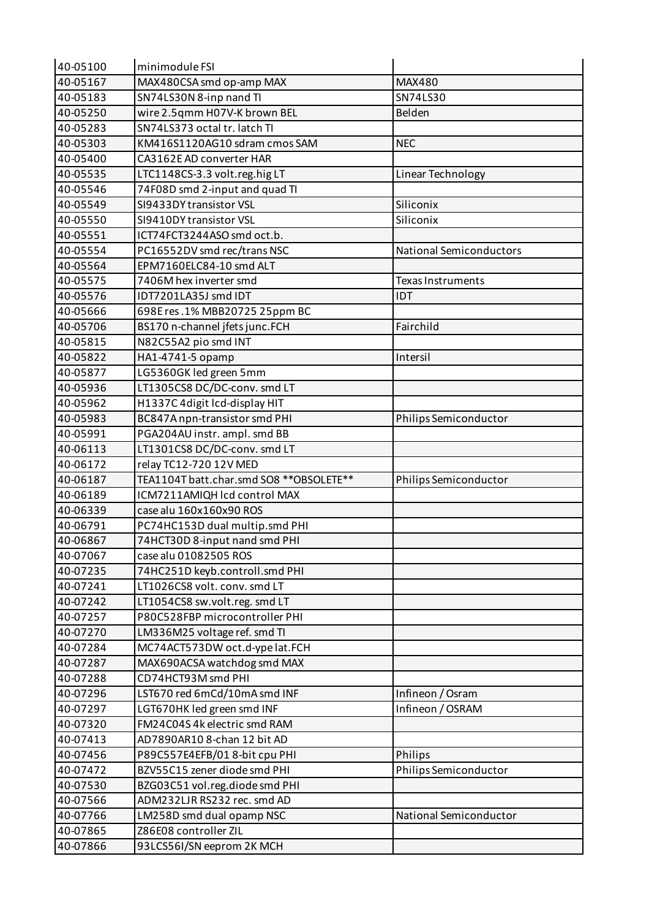| 40-05100 | minimodule FSI | |
|---|---|---|
| 40-05167 | MAX480CSA smd op-amp MAX | MAX480 |
| 40-05183 | SN74LS30N 8-inp nand TI | SN74LS30 |
| 40-05250 | wire 2.5qmm H07V-K brown BEL | Belden |
| 40-05283 | SN74LS373 octal tr. latch TI | |
| 40-05303 | KM416S1120AG10 sdram cmos SAM | NEC |
| 40-05400 | CA3162E AD converter HAR | |
| 40-05535 | LTC1148CS-3.3 volt.reg.hig LT | Linear Technology |
| 40-05546 | 74F08D smd 2-input and quad TI | |
| 40-05549 | SI9433DY transistor VSL | Siliconix |
| 40-05550 | SI9410DY transistor VSL | Siliconix |
| 40-05551 | ICT74FCT3244ASO smd oct.b. | |
| 40-05554 | PC16552DV smd rec/trans NSC | National Semiconductors |
| 40-05564 | EPM7160ELC84-10 smd ALT | |
| 40-05575 | 7406M hex inverter smd | Texas Instruments |
| 40-05576 | IDT7201LA35J smd IDT | IDT |
| 40-05666 | 698E res .1% MBB20725 25ppm BC | |
| 40-05706 | BS170 n-channel jfets junc.FCH | Fairchild |
| 40-05815 | N82C55A2 pio smd INT | |
| 40-05822 | HA1-4741-5 opamp | Intersil |
| 40-05877 | LG5360GK led green 5mm | |
| 40-05936 | LT1305CS8 DC/DC-conv. smd LT | |
| 40-05962 | H1337C 4digit lcd-display HIT | |
| 40-05983 | BC847A npn-transistor smd PHI | Philips Semiconductor |
| 40-05991 | PGA204AU instr. ampl. smd BB | |
| 40-06113 | LT1301CS8 DC/DC-conv. smd LT | |
| 40-06172 | relay TC12-720 12V MED | |
| 40-06187 | TEA1104T batt.char.smd SO8 **OBSOLETE** | Philips Semiconductor |
| 40-06189 | ICM7211AMIQH lcd control MAX | |
| 40-06339 | case alu 160x160x90 ROS | |
| 40-06791 | PC74HC153D dual multip.smd PHI | |
| 40-06867 | 74HCT30D 8-input nand smd PHI | |
| 40-07067 | case alu 01082505 ROS | |
| 40-07235 | 74HC251D keyb.controll.smd PHI | |
| 40-07241 | LT1026CS8 volt. conv. smd LT | |
| 40-07242 | LT1054CS8 sw.volt.reg. smd LT | |
| 40-07257 | P80C528FBP microcontroller PHI | |
| 40-07270 | LM336M25 voltage ref. smd TI | |
| 40-07284 | MC74ACT573DW oct.d-ype lat.FCH | |
| 40-07287 | MAX690ACSA watchdog smd MAX | |
| 40-07288 | CD74HCT93M smd PHI | |
| 40-07296 | LST670 red 6mCd/10mA smd INF | Infineon / Osram |
| 40-07297 | LGT670HK led green smd INF | Infineon / OSRAM |
| 40-07320 | FM24C04S 4k electric smd RAM | |
| 40-07413 | AD7890AR10 8-chan 12 bit AD | |
| 40-07456 | P89C557E4EFB/01 8-bit cpu PHI | Philips |
| 40-07472 | BZV55C15 zener diode smd PHI | Philips Semiconductor |
| 40-07530 | BZG03C51 vol.reg.diode smd PHI | |
| 40-07566 | ADM232LJR RS232 rec. smd AD | |
| 40-07766 | LM258D smd dual opamp NSC | National Semiconductor |
| 40-07865 | Z86E08 controller ZIL | |
| 40-07866 | 93LCS56I/SN eeprom 2K MCH | |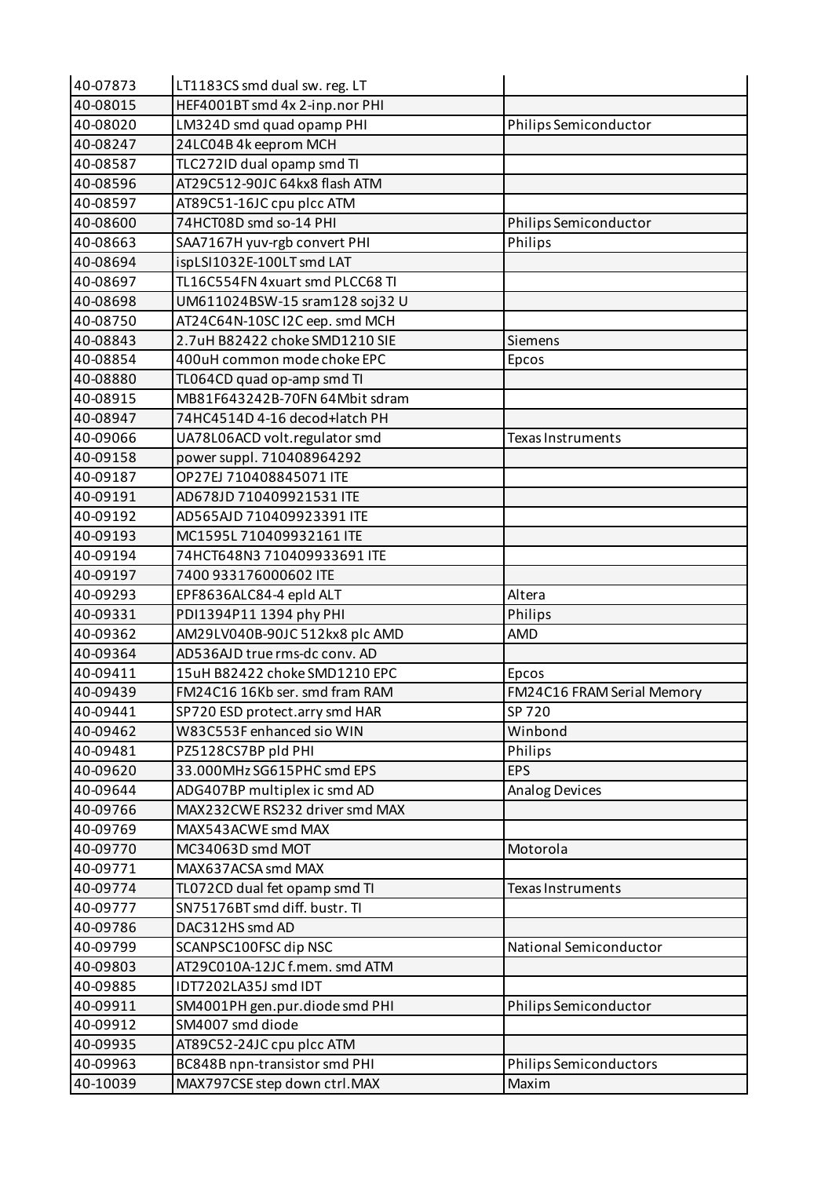| | | |
|---|---|---|
| 40-07873 | LT1183CS smd dual sw. reg. LT | |
| 40-08015 | HEF4001BT smd 4x 2-inp.nor PHI | |
| 40-08020 | LM324D smd quad opamp PHI | Philips Semiconductor |
| 40-08247 | 24LC04B 4k eeprom MCH | |
| 40-08587 | TLC272ID dual opamp smd TI | |
| 40-08596 | AT29C512-90JC 64kx8 flash ATM | |
| 40-08597 | AT89C51-16JC cpu plcc ATM | |
| 40-08600 | 74HCT08D smd so-14 PHI | Philips Semiconductor |
| 40-08663 | SAA7167H yuv-rgb convert PHI | Philips |
| 40-08694 | ispLSI1032E-100LT smd LAT | |
| 40-08697 | TL16C554FN 4xuart smd PLCC68 TI | |
| 40-08698 | UM611024BSW-15 sram128 soj32 U | |
| 40-08750 | AT24C64N-10SC I2C eep. smd MCH | |
| 40-08843 | 2.7uH B82422 choke SMD1210 SIE | Siemens |
| 40-08854 | 400uH common mode choke EPC | Epcos |
| 40-08880 | TL064CD quad op-amp smd TI | |
| 40-08915 | MB81F643242B-70FN 64Mbit sdram | |
| 40-08947 | 74HC4514D 4-16 decod+latch PH | |
| 40-09066 | UA78L06ACD volt.regulator smd | Texas Instruments |
| 40-09158 | power suppl. 710408964292 | |
| 40-09187 | OP27EJ 710408845071 ITE | |
| 40-09191 | AD678JD 710409921531 ITE | |
| 40-09192 | AD565AJD 710409923391 ITE | |
| 40-09193 | MC1595L 710409932161 ITE | |
| 40-09194 | 74HCT648N3 710409933691 ITE | |
| 40-09197 | 7400 933176000602 ITE | |
| 40-09293 | EPF8636ALC84-4 epld ALT | Altera |
| 40-09331 | PDI1394P11 1394 phy PHI | Philips |
| 40-09362 | AM29LV040B-90JC 512kx8 plc AMD | AMD |
| 40-09364 | AD536AJD true rms-dc conv. AD | |
| 40-09411 | 15uH B82422 choke SMD1210 EPC | Epcos |
| 40-09439 | FM24C16 16Kb ser. smd fram RAM | FM24C16 FRAM Serial Memory |
| 40-09441 | SP720 ESD protect.arry smd HAR | SP 720 |
| 40-09462 | W83C553F enhanced sio WIN | Winbond |
| 40-09481 | PZ5128CS7BP pld PHI | Philips |
| 40-09620 | 33.000MHz SG615PHC smd EPS | EPS |
| 40-09644 | ADG407BP multiplex ic smd AD | Analog Devices |
| 40-09766 | MAX232CWE RS232 driver smd MAX | |
| 40-09769 | MAX543ACWE smd MAX | |
| 40-09770 | MC34063D smd MOT | Motorola |
| 40-09771 | MAX637ACSA smd MAX | |
| 40-09774 | TL072CD dual fet opamp smd TI | Texas Instruments |
| 40-09777 | SN75176BT smd diff. bustr. TI | |
| 40-09786 | DAC312HS smd AD | |
| 40-09799 | SCANPSC100FSC dip NSC | National Semiconductor |
| 40-09803 | AT29C010A-12JC f.mem. smd ATM | |
| 40-09885 | IDT7202LA35J smd IDT | |
| 40-09911 | SM4001PH gen.pur.diode smd PHI | Philips Semiconductor |
| 40-09912 | SM4007 smd diode | |
| 40-09935 | AT89C52-24JC cpu plcc ATM | |
| 40-09963 | BC848B npn-transistor smd PHI | Philips Semiconductors |
| 40-10039 | MAX797CSE step down ctrl.MAX | Maxim |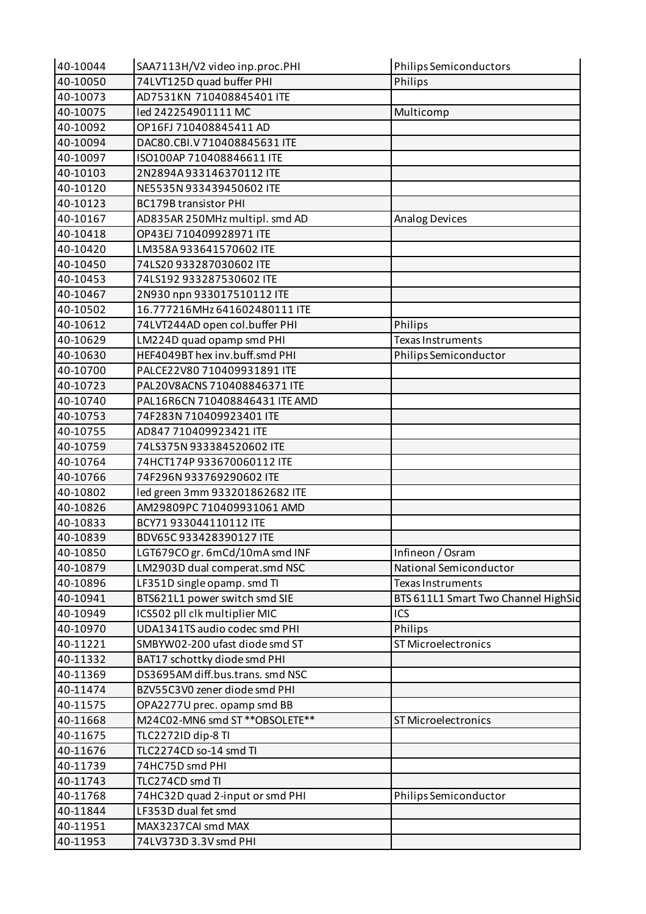| | | |
|---|---|---|
| 40-10044 | SAA7113H/V2 video inp.proc.PHI | Philips Semiconductors |
| 40-10050 | 74LVT125D quad buffer PHI | Philips |
| 40-10073 | AD7531KN 710408845401 ITE | |
| 40-10075 | led 242254901111 MC | Multicomp |
| 40-10092 | OP16FJ 710408845411 AD | |
| 40-10094 | DAC80.CBI.V 710408845631 ITE | |
| 40-10097 | ISO100AP 710408846611 ITE | |
| 40-10103 | 2N2894A 933146370112 ITE | |
| 40-10120 | NE5535N 933439450602 ITE | |
| 40-10123 | BC179B transistor PHI | |
| 40-10167 | AD835AR 250MHz multipl. smd AD | Analog Devices |
| 40-10418 | OP43EJ 710409928971 ITE | |
| 40-10420 | LM358A 933641570602 ITE | |
| 40-10450 | 74LS20 933287030602 ITE | |
| 40-10453 | 74LS192 933287530602 ITE | |
| 40-10467 | 2N930 npn 933017510112 ITE | |
| 40-10502 | 16.777216MHz 641602480111 ITE | |
| 40-10612 | 74LVT244AD open col.buffer PHI | Philips |
| 40-10629 | LM224D quad opamp smd PHI | Texas Instruments |
| 40-10630 | HEF4049BT hex inv.buff.smd PHI | Philips Semiconductor |
| 40-10700 | PALCE22V80 710409931891 ITE | |
| 40-10723 | PAL20V8ACNS 710408846371 ITE | |
| 40-10740 | PAL16R6CN 710408846431 ITE AMD | |
| 40-10753 | 74F283N 710409923401 ITE | |
| 40-10755 | AD847 710409923421 ITE | |
| 40-10759 | 74LS375N 933384520602 ITE | |
| 40-10764 | 74HCT174P 933670060112 ITE | |
| 40-10766 | 74F296N 933769290602 ITE | |
| 40-10802 | led green 3mm 933201862682 ITE | |
| 40-10826 | AM29809PC 710409931061 AMD | |
| 40-10833 | BCY71 933044110112 ITE | |
| 40-10839 | BDV65C 933428390127 ITE | |
| 40-10850 | LGT679CO gr. 6mCd/10mA smd INF | Infineon / Osram |
| 40-10879 | LM2903D dual comperat.smd NSC | National Semiconductor |
| 40-10896 | LF351D single opamp. smd TI | Texas Instruments |
| 40-10941 | BTS621L1 power switch smd SIE | BTS 611L1 Smart Two Channel HighSid |
| 40-10949 | ICS502 pll clk multiplier MIC | ICS |
| 40-10970 | UDA1341TS audio codec smd PHI | Philips |
| 40-11221 | SMBYW02-200 ufast diode smd ST | ST Microelectronics |
| 40-11332 | BAT17 schottky diode smd PHI | |
| 40-11369 | DS3695AM diff.bus.trans. smd NSC | |
| 40-11474 | BZV55C3V0 zener diode smd PHI | |
| 40-11575 | OPA2277U prec. opamp smd BB | |
| 40-11668 | M24C02-MN6 smd ST **OBSOLETE** | ST Microelectronics |
| 40-11675 | TLC2272ID dip-8 TI | |
| 40-11676 | TLC2274CD so-14 smd TI | |
| 40-11739 | 74HC75D smd PHI | |
| 40-11743 | TLC274CD smd TI | |
| 40-11768 | 74HC32D quad 2-input or smd PHI | Philips Semiconductor |
| 40-11844 | LF353D dual fet smd | |
| 40-11951 | MAX3237CAI smd MAX | |
| 40-11953 | 74LV373D 3.3V smd PHI | |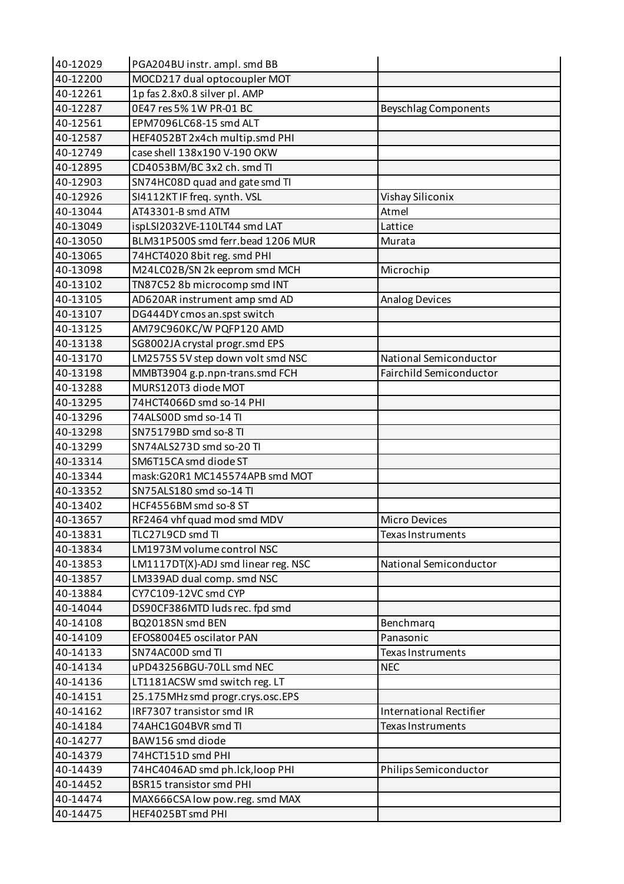| 40-12029 | PGA204BU instr. ampl. smd BB | |
|---|---|---|
| 40-12200 | MOCD217 dual optocoupler MOT | |
| 40-12261 | 1p fas 2.8x0.8 silver pl. AMP | |
| 40-12287 | 0E47 res 5% 1W PR-01 BC | Beyschlag Components |
| 40-12561 | EPM7096LC68-15 smd ALT | |
| 40-12587 | HEF4052BT 2x4ch multip.smd PHI | |
| 40-12749 | case shell 138x190 V-190 OKW | |
| 40-12895 | CD4053BM/BC 3x2 ch. smd TI | |
| 40-12903 | SN74HC08D quad and gate smd TI | |
| 40-12926 | SI4112KT IF freq. synth. VSL | Vishay Siliconix |
| 40-13044 | AT43301-B smd ATM | Atmel |
| 40-13049 | ispLSI2032VE-110LT44 smd LAT | Lattice |
| 40-13050 | BLM31P500S smd ferr.bead 1206 MUR | Murata |
| 40-13065 | 74HCT4020 8bit reg. smd PHI | |
| 40-13098 | M24LC02B/SN 2k eeprom smd MCH | Microchip |
| 40-13102 | TN87C52 8b microcomp smd INT | |
| 40-13105 | AD620AR instrument amp smd AD | Analog Devices |
| 40-13107 | DG444DY cmos an.spst switch | |
| 40-13125 | AM79C960KC/W PQFP120 AMD | |
| 40-13138 | SG8002JA crystal progr.smd EPS | |
| 40-13170 | LM2575S 5V step down volt smd NSC | National Semiconductor |
| 40-13198 | MMBT3904 g.p.npn-trans.smd FCH | Fairchild Semiconductor |
| 40-13288 | MURS120T3 diode MOT | |
| 40-13295 | 74HCT4066D smd so-14 PHI | |
| 40-13296 | 74ALS00D smd so-14 TI | |
| 40-13298 | SN75179BD smd so-8 TI | |
| 40-13299 | SN74ALS273D smd so-20 TI | |
| 40-13314 | SM6T15CA smd diode ST | |
| 40-13344 | mask:G20R1 MC145574APB smd MOT | |
| 40-13352 | SN75ALS180 smd so-14 TI | |
| 40-13402 | HCF4556BM smd so-8 ST | |
| 40-13657 | RF2464 vhf quad mod smd MDV | Micro Devices |
| 40-13831 | TLC27L9CD smd TI | Texas Instruments |
| 40-13834 | LM1973M volume control NSC | |
| 40-13853 | LM1117DT(X)-ADJ smd linear reg. NSC | National Semiconductor |
| 40-13857 | LM339AD dual comp. smd NSC | |
| 40-13884 | CY7C109-12VC smd CYP | |
| 40-14044 | DS90CF386MTD luds rec. fpd smd | |
| 40-14108 | BQ2018SN smd BEN | Benchmarq |
| 40-14109 | EFOS8004E5 oscilator PAN | Panasonic |
| 40-14133 | SN74AC00D smd TI | Texas Instruments |
| 40-14134 | uPD43256BGU-70LL smd NEC | NEC |
| 40-14136 | LT1181ACSW smd switch reg. LT | |
| 40-14151 | 25.175MHz smd progr.crys.osc.EPS | |
| 40-14162 | IRF7307 transistor smd IR | International Rectifier |
| 40-14184 | 74AHC1G04BVR smd TI | Texas Instruments |
| 40-14277 | BAW156 smd diode | |
| 40-14379 | 74HCT151D smd PHI | |
| 40-14439 | 74HC4046AD smd ph.lck,loop PHI | Philips Semiconductor |
| 40-14452 | BSR15 transistor smd PHI | |
| 40-14474 | MAX666CSA low pow.reg. smd MAX | |
| 40-14475 | HEF4025BT smd PHI | |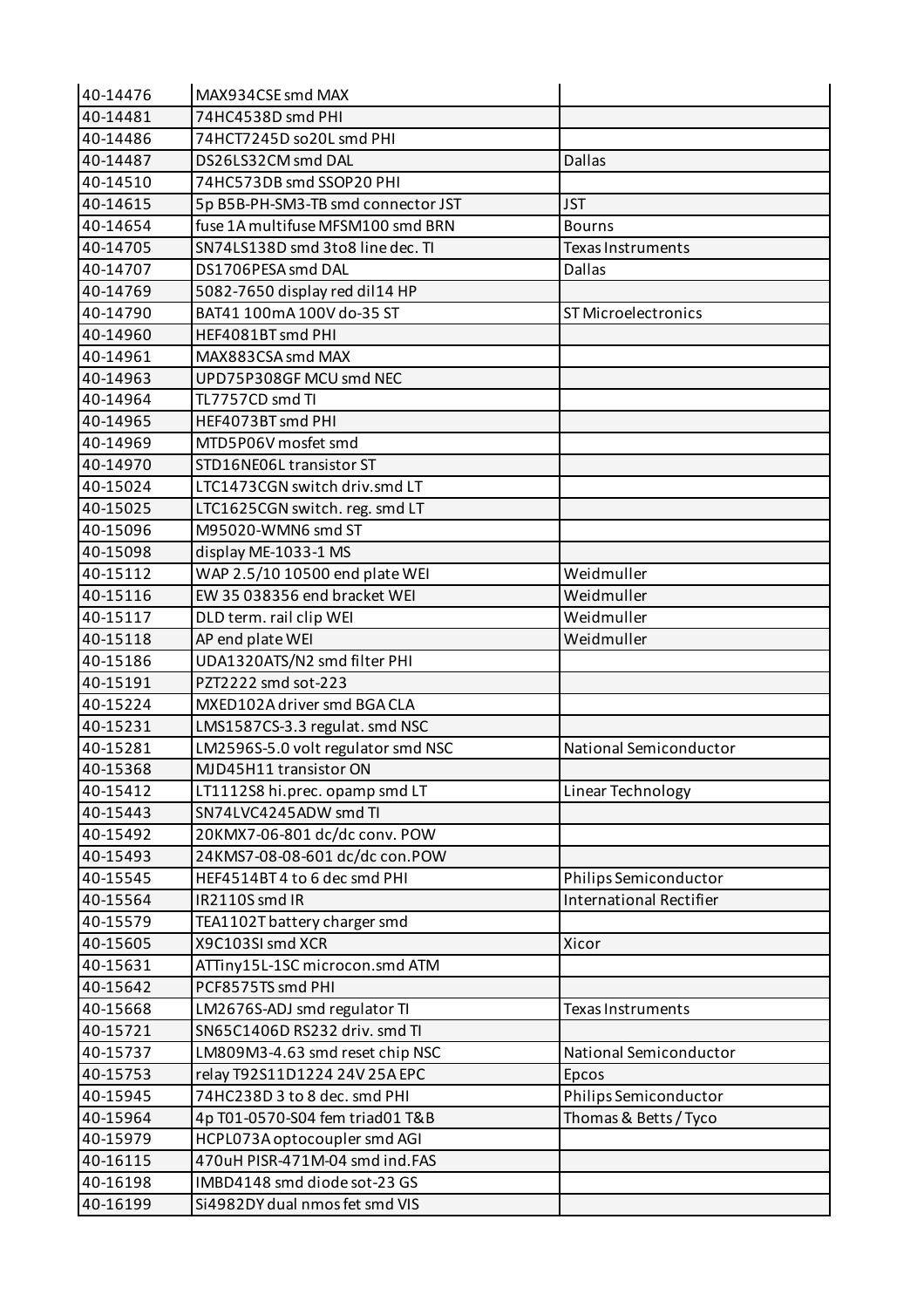| | | |
|---|---|---|
| 40-14476 | MAX934CSE smd MAX | |
| 40-14481 | 74HC4538D smd PHI | |
| 40-14486 | 74HCT7245D so20L smd PHI | |
| 40-14487 | DS26LS32CM smd DAL | Dallas |
| 40-14510 | 74HC573DB smd SSOP20 PHI | |
| 40-14615 | 5p B5B-PH-SM3-TB smd connector JST | JST |
| 40-14654 | fuse 1A multifuse MFSM100 smd BRN | Bourns |
| 40-14705 | SN74LS138D smd 3to8 line dec. TI | Texas Instruments |
| 40-14707 | DS1706PESA smd DAL | Dallas |
| 40-14769 | 5082-7650 display red dil14 HP | |
| 40-14790 | BAT41 100mA 100V do-35 ST | ST Microelectronics |
| 40-14960 | HEF4081BT smd PHI | |
| 40-14961 | MAX883CSA smd MAX | |
| 40-14963 | UPD75P308GF MCU smd NEC | |
| 40-14964 | TL7757CD smd TI | |
| 40-14965 | HEF4073BT smd PHI | |
| 40-14969 | MTD5P06V mosfet smd | |
| 40-14970 | STD16NE06L transistor ST | |
| 40-15024 | LTC1473CGN switch driv.smd LT | |
| 40-15025 | LTC1625CGN switch. reg. smd LT | |
| 40-15096 | M95020-WMN6 smd ST | |
| 40-15098 | display ME-1033-1 MS | |
| 40-15112 | WAP 2.5/10 10500 end plate WEI | Weidmuller |
| 40-15116 | EW 35 038356 end bracket WEI | Weidmuller |
| 40-15117 | DLD term. rail clip WEI | Weidmuller |
| 40-15118 | AP end plate WEI | Weidmuller |
| 40-15186 | UDA1320ATS/N2 smd filter PHI | |
| 40-15191 | PZT2222 smd sot-223 | |
| 40-15224 | MXED102A driver smd BGA CLA | |
| 40-15231 | LMS1587CS-3.3 regulat. smd NSC | |
| 40-15281 | LM2596S-5.0 volt regulator smd NSC | National Semiconductor |
| 40-15368 | MJD45H11 transistor ON | |
| 40-15412 | LT1112S8 hi.prec. opamp smd LT | Linear Technology |
| 40-15443 | SN74LVC4245ADW smd TI | |
| 40-15492 | 20KMX7-06-801 dc/dc conv. POW | |
| 40-15493 | 24KMS7-08-08-601 dc/dc con.POW | |
| 40-15545 | HEF4514BT 4 to 6 dec smd PHI | Philips Semiconductor |
| 40-15564 | IR2110S smd IR | International Rectifier |
| 40-15579 | TEA1102T battery charger smd | |
| 40-15605 | X9C103SI smd XCR | Xicor |
| 40-15631 | ATTiny15L-1SC microcon.smd ATM | |
| 40-15642 | PCF8575TS smd PHI | |
| 40-15668 | LM2676S-ADJ smd regulator TI | Texas Instruments |
| 40-15721 | SN65C1406D RS232 driv. smd TI | |
| 40-15737 | LM809M3-4.63 smd reset chip NSC | National Semiconductor |
| 40-15753 | relay T92S11D1224 24V 25A EPC | Epcos |
| 40-15945 | 74HC238D 3 to 8 dec. smd PHI | Philips Semiconductor |
| 40-15964 | 4p T01-0570-S04 fem triad01 T&B | Thomas & Betts / Tyco |
| 40-15979 | HCPL073A optocoupler smd AGI | |
| 40-16115 | 470uH PISR-471M-04 smd ind.FAS | |
| 40-16198 | IMBD4148 smd diode sot-23 GS | |
| 40-16199 | Si4982DY dual nmos fet smd VIS | |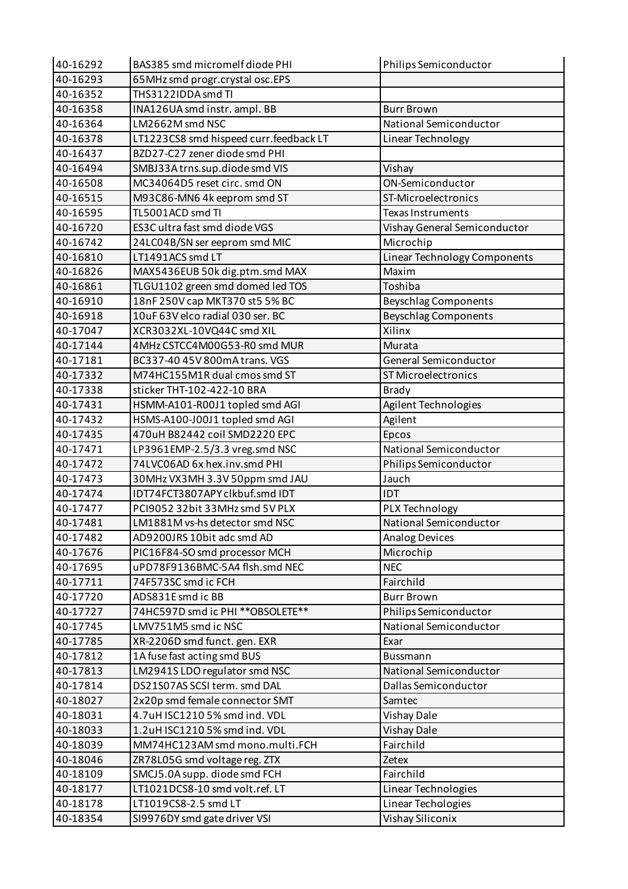| | | |
|---|---|---|
| 40-16292 | BAS385 smd micromelf diode PHI | Philips Semiconductor |
| 40-16293 | 65MHz smd progr.crystal osc.EPS | |
| 40-16352 | THS3122IDDA smd TI | |
| 40-16358 | INA126UA smd instr. ampl. BB | Burr Brown |
| 40-16364 | LM2662M smd NSC | National Semiconductor |
| 40-16378 | LT1223CS8 smd hispeed curr.feedback LT | Linear Technology |
| 40-16437 | BZD27-C27 zener diode smd PHI | |
| 40-16494 | SMBJ33A trns.sup.diode smd VIS | Vishay |
| 40-16508 | MC34064D5 reset circ. smd ON | ON-Semiconductor |
| 40-16515 | M93C86-MN6 4k eeprom smd ST | ST-Microelectronics |
| 40-16595 | TL5001ACD smd TI | Texas Instruments |
| 40-16720 | ES3C ultra fast smd diode VGS | Vishay General Semiconductor |
| 40-16742 | 24LC04B/SN ser eeprom smd MIC | Microchip |
| 40-16810 | LT1491ACS smd LT | Linear Technology Components |
| 40-16826 | MAX5436EUB 50k dig.ptm.smd MAX | Maxim |
| 40-16861 | TLGU1102 green smd domed led TOS | Toshiba |
| 40-16910 | 18nF 250V cap MKT370 st5 5% BC | Beyschlag Components |
| 40-16918 | 10uF 63V elco radial 030 ser. BC | Beyschlag Components |
| 40-17047 | XCR3032XL-10VQ44C smd XIL | Xilinx |
| 40-17144 | 4MHz CSTCC4M00G53-R0 smd MUR | Murata |
| 40-17181 | BC337-40 45V 800mA trans. VGS | General Semiconductor |
| 40-17332 | M74HC155M1R dual cmos smd ST | ST Microelectronics |
| 40-17338 | sticker THT-102-422-10 BRA | Brady |
| 40-17431 | HSMM-A101-R00J1 topled smd AGI | Agilent Technologies |
| 40-17432 | HSMS-A100-J00J1 topled smd AGI | Agilent |
| 40-17435 | 470uH B82442 coil SMD2220 EPC | Epcos |
| 40-17471 | LP3961EMP-2.5/3.3 vreg.smd NSC | National Semiconductor |
| 40-17472 | 74LVC06AD 6x hex.inv.smd PHI | Philips Semiconductor |
| 40-17473 | 30MHz VX3MH 3.3V 50ppm smd JAU | Jauch |
| 40-17474 | IDT74FCT3807APY clkbuf.smd IDT | IDT |
| 40-17477 | PCI9052 32bit 33MHz smd 5V PLX | PLX Technology |
| 40-17481 | LM1881M vs-hs detector smd NSC | National Semiconductor |
| 40-17482 | AD9200JRS 10bit adc smd AD | Analog Devices |
| 40-17676 | PIC16F84-SO smd processor MCH | Microchip |
| 40-17695 | uPD78F9136BMC-5A4 flsh.smd NEC | NEC |
| 40-17711 | 74F573SC smd ic FCH | Fairchild |
| 40-17720 | ADS831E smd ic BB | Burr Brown |
| 40-17727 | 74HC597D smd ic PHI **OBSOLETE** | Philips Semiconductor |
| 40-17745 | LMV751M5 smd ic NSC | National Semiconductor |
| 40-17785 | XR-2206D smd funct. gen. EXR | Exar |
| 40-17812 | 1A fuse fast acting smd BUS | Bussmann |
| 40-17813 | LM2941S LDO regulator smd NSC | National Semiconductor |
| 40-17814 | DS21S07AS SCSI term. smd DAL | Dallas Semiconductor |
| 40-18027 | 2x20p smd female connector SMT | Samtec |
| 40-18031 | 4.7uH ISC1210 5% smd ind. VDL | Vishay Dale |
| 40-18033 | 1.2uH ISC1210 5% smd ind. VDL | Vishay Dale |
| 40-18039 | MM74HC123AM smd mono.multi.FCH | Fairchild |
| 40-18046 | ZR78L05G smd voltage reg. ZTX | Zetex |
| 40-18109 | SMCJ5.0A supp. diode smd FCH | Fairchild |
| 40-18177 | LT1021DCS8-10 smd volt.ref. LT | Linear Technologies |
| 40-18178 | LT1019CS8-2.5 smd LT | Linear Techologies |
| 40-18354 | SI9976DY smd gate driver VSI | Vishay Siliconix |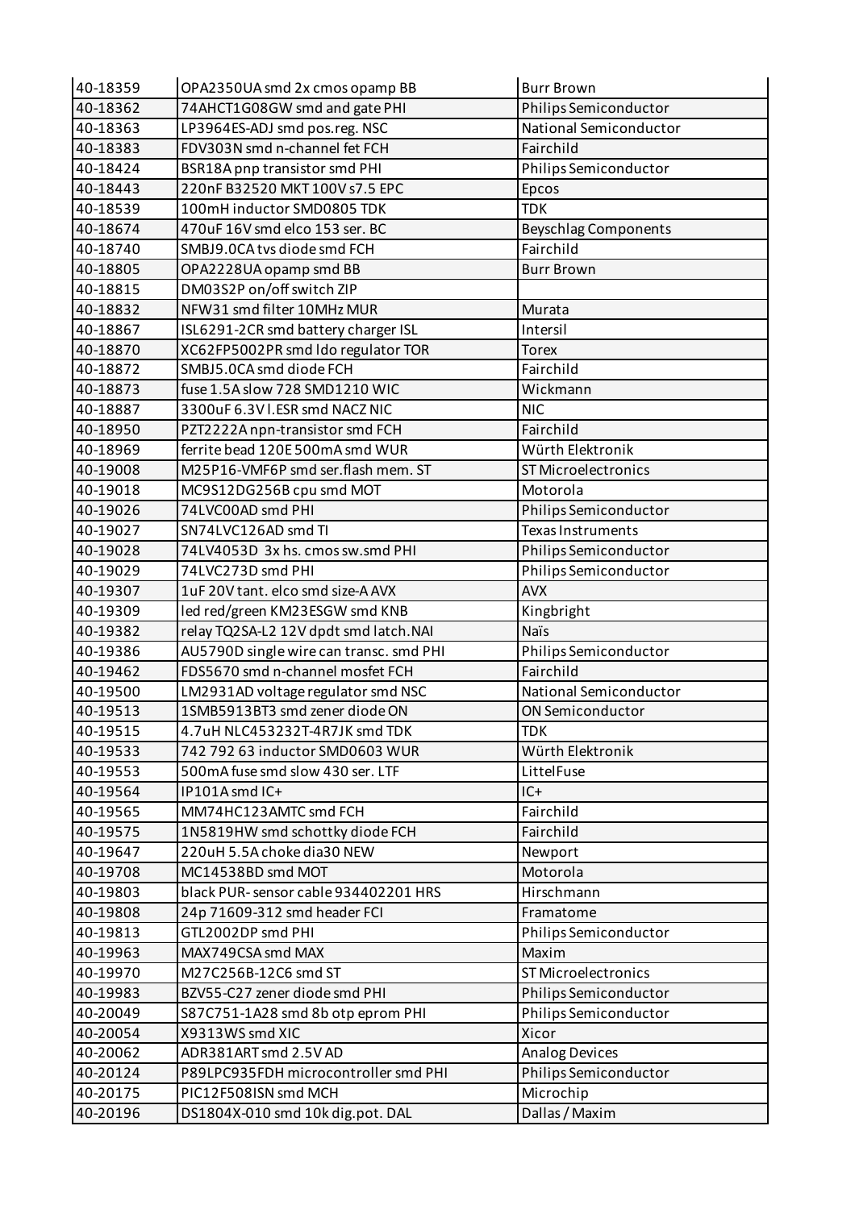| 40-18359 | OPA2350UA smd 2x cmos opamp BB | Burr Brown |
|---|---|---|
| 40-18362 | 74AHCT1G08GW smd and gate PHI | Philips Semiconductor |
| 40-18363 | LP3964ES-ADJ smd pos.reg. NSC | National Semiconductor |
| 40-18383 | FDV303N smd n-channel fet FCH | Fairchild |
| 40-18424 | BSR18A pnp transistor smd PHI | Philips Semiconductor |
| 40-18443 | 220nF B32520 MKT 100V s7.5 EPC | Epcos |
| 40-18539 | 100mH inductor SMD0805 TDK | TDK |
| 40-18674 | 470uF 16V smd elco 153 ser. BC | Beyschlag Components |
| 40-18740 | SMBJ9.0CA tvs diode smd FCH | Fairchild |
| 40-18805 | OPA2228UA opamp smd BB | Burr Brown |
| 40-18815 | DM03S2P on/off switch ZIP | |
| 40-18832 | NFW31 smd filter 10MHz MUR | Murata |
| 40-18867 | ISL6291-2CR smd battery charger ISL | Intersil |
| 40-18870 | XC62FP5002PR smd ldo regulator TOR | Torex |
| 40-18872 | SMBJ5.0CA smd diode FCH | Fairchild |
| 40-18873 | fuse 1.5A slow 728 SMD1210 WIC | Wickmann |
| 40-18887 | 3300uF 6.3V l.ESR smd NACZ NIC | NIC |
| 40-18950 | PZT2222A npn-transistor smd FCH | Fairchild |
| 40-18969 | ferrite bead 120E 500mA smd WUR | Würth Elektronik |
| 40-19008 | M25P16-VMF6P smd ser.flash mem. ST | ST Microelectronics |
| 40-19018 | MC9S12DG256B cpu smd MOT | Motorola |
| 40-19026 | 74LVC00AD smd PHI | Philips Semiconductor |
| 40-19027 | SN74LVC126AD smd TI | Texas Instruments |
| 40-19028 | 74LV4053D 3x hs. cmos sw.smd PHI | Philips Semiconductor |
| 40-19029 | 74LVC273D smd PHI | Philips Semiconductor |
| 40-19307 | 1uF 20V tant. elco smd size-A AVX | AVX |
| 40-19309 | led red/green KM23ESGW smd KNB | Kingbright |
| 40-19382 | relay TQ2SA-L2 12V dpdt smd latch.NAI | Naïs |
| 40-19386 | AU5790D single wire can transc. smd PHI | Philips Semiconductor |
| 40-19462 | FDS5670 smd n-channel mosfet FCH | Fairchild |
| 40-19500 | LM2931AD voltage regulator smd NSC | National Semiconductor |
| 40-19513 | 1SMB5913BT3 smd zener diode ON | ON Semiconductor |
| 40-19515 | 4.7uH NLC453232T-4R7JK smd TDK | TDK |
| 40-19533 | 742 792 63 inductor SMD0603 WUR | Würth Elektronik |
| 40-19553 | 500mA fuse smd slow 430 ser. LTF | LittelFuse |
| 40-19564 | IP101A smd IC+ | IC+ |
| 40-19565 | MM74HC123AMTC smd FCH | Fairchild |
| 40-19575 | 1N5819HW smd schottky diode FCH | Fairchild |
| 40-19647 | 220uH 5.5A choke dia30 NEW | Newport |
| 40-19708 | MC14538BD smd MOT | Motorola |
| 40-19803 | black PUR- sensor cable 934402201 HRS | Hirschmann |
| 40-19808 | 24p 71609-312 smd header FCI | Framatome |
| 40-19813 | GTL2002DP smd PHI | Philips Semiconductor |
| 40-19963 | MAX749CSA smd MAX | Maxim |
| 40-19970 | M27C256B-12C6 smd ST | ST Microelectronics |
| 40-19983 | BZV55-C27 zener diode smd PHI | Philips Semiconductor |
| 40-20049 | S87C751-1A28 smd 8b otp eprom PHI | Philips Semiconductor |
| 40-20054 | X9313WS smd XIC | Xicor |
| 40-20062 | ADR381ART smd 2.5V AD | Analog Devices |
| 40-20124 | P89LPC935FDH microcontroller smd PHI | Philips Semiconductor |
| 40-20175 | PIC12F508ISN smd MCH | Microchip |
| 40-20196 | DS1804X-010 smd 10k dig.pot. DAL | Dallas / Maxim |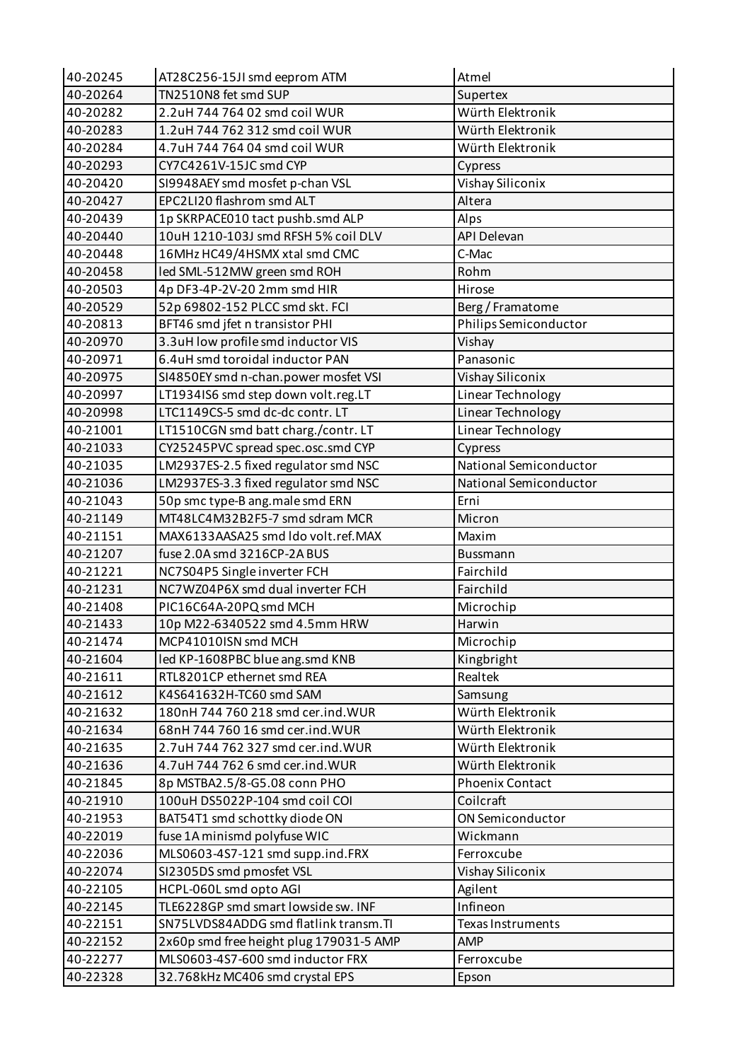| 40-20245 | AT28C256-15JI smd eeprom ATM | Atmel |
|---|---|---|
| 40-20264 | TN2510N8 fet smd SUP | Supertex |
| 40-20282 | 2.2uH 744 764 02 smd coil WUR | Würth Elektronik |
| 40-20283 | 1.2uH 744 762 312 smd coil WUR | Würth Elektronik |
| 40-20284 | 4.7uH 744 764 04 smd coil WUR | Würth Elektronik |
| 40-20293 | CY7C4261V-15JC smd CYP | Cypress |
| 40-20420 | SI9948AEY smd mosfet p-chan VSL | Vishay Siliconix |
| 40-20427 | EPC2LI20 flashrom smd ALT | Altera |
| 40-20439 | 1p SKRPACE010 tact pushb.smd ALP | Alps |
| 40-20440 | 10uH 1210-103J smd RFSH 5% coil DLV | API Delevan |
| 40-20448 | 16MHz HC49/4HSMX xtal smd CMC | C-Mac |
| 40-20458 | led SML-512MW green smd ROH | Rohm |
| 40-20503 | 4p DF3-4P-2V-20 2mm smd HIR | Hirose |
| 40-20529 | 52p 69802-152 PLCC smd skt. FCI | Berg / Framatome |
| 40-20813 | BFT46 smd jfet n transistor PHI | Philips Semiconductor |
| 40-20970 | 3.3uH low profile smd inductor VIS | Vishay |
| 40-20971 | 6.4uH smd toroidal inductor PAN | Panasonic |
| 40-20975 | SI4850EY smd n-chan.power mosfet VSI | Vishay Siliconix |
| 40-20997 | LT1934IS6 smd step down volt.reg.LT | Linear Technology |
| 40-20998 | LTC1149CS-5 smd dc-dc contr. LT | Linear Technology |
| 40-21001 | LT1510CGN smd batt charg./contr. LT | Linear Technology |
| 40-21033 | CY25245PVC spread spec.osc.smd CYP | Cypress |
| 40-21035 | LM2937ES-2.5 fixed regulator smd NSC | National Semiconductor |
| 40-21036 | LM2937ES-3.3 fixed regulator smd NSC | National Semiconductor |
| 40-21043 | 50p smc type-B ang.male smd ERN | Erni |
| 40-21149 | MT48LC4M32B2F5-7 smd sdram MCR | Micron |
| 40-21151 | MAX6133AASA25 smd ldo volt.ref.MAX | Maxim |
| 40-21207 | fuse 2.0A smd 3216CP-2A BUS | Bussmann |
| 40-21221 | NC7S04P5 Single inverter FCH | Fairchild |
| 40-21231 | NC7WZ04P6X smd dual inverter FCH | Fairchild |
| 40-21408 | PIC16C64A-20PQ smd MCH | Microchip |
| 40-21433 | 10p M22-6340522 smd 4.5mm HRW | Harwin |
| 40-21474 | MCP41010ISN smd MCH | Microchip |
| 40-21604 | led KP-1608PBC blue ang.smd KNB | Kingbright |
| 40-21611 | RTL8201CP ethernet smd REA | Realtek |
| 40-21612 | K4S641632H-TC60 smd SAM | Samsung |
| 40-21632 | 180nH 744 760 218 smd cer.ind.WUR | Würth Elektronik |
| 40-21634 | 68nH 744 760 16 smd cer.ind.WUR | Würth Elektronik |
| 40-21635 | 2.7uH 744 762 327 smd cer.ind.WUR | Würth Elektronik |
| 40-21636 | 4.7uH 744 762 6 smd cer.ind.WUR | Würth Elektronik |
| 40-21845 | 8p MSTBA2.5/8-G5.08 conn PHO | Phoenix Contact |
| 40-21910 | 100uH DS5022P-104 smd coil COI | Coilcraft |
| 40-21953 | BAT54T1 smd schottky diode ON | ON Semiconductor |
| 40-22019 | fuse 1A minismd polyfuse WIC | Wickmann |
| 40-22036 | MLS0603-4S7-121 smd supp.ind.FRX | Ferroxcube |
| 40-22074 | SI2305DS smd pmosfet VSL | Vishay Siliconix |
| 40-22105 | HCPL-060L smd opto AGI | Agilent |
| 40-22145 | TLE6228GP smd smart lowside sw. INF | Infineon |
| 40-22151 | SN75LVDS84ADDG smd flatlink transm.TI | Texas Instruments |
| 40-22152 | 2x60p smd free height plug 179031-5 AMP | AMP |
| 40-22277 | MLS0603-4S7-600 smd inductor FRX | Ferroxcube |
| 40-22328 | 32.768kHz MC406 smd crystal EPS | Epson |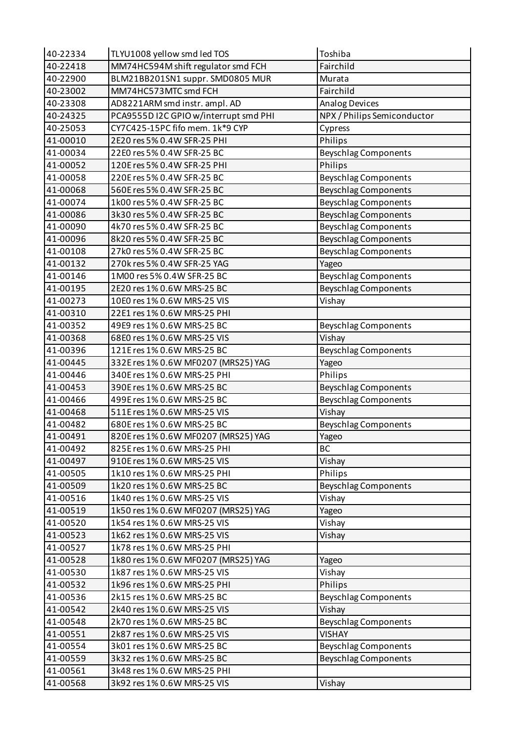| 40-22334 | TLYU1008 yellow smd led TOS | Toshiba |
|---|---|---|
| 40-22418 | MM74HC594M shift regulator smd FCH | Fairchild |
| 40-22900 | BLM21BB201SN1 suppr. SMD0805 MUR | Murata |
| 40-23002 | MM74HC573MTC smd FCH | Fairchild |
| 40-23308 | AD8221ARM smd instr. ampl. AD | Analog Devices |
| 40-24325 | PCA9555D I2C GPIO w/interrupt smd PHI | NPX / Philips Semiconductor |
| 40-25053 | CY7C425-15PC fifo mem. 1k*9 CYP | Cypress |
| 41-00010 | 2E20 res 5% 0.4W SFR-25 PHI | Philips |
| 41-00034 | 22E0 res 5% 0.4W SFR-25 BC | Beyschlag Components |
| 41-00052 | 120E res 5% 0.4W SFR-25 PHI | Philips |
| 41-00058 | 220E res 5% 0.4W SFR-25 BC | Beyschlag Components |
| 41-00068 | 560E res 5% 0.4W SFR-25 BC | Beyschlag Components |
| 41-00074 | 1k00 res 5% 0.4W SFR-25 BC | Beyschlag Components |
| 41-00086 | 3k30 res 5% 0.4W SFR-25 BC | Beyschlag Components |
| 41-00090 | 4k70 res 5% 0.4W SFR-25 BC | Beyschlag Components |
| 41-00096 | 8k20 res 5% 0.4W SFR-25 BC | Beyschlag Components |
| 41-00108 | 27k0 res 5% 0.4W SFR-25 BC | Beyschlag Components |
| 41-00132 | 270k res 5% 0.4W SFR-25 YAG | Yageo |
| 41-00146 | 1M00 res 5% 0.4W SFR-25 BC | Beyschlag Components |
| 41-00195 | 2E20 res 1% 0.6W MRS-25 BC | Beyschlag Components |
| 41-00273 | 10E0 res 1% 0.6W MRS-25 VIS | Vishay |
| 41-00310 | 22E1 res 1% 0.6W MRS-25 PHI | |
| 41-00352 | 49E9 res 1% 0.6W MRS-25 BC | Beyschlag Components |
| 41-00368 | 68E0 res 1% 0.6W MRS-25 VIS | Vishay |
| 41-00396 | 121E res 1% 0.6W MRS-25 BC | Beyschlag Components |
| 41-00445 | 332E res 1% 0.6W MF0207 (MRS25) YAG | Yageo |
| 41-00446 | 340E res 1% 0.6W MRS-25 PHI | Philips |
| 41-00453 | 390E res 1% 0.6W MRS-25 BC | Beyschlag Components |
| 41-00466 | 499E res 1% 0.6W MRS-25 BC | Beyschlag Components |
| 41-00468 | 511E res 1% 0.6W MRS-25 VIS | Vishay |
| 41-00482 | 680E res 1% 0.6W MRS-25 BC | Beyschlag Components |
| 41-00491 | 820E res 1% 0.6W MF0207 (MRS25) YAG | Yageo |
| 41-00492 | 825E res 1% 0.6W MRS-25 PHI | BC |
| 41-00497 | 910E res 1% 0.6W MRS-25 VIS | Vishay |
| 41-00505 | 1k10 res 1% 0.6W MRS-25 PHI | Philips |
| 41-00509 | 1k20 res 1% 0.6W MRS-25 BC | Beyschlag Components |
| 41-00516 | 1k40 res 1% 0.6W MRS-25 VIS | Vishay |
| 41-00519 | 1k50 res 1% 0.6W MF0207 (MRS25) YAG | Yageo |
| 41-00520 | 1k54 res 1% 0.6W MRS-25 VIS | Vishay |
| 41-00523 | 1k62 res 1% 0.6W MRS-25 VIS | Vishay |
| 41-00527 | 1k78 res 1% 0.6W MRS-25 PHI | |
| 41-00528 | 1k80 res 1% 0.6W MF0207 (MRS25) YAG | Yageo |
| 41-00530 | 1k87 res 1% 0.6W MRS-25 VIS | Vishay |
| 41-00532 | 1k96 res 1% 0.6W MRS-25 PHI | Philips |
| 41-00536 | 2k15 res 1% 0.6W MRS-25 BC | Beyschlag Components |
| 41-00542 | 2k40 res 1% 0.6W MRS-25 VIS | Vishay |
| 41-00548 | 2k70 res 1% 0.6W MRS-25 BC | Beyschlag Components |
| 41-00551 | 2k87 res 1% 0.6W MRS-25 VIS | VISHAY |
| 41-00554 | 3k01 res 1% 0.6W MRS-25 BC | Beyschlag Components |
| 41-00559 | 3k32 res 1% 0.6W MRS-25 BC | Beyschlag Components |
| 41-00561 | 3k48 res 1% 0.6W MRS-25 PHI | |
| 41-00568 | 3k92 res 1% 0.6W MRS-25 VIS | Vishay |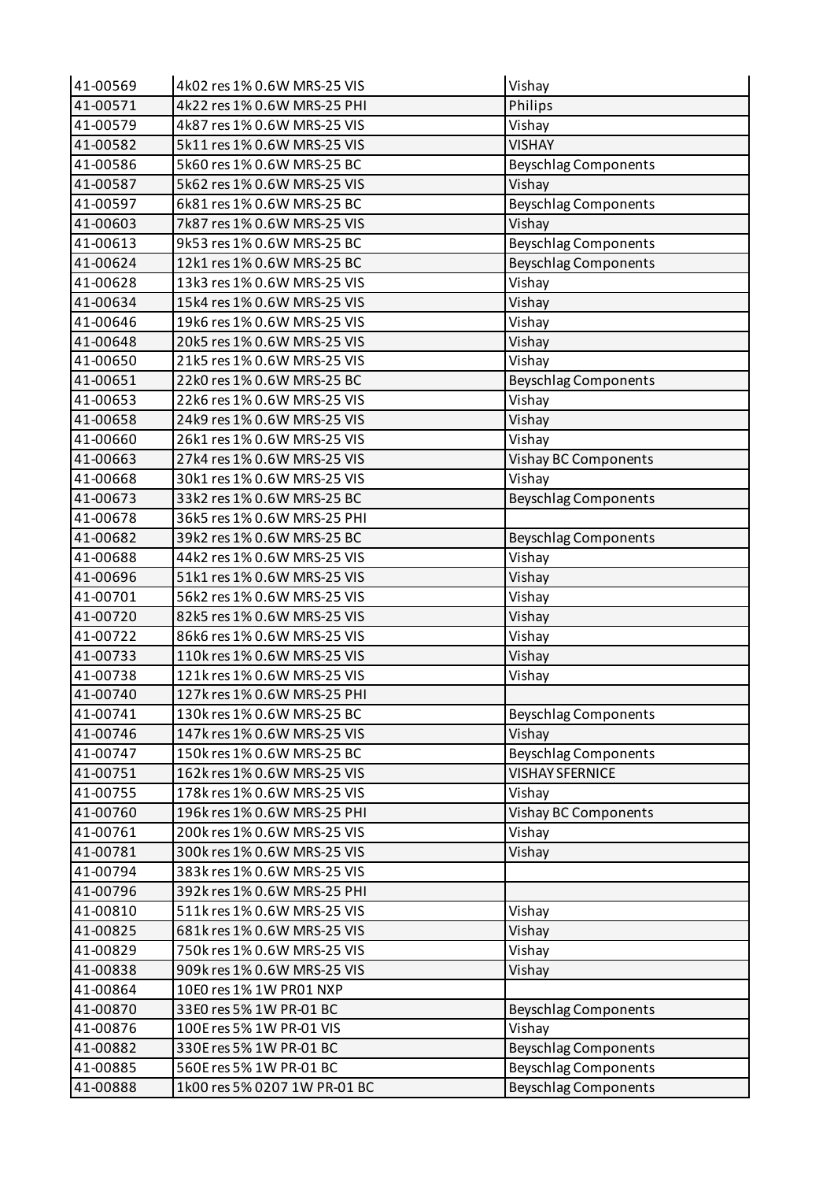| 41-00569 | 4k02 res 1% 0.6W MRS-25 VIS | Vishay |
|---|---|---|
| 41-00571 | 4k22 res 1% 0.6W MRS-25 PHI | Philips |
| 41-00579 | 4k87 res 1% 0.6W MRS-25 VIS | Vishay |
| 41-00582 | 5k11 res 1% 0.6W MRS-25 VIS | VISHAY |
| 41-00586 | 5k60 res 1% 0.6W MRS-25 BC | Beyschlag Components |
| 41-00587 | 5k62 res 1% 0.6W MRS-25 VIS | Vishay |
| 41-00597 | 6k81 res 1% 0.6W MRS-25 BC | Beyschlag Components |
| 41-00603 | 7k87 res 1% 0.6W MRS-25 VIS | Vishay |
| 41-00613 | 9k53 res 1% 0.6W MRS-25 BC | Beyschlag Components |
| 41-00624 | 12k1 res 1% 0.6W MRS-25 BC | Beyschlag Components |
| 41-00628 | 13k3 res 1% 0.6W MRS-25 VIS | Vishay |
| 41-00634 | 15k4 res 1% 0.6W MRS-25 VIS | Vishay |
| 41-00646 | 19k6 res 1% 0.6W MRS-25 VIS | Vishay |
| 41-00648 | 20k5 res 1% 0.6W MRS-25 VIS | Vishay |
| 41-00650 | 21k5 res 1% 0.6W MRS-25 VIS | Vishay |
| 41-00651 | 22k0 res 1% 0.6W MRS-25 BC | Beyschlag Components |
| 41-00653 | 22k6 res 1% 0.6W MRS-25 VIS | Vishay |
| 41-00658 | 24k9 res 1% 0.6W MRS-25 VIS | Vishay |
| 41-00660 | 26k1 res 1% 0.6W MRS-25 VIS | Vishay |
| 41-00663 | 27k4 res 1% 0.6W MRS-25 VIS | Vishay BC Components |
| 41-00668 | 30k1 res 1% 0.6W MRS-25 VIS | Vishay |
| 41-00673 | 33k2 res 1% 0.6W MRS-25 BC | Beyschlag Components |
| 41-00678 | 36k5 res 1% 0.6W MRS-25 PHI | |
| 41-00682 | 39k2 res 1% 0.6W MRS-25 BC | Beyschlag Components |
| 41-00688 | 44k2 res 1% 0.6W MRS-25 VIS | Vishay |
| 41-00696 | 51k1 res 1% 0.6W MRS-25 VIS | Vishay |
| 41-00701 | 56k2 res 1% 0.6W MRS-25 VIS | Vishay |
| 41-00720 | 82k5 res 1% 0.6W MRS-25 VIS | Vishay |
| 41-00722 | 86k6 res 1% 0.6W MRS-25 VIS | Vishay |
| 41-00733 | 110k res 1% 0.6W MRS-25 VIS | Vishay |
| 41-00738 | 121k res 1% 0.6W MRS-25 VIS | Vishay |
| 41-00740 | 127k res 1% 0.6W MRS-25 PHI | |
| 41-00741 | 130k res 1% 0.6W MRS-25 BC | Beyschlag Components |
| 41-00746 | 147k res 1% 0.6W MRS-25 VIS | Vishay |
| 41-00747 | 150k res 1% 0.6W MRS-25 BC | Beyschlag Components |
| 41-00751 | 162k res 1% 0.6W MRS-25 VIS | VISHAY SFERNICE |
| 41-00755 | 178k res 1% 0.6W MRS-25 VIS | Vishay |
| 41-00760 | 196k res 1% 0.6W MRS-25 PHI | Vishay BC Components |
| 41-00761 | 200k res 1% 0.6W MRS-25 VIS | Vishay |
| 41-00781 | 300k res 1% 0.6W MRS-25 VIS | Vishay |
| 41-00794 | 383k res 1% 0.6W MRS-25 VIS | |
| 41-00796 | 392k res 1% 0.6W MRS-25 PHI | |
| 41-00810 | 511k res 1% 0.6W MRS-25 VIS | Vishay |
| 41-00825 | 681k res 1% 0.6W MRS-25 VIS | Vishay |
| 41-00829 | 750k res 1% 0.6W MRS-25 VIS | Vishay |
| 41-00838 | 909k res 1% 0.6W MRS-25 VIS | Vishay |
| 41-00864 | 10E0 res 1% 1W PR01 NXP | |
| 41-00870 | 33E0 res 5% 1W PR-01 BC | Beyschlag Components |
| 41-00876 | 100E res 5% 1W PR-01 VIS | Vishay |
| 41-00882 | 330E res 5% 1W PR-01 BC | Beyschlag Components |
| 41-00885 | 560E res 5% 1W PR-01 BC | Beyschlag Components |
| 41-00888 | 1k00 res 5% 0207 1W PR-01 BC | Beyschlag Components |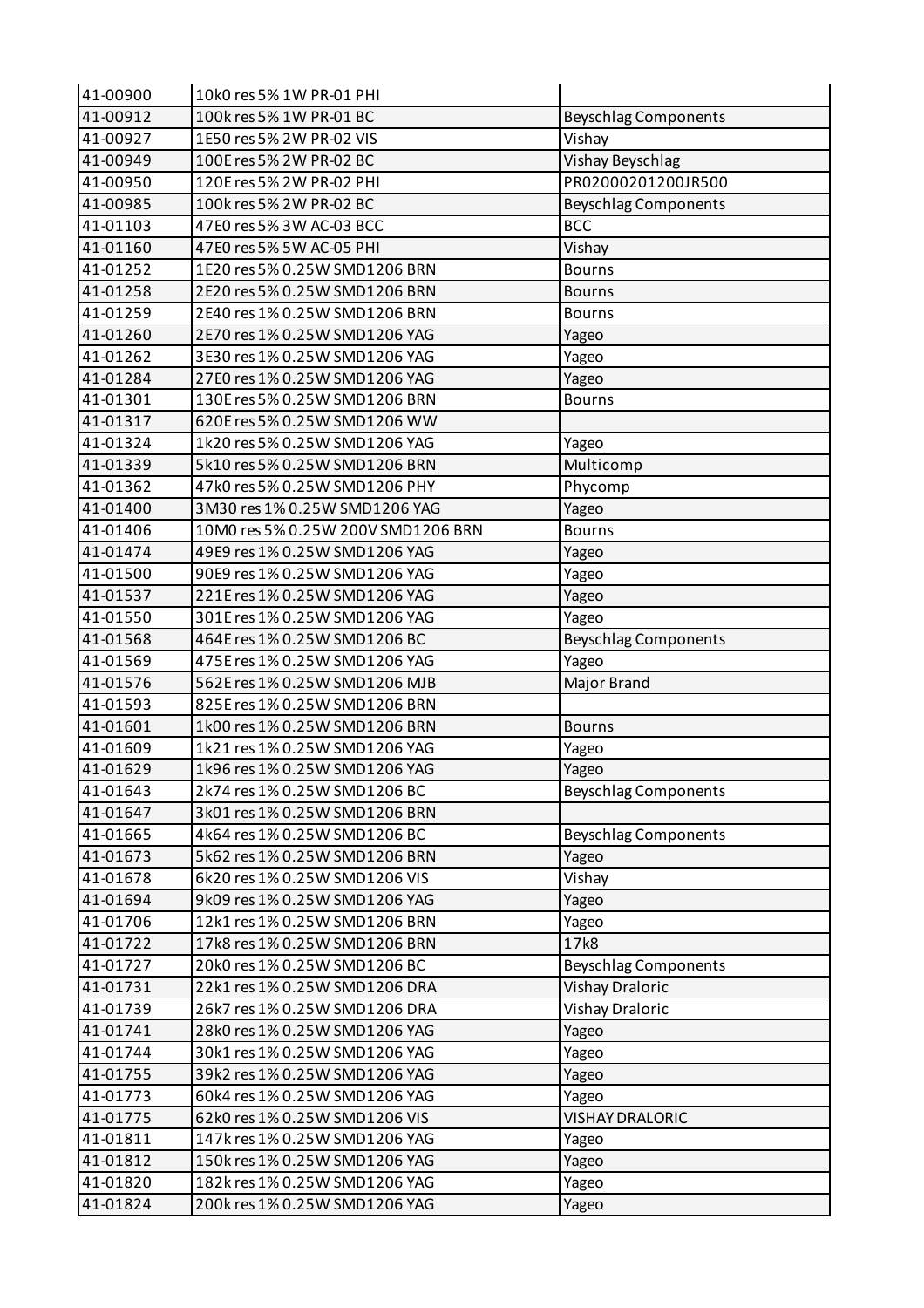| 41-00900 | 10k0 res 5% 1W PR-01 PHI | |
|---|---|---|
| 41-00912 | 100k res 5% 1W PR-01 BC | Beyschlag Components |
| 41-00927 | 1E50 res 5% 2W PR-02 VIS | Vishay |
| 41-00949 | 100E res 5% 2W PR-02 BC | Vishay Beyschlag |
| 41-00950 | 120E res 5% 2W PR-02 PHI | PR02000201200JR500 |
| 41-00985 | 100k res 5% 2W PR-02 BC | Beyschlag Components |
| 41-01103 | 47E0 res 5% 3W AC-03 BCC | BCC |
| 41-01160 | 47E0 res 5% 5W AC-05 PHI | Vishay |
| 41-01252 | 1E20 res 5% 0.25W SMD1206 BRN | Bourns |
| 41-01258 | 2E20 res 5% 0.25W SMD1206 BRN | Bourns |
| 41-01259 | 2E40 res 1% 0.25W SMD1206 BRN | Bourns |
| 41-01260 | 2E70 res 1% 0.25W SMD1206 YAG | Yageo |
| 41-01262 | 3E30 res 1% 0.25W SMD1206 YAG | Yageo |
| 41-01284 | 27E0 res 1% 0.25W SMD1206 YAG | Yageo |
| 41-01301 | 130E res 5% 0.25W SMD1206 BRN | Bourns |
| 41-01317 | 620E res 5% 0.25W SMD1206 WW | |
| 41-01324 | 1k20 res 5% 0.25W SMD1206 YAG | Yageo |
| 41-01339 | 5k10 res 5% 0.25W SMD1206 BRN | Multicomp |
| 41-01362 | 47k0 res 5% 0.25W SMD1206 PHY | Phycomp |
| 41-01400 | 3M30 res 1% 0.25W SMD1206 YAG | Yageo |
| 41-01406 | 10M0 res 5% 0.25W 200V SMD1206 BRN | Bourns |
| 41-01474 | 49E9 res 1% 0.25W SMD1206 YAG | Yageo |
| 41-01500 | 90E9 res 1% 0.25W SMD1206 YAG | Yageo |
| 41-01537 | 221E res 1% 0.25W SMD1206 YAG | Yageo |
| 41-01550 | 301E res 1% 0.25W SMD1206 YAG | Yageo |
| 41-01568 | 464E res 1% 0.25W SMD1206 BC | Beyschlag Components |
| 41-01569 | 475E res 1% 0.25W SMD1206 YAG | Yageo |
| 41-01576 | 562E res 1% 0.25W SMD1206 MJB | Major Brand |
| 41-01593 | 825E res 1% 0.25W SMD1206 BRN | |
| 41-01601 | 1k00 res 1% 0.25W SMD1206 BRN | Bourns |
| 41-01609 | 1k21 res 1% 0.25W SMD1206 YAG | Yageo |
| 41-01629 | 1k96 res 1% 0.25W SMD1206 YAG | Yageo |
| 41-01643 | 2k74 res 1% 0.25W SMD1206 BC | Beyschlag Components |
| 41-01647 | 3k01 res 1% 0.25W SMD1206 BRN | |
| 41-01665 | 4k64 res 1% 0.25W SMD1206 BC | Beyschlag Components |
| 41-01673 | 5k62 res 1% 0.25W SMD1206 BRN | Yageo |
| 41-01678 | 6k20 res 1% 0.25W SMD1206 VIS | Vishay |
| 41-01694 | 9k09 res 1% 0.25W SMD1206 YAG | Yageo |
| 41-01706 | 12k1 res 1% 0.25W SMD1206 BRN | Yageo |
| 41-01722 | 17k8 res 1% 0.25W SMD1206 BRN | 17k8 |
| 41-01727 | 20k0 res 1% 0.25W SMD1206 BC | Beyschlag Components |
| 41-01731 | 22k1 res 1% 0.25W SMD1206 DRA | Vishay Draloric |
| 41-01739 | 26k7 res 1% 0.25W SMD1206 DRA | Vishay Draloric |
| 41-01741 | 28k0 res 1% 0.25W SMD1206 YAG | Yageo |
| 41-01744 | 30k1 res 1% 0.25W SMD1206 YAG | Yageo |
| 41-01755 | 39k2 res 1% 0.25W SMD1206 YAG | Yageo |
| 41-01773 | 60k4 res 1% 0.25W SMD1206 YAG | Yageo |
| 41-01775 | 62k0 res 1% 0.25W SMD1206 VIS | VISHAY DRALORIC |
| 41-01811 | 147k res 1% 0.25W SMD1206 YAG | Yageo |
| 41-01812 | 150k res 1% 0.25W SMD1206 YAG | Yageo |
| 41-01820 | 182k res 1% 0.25W SMD1206 YAG | Yageo |
| 41-01824 | 200k res 1% 0.25W SMD1206 YAG | Yageo |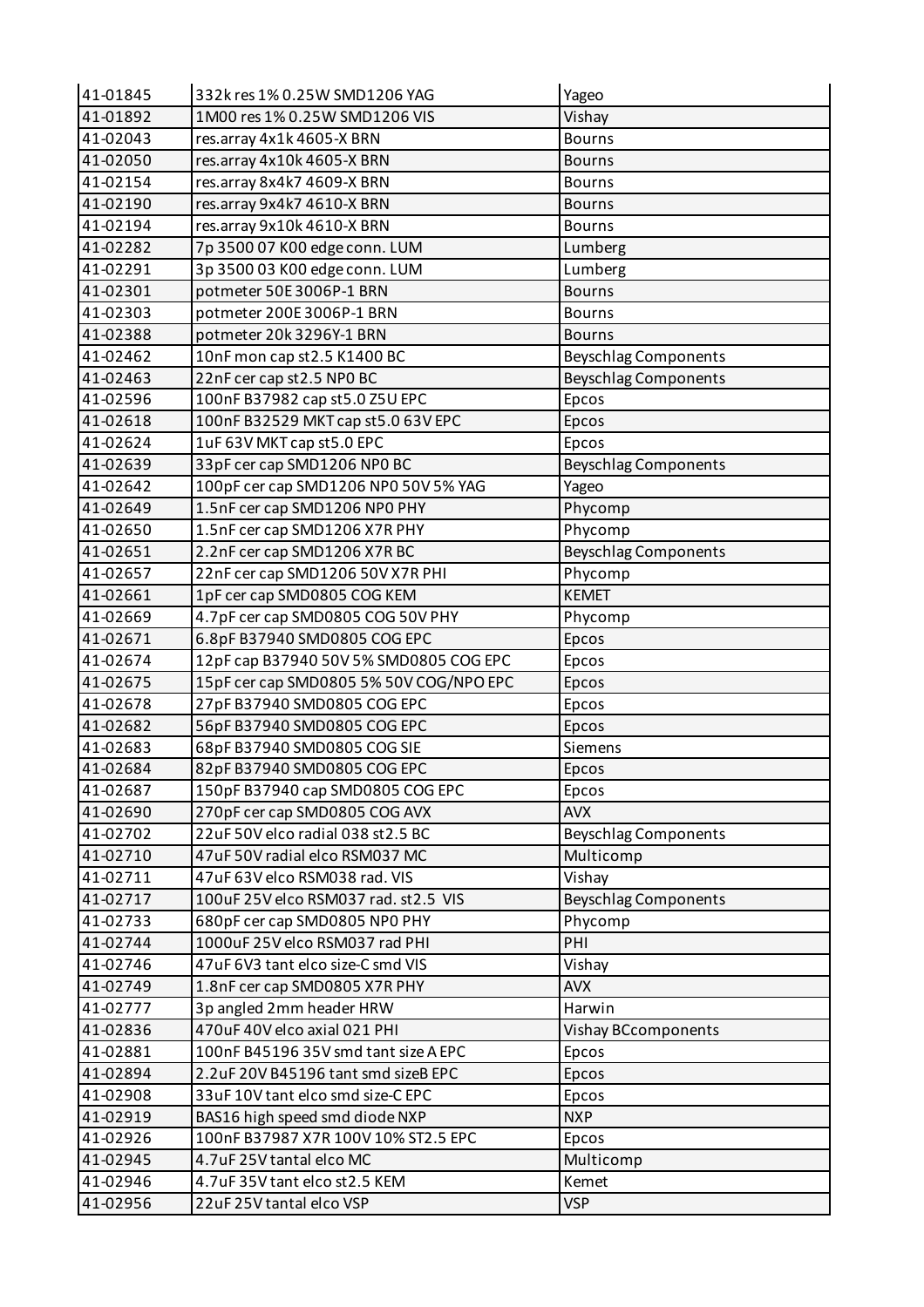| | | |
|---|---|---|
| 41-01845 | 332k res 1% 0.25W SMD1206 YAG | Yageo |
| 41-01892 | 1M00 res 1% 0.25W SMD1206 VIS | Vishay |
| 41-02043 | res.array 4x1k 4605-X BRN | Bourns |
| 41-02050 | res.array 4x10k 4605-X BRN | Bourns |
| 41-02154 | res.array 8x4k7 4609-X BRN | Bourns |
| 41-02190 | res.array 9x4k7 4610-X BRN | Bourns |
| 41-02194 | res.array 9x10k 4610-X BRN | Bourns |
| 41-02282 | 7p 3500 07 K00 edge conn. LUM | Lumberg |
| 41-02291 | 3p 3500 03 K00 edge conn. LUM | Lumberg |
| 41-02301 | potmeter 50E 3006P-1 BRN | Bourns |
| 41-02303 | potmeter 200E 3006P-1 BRN | Bourns |
| 41-02388 | potmeter 20k 3296Y-1 BRN | Bourns |
| 41-02462 | 10nF mon cap st2.5 K1400 BC | Beyschlag Components |
| 41-02463 | 22nF cer cap st2.5 NP0 BC | Beyschlag Components |
| 41-02596 | 100nF B37982 cap st5.0 Z5U EPC | Epcos |
| 41-02618 | 100nF B32529 MKT cap st5.0 63V EPC | Epcos |
| 41-02624 | 1uF 63V MKT cap st5.0 EPC | Epcos |
| 41-02639 | 33pF cer cap SMD1206 NP0 BC | Beyschlag Components |
| 41-02642 | 100pF cer cap SMD1206 NP0 50V 5% YAG | Yageo |
| 41-02649 | 1.5nF cer cap SMD1206 NP0 PHY | Phycomp |
| 41-02650 | 1.5nF cer cap SMD1206 X7R PHY | Phycomp |
| 41-02651 | 2.2nF cer cap SMD1206 X7R BC | Beyschlag Components |
| 41-02657 | 22nF cer cap SMD1206 50V X7R PHI | Phycomp |
| 41-02661 | 1pF cer cap SMD0805 COG KEM | KEMET |
| 41-02669 | 4.7pF cer cap SMD0805 COG 50V PHY | Phycomp |
| 41-02671 | 6.8pF B37940 SMD0805 COG EPC | Epcos |
| 41-02674 | 12pF cap B37940 50V 5% SMD0805 COG EPC | Epcos |
| 41-02675 | 15pF cer cap SMD0805 5% 50V COG/NPO EPC | Epcos |
| 41-02678 | 27pF B37940 SMD0805 COG EPC | Epcos |
| 41-02682 | 56pF B37940 SMD0805 COG EPC | Epcos |
| 41-02683 | 68pF B37940 SMD0805 COG SIE | Siemens |
| 41-02684 | 82pF B37940 SMD0805 COG EPC | Epcos |
| 41-02687 | 150pF B37940 cap SMD0805 COG EPC | Epcos |
| 41-02690 | 270pF cer cap SMD0805 COG AVX | AVX |
| 41-02702 | 22uF 50V elco radial 038 st2.5 BC | Beyschlag Components |
| 41-02710 | 47uF 50V radial elco RSM037 MC | Multicomp |
| 41-02711 | 47uF 63V elco RSM038 rad. VIS | Vishay |
| 41-02717 | 100uF 25V elco RSM037 rad. st2.5 VIS | Beyschlag Components |
| 41-02733 | 680pF cer cap SMD0805 NP0 PHY | Phycomp |
| 41-02744 | 1000uF 25V elco RSM037 rad PHI | PHI |
| 41-02746 | 47uF 6V3 tant elco size-C smd VIS | Vishay |
| 41-02749 | 1.8nF cer cap SMD0805 X7R PHY | AVX |
| 41-02777 | 3p angled 2mm header HRW | Harwin |
| 41-02836 | 470uF 40V elco axial 021 PHI | Vishay BCcomponents |
| 41-02881 | 100nF B45196 35V smd tant size A EPC | Epcos |
| 41-02894 | 2.2uF 20V B45196 tant smd sizeB EPC | Epcos |
| 41-02908 | 33uF 10V tant elco smd size-C EPC | Epcos |
| 41-02919 | BAS16 high speed smd diode NXP | NXP |
| 41-02926 | 100nF B37987 X7R 100V 10% ST2.5 EPC | Epcos |
| 41-02945 | 4.7uF 25V tantal elco MC | Multicomp |
| 41-02946 | 4.7uF 35V tant elco st2.5 KEM | Kemet |
| 41-02956 | 22uF 25V tantal elco VSP | VSP |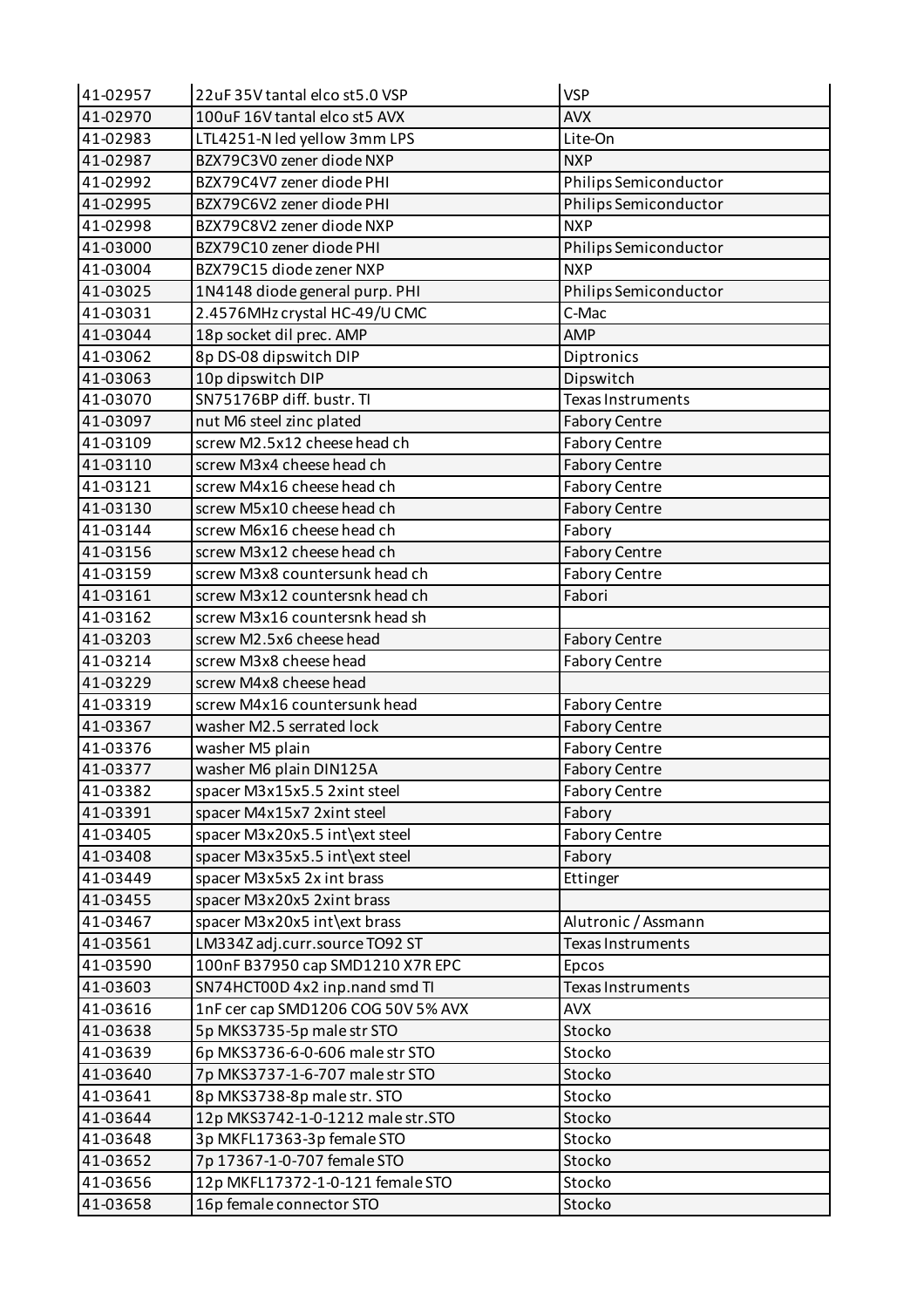| 41-02957 | 22uF 35V tantal elco st5.0 VSP | VSP |
|---|---|---|
| 41-02970 | 100uF 16V tantal elco st5 AVX | AVX |
| 41-02983 | LTL4251-N led yellow 3mm LPS | Lite-On |
| 41-02987 | BZX79C3V0 zener diode NXP | NXP |
| 41-02992 | BZX79C4V7 zener diode PHI | Philips Semiconductor |
| 41-02995 | BZX79C6V2 zener diode PHI | Philips Semiconductor |
| 41-02998 | BZX79C8V2 zener diode NXP | NXP |
| 41-03000 | BZX79C10 zener diode PHI | Philips Semiconductor |
| 41-03004 | BZX79C15 diode zener NXP | NXP |
| 41-03025 | 1N4148 diode general purp. PHI | Philips Semiconductor |
| 41-03031 | 2.4576MHz crystal HC-49/U CMC | C-Mac |
| 41-03044 | 18p socket dil prec. AMP | AMP |
| 41-03062 | 8p DS-08 dipswitch DIP | Diptronics |
| 41-03063 | 10p dipswitch DIP | Dipswitch |
| 41-03070 | SN75176BP diff. bustr. TI | Texas Instruments |
| 41-03097 | nut M6 steel zinc plated | Fabory Centre |
| 41-03109 | screw M2.5x12 cheese head ch | Fabory Centre |
| 41-03110 | screw M3x4 cheese head ch | Fabory Centre |
| 41-03121 | screw M4x16 cheese head ch | Fabory Centre |
| 41-03130 | screw M5x10 cheese head ch | Fabory Centre |
| 41-03144 | screw M6x16 cheese head ch | Fabory |
| 41-03156 | screw M3x12 cheese head ch | Fabory Centre |
| 41-03159 | screw M3x8 countersunk head ch | Fabory Centre |
| 41-03161 | screw M3x12 countersnk head ch | Fabori |
| 41-03162 | screw M3x16 countersnk head sh | |
| 41-03203 | screw M2.5x6 cheese head | Fabory Centre |
| 41-03214 | screw M3x8 cheese head | Fabory Centre |
| 41-03229 | screw M4x8 cheese head | |
| 41-03319 | screw M4x16 countersunk head | Fabory Centre |
| 41-03367 | washer M2.5 serrated lock | Fabory Centre |
| 41-03376 | washer M5 plain | Fabory Centre |
| 41-03377 | washer M6 plain DIN125A | Fabory Centre |
| 41-03382 | spacer M3x15x5.5 2xint steel | Fabory Centre |
| 41-03391 | spacer M4x15x7 2xint steel | Fabory |
| 41-03405 | spacer M3x20x5.5 int\ext steel | Fabory Centre |
| 41-03408 | spacer M3x35x5.5 int\ext steel | Fabory |
| 41-03449 | spacer M3x5x5 2x int brass | Ettinger |
| 41-03455 | spacer M3x20x5 2xint brass | |
| 41-03467 | spacer M3x20x5 int\ext brass | Alutronic / Assmann |
| 41-03561 | LM334Z adj.curr.source TO92 ST | Texas Instruments |
| 41-03590 | 100nF B37950 cap SMD1210 X7R EPC | Epcos |
| 41-03603 | SN74HCT00D 4x2 inp.nand smd TI | Texas Instruments |
| 41-03616 | 1nF cer cap SMD1206 COG 50V 5% AVX | AVX |
| 41-03638 | 5p MKS3735-5p male str STO | Stocko |
| 41-03639 | 6p MKS3736-6-0-606 male str STO | Stocko |
| 41-03640 | 7p MKS3737-1-6-707 male str STO | Stocko |
| 41-03641 | 8p MKS3738-8p male str. STO | Stocko |
| 41-03644 | 12p MKS3742-1-0-1212 male str.STO | Stocko |
| 41-03648 | 3p MKFL17363-3p female STO | Stocko |
| 41-03652 | 7p 17367-1-0-707 female STO | Stocko |
| 41-03656 | 12p MKFL17372-1-0-121 female STO | Stocko |
| 41-03658 | 16p female connector STO | Stocko |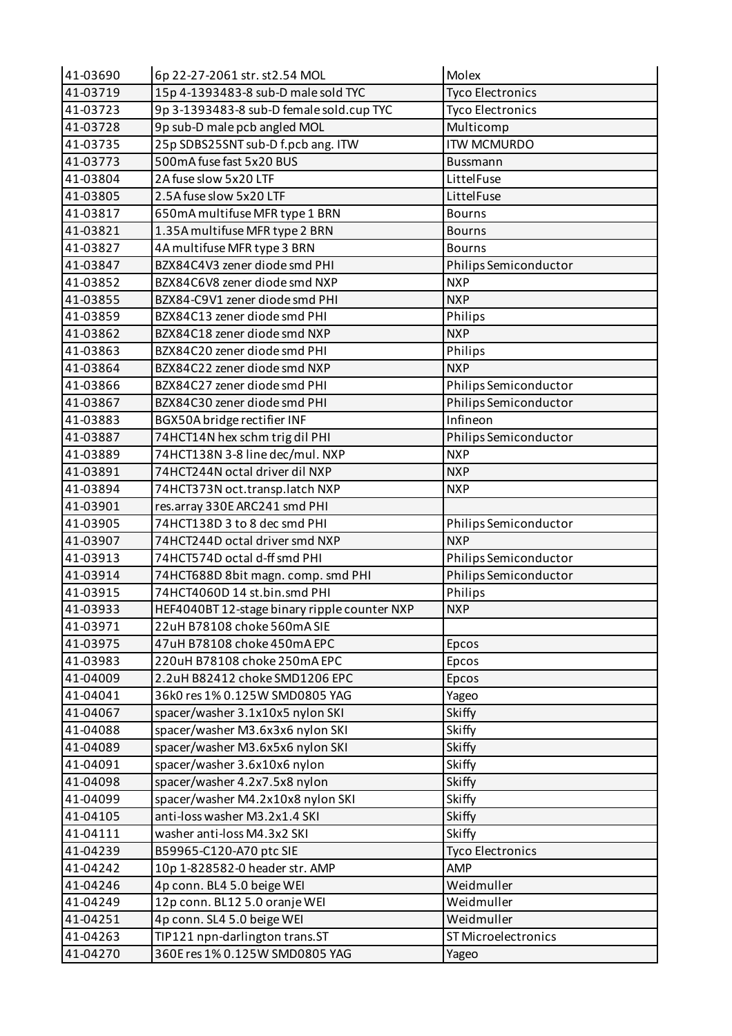| 41-03690 | 6p 22-27-2061 str. st2.54 MOL | Molex |
|---|---|---|
| 41-03719 | 15p 4-1393483-8 sub-D male sold TYC | Tyco Electronics |
| 41-03723 | 9p 3-1393483-8 sub-D female sold.cup TYC | Tyco Electronics |
| 41-03728 | 9p sub-D male pcb angled MOL | Multicomp |
| 41-03735 | 25p SDBS25SNT sub-D f.pcb ang. ITW | ITW MCMURDO |
| 41-03773 | 500mA fuse fast 5x20 BUS | Bussmann |
| 41-03804 | 2A fuse slow 5x20 LTF | LittelFuse |
| 41-03805 | 2.5A fuse slow 5x20 LTF | LittelFuse |
| 41-03817 | 650mA multifuse MFR type 1 BRN | Bourns |
| 41-03821 | 1.35A multifuse MFR type 2 BRN | Bourns |
| 41-03827 | 4A multifuse MFR type 3 BRN | Bourns |
| 41-03847 | BZX84C4V3 zener diode smd PHI | Philips Semiconductor |
| 41-03852 | BZX84C6V8 zener diode smd NXP | NXP |
| 41-03855 | BZX84-C9V1 zener diode smd PHI | NXP |
| 41-03859 | BZX84C13 zener diode smd PHI | Philips |
| 41-03862 | BZX84C18 zener diode smd NXP | NXP |
| 41-03863 | BZX84C20 zener diode smd PHI | Philips |
| 41-03864 | BZX84C22 zener diode smd NXP | NXP |
| 41-03866 | BZX84C27 zener diode smd PHI | Philips Semiconductor |
| 41-03867 | BZX84C30 zener diode smd PHI | Philips Semiconductor |
| 41-03883 | BGX50A bridge rectifier INF | Infineon |
| 41-03887 | 74HCT14N hex schm trig dil PHI | Philips Semiconductor |
| 41-03889 | 74HCT138N 3-8 line dec/mul. NXP | NXP |
| 41-03891 | 74HCT244N octal driver dil NXP | NXP |
| 41-03894 | 74HCT373N oct.transp.latch NXP | NXP |
| 41-03901 | res.array 330E ARC241 smd PHI | |
| 41-03905 | 74HCT138D 3 to 8 dec smd PHI | Philips Semiconductor |
| 41-03907 | 74HCT244D octal driver smd NXP | NXP |
| 41-03913 | 74HCT574D octal d-ff smd PHI | Philips Semiconductor |
| 41-03914 | 74HCT688D 8bit magn. comp. smd PHI | Philips Semiconductor |
| 41-03915 | 74HCT4060D 14 st.bin.smd PHI | Philips |
| 41-03933 | HEF4040BT 12-stage binary ripple counter NXP | NXP |
| 41-03971 | 22uH B78108 choke 560mA SIE | |
| 41-03975 | 47uH B78108 choke 450mA EPC | Epcos |
| 41-03983 | 220uH B78108 choke 250mA EPC | Epcos |
| 41-04009 | 2.2uH B82412 choke SMD1206 EPC | Epcos |
| 41-04041 | 36k0 res 1% 0.125W SMD0805 YAG | Yageo |
| 41-04067 | spacer/washer 3.1x10x5 nylon SKI | Skiffy |
| 41-04088 | spacer/washer M3.6x3x6 nylon SKI | Skiffy |
| 41-04089 | spacer/washer M3.6x5x6 nylon SKI | Skiffy |
| 41-04091 | spacer/washer 3.6x10x6 nylon | Skiffy |
| 41-04098 | spacer/washer 4.2x7.5x8 nylon | Skiffy |
| 41-04099 | spacer/washer M4.2x10x8 nylon SKI | Skiffy |
| 41-04105 | anti-loss washer M3.2x1.4 SKI | Skiffy |
| 41-04111 | washer anti-loss M4.3x2 SKI | Skiffy |
| 41-04239 | B59965-C120-A70 ptc SIE | Tyco Electronics |
| 41-04242 | 10p 1-828582-0 header str. AMP | AMP |
| 41-04246 | 4p conn. BL4 5.0 beige WEI | Weidmuller |
| 41-04249 | 12p conn. BL12 5.0 oranje WEI | Weidmuller |
| 41-04251 | 4p conn. SL4 5.0 beige WEI | Weidmuller |
| 41-04263 | TIP121 npn-darlington trans.ST | ST Microelectronics |
| 41-04270 | 360E res 1% 0.125W SMD0805 YAG | Yageo |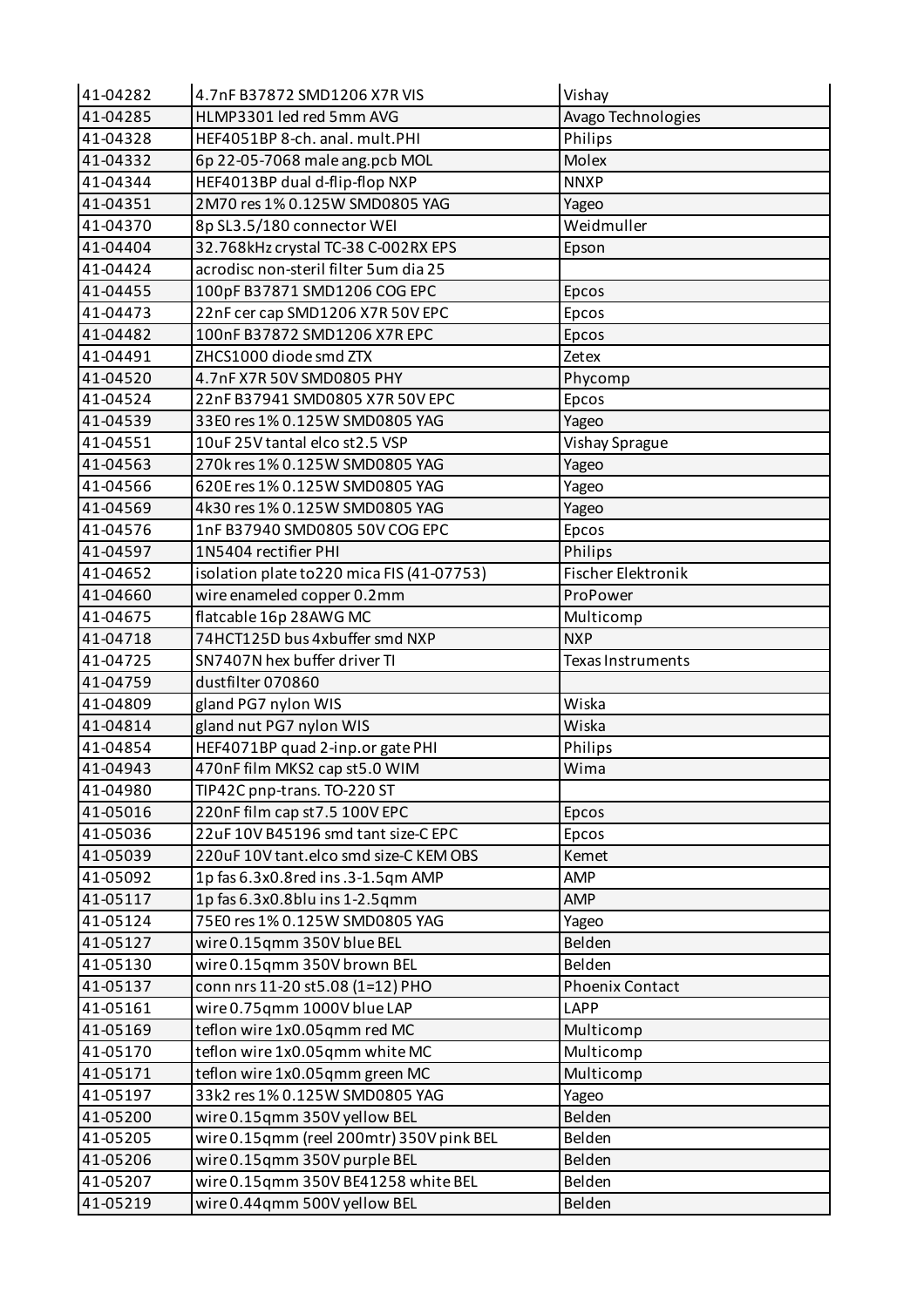| | | |
|---|---|---|
| 41-04282 | 4.7nF B37872 SMD1206 X7R VIS | Vishay |
| 41-04285 | HLMP3301 led red 5mm AVG | Avago Technologies |
| 41-04328 | HEF4051BP 8-ch. anal. mult.PHI | Philips |
| 41-04332 | 6p 22-05-7068 male ang.pcb MOL | Molex |
| 41-04344 | HEF4013BP dual d-flip-flop NXP | NNXP |
| 41-04351 | 2M70 res 1% 0.125W SMD0805 YAG | Yageo |
| 41-04370 | 8p SL3.5/180 connector WEI | Weidmuller |
| 41-04404 | 32.768kHz crystal TC-38 C-002RX EPS | Epson |
| 41-04424 | acrodisc non-steril filter 5um dia 25 | |
| 41-04455 | 100pF B37871 SMD1206 COG EPC | Epcos |
| 41-04473 | 22nF cer cap SMD1206 X7R 50V EPC | Epcos |
| 41-04482 | 100nF B37872 SMD1206 X7R EPC | Epcos |
| 41-04491 | ZHCS1000 diode smd ZTX | Zetex |
| 41-04520 | 4.7nF X7R 50V SMD0805 PHY | Phycomp |
| 41-04524 | 22nF B37941 SMD0805 X7R 50V EPC | Epcos |
| 41-04539 | 33E0 res 1% 0.125W SMD0805 YAG | Yageo |
| 41-04551 | 10uF 25V tantal elco st2.5 VSP | Vishay Sprague |
| 41-04563 | 270k res 1% 0.125W SMD0805 YAG | Yageo |
| 41-04566 | 620E res 1% 0.125W SMD0805 YAG | Yageo |
| 41-04569 | 4k30 res 1% 0.125W SMD0805 YAG | Yageo |
| 41-04576 | 1nF B37940 SMD0805 50V COG EPC | Epcos |
| 41-04597 | 1N5404 rectifier PHI | Philips |
| 41-04652 | isolation plate to220 mica FIS (41-07753) | Fischer Elektronik |
| 41-04660 | wire enameled copper 0.2mm | ProPower |
| 41-04675 | flatcable 16p 28AWG MC | Multicomp |
| 41-04718 | 74HCT125D bus 4xbuffer smd NXP | NXP |
| 41-04725 | SN7407N hex buffer driver TI | Texas Instruments |
| 41-04759 | dustfilter 070860 | |
| 41-04809 | gland PG7 nylon WIS | Wiska |
| 41-04814 | gland nut PG7 nylon WIS | Wiska |
| 41-04854 | HEF4071BP quad 2-inp.or gate PHI | Philips |
| 41-04943 | 470nF film MKS2 cap st5.0 WIM | Wima |
| 41-04980 | TIP42C pnp-trans. TO-220 ST | |
| 41-05016 | 220nF film cap st7.5 100V EPC | Epcos |
| 41-05036 | 22uF 10V B45196 smd tant size-C EPC | Epcos |
| 41-05039 | 220uF 10V tant.elco smd size-C KEM OBS | Kemet |
| 41-05092 | 1p fas 6.3x0.8red ins .3-1.5qm AMP | AMP |
| 41-05117 | 1p fas 6.3x0.8blu ins 1-2.5qmm | AMP |
| 41-05124 | 75E0 res 1% 0.125W SMD0805 YAG | Yageo |
| 41-05127 | wire 0.15qmm 350V blue BEL | Belden |
| 41-05130 | wire 0.15qmm 350V brown BEL | Belden |
| 41-05137 | conn nrs 11-20 st5.08 (1=12) PHO | Phoenix Contact |
| 41-05161 | wire 0.75qmm 1000V blue LAP | LAPP |
| 41-05169 | teflon wire 1x0.05qmm red MC | Multicomp |
| 41-05170 | teflon wire 1x0.05qmm white MC | Multicomp |
| 41-05171 | teflon wire 1x0.05qmm green MC | Multicomp |
| 41-05197 | 33k2 res 1% 0.125W SMD0805 YAG | Yageo |
| 41-05200 | wire 0.15qmm 350V yellow BEL | Belden |
| 41-05205 | wire 0.15qmm (reel 200mtr) 350V pink BEL | Belden |
| 41-05206 | wire 0.15qmm 350V purple BEL | Belden |
| 41-05207 | wire 0.15qmm 350V BE41258 white BEL | Belden |
| 41-05219 | wire 0.44qmm 500V yellow BEL | Belden |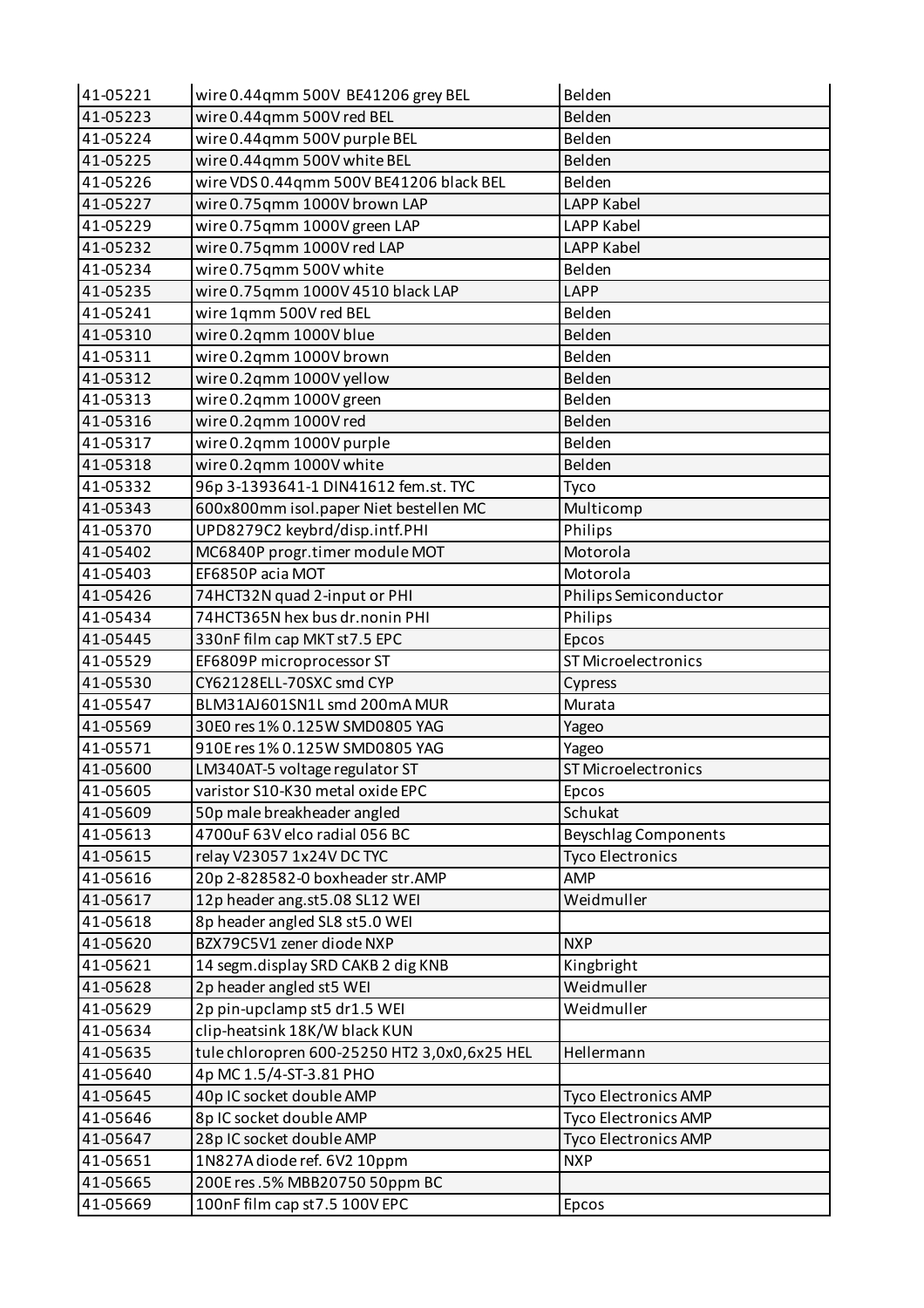| 41-05221 | wire 0.44qmm 500V BE41206 grey BEL | Belden |
|---|---|---|
| 41-05223 | wire 0.44qmm 500V red BEL | Belden |
| 41-05224 | wire 0.44qmm 500V purple BEL | Belden |
| 41-05225 | wire 0.44qmm 500V white BEL | Belden |
| 41-05226 | wire VDS 0.44qmm 500V BE41206 black BEL | Belden |
| 41-05227 | wire 0.75qmm 1000V brown LAP | LAPP Kabel |
| 41-05229 | wire 0.75qmm 1000V green LAP | LAPP Kabel |
| 41-05232 | wire 0.75qmm 1000V red LAP | LAPP Kabel |
| 41-05234 | wire 0.75qmm 500V white | Belden |
| 41-05235 | wire 0.75qmm 1000V 4510 black LAP | LAPP |
| 41-05241 | wire 1qmm 500V red BEL | Belden |
| 41-05310 | wire 0.2qmm 1000V blue | Belden |
| 41-05311 | wire 0.2qmm 1000V brown | Belden |
| 41-05312 | wire 0.2qmm 1000V yellow | Belden |
| 41-05313 | wire 0.2qmm 1000V green | Belden |
| 41-05316 | wire 0.2qmm 1000V red | Belden |
| 41-05317 | wire 0.2qmm 1000V purple | Belden |
| 41-05318 | wire 0.2qmm 1000V white | Belden |
| 41-05332 | 96p 3-1393641-1 DIN41612 fem.st. TYC | Tyco |
| 41-05343 | 600x800mm isol.paper Niet bestellen MC | Multicomp |
| 41-05370 | UPD8279C2 keybrd/disp.intf.PHI | Philips |
| 41-05402 | MC6840P progr.timer module MOT | Motorola |
| 41-05403 | EF6850P acia MOT | Motorola |
| 41-05426 | 74HCT32N quad 2-input or PHI | Philips Semiconductor |
| 41-05434 | 74HCT365N hex bus dr.nonin PHI | Philips |
| 41-05445 | 330nF film cap MKT st7.5 EPC | Epcos |
| 41-05529 | EF6809P microprocessor ST | ST Microelectronics |
| 41-05530 | CY62128ELL-70SXC smd CYP | Cypress |
| 41-05547 | BLM31AJ601SN1L smd 200mA MUR | Murata |
| 41-05569 | 30E0 res 1% 0.125W SMD0805 YAG | Yageo |
| 41-05571 | 910E res 1% 0.125W SMD0805 YAG | Yageo |
| 41-05600 | LM340AT-5 voltage regulator ST | ST Microelectronics |
| 41-05605 | varistor S10-K30 metal oxide EPC | Epcos |
| 41-05609 | 50p male breakheader angled | Schukat |
| 41-05613 | 4700uF 63V elco radial 056 BC | Beyschlag Components |
| 41-05615 | relay V23057 1x24V DC TYC | Tyco Electronics |
| 41-05616 | 20p 2-828582-0 boxheader str.AMP | AMP |
| 41-05617 | 12p header ang.st5.08 SL12 WEI | Weidmuller |
| 41-05618 | 8p header angled SL8 st5.0 WEI | |
| 41-05620 | BZX79C5V1 zener diode NXP | NXP |
| 41-05621 | 14 segm.display SRD CAKB 2 dig KNB | Kingbright |
| 41-05628 | 2p header angled st5 WEI | Weidmuller |
| 41-05629 | 2p pin-upclamp st5 dr1.5 WEI | Weidmuller |
| 41-05634 | clip-heatsink 18K/W black KUN | |
| 41-05635 | tule chloropren 600-25250 HT2 3,0x0,6x25 HEL | Hellermann |
| 41-05640 | 4p MC 1.5/4-ST-3.81 PHO | |
| 41-05645 | 40p IC socket double AMP | Tyco Electronics AMP |
| 41-05646 | 8p IC socket double AMP | Tyco Electronics AMP |
| 41-05647 | 28p IC socket double AMP | Tyco Electronics AMP |
| 41-05651 | 1N827A diode ref. 6V2 10ppm | NXP |
| 41-05665 | 200E res .5% MBB20750 50ppm BC | |
| 41-05669 | 100nF film cap st7.5 100V EPC | Epcos |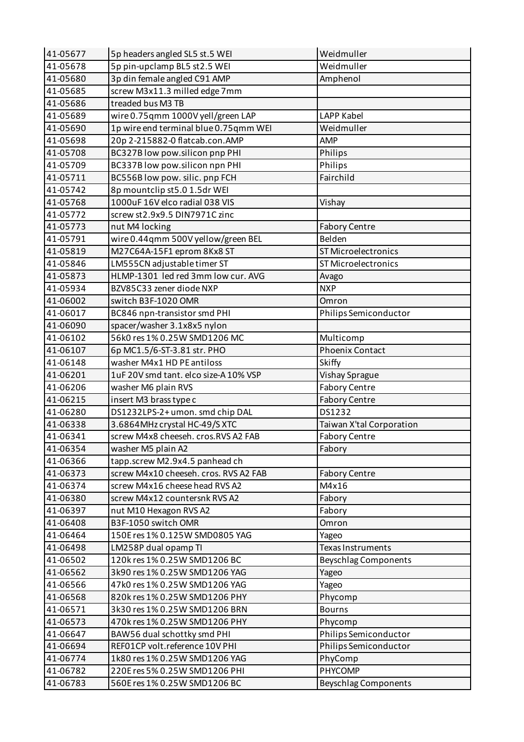| 41-05677 | 5p headers angled SL5 st.5 WEI | Weidmuller |
|---|---|---|
| 41-05678 | 5p pin-upclamp BL5 st2.5 WEI | Weidmuller |
| 41-05680 | 3p din female angled C91 AMP | Amphenol |
| 41-05685 | screw M3x11.3 milled edge 7mm | |
| 41-05686 | treaded bus M3 TB | |
| 41-05689 | wire 0.75qmm 1000V yell/green LAP | LAPP Kabel |
| 41-05690 | 1p wire end terminal blue 0.75qmm WEI | Weidmuller |
| 41-05698 | 20p 2-215882-0 flatcab.con.AMP | AMP |
| 41-05708 | BC327B low pow.silicon pnp PHI | Philips |
| 41-05709 | BC337B low pow.silicon npn PHI | Philips |
| 41-05711 | BC556B low pow. silic. pnp FCH | Fairchild |
| 41-05742 | 8p mountclip st5.0 1.5dr WEI | |
| 41-05768 | 1000uF 16V elco radial 038 VIS | Vishay |
| 41-05772 | screw st2.9x9.5 DIN7971C zinc | |
| 41-05773 | nut M4 locking | Fabory Centre |
| 41-05791 | wire 0.44qmm 500V yellow/green BEL | Belden |
| 41-05819 | M27C64A-15F1 eprom 8Kx8 ST | ST Microelectronics |
| 41-05846 | LM555CN adjustable timer ST | ST Microelectronics |
| 41-05873 | HLMP-1301 led red 3mm low cur. AVG | Avago |
| 41-05934 | BZV85C33 zener diode NXP | NXP |
| 41-06002 | switch B3F-1020 OMR | Omron |
| 41-06017 | BC846 npn-transistor smd PHI | Philips Semiconductor |
| 41-06090 | spacer/washer 3.1x8x5 nylon | |
| 41-06102 | 56k0 res 1% 0.25W SMD1206 MC | Multicomp |
| 41-06107 | 6p MC1.5/6-ST-3.81 str. PHO | Phoenix Contact |
| 41-06148 | washer M4x1 HD PE antiloss | Skiffy |
| 41-06201 | 1uF 20V smd tant. elco size-A 10% VSP | Vishay Sprague |
| 41-06206 | washer M6 plain RVS | Fabory Centre |
| 41-06215 | insert M3 brass type c | Fabory Centre |
| 41-06280 | DS1232LPS-2+ umon. smd chip DAL | DS1232 |
| 41-06338 | 3.6864MHz crystal HC-49/S XTC | Taiwan X'tal Corporation |
| 41-06341 | screw M4x8 cheeseh. cros.RVS A2 FAB | Fabory Centre |
| 41-06354 | washer M5 plain A2 | Fabory |
| 41-06366 | tapp.screw M2.9x4.5 panhead ch | |
| 41-06373 | screw M4x10 cheeseh. cros. RVS A2 FAB | Fabory Centre |
| 41-06374 | screw M4x16 cheese head RVS A2 | M4x16 |
| 41-06380 | screw M4x12 countersnk RVS A2 | Fabory |
| 41-06397 | nut M10 Hexagon RVS A2 | Fabory |
| 41-06408 | B3F-1050 switch OMR | Omron |
| 41-06464 | 150E res 1% 0.125W SMD0805 YAG | Yageo |
| 41-06498 | LM258P dual opamp TI | Texas Instruments |
| 41-06502 | 120k res 1% 0.25W SMD1206 BC | Beyschlag Components |
| 41-06562 | 3k90 res 1% 0.25W SMD1206 YAG | Yageo |
| 41-06566 | 47k0 res 1% 0.25W SMD1206 YAG | Yageo |
| 41-06568 | 820k res 1% 0.25W SMD1206 PHY | Phycomp |
| 41-06571 | 3k30 res 1% 0.25W SMD1206 BRN | Bourns |
| 41-06573 | 470k res 1% 0.25W SMD1206 PHY | Phycomp |
| 41-06647 | BAW56 dual schottky smd PHI | Philips Semiconductor |
| 41-06694 | REF01CP volt.reference 10V PHI | Philips Semiconductor |
| 41-06774 | 1k80 res 1% 0.25W SMD1206 YAG | PhyComp |
| 41-06782 | 220E res 5% 0.25W SMD1206 PHI | PHYCOMP |
| 41-06783 | 560E res 1% 0.25W SMD1206 BC | Beyschlag Components |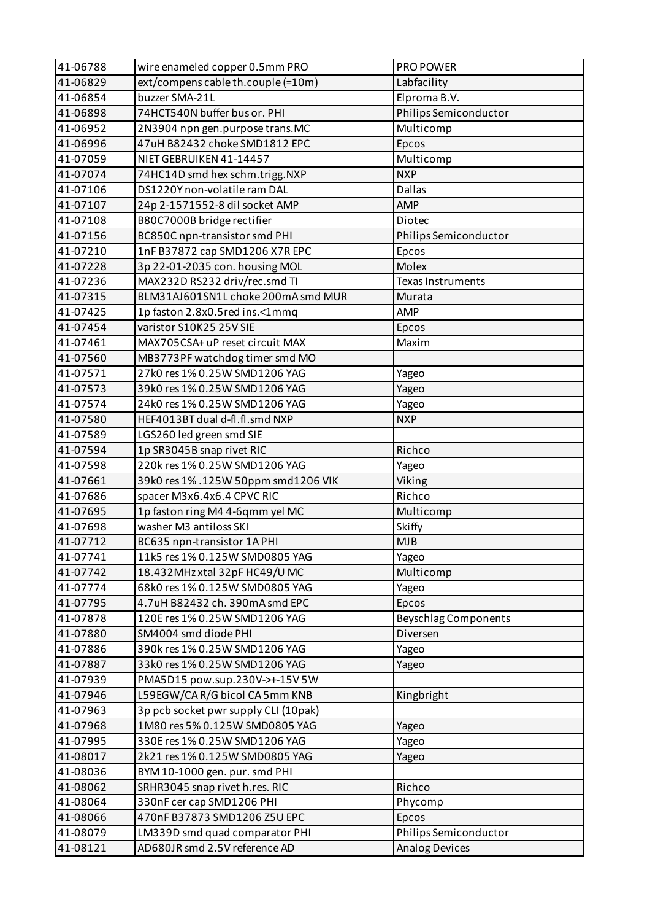| 41-06788 | wire enameled copper 0.5mm PRO | PRO POWER |
|---|---|---|
| 41-06829 | ext/compens cable th.couple (=10m) | Labfacility |
| 41-06854 | buzzer SMA-21L | Elproma B.V. |
| 41-06898 | 74HCT540N buffer bus or. PHI | Philips Semiconductor |
| 41-06952 | 2N3904 npn gen.purpose trans.MC | Multicomp |
| 41-06996 | 47uH B82432 choke SMD1812 EPC | Epcos |
| 41-07059 | NIET GEBRUIKEN 41-14457 | Multicomp |
| 41-07074 | 74HC14D smd hex schm.trigg.NXP | NXP |
| 41-07106 | DS1220Y non-volatile ram DAL | Dallas |
| 41-07107 | 24p 2-1571552-8 dil socket AMP | AMP |
| 41-07108 | B80C7000B bridge rectifier | Diotec |
| 41-07156 | BC850C npn-transistor smd PHI | Philips Semiconductor |
| 41-07210 | 1nF B37872 cap SMD1206 X7R EPC | Epcos |
| 41-07228 | 3p 22-01-2035 con. housing MOL | Molex |
| 41-07236 | MAX232D RS232 driv/rec.smd TI | Texas Instruments |
| 41-07315 | BLM31AJ601SN1L choke 200mA smd MUR | Murata |
| 41-07425 | 1p faston 2.8x0.5red ins.<1mmq | AMP |
| 41-07454 | varistor S10K25 25V SIE | Epcos |
| 41-07461 | MAX705CSA+ uP reset circuit MAX | Maxim |
| 41-07560 | MB3773PF watchdog timer smd MO | |
| 41-07571 | 27k0 res 1% 0.25W SMD1206 YAG | Yageo |
| 41-07573 | 39k0 res 1% 0.25W SMD1206 YAG | Yageo |
| 41-07574 | 24k0 res 1% 0.25W SMD1206 YAG | Yageo |
| 41-07580 | HEF4013BT dual d-fl.fl.smd NXP | NXP |
| 41-07589 | LGS260 led green smd SIE | |
| 41-07594 | 1p SR3045B snap rivet RIC | Richco |
| 41-07598 | 220k res 1% 0.25W SMD1206 YAG | Yageo |
| 41-07661 | 39k0 res 1% .125W 50ppm smd1206 VIK | Viking |
| 41-07686 | spacer M3x6.4x6.4 CPVC RIC | Richco |
| 41-07695 | 1p faston ring M4 4-6qmm yel MC | Multicomp |
| 41-07698 | washer M3 antiloss SKI | Skiffy |
| 41-07712 | BC635 npn-transistor 1A PHI | MJB |
| 41-07741 | 11k5 res 1% 0.125W SMD0805 YAG | Yageo |
| 41-07742 | 18.432MHz xtal 32pF HC49/U MC | Multicomp |
| 41-07774 | 68k0 res 1% 0.125W SMD0805 YAG | Yageo |
| 41-07795 | 4.7uH B82432 ch. 390mA smd EPC | Epcos |
| 41-07878 | 120E res 1% 0.25W SMD1206 YAG | Beyschlag Components |
| 41-07880 | SM4004 smd diode PHI | Diversen |
| 41-07886 | 390k res 1% 0.25W SMD1206 YAG | Yageo |
| 41-07887 | 33k0 res 1% 0.25W SMD1206 YAG | Yageo |
| 41-07939 | PMA5D15 pow.sup.230V->+-15V 5W | |
| 41-07946 | L59EGW/CA R/G bicol CA 5mm KNB | Kingbright |
| 41-07963 | 3p pcb socket pwr supply CLI (10pak) | |
| 41-07968 | 1M80 res 5% 0.125W SMD0805 YAG | Yageo |
| 41-07995 | 330E res 1% 0.25W SMD1206 YAG | Yageo |
| 41-08017 | 2k21 res 1% 0.125W SMD0805 YAG | Yageo |
| 41-08036 | BYM 10-1000 gen. pur. smd PHI | |
| 41-08062 | SRHR3045 snap rivet h.res. RIC | Richco |
| 41-08064 | 330nF cer cap SMD1206 PHI | Phycomp |
| 41-08066 | 470nF B37873 SMD1206 Z5U EPC | Epcos |
| 41-08079 | LM339D smd quad comparator PHI | Philips Semiconductor |
| 41-08121 | AD680JR smd 2.5V reference AD | Analog Devices |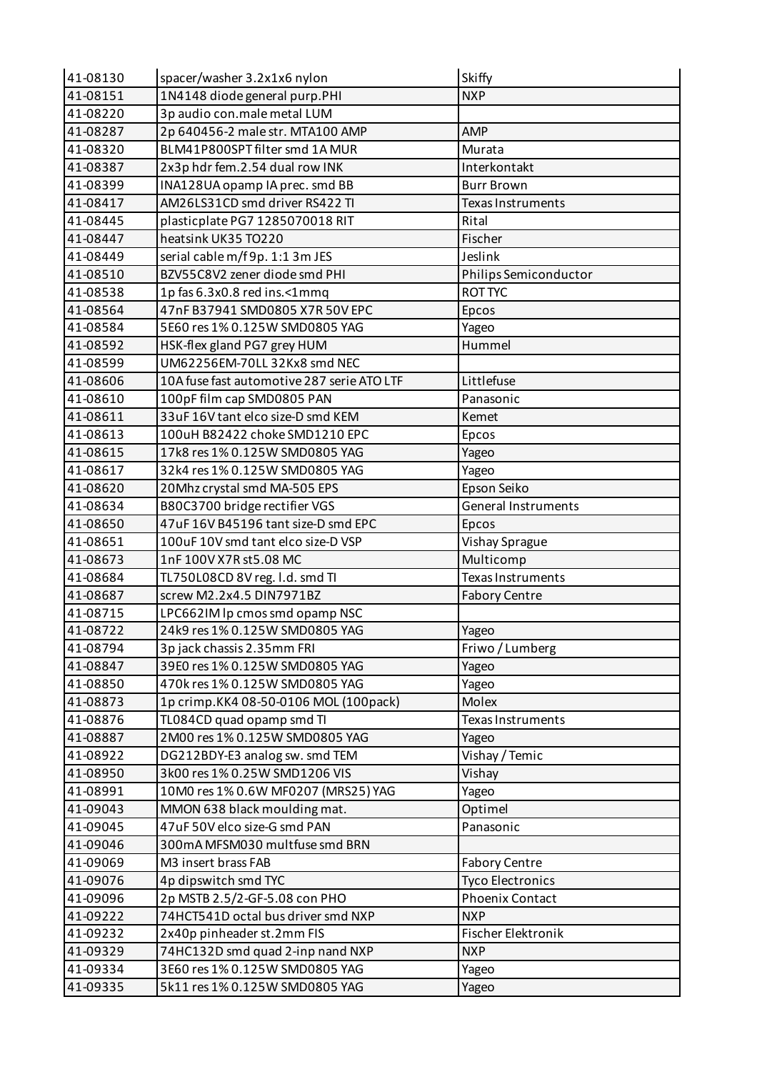| 41-08130 | spacer/washer 3.2x1x6 nylon | Skiffy |
|---|---|---|
| 41-08151 | 1N4148 diode general purp.PHI | NXP |
| 41-08220 | 3p audio con.male metal LUM | |
| 41-08287 | 2p 640456-2 male str. MTA100 AMP | AMP |
| 41-08320 | BLM41P800SPT filter smd 1A MUR | Murata |
| 41-08387 | 2x3p hdr fem.2.54 dual row INK | Interkontakt |
| 41-08399 | INA128UA opamp IA prec. smd BB | Burr Brown |
| 41-08417 | AM26LS31CD smd driver RS422 TI | Texas Instruments |
| 41-08445 | plasticplate PG7 1285070018 RIT | Rital |
| 41-08447 | heatsink UK35 TO220 | Fischer |
| 41-08449 | serial cable m/f 9p. 1:1 3m JES | Jeslink |
| 41-08510 | BZV55C8V2 zener diode smd PHI | Philips Semiconductor |
| 41-08538 | 1p fas 6.3x0.8 red ins.<1mmq | ROT TYC |
| 41-08564 | 47nF B37941 SMD0805 X7R 50V EPC | Epcos |
| 41-08584 | 5E60 res 1% 0.125W SMD0805 YAG | Yageo |
| 41-08592 | HSK-flex gland PG7 grey HUM | Hummel |
| 41-08599 | UM62256EM-70LL 32Kx8 smd NEC | |
| 41-08606 | 10A fuse fast automotive 287 serie ATO LTF | Littlefuse |
| 41-08610 | 100pF film cap SMD0805 PAN | Panasonic |
| 41-08611 | 33uF 16V tant elco size-D smd KEM | Kemet |
| 41-08613 | 100uH B82422 choke SMD1210 EPC | Epcos |
| 41-08615 | 17k8 res 1% 0.125W SMD0805 YAG | Yageo |
| 41-08617 | 32k4 res 1% 0.125W SMD0805 YAG | Yageo |
| 41-08620 | 20Mhz crystal smd MA-505 EPS | Epson Seiko |
| 41-08634 | B80C3700 bridge rectifier VGS | General Instruments |
| 41-08650 | 47uF 16V B45196 tant size-D smd EPC | Epcos |
| 41-08651 | 100uF 10V smd tant elco size-D VSP | Vishay Sprague |
| 41-08673 | 1nF 100V X7R st5.08 MC | Multicomp |
| 41-08684 | TL750L08CD 8V reg. l.d. smd TI | Texas Instruments |
| 41-08687 | screw M2.2x4.5 DIN7971BZ | Fabory Centre |
| 41-08715 | LPC662IM lp cmos smd opamp NSC | |
| 41-08722 | 24k9 res 1% 0.125W SMD0805 YAG | Yageo |
| 41-08794 | 3p jack chassis 2.35mm FRI | Friwo / Lumberg |
| 41-08847 | 39E0 res 1% 0.125W SMD0805 YAG | Yageo |
| 41-08850 | 470k res 1% 0.125W SMD0805 YAG | Yageo |
| 41-08873 | 1p crimp.KK4 08-50-0106 MOL (100pack) | Molex |
| 41-08876 | TL084CD quad opamp smd TI | Texas Instruments |
| 41-08887 | 2M00 res 1% 0.125W SMD0805 YAG | Yageo |
| 41-08922 | DG212BDY-E3 analog sw. smd TEM | Vishay / Temic |
| 41-08950 | 3k00 res 1% 0.25W SMD1206 VIS | Vishay |
| 41-08991 | 10M0 res 1% 0.6W MF0207 (MRS25) YAG | Yageo |
| 41-09043 | MMON 638 black moulding mat. | Optimel |
| 41-09045 | 47uF 50V elco size-G smd PAN | Panasonic |
| 41-09046 | 300mA MFSM030 multfuse smd BRN | |
| 41-09069 | M3 insert brass FAB | Fabory Centre |
| 41-09076 | 4p dipswitch smd TYC | Tyco Electronics |
| 41-09096 | 2p MSTB 2.5/2-GF-5.08 con PHO | Phoenix Contact |
| 41-09222 | 74HCT541D octal bus driver smd NXP | NXP |
| 41-09232 | 2x40p pinheader st.2mm FIS | Fischer Elektronik |
| 41-09329 | 74HC132D smd quad 2-inp nand NXP | NXP |
| 41-09334 | 3E60 res 1% 0.125W SMD0805 YAG | Yageo |
| 41-09335 | 5k11 res 1% 0.125W SMD0805 YAG | Yageo |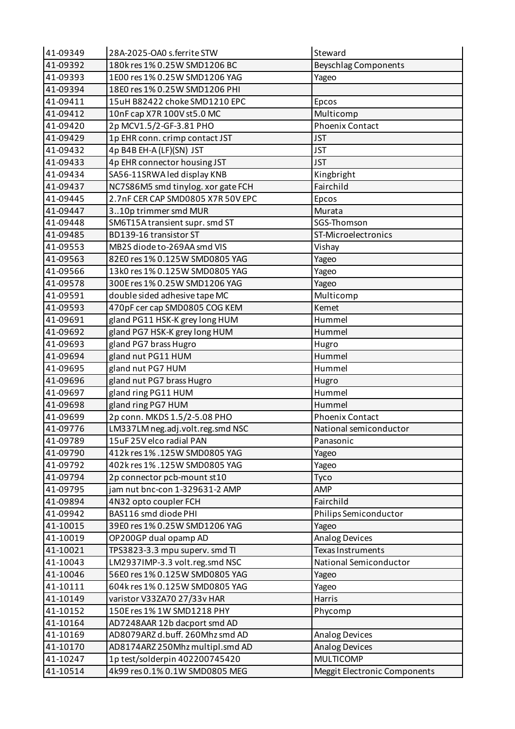| | | |
|---|---|---|
| 41-09349 | 28A-2025-OA0 s.ferrite STW | Steward |
| 41-09392 | 180k res 1% 0.25W SMD1206 BC | Beyschlag Components |
| 41-09393 | 1E00 res 1% 0.25W SMD1206 YAG | Yageo |
| 41-09394 | 18E0 res 1% 0.25W SMD1206 PHI | |
| 41-09411 | 15uH B82422 choke SMD1210 EPC | Epcos |
| 41-09412 | 10nF cap X7R 100V st5.0 MC | Multicomp |
| 41-09420 | 2p MCV1.5/2-GF-3.81 PHO | Phoenix Contact |
| 41-09429 | 1p EHR conn. crimp contact JST | JST |
| 41-09432 | 4p B4B EH-A (LF)(SN) JST | JST |
| 41-09433 | 4p EHR connector housing JST | JST |
| 41-09434 | SA56-11SRWA led display KNB | Kingbright |
| 41-09437 | NC7S86M5 smd tinylog. xor gate FCH | Fairchild |
| 41-09445 | 2.7nF CER CAP SMD0805 X7R 50V EPC | Epcos |
| 41-09447 | 3..10p trimmer smd MUR | Murata |
| 41-09448 | SM6T15A transient supr. smd ST | SGS-Thomson |
| 41-09485 | BD139-16 transistor ST | ST-Microelectronics |
| 41-09553 | MB2S diode to-269AA smd VIS | Vishay |
| 41-09563 | 82E0 res 1% 0.125W SMD0805 YAG | Yageo |
| 41-09566 | 13k0 res 1% 0.125W SMD0805 YAG | Yageo |
| 41-09578 | 300E res 1% 0.25W SMD1206 YAG | Yageo |
| 41-09591 | double sided adhesive tape MC | Multicomp |
| 41-09593 | 470pF cer cap SMD0805 COG KEM | Kemet |
| 41-09691 | gland PG11 HSK-K grey long HUM | Hummel |
| 41-09692 | gland PG7 HSK-K grey long HUM | Hummel |
| 41-09693 | gland PG7 brass Hugro | Hugro |
| 41-09694 | gland nut PG11 HUM | Hummel |
| 41-09695 | gland nut PG7 HUM | Hummel |
| 41-09696 | gland nut PG7 brass Hugro | Hugro |
| 41-09697 | gland ring PG11 HUM | Hummel |
| 41-09698 | gland ring PG7 HUM | Hummel |
| 41-09699 | 2p conn. MKDS 1.5/2-5.08 PHO | Phoenix Contact |
| 41-09776 | LM337LM neg.adj.volt.reg.smd NSC | National semiconductor |
| 41-09789 | 15uF 25V elco radial PAN | Panasonic |
| 41-09790 | 412k res 1% .125W SMD0805 YAG | Yageo |
| 41-09792 | 402k res 1% .125W SMD0805 YAG | Yageo |
| 41-09794 | 2p connector pcb-mount st10 | Tyco |
| 41-09795 | jam nut bnc-con 1-329631-2 AMP | AMP |
| 41-09894 | 4N32 opto coupler FCH | Fairchild |
| 41-09942 | BAS116 smd diode PHI | Philips Semiconductor |
| 41-10015 | 39E0 res 1% 0.25W SMD1206 YAG | Yageo |
| 41-10019 | OP200GP dual opamp AD | Analog Devices |
| 41-10021 | TPS3823-3.3 mpu superv. smd TI | Texas Instruments |
| 41-10043 | LM2937IMP-3.3 volt.reg.smd NSC | National Semiconductor |
| 41-10046 | 56E0 res 1% 0.125W SMD0805 YAG | Yageo |
| 41-10111 | 604k res 1% 0.125W SMD0805 YAG | Yageo |
| 41-10149 | varistor V33ZA70 27/33v HAR | Harris |
| 41-10152 | 150E res 1% 1W SMD1218 PHY | Phycomp |
| 41-10164 | AD7248AAR 12b dacport smd AD | |
| 41-10169 | AD8079ARZ d.buff. 260Mhz smd AD | Analog Devices |
| 41-10170 | AD8174ARZ 250Mhz multipl.smd AD | Analog Devices |
| 41-10247 | 1p test/solderpin 402200745420 | MULTICOMP |
| 41-10514 | 4k99 res 0.1% 0.1W SMD0805 MEG | Meggit Electronic Components |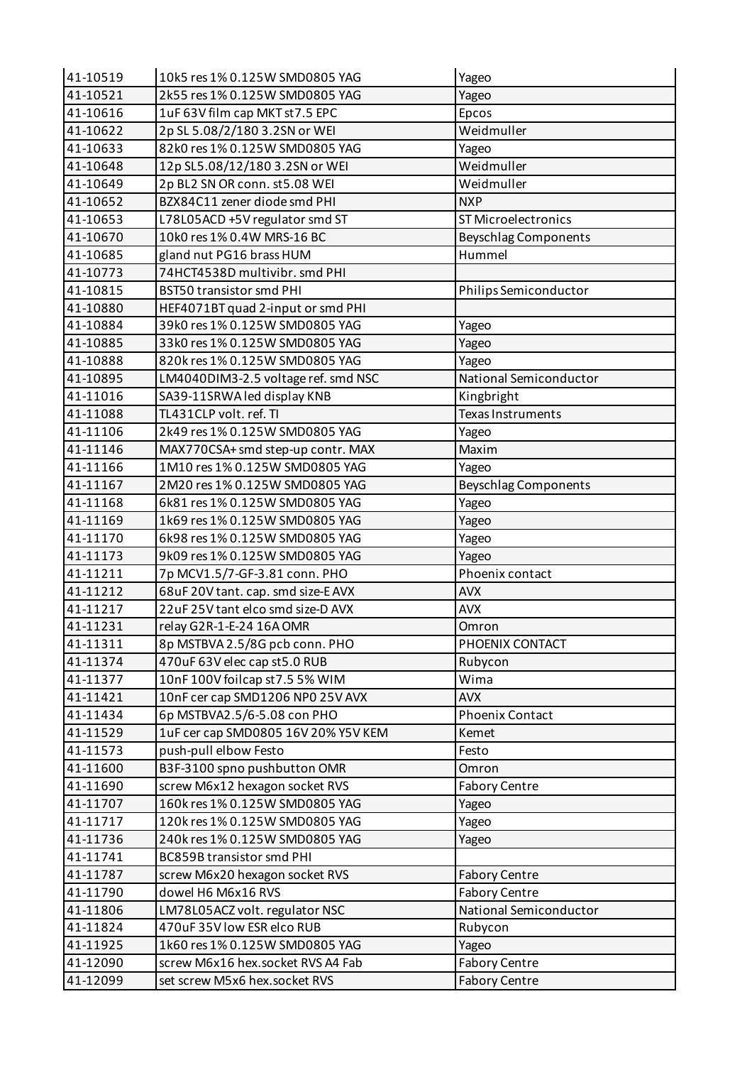| 41-10519 | 10k5 res 1% 0.125W SMD0805 YAG | Yageo |
|---|---|---|
| 41-10521 | 2k55 res 1% 0.125W SMD0805 YAG | Yageo |
| 41-10616 | 1uF 63V film cap MKT st7.5 EPC | Epcos |
| 41-10622 | 2p SL 5.08/2/180 3.2SN or WEI | Weidmuller |
| 41-10633 | 82k0 res 1% 0.125W SMD0805 YAG | Yageo |
| 41-10648 | 12p SL5.08/12/180 3.2SN or WEI | Weidmuller |
| 41-10649 | 2p BL2 SN OR conn. st5.08 WEI | Weidmuller |
| 41-10652 | BZX84C11 zener diode smd PHI | NXP |
| 41-10653 | L78L05ACD +5V regulator smd ST | ST Microelectronics |
| 41-10670 | 10k0 res 1% 0.4W MRS-16 BC | Beyschlag Components |
| 41-10685 | gland nut PG16 brass HUM | Hummel |
| 41-10773 | 74HCT4538D multivibr. smd PHI | |
| 41-10815 | BST50 transistor smd PHI | Philips Semiconductor |
| 41-10880 | HEF4071BT quad 2-input or smd PHI | |
| 41-10884 | 39k0 res 1% 0.125W SMD0805 YAG | Yageo |
| 41-10885 | 33k0 res 1% 0.125W SMD0805 YAG | Yageo |
| 41-10888 | 820k res 1% 0.125W SMD0805 YAG | Yageo |
| 41-10895 | LM4040DIM3-2.5 voltage ref. smd NSC | National Semiconductor |
| 41-11016 | SA39-11SRWA led display KNB | Kingbright |
| 41-11088 | TL431CLP volt. ref. TI | Texas Instruments |
| 41-11106 | 2k49 res 1% 0.125W SMD0805 YAG | Yageo |
| 41-11146 | MAX770CSA+ smd step-up contr. MAX | Maxim |
| 41-11166 | 1M10 res 1% 0.125W SMD0805 YAG | Yageo |
| 41-11167 | 2M20 res 1% 0.125W SMD0805 YAG | Beyschlag Components |
| 41-11168 | 6k81 res 1% 0.125W SMD0805 YAG | Yageo |
| 41-11169 | 1k69 res 1% 0.125W SMD0805 YAG | Yageo |
| 41-11170 | 6k98 res 1% 0.125W SMD0805 YAG | Yageo |
| 41-11173 | 9k09 res 1% 0.125W SMD0805 YAG | Yageo |
| 41-11211 | 7p MCV1.5/7-GF-3.81 conn. PHO | Phoenix contact |
| 41-11212 | 68uF 20V tant. cap. smd size-E AVX | AVX |
| 41-11217 | 22uF 25V tant elco smd size-D AVX | AVX |
| 41-11231 | relay G2R-1-E-24 16A OMR | Omron |
| 41-11311 | 8p MSTBVA 2.5/8G pcb conn. PHO | PHOENIX CONTACT |
| 41-11374 | 470uF 63V elec cap st5.0 RUB | Rubycon |
| 41-11377 | 10nF 100V foilcap st7.5 5% WIM | Wima |
| 41-11421 | 10nF cer cap SMD1206 NP0 25V AVX | AVX |
| 41-11434 | 6p MSTBVA2.5/6-5.08 con PHO | Phoenix Contact |
| 41-11529 | 1uF cer cap SMD0805 16V 20% Y5V KEM | Kemet |
| 41-11573 | push-pull elbow Festo | Festo |
| 41-11600 | B3F-3100 spno pushbutton OMR | Omron |
| 41-11690 | screw M6x12 hexagon socket RVS | Fabory Centre |
| 41-11707 | 160k res 1% 0.125W SMD0805 YAG | Yageo |
| 41-11717 | 120k res 1% 0.125W SMD0805 YAG | Yageo |
| 41-11736 | 240k res 1% 0.125W SMD0805 YAG | Yageo |
| 41-11741 | BC859B transistor smd PHI | |
| 41-11787 | screw M6x20 hexagon socket RVS | Fabory Centre |
| 41-11790 | dowel H6 M6x16 RVS | Fabory Centre |
| 41-11806 | LM78L05ACZ volt. regulator NSC | National Semiconductor |
| 41-11824 | 470uF 35V low ESR elco RUB | Rubycon |
| 41-11925 | 1k60 res 1% 0.125W SMD0805 YAG | Yageo |
| 41-12090 | screw M6x16 hex.socket RVS A4 Fab | Fabory Centre |
| 41-12099 | set screw M5x6 hex.socket RVS | Fabory Centre |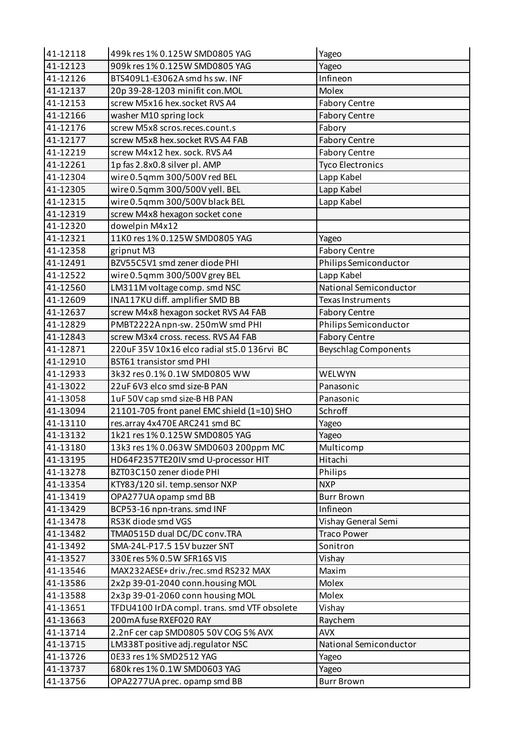| 41-12118 | 499k res 1% 0.125W SMD0805 YAG | Yageo |
|---|---|---|
| 41-12123 | 909k res 1% 0.125W SMD0805 YAG | Yageo |
| 41-12126 | BTS409L1-E3062A smd hs sw. INF | Infineon |
| 41-12137 | 20p 39-28-1203 minifit con.MOL | Molex |
| 41-12153 | screw M5x16 hex.socket RVS A4 | Fabory Centre |
| 41-12166 | washer M10 spring lock | Fabory Centre |
| 41-12176 | screw M5x8 scros.reces.count.s | Fabory |
| 41-12177 | screw M5x8 hex.socket RVS A4 FAB | Fabory Centre |
| 41-12219 | screw M4x12 hex. sock. RVS A4 | Fabory Centre |
| 41-12261 | 1p fas 2.8x0.8 silver pl. AMP | Tyco Electronics |
| 41-12304 | wire 0.5qmm 300/500V red BEL | Lapp Kabel |
| 41-12305 | wire 0.5qmm 300/500V yell. BEL | Lapp Kabel |
| 41-12315 | wire 0.5qmm 300/500V black BEL | Lapp Kabel |
| 41-12319 | screw M4x8 hexagon socket cone | |
| 41-12320 | dowelpin M4x12 | |
| 41-12321 | 11K0 res 1% 0.125W SMD0805 YAG | Yageo |
| 41-12358 | gripnut M3 | Fabory Centre |
| 41-12491 | BZV55C5V1 smd zener diode PHI | Philips Semiconductor |
| 41-12522 | wire 0.5qmm 300/500V grey BEL | Lapp Kabel |
| 41-12560 | LM311M voltage comp. smd NSC | National Semiconductor |
| 41-12609 | INA117KU diff. amplifier SMD BB | Texas Instruments |
| 41-12637 | screw M4x8 hexagon socket RVS A4 FAB | Fabory Centre |
| 41-12829 | PMBT2222A npn-sw. 250mW smd PHI | Philips Semiconductor |
| 41-12843 | screw M3x4 cross. recess. RVS A4 FAB | Fabory Centre |
| 41-12871 | 220uF 35V 10x16 elco radial st5.0 136rvi BC | Beyschlag Components |
| 41-12910 | BST61 transistor smd PHI | |
| 41-12933 | 3k32 res 0.1% 0.1W SMD0805 WW | WELWYN |
| 41-13022 | 22uF 6V3 elco smd size-B PAN | Panasonic |
| 41-13058 | 1uF 50V cap smd size-B HB PAN | Panasonic |
| 41-13094 | 21101-705 front panel EMC shield (1=10) SHO | Schroff |
| 41-13110 | res.array 4x470E ARC241 smd BC | Yageo |
| 41-13132 | 1k21 res 1% 0.125W SMD0805 YAG | Yageo |
| 41-13180 | 13k3 res 1% 0.063W SMD0603 200ppm MC | Multicomp |
| 41-13195 | HD64F2357TE20IV smd U-processor HIT | Hitachi |
| 41-13278 | BZT03C150 zener diode PHI | Philips |
| 41-13354 | KTY83/120 sil. temp.sensor NXP | NXP |
| 41-13419 | OPA277UA opamp smd BB | Burr Brown |
| 41-13429 | BCP53-16 npn-trans. smd INF | Infineon |
| 41-13478 | RS3K diode smd VGS | Vishay General Semi |
| 41-13482 | TMA0515D dual DC/DC conv.TRA | Traco Power |
| 41-13492 | SMA-24L-P17.5 15V buzzer SNT | Sonitron |
| 41-13527 | 330E res 5% 0.5W SFR16S VIS | Vishay |
| 41-13546 | MAX232AESE+ driv./rec.smd RS232 MAX | Maxim |
| 41-13586 | 2x2p 39-01-2040 conn.housing MOL | Molex |
| 41-13588 | 2x3p 39-01-2060 conn housing MOL | Molex |
| 41-13651 | TFDU4100 IrDA compl. trans. smd VTF obsolete | Vishay |
| 41-13663 | 200mA fuse RXEF020 RAY | Raychem |
| 41-13714 | 2.2nF cer cap SMD0805 50V COG 5% AVX | AVX |
| 41-13715 | LM338T positive adj.regulator NSC | National Semiconductor |
| 41-13726 | 0E33 res 1% SMD2512 YAG | Yageo |
| 41-13737 | 680k res 1% 0.1W SMD0603 YAG | Yageo |
| 41-13756 | OPA2277UA prec. opamp smd BB | Burr Brown |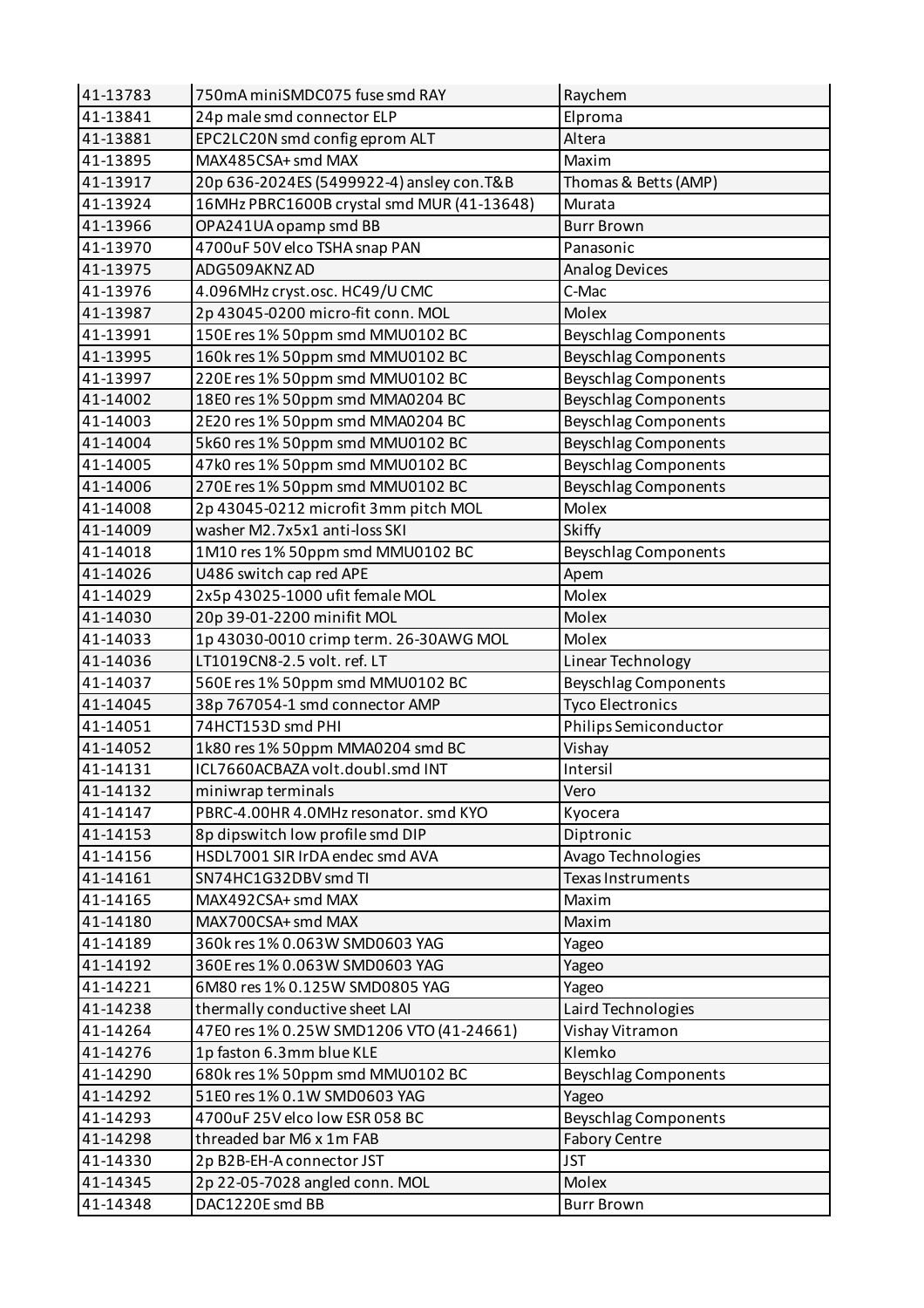| 41-13783 | 750mA miniSMDC075 fuse smd RAY | Raychem |
|---|---|---|
| 41-13841 | 24p male smd connector ELP | Elproma |
| 41-13881 | EPC2LC20N smd config eprom ALT | Altera |
| 41-13895 | MAX485CSA+ smd MAX | Maxim |
| 41-13917 | 20p 636-2024ES (5499922-4) ansley con.T&B | Thomas & Betts (AMP) |
| 41-13924 | 16MHz PBRC1600B crystal smd MUR (41-13648) | Murata |
| 41-13966 | OPA241UA opamp smd BB | Burr Brown |
| 41-13970 | 4700uF 50V elco TSHA snap PAN | Panasonic |
| 41-13975 | ADG509AKNZ AD | Analog Devices |
| 41-13976 | 4.096MHz cryst.osc. HC49/U CMC | C-Mac |
| 41-13987 | 2p 43045-0200 micro-fit conn. MOL | Molex |
| 41-13991 | 150E res 1% 50ppm smd MMU0102 BC | Beyschlag Components |
| 41-13995 | 160k res 1% 50ppm smd MMU0102 BC | Beyschlag Components |
| 41-13997 | 220E res 1% 50ppm smd MMU0102 BC | Beyschlag Components |
| 41-14002 | 18E0 res 1% 50ppm smd MMA0204 BC | Beyschlag Components |
| 41-14003 | 2E20 res 1% 50ppm smd MMA0204 BC | Beyschlag Components |
| 41-14004 | 5k60 res 1% 50ppm smd MMU0102 BC | Beyschlag Components |
| 41-14005 | 47k0 res 1% 50ppm smd MMU0102 BC | Beyschlag Components |
| 41-14006 | 270E res 1% 50ppm smd MMU0102 BC | Beyschlag Components |
| 41-14008 | 2p 43045-0212 microfit 3mm pitch MOL | Molex |
| 41-14009 | washer M2.7x5x1 anti-loss SKI | Skiffy |
| 41-14018 | 1M10 res 1% 50ppm smd MMU0102 BC | Beyschlag Components |
| 41-14026 | U486 switch cap red APE | Apem |
| 41-14029 | 2x5p 43025-1000 ufit female MOL | Molex |
| 41-14030 | 20p 39-01-2200 minifit MOL | Molex |
| 41-14033 | 1p 43030-0010 crimp term. 26-30AWG MOL | Molex |
| 41-14036 | LT1019CN8-2.5 volt. ref. LT | Linear Technology |
| 41-14037 | 560E res 1% 50ppm smd MMU0102 BC | Beyschlag Components |
| 41-14045 | 38p 767054-1 smd connector AMP | Tyco Electronics |
| 41-14051 | 74HCT153D smd PHI | Philips Semiconductor |
| 41-14052 | 1k80 res 1% 50ppm MMA0204 smd BC | Vishay |
| 41-14131 | ICL7660ACBAZA volt.doubl.smd INT | Intersil |
| 41-14132 | miniwrap terminals | Vero |
| 41-14147 | PBRC-4.00HR 4.0MHz resonator. smd KYO | Kyocera |
| 41-14153 | 8p dipswitch low profile smd DIP | Diptronic |
| 41-14156 | HSDL7001 SIR IrDA endec smd AVA | Avago Technologies |
| 41-14161 | SN74HC1G32DBV smd TI | Texas Instruments |
| 41-14165 | MAX492CSA+ smd MAX | Maxim |
| 41-14180 | MAX700CSA+ smd MAX | Maxim |
| 41-14189 | 360k res 1% 0.063W SMD0603 YAG | Yageo |
| 41-14192 | 360E res 1% 0.063W SMD0603 YAG | Yageo |
| 41-14221 | 6M80 res 1% 0.125W SMD0805 YAG | Yageo |
| 41-14238 | thermally conductive sheet LAI | Laird Technologies |
| 41-14264 | 47E0 res 1% 0.25W SMD1206 VTO (41-24661) | Vishay Vitramon |
| 41-14276 | 1p faston 6.3mm blue KLE | Klemko |
| 41-14290 | 680k res 1% 50ppm smd MMU0102 BC | Beyschlag Components |
| 41-14292 | 51E0 res 1% 0.1W SMD0603 YAG | Yageo |
| 41-14293 | 4700uF 25V elco low ESR 058 BC | Beyschlag Components |
| 41-14298 | threaded bar M6 x 1m FAB | Fabory Centre |
| 41-14330 | 2p B2B-EH-A connector JST | JST |
| 41-14345 | 2p 22-05-7028 angled conn. MOL | Molex |
| 41-14348 | DAC1220E smd BB | Burr Brown |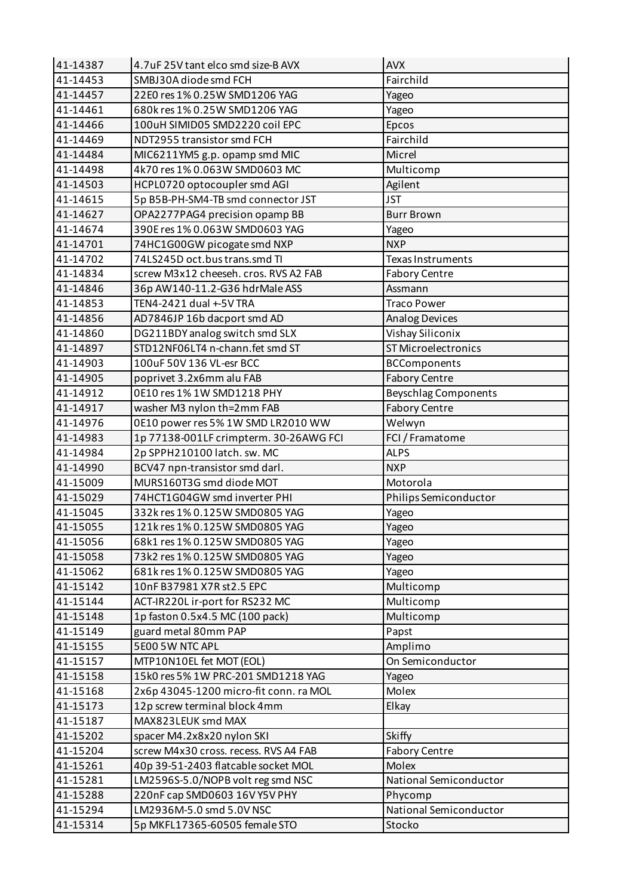| | | |
|---|---|---|
| 41-14387 | 4.7uF 25V tant elco smd size-B AVX | AVX |
| 41-14453 | SMBJ30A diode smd FCH | Fairchild |
| 41-14457 | 22E0 res 1% 0.25W SMD1206 YAG | Yageo |
| 41-14461 | 680k res 1% 0.25W SMD1206 YAG | Yageo |
| 41-14466 | 100uH SIMID05 SMD2220 coil EPC | Epcos |
| 41-14469 | NDT2955 transistor smd FCH | Fairchild |
| 41-14484 | MIC6211YM5 g.p. opamp smd MIC | Micrel |
| 41-14498 | 4k70 res 1% 0.063W SMD0603 MC | Multicomp |
| 41-14503 | HCPL0720 optocoupler smd AGI | Agilent |
| 41-14615 | 5p B5B-PH-SM4-TB smd connector JST | JST |
| 41-14627 | OPA2277PAG4 precision opamp BB | Burr Brown |
| 41-14674 | 390E res 1% 0.063W SMD0603 YAG | Yageo |
| 41-14701 | 74HC1G00GW picogate smd NXP | NXP |
| 41-14702 | 74LS245D oct.bus trans.smd TI | Texas Instruments |
| 41-14834 | screw M3x12 cheeseh. cros. RVS A2 FAB | Fabory Centre |
| 41-14846 | 36p AW140-11.2-G36 hdrMale ASS | Assmann |
| 41-14853 | TEN4-2421 dual +-5V TRA | Traco Power |
| 41-14856 | AD7846JP 16b dacport smd AD | Analog Devices |
| 41-14860 | DG211BDY analog switch smd SLX | Vishay Siliconix |
| 41-14897 | STD12NF06LT4 n-chann.fet smd ST | ST Microelectronics |
| 41-14903 | 100uF 50V 136 VL-esr BCC | BCComponents |
| 41-14905 | poprivet 3.2x6mm alu FAB | Fabory Centre |
| 41-14912 | 0E10 res 1% 1W SMD1218 PHY | Beyschlag Components |
| 41-14917 | washer M3 nylon th=2mm FAB | Fabory Centre |
| 41-14976 | 0E10 power res 5% 1W SMD LR2010 WW | Welwyn |
| 41-14983 | 1p 77138-001LF crimpterm. 30-26AWG FCI | FCI / Framatome |
| 41-14984 | 2p SPPH210100 latch. sw. MC | ALPS |
| 41-14990 | BCV47 npn-transistor smd darl. | NXP |
| 41-15009 | MURS160T3G smd diode MOT | Motorola |
| 41-15029 | 74HCT1G04GW smd inverter PHI | Philips Semiconductor |
| 41-15045 | 332k res 1% 0.125W SMD0805 YAG | Yageo |
| 41-15055 | 121k res 1% 0.125W SMD0805 YAG | Yageo |
| 41-15056 | 68k1 res 1% 0.125W SMD0805 YAG | Yageo |
| 41-15058 | 73k2 res 1% 0.125W SMD0805 YAG | Yageo |
| 41-15062 | 681k res 1% 0.125W SMD0805 YAG | Yageo |
| 41-15142 | 10nF B37981 X7R st2.5 EPC | Multicomp |
| 41-15144 | ACT-IR220L ir-port for RS232 MC | Multicomp |
| 41-15148 | 1p faston 0.5x4.5 MC (100 pack) | Multicomp |
| 41-15149 | guard metal 80mm PAP | Papst |
| 41-15155 | 5E00 5W NTC APL | Amplimo |
| 41-15157 | MTP10N10EL fet MOT (EOL) | On Semiconductor |
| 41-15158 | 15k0 res 5% 1W PRC-201 SMD1218 YAG | Yageo |
| 41-15168 | 2x6p 43045-1200 micro-fit conn. ra MOL | Molex |
| 41-15173 | 12p screw terminal block 4mm | Elkay |
| 41-15187 | MAX823LEUK smd MAX | |
| 41-15202 | spacer M4.2x8x20 nylon SKI | Skiffy |
| 41-15204 | screw M4x30 cross. recess. RVS A4 FAB | Fabory Centre |
| 41-15261 | 40p 39-51-2403 flatcable socket MOL | Molex |
| 41-15281 | LM2596S-5.0/NOPB volt reg smd NSC | National Semiconductor |
| 41-15288 | 220nF cap SMD0603 16V Y5V PHY | Phycomp |
| 41-15294 | LM2936M-5.0 smd 5.0V NSC | National Semiconductor |
| 41-15314 | 5p MKFL17365-60505 female STO | Stocko |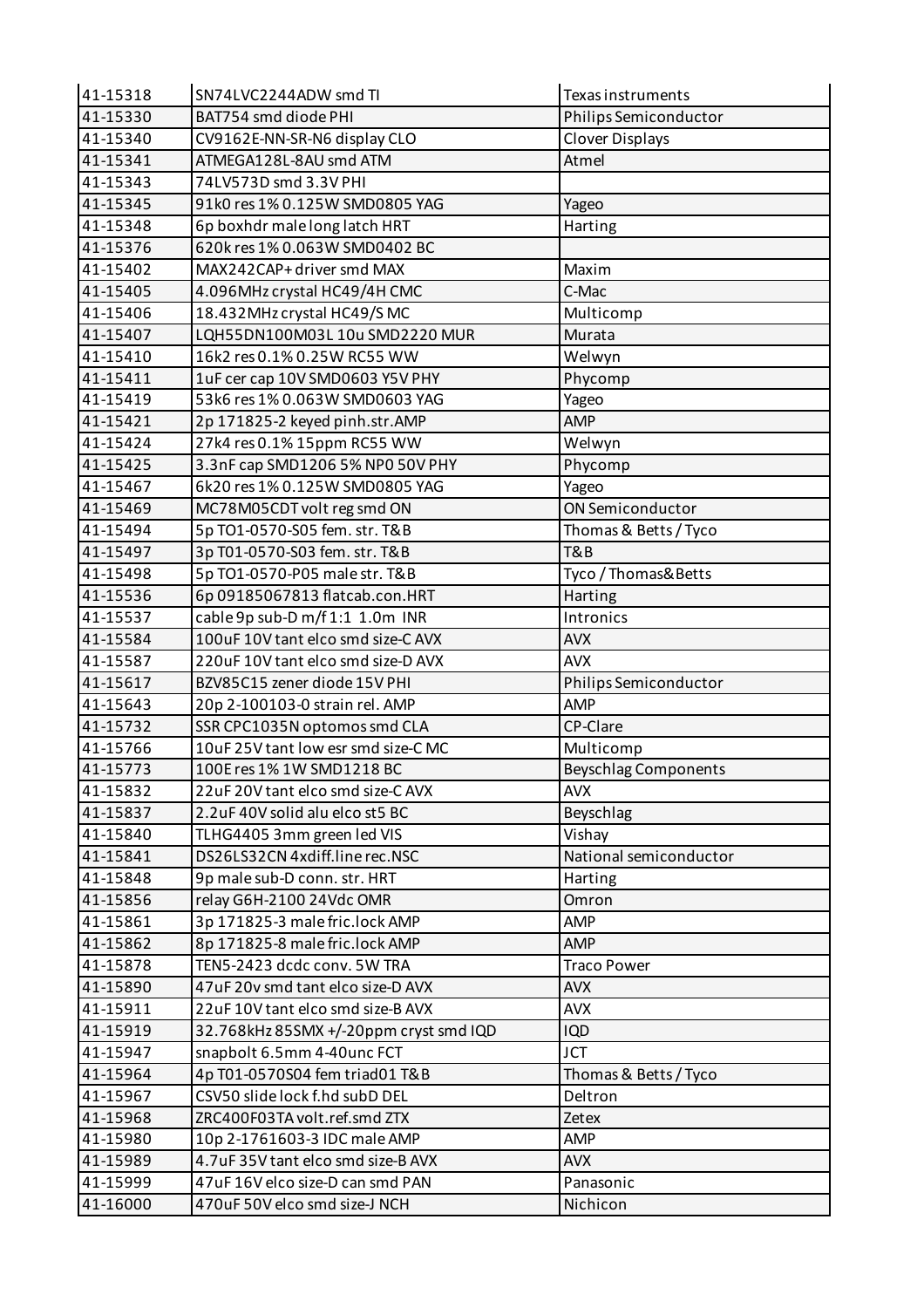| | | |
|---|---|---|
| 41-15318 | SN74LVC2244ADW smd TI | Texas instruments |
| 41-15330 | BAT754 smd diode PHI | Philips Semiconductor |
| 41-15340 | CV9162E-NN-SR-N6 display CLO | Clover Displays |
| 41-15341 | ATMEGA128L-8AU smd ATM | Atmel |
| 41-15343 | 74LV573D smd 3.3V PHI | |
| 41-15345 | 91k0 res 1% 0.125W SMD0805 YAG | Yageo |
| 41-15348 | 6p boxhdr male long latch HRT | Harting |
| 41-15376 | 620k res 1% 0.063W SMD0402 BC | |
| 41-15402 | MAX242CAP+ driver smd MAX | Maxim |
| 41-15405 | 4.096MHz crystal HC49/4H CMC | C-Mac |
| 41-15406 | 18.432MHz crystal HC49/S MC | Multicomp |
| 41-15407 | LQH55DN100M03L 10u SMD2220 MUR | Murata |
| 41-15410 | 16k2 res 0.1% 0.25W RC55 WW | Welwyn |
| 41-15411 | 1uF cer cap 10V SMD0603 Y5V PHY | Phycomp |
| 41-15419 | 53k6 res 1% 0.063W SMD0603 YAG | Yageo |
| 41-15421 | 2p 171825-2 keyed pinh.str.AMP | AMP |
| 41-15424 | 27k4 res 0.1% 15ppm RC55 WW | Welwyn |
| 41-15425 | 3.3nF cap SMD1206 5% NP0 50V PHY | Phycomp |
| 41-15467 | 6k20 res 1% 0.125W SMD0805 YAG | Yageo |
| 41-15469 | MC78M05CDT volt reg smd ON | ON Semiconductor |
| 41-15494 | 5p TO1-0570-S05 fem. str. T&B | Thomas & Betts / Tyco |
| 41-15497 | 3p T01-0570-S03 fem. str. T&B | T&B |
| 41-15498 | 5p TO1-0570-P05 male str. T&B | Tyco / Thomas&Betts |
| 41-15536 | 6p 09185067813 flatcab.con.HRT | Harting |
| 41-15537 | cable 9p sub-D m/f 1:1 1.0m INR | Intronics |
| 41-15584 | 100uF 10V tant elco smd size-C AVX | AVX |
| 41-15587 | 220uF 10V tant elco smd size-D AVX | AVX |
| 41-15617 | BZV85C15 zener diode 15V PHI | Philips Semiconductor |
| 41-15643 | 20p 2-100103-0 strain rel. AMP | AMP |
| 41-15732 | SSR CPC1035N optomos smd CLA | CP-Clare |
| 41-15766 | 10uF 25V tant low esr smd size-C MC | Multicomp |
| 41-15773 | 100E res 1% 1W SMD1218 BC | Beyschlag Components |
| 41-15832 | 22uF 20V tant elco smd size-C AVX | AVX |
| 41-15837 | 2.2uF 40V solid alu elco st5 BC | Beyschlag |
| 41-15840 | TLHG4405 3mm green led VIS | Vishay |
| 41-15841 | DS26LS32CN 4xdiff.line rec.NSC | National semiconductor |
| 41-15848 | 9p male sub-D conn. str. HRT | Harting |
| 41-15856 | relay G6H-2100 24Vdc OMR | Omron |
| 41-15861 | 3p 171825-3 male fric.lock AMP | AMP |
| 41-15862 | 8p 171825-8 male fric.lock AMP | AMP |
| 41-15878 | TEN5-2423 dcdc conv. 5W TRA | Traco Power |
| 41-15890 | 47uF 20v smd tant elco size-D AVX | AVX |
| 41-15911 | 22uF 10V tant elco smd size-B AVX | AVX |
| 41-15919 | 32.768kHz 85SMX +/-20ppm cryst smd IQD | IQD |
| 41-15947 | snapbolt 6.5mm 4-40unc FCT | JCT |
| 41-15964 | 4p T01-0570S04 fem triad01 T&B | Thomas & Betts / Tyco |
| 41-15967 | CSV50 slide lock f.hd subD DEL | Deltron |
| 41-15968 | ZRC400F03TA volt.ref.smd ZTX | Zetex |
| 41-15980 | 10p 2-1761603-3 IDC male AMP | AMP |
| 41-15989 | 4.7uF 35V tant elco smd size-B AVX | AVX |
| 41-15999 | 47uF 16V elco size-D can smd PAN | Panasonic |
| 41-16000 | 470uF 50V elco smd size-J NCH | Nichicon |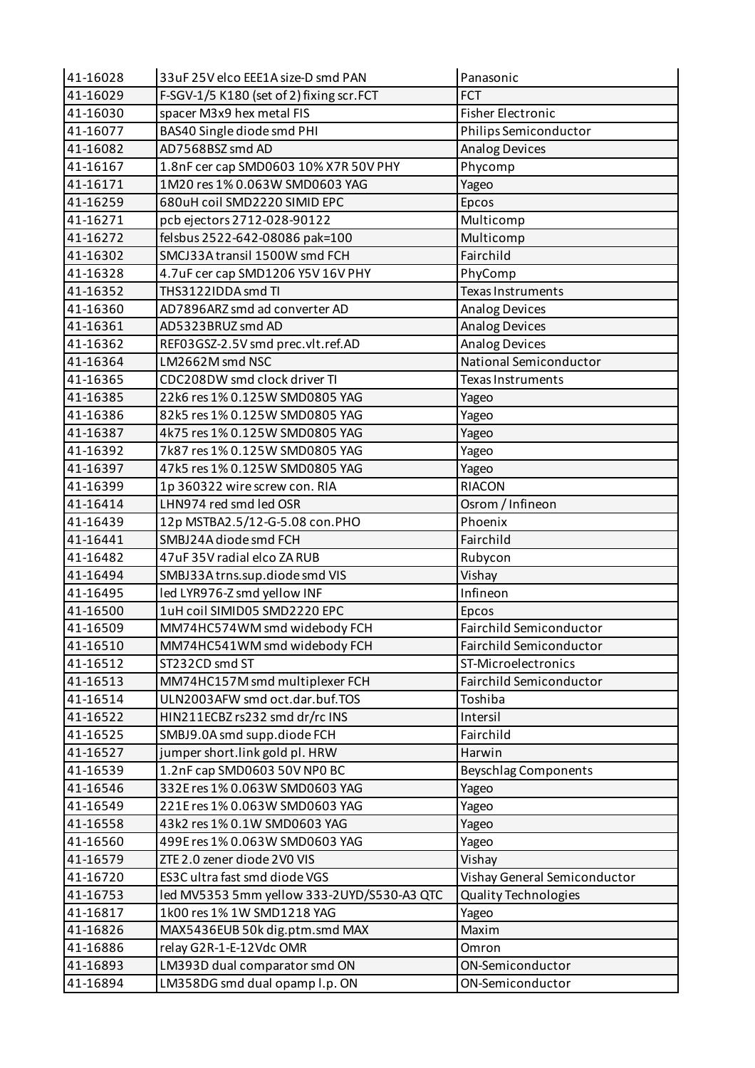| 41-16028 | 33uF 25V elco EEE1A size-D smd PAN | Panasonic |
|---|---|---|
| 41-16029 | F-SGV-1/5 K180 (set of 2) fixing scr.FCT | FCT |
| 41-16030 | spacer M3x9 hex metal FIS | Fisher Electronic |
| 41-16077 | BAS40 Single diode smd PHI | Philips Semiconductor |
| 41-16082 | AD7568BSZ smd AD | Analog Devices |
| 41-16167 | 1.8nF cer cap SMD0603 10% X7R 50V PHY | Phycomp |
| 41-16171 | 1M20 res 1% 0.063W SMD0603 YAG | Yageo |
| 41-16259 | 680uH coil SMD2220 SIMID EPC | Epcos |
| 41-16271 | pcb ejectors 2712-028-90122 | Multicomp |
| 41-16272 | felsbus 2522-642-08086 pak=100 | Multicomp |
| 41-16302 | SMCJ33A transil 1500W smd FCH | Fairchild |
| 41-16328 | 4.7uF cer cap SMD1206 Y5V 16V PHY | PhyComp |
| 41-16352 | THS3122IDDA smd TI | Texas Instruments |
| 41-16360 | AD7896ARZ smd ad converter AD | Analog Devices |
| 41-16361 | AD5323BRUZ smd AD | Analog Devices |
| 41-16362 | REF03GSZ-2.5V smd prec.vlt.ref.AD | Analog Devices |
| 41-16364 | LM2662M smd NSC | National Semiconductor |
| 41-16365 | CDC208DW smd clock driver TI | Texas Instruments |
| 41-16385 | 22k6 res 1% 0.125W SMD0805 YAG | Yageo |
| 41-16386 | 82k5 res 1% 0.125W SMD0805 YAG | Yageo |
| 41-16387 | 4k75 res 1% 0.125W SMD0805 YAG | Yageo |
| 41-16392 | 7k87 res 1% 0.125W SMD0805 YAG | Yageo |
| 41-16397 | 47k5 res 1% 0.125W SMD0805 YAG | Yageo |
| 41-16399 | 1p 360322 wire screw con. RIA | RIACON |
| 41-16414 | LHN974 red smd led OSR | Osrom / Infineon |
| 41-16439 | 12p MSTBA2.5/12-G-5.08 con.PHO | Phoenix |
| 41-16441 | SMBJ24A diode smd FCH | Fairchild |
| 41-16482 | 47uF 35V radial elco ZA RUB | Rubycon |
| 41-16494 | SMBJ33A trns.sup.diode smd VIS | Vishay |
| 41-16495 | led LYR976-Z smd yellow INF | Infineon |
| 41-16500 | 1uH coil SIMID05 SMD2220 EPC | Epcos |
| 41-16509 | MM74HC574WM smd widebody FCH | Fairchild Semiconductor |
| 41-16510 | MM74HC541WM smd widebody FCH | Fairchild Semiconductor |
| 41-16512 | ST232CD smd ST | ST-Microelectronics |
| 41-16513 | MM74HC157M smd multiplexer FCH | Fairchild Semiconductor |
| 41-16514 | ULN2003AFW smd oct.dar.buf.TOS | Toshiba |
| 41-16522 | HIN211ECBZ rs232 smd dr/rc INS | Intersil |
| 41-16525 | SMBJ9.0A smd supp.diode FCH | Fairchild |
| 41-16527 | jumper short.link gold pl. HRW | Harwin |
| 41-16539 | 1.2nF cap SMD0603 50V NP0 BC | Beyschlag Components |
| 41-16546 | 332E res 1% 0.063W SMD0603 YAG | Yageo |
| 41-16549 | 221E res 1% 0.063W SMD0603 YAG | Yageo |
| 41-16558 | 43k2 res 1% 0.1W SMD0603 YAG | Yageo |
| 41-16560 | 499E res 1% 0.063W SMD0603 YAG | Yageo |
| 41-16579 | ZTE 2.0 zener diode 2V0 VIS | Vishay |
| 41-16720 | ES3C ultra fast smd diode VGS | Vishay General Semiconductor |
| 41-16753 | led MV5353 5mm yellow 333-2UYD/S530-A3 QTC | Quality Technologies |
| 41-16817 | 1k00 res 1% 1W SMD1218 YAG | Yageo |
| 41-16826 | MAX5436EUB 50k dig.ptm.smd MAX | Maxim |
| 41-16886 | relay G2R-1-E-12Vdc OMR | Omron |
| 41-16893 | LM393D dual comparator smd ON | ON-Semiconductor |
| 41-16894 | LM358DG smd dual opamp l.p. ON | ON-Semiconductor |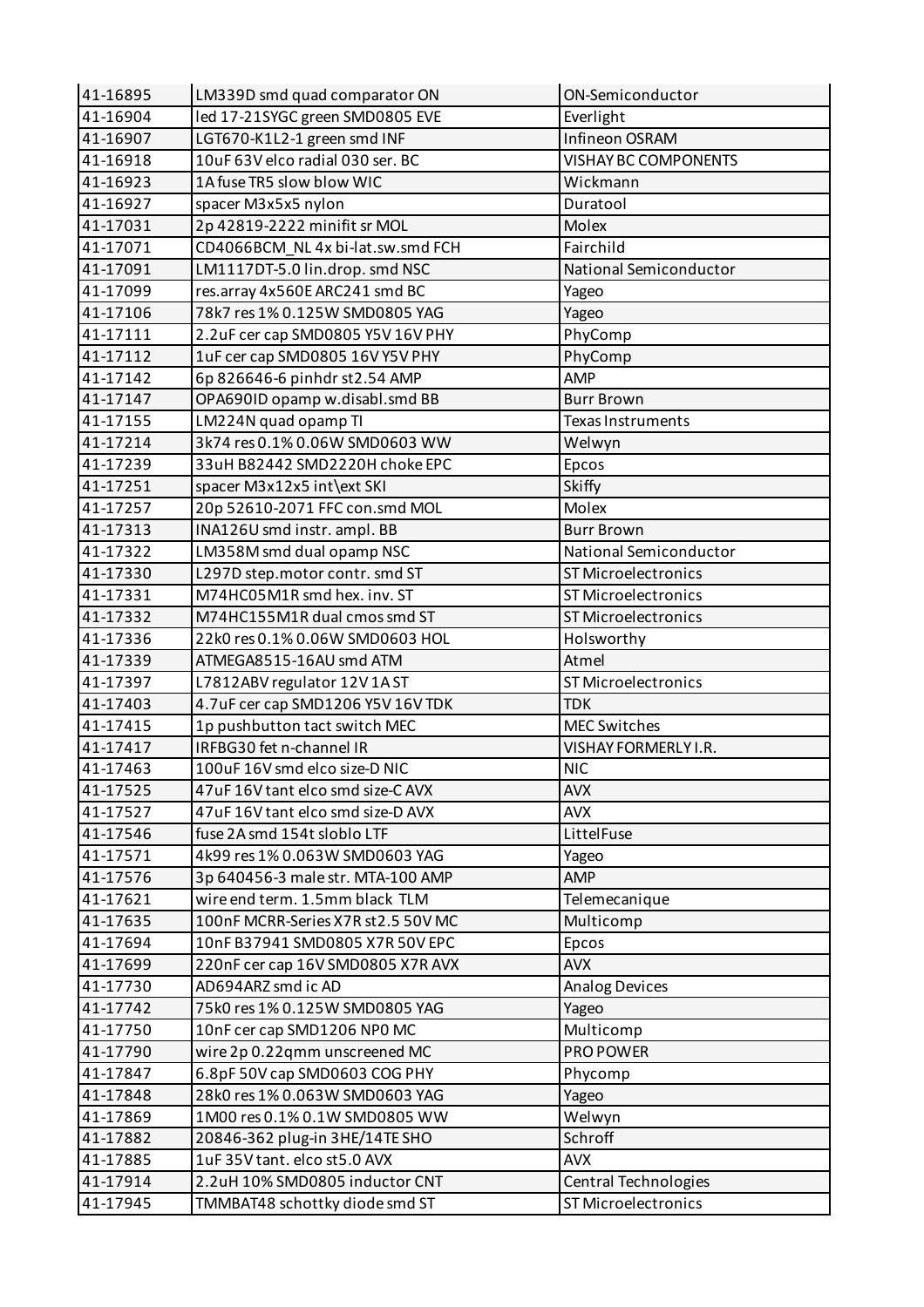| 41-16895 | LM339D smd quad comparator ON | ON-Semiconductor |
|---|---|---|
| 41-16904 | led 17-21SYGC green SMD0805 EVE | Everlight |
| 41-16907 | LGT670-K1L2-1 green smd INF | Infineon OSRAM |
| 41-16918 | 10uF 63V elco radial 030 ser. BC | VISHAY BC COMPONENTS |
| 41-16923 | 1A fuse TR5 slow blow WIC | Wickmann |
| 41-16927 | spacer M3x5x5 nylon | Duratool |
| 41-17031 | 2p 42819-2222 minifit sr MOL | Molex |
| 41-17071 | CD4066BCM_NL 4x bi-lat.sw.smd FCH | Fairchild |
| 41-17091 | LM1117DT-5.0 lin.drop. smd NSC | National Semiconductor |
| 41-17099 | res.array 4x560E ARC241 smd BC | Yageo |
| 41-17106 | 78k7 res 1% 0.125W SMD0805 YAG | Yageo |
| 41-17111 | 2.2uF cer cap SMD0805 Y5V 16V PHY | PhyComp |
| 41-17112 | 1uF cer cap SMD0805 16V Y5V PHY | PhyComp |
| 41-17142 | 6p 826646-6 pinhdr st2.54 AMP | AMP |
| 41-17147 | OPA690ID opamp w.disabl.smd BB | Burr Brown |
| 41-17155 | LM224N quad opamp TI | Texas Instruments |
| 41-17214 | 3k74 res 0.1% 0.06W SMD0603 WW | Welwyn |
| 41-17239 | 33uH B82442 SMD2220H choke EPC | Epcos |
| 41-17251 | spacer M3x12x5 int\ext SKI | Skiffy |
| 41-17257 | 20p 52610-2071 FFC con.smd MOL | Molex |
| 41-17313 | INA126U smd instr. ampl. BB | Burr Brown |
| 41-17322 | LM358M smd dual opamp NSC | National Semiconductor |
| 41-17330 | L297D step.motor contr. smd ST | ST Microelectronics |
| 41-17331 | M74HC05M1R smd hex. inv. ST | ST Microelectronics |
| 41-17332 | M74HC155M1R dual cmos smd ST | ST Microelectronics |
| 41-17336 | 22k0 res 0.1% 0.06W SMD0603 HOL | Holsworthy |
| 41-17339 | ATMEGA8515-16AU smd ATM | Atmel |
| 41-17397 | L7812ABV regulator 12V 1A ST | ST Microelectronics |
| 41-17403 | 4.7uF cer cap SMD1206 Y5V 16V TDK | TDK |
| 41-17415 | 1p pushbutton tact switch MEC | MEC Switches |
| 41-17417 | IRFBG30 fet n-channel IR | VISHAY FORMERLY I.R. |
| 41-17463 | 100uF 16V smd elco size-D NIC | NIC |
| 41-17525 | 47uF 16V tant elco smd size-C AVX | AVX |
| 41-17527 | 47uF 16V tant elco smd size-D AVX | AVX |
| 41-17546 | fuse 2A smd 154t sloblo LTF | LittelFuse |
| 41-17571 | 4k99 res 1% 0.063W SMD0603 YAG | Yageo |
| 41-17576 | 3p 640456-3 male str. MTA-100 AMP | AMP |
| 41-17621 | wire end term. 1.5mm black TLM | Telemecanique |
| 41-17635 | 100nF MCRR-Series X7R st2.5 50V MC | Multicomp |
| 41-17694 | 10nF B37941 SMD0805 X7R 50V EPC | Epcos |
| 41-17699 | 220nF cer cap 16V SMD0805 X7R AVX | AVX |
| 41-17730 | AD694ARZ smd ic AD | Analog Devices |
| 41-17742 | 75k0 res 1% 0.125W SMD0805 YAG | Yageo |
| 41-17750 | 10nF cer cap SMD1206 NP0 MC | Multicomp |
| 41-17790 | wire 2p 0.22qmm unscreened MC | PRO POWER |
| 41-17847 | 6.8pF 50V cap SMD0603 COG PHY | Phycomp |
| 41-17848 | 28k0 res 1% 0.063W SMD0603 YAG | Yageo |
| 41-17869 | 1M00 res 0.1% 0.1W SMD0805 WW | Welwyn |
| 41-17882 | 20846-362 plug-in 3HE/14TE SHO | Schroff |
| 41-17885 | 1uF 35V tant. elco st5.0 AVX | AVX |
| 41-17914 | 2.2uH 10% SMD0805 inductor CNT | Central Technologies |
| 41-17945 | TMMBAT48 schottky diode smd ST | ST Microelectronics |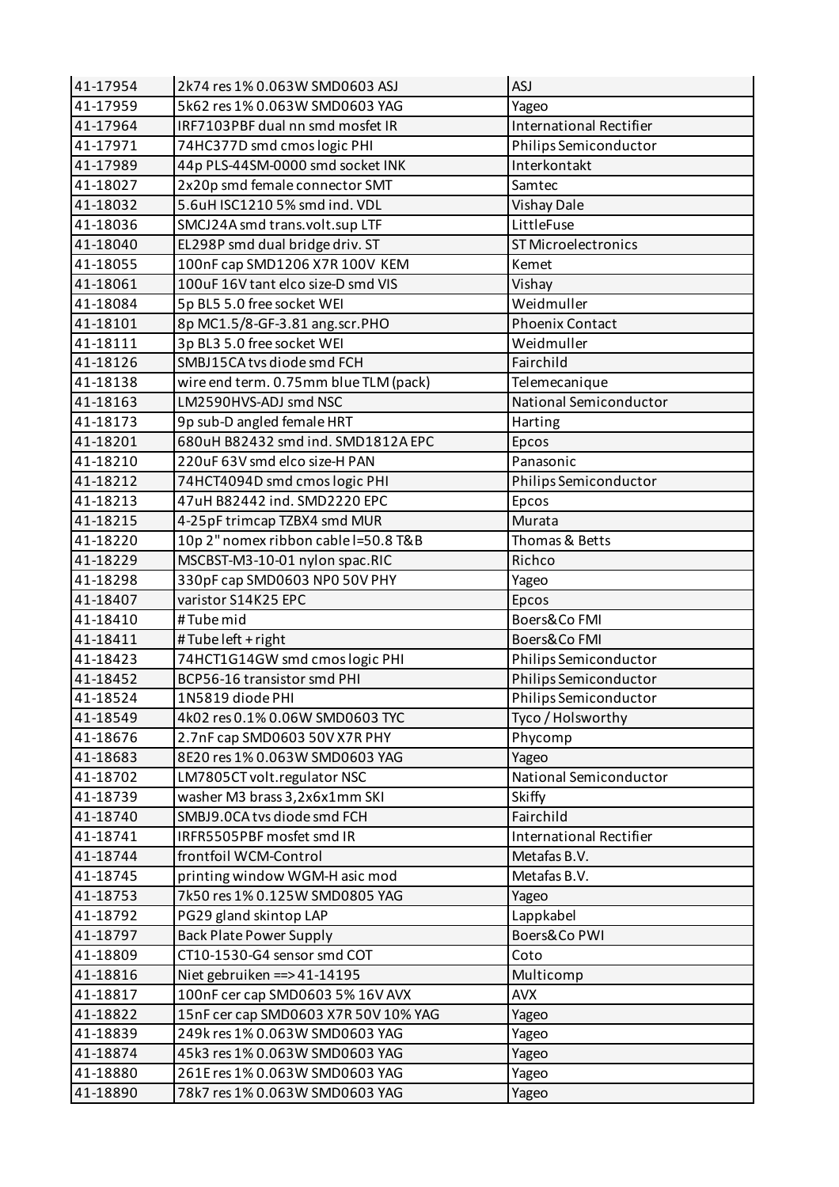| | | |
|---|---|---|
| 41-17954 | 2k74 res 1% 0.063W SMD0603 ASJ | ASJ |
| 41-17959 | 5k62 res 1% 0.063W SMD0603 YAG | Yageo |
| 41-17964 | IRF7103PBF dual nn smd mosfet IR | International Rectifier |
| 41-17971 | 74HC377D smd cmos logic PHI | Philips Semiconductor |
| 41-17989 | 44p PLS-44SM-0000 smd socket INK | Interkontakt |
| 41-18027 | 2x20p smd female connector SMT | Samtec |
| 41-18032 | 5.6uH ISC1210 5% smd ind. VDL | Vishay Dale |
| 41-18036 | SMCJ24A smd trans.volt.sup LTF | LittleFuse |
| 41-18040 | EL298P smd dual bridge driv. ST | ST Microelectronics |
| 41-18055 | 100nF cap SMD1206 X7R 100V KEM | Kemet |
| 41-18061 | 100uF 16V tant elco size-D smd VIS | Vishay |
| 41-18084 | 5p BL5 5.0 free socket WEI | Weidmuller |
| 41-18101 | 8p MC1.5/8-GF-3.81 ang.scr.PHO | Phoenix Contact |
| 41-18111 | 3p BL3 5.0 free socket WEI | Weidmuller |
| 41-18126 | SMBJ15CA tvs diode smd FCH | Fairchild |
| 41-18138 | wire end term. 0.75mm blue TLM (pack) | Telemecanique |
| 41-18163 | LM2590HVS-ADJ smd NSC | National Semiconductor |
| 41-18173 | 9p sub-D angled female HRT | Harting |
| 41-18201 | 680uH B82432 smd ind. SMD1812A EPC | Epcos |
| 41-18210 | 220uF 63V smd elco size-H PAN | Panasonic |
| 41-18212 | 74HCT4094D smd cmos logic PHI | Philips Semiconductor |
| 41-18213 | 47uH B82442 ind. SMD2220 EPC | Epcos |
| 41-18215 | 4-25pF trimcap TZBX4 smd MUR | Murata |
| 41-18220 | 10p 2" nomex ribbon cable l=50.8 T&B | Thomas & Betts |
| 41-18229 | MSCBST-M3-10-01 nylon spac.RIC | Richco |
| 41-18298 | 330pF cap SMD0603 NP0 50V PHY | Yageo |
| 41-18407 | varistor S14K25 EPC | Epcos |
| 41-18410 | # Tube mid | Boers&Co FMI |
| 41-18411 | # Tube left + right | Boers&Co FMI |
| 41-18423 | 74HCT1G14GW smd cmos logic PHI | Philips Semiconductor |
| 41-18452 | BCP56-16 transistor smd PHI | Philips Semiconductor |
| 41-18524 | 1N5819 diode PHI | Philips Semiconductor |
| 41-18549 | 4k02 res 0.1% 0.06W SMD0603 TYC | Tyco / Holsworthy |
| 41-18676 | 2.7nF cap SMD0603 50V X7R PHY | Phycomp |
| 41-18683 | 8E20 res 1% 0.063W SMD0603 YAG | Yageo |
| 41-18702 | LM7805CT volt.regulator NSC | National Semiconductor |
| 41-18739 | washer M3 brass 3,2x6x1mm SKI | Skiffy |
| 41-18740 | SMBJ9.0CA tvs diode smd FCH | Fairchild |
| 41-18741 | IRFR5505PBF mosfet smd IR | International Rectifier |
| 41-18744 | frontfoil WCM-Control | Metafas B.V. |
| 41-18745 | printing window WGM-H asic mod | Metafas B.V. |
| 41-18753 | 7k50 res 1% 0.125W SMD0805 YAG | Yageo |
| 41-18792 | PG29 gland skintop LAP | Lappkabel |
| 41-18797 | Back Plate Power Supply | Boers&Co PWI |
| 41-18809 | CT10-1530-G4 sensor smd COT | Coto |
| 41-18816 | Niet gebruiken ==> 41-14195 | Multicomp |
| 41-18817 | 100nF cer cap SMD0603 5% 16V AVX | AVX |
| 41-18822 | 15nF cer cap SMD0603 X7R 50V 10% YAG | Yageo |
| 41-18839 | 249k res 1% 0.063W SMD0603 YAG | Yageo |
| 41-18874 | 45k3 res 1% 0.063W SMD0603 YAG | Yageo |
| 41-18880 | 261E res 1% 0.063W SMD0603 YAG | Yageo |
| 41-18890 | 78k7 res 1% 0.063W SMD0603 YAG | Yageo |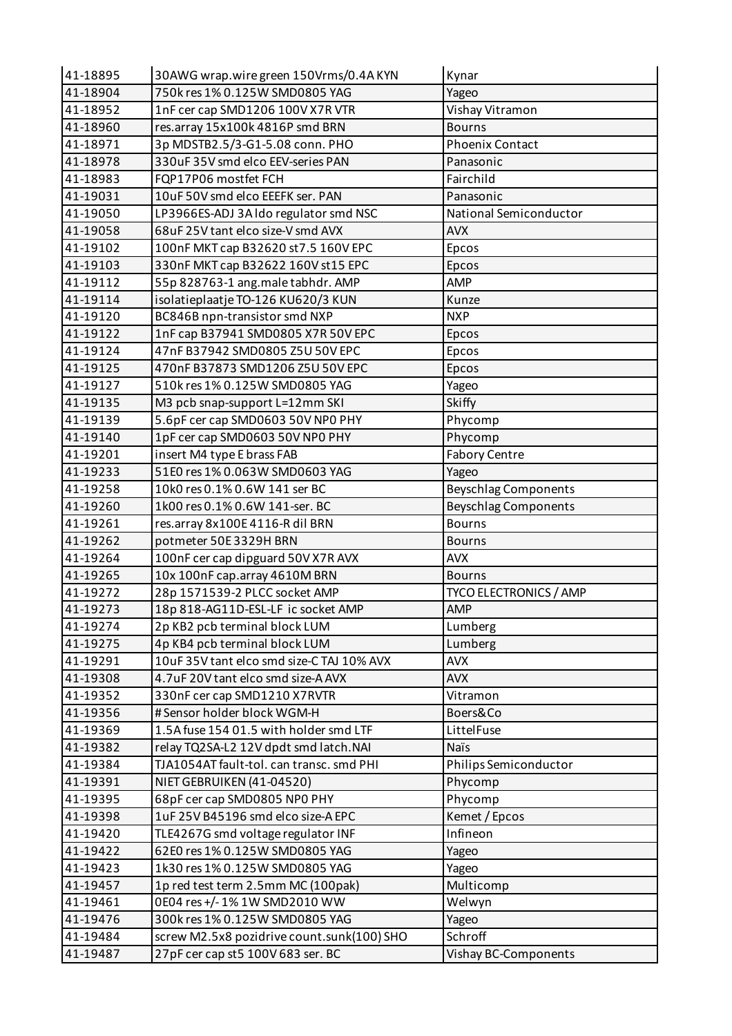| 41-18895 | 30AWG wrap.wire green 150Vrms/0.4A KYN | Kynar |
|---|---|---|
| 41-18904 | 750k res 1% 0.125W SMD0805 YAG | Yageo |
| 41-18952 | 1nF cer cap SMD1206 100V X7R VTR | Vishay Vitramon |
| 41-18960 | res.array 15x100k 4816P smd BRN | Bourns |
| 41-18971 | 3p MDSTB2.5/3-G1-5.08 conn. PHO | Phoenix Contact |
| 41-18978 | 330uF 35V smd elco EEV-series PAN | Panasonic |
| 41-18983 | FQP17P06 mostfet FCH | Fairchild |
| 41-19031 | 10uF 50V smd elco EEEFK ser. PAN | Panasonic |
| 41-19050 | LP3966ES-ADJ 3A ldo regulator smd NSC | National Semiconductor |
| 41-19058 | 68uF 25V tant elco size-V smd AVX | AVX |
| 41-19102 | 100nF MKT cap B32620 st7.5 160V EPC | Epcos |
| 41-19103 | 330nF MKT cap B32622 160V st15 EPC | Epcos |
| 41-19112 | 55p 828763-1 ang.male tabhdr. AMP | AMP |
| 41-19114 | isolatieplaatje TO-126 KU620/3 KUN | Kunze |
| 41-19120 | BC846B npn-transistor smd NXP | NXP |
| 41-19122 | 1nF cap B37941 SMD0805 X7R 50V EPC | Epcos |
| 41-19124 | 47nF B37942 SMD0805 Z5U 50V EPC | Epcos |
| 41-19125 | 470nF B37873 SMD1206 Z5U 50V EPC | Epcos |
| 41-19127 | 510k res 1% 0.125W SMD0805 YAG | Yageo |
| 41-19135 | M3 pcb snap-support L=12mm SKI | Skiffy |
| 41-19139 | 5.6pF cer cap SMD0603 50V NP0 PHY | Phycomp |
| 41-19140 | 1pF cer cap SMD0603 50V NP0 PHY | Phycomp |
| 41-19201 | insert M4 type E brass FAB | Fabory Centre |
| 41-19233 | 51E0 res 1% 0.063W SMD0603 YAG | Yageo |
| 41-19258 | 10k0 res 0.1% 0.6W 141 ser BC | Beyschlag Components |
| 41-19260 | 1k00 res 0.1% 0.6W 141-ser. BC | Beyschlag Components |
| 41-19261 | res.array 8x100E 4116-R dil BRN | Bourns |
| 41-19262 | potmeter 50E 3329H BRN | Bourns |
| 41-19264 | 100nF cer cap dipguard 50V X7R AVX | AVX |
| 41-19265 | 10x 100nF cap.array 4610M BRN | Bourns |
| 41-19272 | 28p 1571539-2 PLCC socket AMP | TYCO ELECTRONICS / AMP |
| 41-19273 | 18p 818-AG11D-ESL-LF ic socket AMP | AMP |
| 41-19274 | 2p KB2 pcb terminal block LUM | Lumberg |
| 41-19275 | 4p KB4 pcb terminal block LUM | Lumberg |
| 41-19291 | 10uF 35V tant elco smd size-C TAJ 10% AVX | AVX |
| 41-19308 | 4.7uF 20V tant elco smd size-A AVX | AVX |
| 41-19352 | 330nF cer cap SMD1210 X7RVTR | Vitramon |
| 41-19356 | # Sensor holder block WGM-H | Boers&Co |
| 41-19369 | 1.5A fuse 154 01.5 with holder smd LTF | LittelFuse |
| 41-19382 | relay TQ2SA-L2 12V dpdt smd latch.NAI | Naïs |
| 41-19384 | TJA1054AT fault-tol. can transc. smd PHI | Philips Semiconductor |
| 41-19391 | NIET GEBRUIKEN (41-04520) | Phycomp |
| 41-19395 | 68pF cer cap SMD0805 NP0 PHY | Phycomp |
| 41-19398 | 1uF 25V B45196 smd elco size-A EPC | Kemet / Epcos |
| 41-19420 | TLE4267G smd voltage regulator INF | Infineon |
| 41-19422 | 62E0 res 1% 0.125W SMD0805 YAG | Yageo |
| 41-19423 | 1k30 res 1% 0.125W SMD0805 YAG | Yageo |
| 41-19457 | 1p red test term 2.5mm MC (100pak) | Multicomp |
| 41-19461 | 0E04 res +/- 1% 1W SMD2010 WW | Welwyn |
| 41-19476 | 300k res 1% 0.125W SMD0805 YAG | Yageo |
| 41-19484 | screw M2.5x8 pozidrive count.sunk(100) SHO | Schroff |
| 41-19487 | 27pF cer cap st5 100V 683 ser. BC | Vishay BC-Components |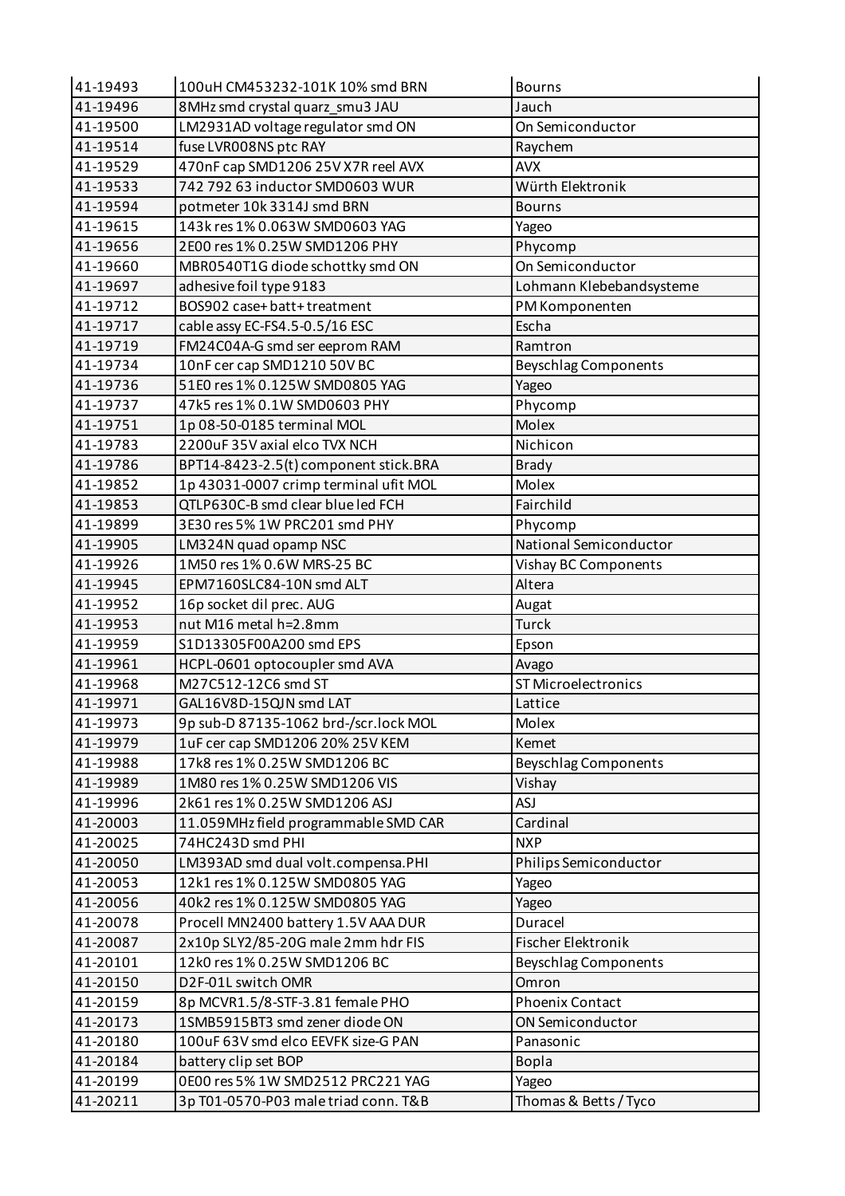| 41-19493 | 100uH CM453232-101K 10% smd BRN | Bourns |
|---|---|---|
| 41-19496 | 8MHz smd crystal quarz_smu3 JAU | Jauch |
| 41-19500 | LM2931AD voltage regulator smd ON | On Semiconductor |
| 41-19514 | fuse LVR008NS ptc RAY | Raychem |
| 41-19529 | 470nF cap SMD1206 25V X7R reel AVX | AVX |
| 41-19533 | 742 792 63 inductor SMD0603 WUR | Würth Elektronik |
| 41-19594 | potmeter 10k 3314J smd BRN | Bourns |
| 41-19615 | 143k res 1% 0.063W SMD0603 YAG | Yageo |
| 41-19656 | 2E00 res 1% 0.25W SMD1206 PHY | Phycomp |
| 41-19660 | MBR0540T1G diode schottky smd ON | On Semiconductor |
| 41-19697 | adhesive foil type 9183 | Lohmann Klebebandsysteme |
| 41-19712 | BOS902 case+batt+treatment | PM Komponenten |
| 41-19717 | cable assy EC-FS4.5-0.5/16 ESC | Escha |
| 41-19719 | FM24C04A-G smd ser eeprom RAM | Ramtron |
| 41-19734 | 10nF cer cap SMD1210 50V BC | Beyschlag Components |
| 41-19736 | 51E0 res 1% 0.125W SMD0805 YAG | Yageo |
| 41-19737 | 47k5 res 1% 0.1W SMD0603 PHY | Phycomp |
| 41-19751 | 1p 08-50-0185 terminal MOL | Molex |
| 41-19783 | 2200uF 35V axial elco TVX NCH | Nichicon |
| 41-19786 | BPT14-8423-2.5(t) component stick.BRA | Brady |
| 41-19852 | 1p 43031-0007 crimp terminal ufit MOL | Molex |
| 41-19853 | QTLP630C-B smd clear blue led FCH | Fairchild |
| 41-19899 | 3E30 res 5% 1W PRC201 smd PHY | Phycomp |
| 41-19905 | LM324N quad opamp NSC | National Semiconductor |
| 41-19926 | 1M50 res 1% 0.6W MRS-25 BC | Vishay BC Components |
| 41-19945 | EPM7160SLC84-10N smd ALT | Altera |
| 41-19952 | 16p socket dil prec. AUG | Augat |
| 41-19953 | nut M16 metal h=2.8mm | Turck |
| 41-19959 | S1D13305F00A200 smd EPS | Epson |
| 41-19961 | HCPL-0601 optocoupler smd AVA | Avago |
| 41-19968 | M27C512-12C6 smd ST | ST Microelectronics |
| 41-19971 | GAL16V8D-15QJN smd LAT | Lattice |
| 41-19973 | 9p sub-D 87135-1062 brd-/scr.lock MOL | Molex |
| 41-19979 | 1uF cer cap SMD1206 20% 25V KEM | Kemet |
| 41-19988 | 17k8 res 1% 0.25W SMD1206 BC | Beyschlag Components |
| 41-19989 | 1M80 res 1% 0.25W SMD1206 VIS | Vishay |
| 41-19996 | 2k61 res 1% 0.25W SMD1206 ASJ | ASJ |
| 41-20003 | 11.059MHz field programmable SMD CAR | Cardinal |
| 41-20025 | 74HC243D smd PHI | NXP |
| 41-20050 | LM393AD smd dual volt.compensa.PHI | Philips Semiconductor |
| 41-20053 | 12k1 res 1% 0.125W SMD0805 YAG | Yageo |
| 41-20056 | 40k2 res 1% 0.125W SMD0805 YAG | Yageo |
| 41-20078 | Procell MN2400 battery 1.5V AAA DUR | Duracel |
| 41-20087 | 2x10p SLY2/85-20G male 2mm hdr FIS | Fischer Elektronik |
| 41-20101 | 12k0 res 1% 0.25W SMD1206 BC | Beyschlag Components |
| 41-20150 | D2F-01L switch OMR | Omron |
| 41-20159 | 8p MCVR1.5/8-STF-3.81 female PHO | Phoenix Contact |
| 41-20173 | 1SMB5915BT3 smd zener diode ON | ON Semiconductor |
| 41-20180 | 100uF 63V smd elco EEVFK size-G PAN | Panasonic |
| 41-20184 | battery clip set BOP | Bopla |
| 41-20199 | 0E00 res 5% 1W SMD2512 PRC221 YAG | Yageo |
| 41-20211 | 3p T01-0570-P03 male triad conn. T&B | Thomas & Betts / Tyco |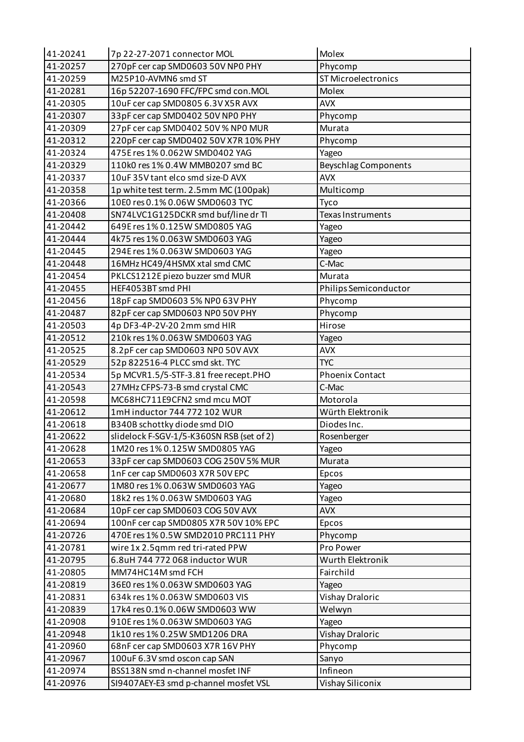| 41-20241 | 7p 22-27-2071 connector MOL | Molex |
|---|---|---|
| 41-20257 | 270pF cer cap SMD0603 50V NP0 PHY | Phycomp |
| 41-20259 | M25P10-AVMN6 smd ST | ST Microelectronics |
| 41-20281 | 16p 52207-1690 FFC/FPC smd con.MOL | Molex |
| 41-20305 | 10uF cer cap SMD0805 6.3V X5R AVX | AVX |
| 41-20307 | 33pF cer cap SMD0402 50V NP0 PHY | Phycomp |
| 41-20309 | 27pF cer cap SMD0402 50V % NP0 MUR | Murata |
| 41-20312 | 220pF cer cap SMD0402 50V X7R 10% PHY | Phycomp |
| 41-20324 | 475E res 1% 0.062W SMD0402 YAG | Yageo |
| 41-20329 | 110k0 res 1% 0.4W MMB0207 smd BC | Beyschlag Components |
| 41-20337 | 10uF 35V tant elco smd size-D AVX | AVX |
| 41-20358 | 1p white test term. 2.5mm MC (100pak) | Multicomp |
| 41-20366 | 10E0 res 0.1% 0.06W SMD0603 TYC | Tyco |
| 41-20408 | SN74LVC1G125DCKR smd buf/line dr TI | Texas Instruments |
| 41-20442 | 649E res 1% 0.125W SMD0805 YAG | Yageo |
| 41-20444 | 4k75 res 1% 0.063W SMD0603 YAG | Yageo |
| 41-20445 | 294E res 1% 0.063W SMD0603 YAG | Yageo |
| 41-20448 | 16MHz HC49/4HSMX xtal smd CMC | C-Mac |
| 41-20454 | PKLCS1212E piezo buzzer smd MUR | Murata |
| 41-20455 | HEF4053BT smd PHI | Philips Semiconductor |
| 41-20456 | 18pF cap SMD0603 5% NP0 63V PHY | Phycomp |
| 41-20487 | 82pF cer cap SMD0603 NP0 50V PHY | Phycomp |
| 41-20503 | 4p DF3-4P-2V-20 2mm smd HIR | Hirose |
| 41-20512 | 210k res 1% 0.063W SMD0603 YAG | Yageo |
| 41-20525 | 8.2pF cer cap SMD0603 NP0 50V AVX | AVX |
| 41-20529 | 52p 822516-4 PLCC smd skt. TYC | TYC |
| 41-20534 | 5p MCVR1.5/5-STF-3.81 free recept.PHO | Phoenix Contact |
| 41-20543 | 27MHz CFPS-73-B smd crystal CMC | C-Mac |
| 41-20598 | MC68HC711E9CFN2 smd mcu MOT | Motorola |
| 41-20612 | 1mH inductor 744 772 102 WUR | Würth Elektronik |
| 41-20618 | B340B schottky diode smd DIO | Diodes Inc. |
| 41-20622 | slidelock F-SGV-1/5-K360SN RSB (set of 2) | Rosenberger |
| 41-20628 | 1M20 res 1% 0.125W SMD0805 YAG | Yageo |
| 41-20653 | 33pF cer cap SMD0603 COG 250V 5% MUR | Murata |
| 41-20658 | 1nF cer cap SMD0603 X7R 50V EPC | Epcos |
| 41-20677 | 1M80 res 1% 0.063W SMD0603 YAG | Yageo |
| 41-20680 | 18k2 res 1% 0.063W SMD0603 YAG | Yageo |
| 41-20684 | 10pF cer cap SMD0603 COG 50V AVX | AVX |
| 41-20694 | 100nF cer cap SMD0805 X7R 50V 10% EPC | Epcos |
| 41-20726 | 470E res 1% 0.5W SMD2010 PRC111 PHY | Phycomp |
| 41-20781 | wire 1x 2.5qmm red tri-rated PPW | Pro Power |
| 41-20795 | 6.8uH 744 772 068 inductor WUR | Wurth Elektronik |
| 41-20805 | MM74HC14M smd FCH | Fairchild |
| 41-20819 | 36E0 res 1% 0.063W SMD0603 YAG | Yageo |
| 41-20831 | 634k res 1% 0.063W SMD0603 VIS | Vishay Draloric |
| 41-20839 | 17k4 res 0.1% 0.06W SMD0603 WW | Welwyn |
| 41-20908 | 910E res 1% 0.063W SMD0603 YAG | Yageo |
| 41-20948 | 1k10 res 1% 0.25W SMD1206 DRA | Vishay Draloric |
| 41-20960 | 68nF cer cap SMD0603 X7R 16V PHY | Phycomp |
| 41-20967 | 100uF 6.3V smd oscon cap SAN | Sanyo |
| 41-20974 | BSS138N smd n-channel mosfet INF | Infineon |
| 41-20976 | SI9407AEY-E3 smd p-channel mosfet VSL | Vishay Siliconix |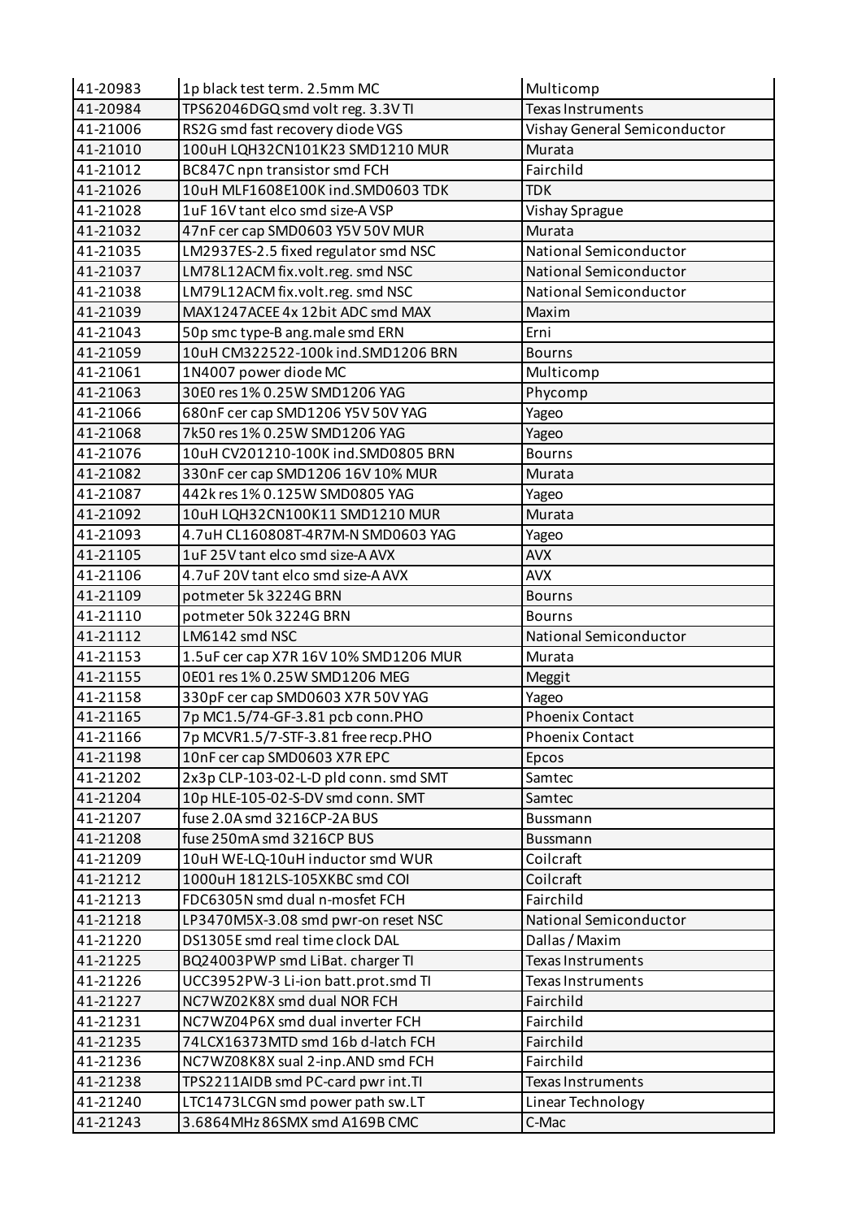| 41-20983 | 1p black test term. 2.5mm MC | Multicomp |
|---|---|---|
| 41-20984 | TPS62046DGQ smd volt reg. 3.3V TI | Texas Instruments |
| 41-21006 | RS2G smd fast recovery diode VGS | Vishay General Semiconductor |
| 41-21010 | 100uH LQH32CN101K23 SMD1210 MUR | Murata |
| 41-21012 | BC847C npn transistor smd FCH | Fairchild |
| 41-21026 | 10uH MLF1608E100K ind.SMD0603 TDK | TDK |
| 41-21028 | 1uF 16V tant elco smd size-A VSP | Vishay Sprague |
| 41-21032 | 47nF cer cap SMD0603 Y5V 50V MUR | Murata |
| 41-21035 | LM2937ES-2.5 fixed regulator smd NSC | National Semiconductor |
| 41-21037 | LM78L12ACM fix.volt.reg. smd NSC | National Semiconductor |
| 41-21038 | LM79L12ACM fix.volt.reg. smd NSC | National Semiconductor |
| 41-21039 | MAX1247ACEE 4x 12bit ADC smd MAX | Maxim |
| 41-21043 | 50p smc type-B ang.male smd ERN | Erni |
| 41-21059 | 10uH CM322522-100k ind.SMD1206 BRN | Bourns |
| 41-21061 | 1N4007 power diode MC | Multicomp |
| 41-21063 | 30E0 res 1% 0.25W SMD1206 YAG | Phycomp |
| 41-21066 | 680nF cer cap SMD1206 Y5V 50V YAG | Yageo |
| 41-21068 | 7k50 res 1% 0.25W SMD1206 YAG | Yageo |
| 41-21076 | 10uH CV201210-100K ind.SMD0805 BRN | Bourns |
| 41-21082 | 330nF cer cap SMD1206 16V 10% MUR | Murata |
| 41-21087 | 442k res 1% 0.125W SMD0805 YAG | Yageo |
| 41-21092 | 10uH LQH32CN100K11 SMD1210 MUR | Murata |
| 41-21093 | 4.7uH CL160808T-4R7M-N SMD0603 YAG | Yageo |
| 41-21105 | 1uF 25V tant elco smd size-A AVX | AVX |
| 41-21106 | 4.7uF 20V tant elco smd size-A AVX | AVX |
| 41-21109 | potmeter 5k 3224G BRN | Bourns |
| 41-21110 | potmeter 50k 3224G BRN | Bourns |
| 41-21112 | LM6142 smd NSC | National Semiconductor |
| 41-21153 | 1.5uF cer cap X7R 16V 10% SMD1206 MUR | Murata |
| 41-21155 | 0E01 res 1% 0.25W SMD1206 MEG | Meggit |
| 41-21158 | 330pF cer cap SMD0603 X7R 50V YAG | Yageo |
| 41-21165 | 7p MC1.5/74-GF-3.81 pcb conn.PHO | Phoenix Contact |
| 41-21166 | 7p MCVR1.5/7-STF-3.81 free recp.PHO | Phoenix Contact |
| 41-21198 | 10nF cer cap SMD0603 X7R EPC | Epcos |
| 41-21202 | 2x3p CLP-103-02-L-D pld conn. smd SMT | Samtec |
| 41-21204 | 10p HLE-105-02-S-DV smd conn. SMT | Samtec |
| 41-21207 | fuse 2.0A smd 3216CP-2A BUS | Bussmann |
| 41-21208 | fuse 250mA smd 3216CP BUS | Bussmann |
| 41-21209 | 10uH WE-LQ-10uH inductor smd WUR | Coilcraft |
| 41-21212 | 1000uH 1812LS-105XKBC smd COI | Coilcraft |
| 41-21213 | FDC6305N smd dual n-mosfet FCH | Fairchild |
| 41-21218 | LP3470M5X-3.08 smd pwr-on reset NSC | National Semiconductor |
| 41-21220 | DS1305E smd real time clock DAL | Dallas / Maxim |
| 41-21225 | BQ24003PWP smd LiBat. charger TI | Texas Instruments |
| 41-21226 | UCC3952PW-3 Li-ion batt.prot.smd TI | Texas Instruments |
| 41-21227 | NC7WZ02K8X smd dual NOR FCH | Fairchild |
| 41-21231 | NC7WZ04P6X smd dual inverter FCH | Fairchild |
| 41-21235 | 74LCX16373MTD smd 16b d-latch FCH | Fairchild |
| 41-21236 | NC7WZ08K8X sual 2-inp.AND smd FCH | Fairchild |
| 41-21238 | TPS2211AIDB smd PC-card pwr int.TI | Texas Instruments |
| 41-21240 | LTC1473LCGN smd power path sw.LT | Linear Technology |
| 41-21243 | 3.6864MHz 86SMX smd A169B CMC | C-Mac |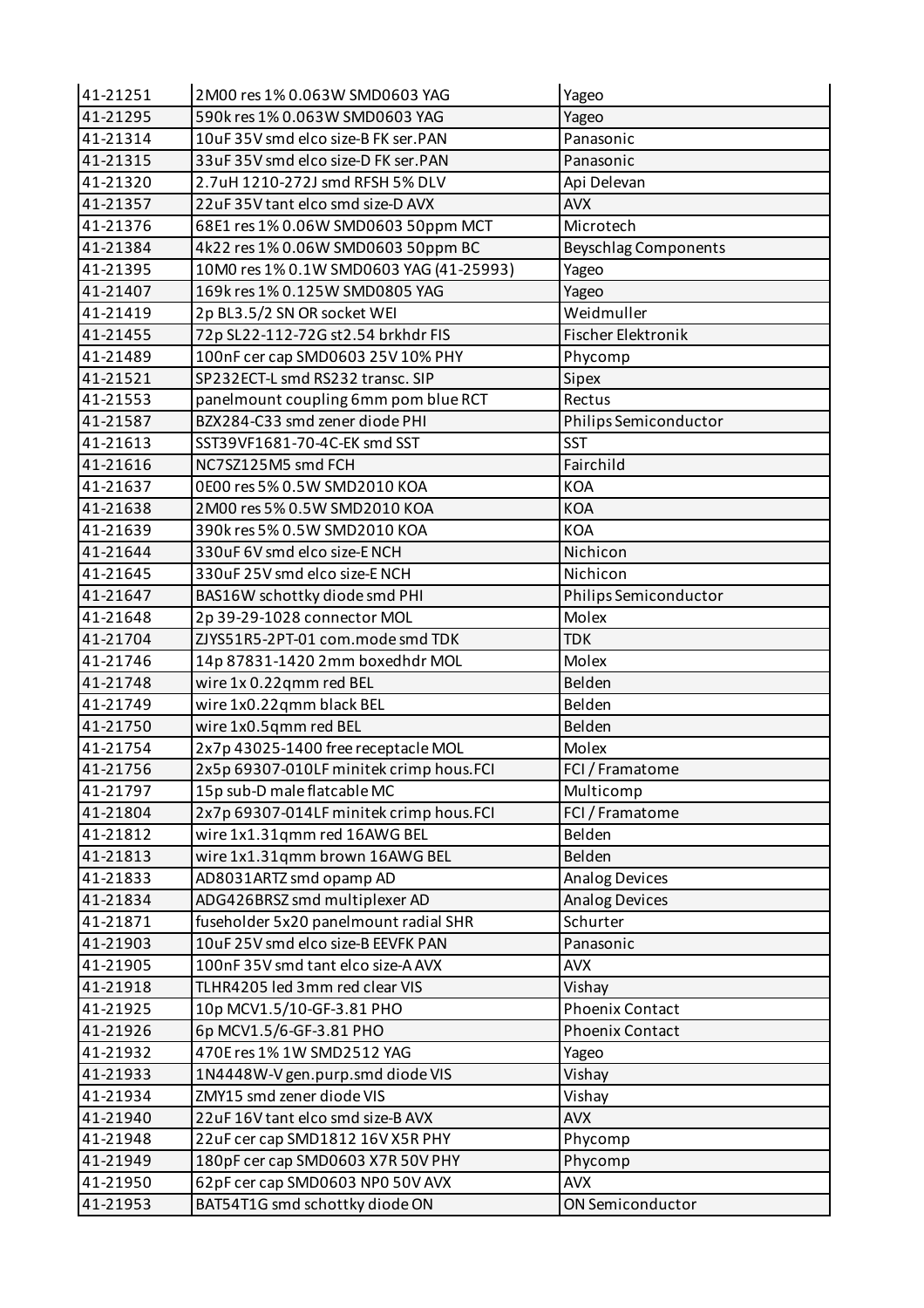| 41-21251 | 2M00 res 1% 0.063W SMD0603 YAG | Yageo |
|---|---|---|
| 41-21295 | 590k res 1% 0.063W SMD0603 YAG | Yageo |
| 41-21314 | 10uF 35V smd elco size-B FK ser.PAN | Panasonic |
| 41-21315 | 33uF 35V smd elco size-D FK ser.PAN | Panasonic |
| 41-21320 | 2.7uH 1210-272J smd RFSH 5% DLV | Api Delevan |
| 41-21357 | 22uF 35V tant elco smd size-D AVX | AVX |
| 41-21376 | 68E1 res 1% 0.06W SMD0603 50ppm MCT | Microtech |
| 41-21384 | 4k22 res 1% 0.06W SMD0603 50ppm BC | Beyschlag Components |
| 41-21395 | 10M0 res 1% 0.1W SMD0603 YAG (41-25993) | Yageo |
| 41-21407 | 169k res 1% 0.125W SMD0805 YAG | Yageo |
| 41-21419 | 2p BL3.5/2 SN OR socket WEI | Weidmuller |
| 41-21455 | 72p SL22-112-72G st2.54 brkhdr FIS | Fischer Elektronik |
| 41-21489 | 100nF cer cap SMD0603 25V 10% PHY | Phycomp |
| 41-21521 | SP232ECT-L smd RS232 transc. SIP | Sipex |
| 41-21553 | panelmount coupling 6mm pom blue RCT | Rectus |
| 41-21587 | BZX284-C33 smd zener diode PHI | Philips Semiconductor |
| 41-21613 | SST39VF1681-70-4C-EK smd SST | SST |
| 41-21616 | NC7SZ125M5 smd FCH | Fairchild |
| 41-21637 | 0E00 res 5% 0.5W SMD2010 KOA | KOA |
| 41-21638 | 2M00 res 5% 0.5W SMD2010 KOA | KOA |
| 41-21639 | 390k res 5% 0.5W SMD2010 KOA | KOA |
| 41-21644 | 330uF 6V smd elco size-E NCH | Nichicon |
| 41-21645 | 330uF 25V smd elco size-E NCH | Nichicon |
| 41-21647 | BAS16W schottky diode smd PHI | Philips Semiconductor |
| 41-21648 | 2p 39-29-1028 connector MOL | Molex |
| 41-21704 | ZJYS51R5-2PT-01 com.mode smd TDK | TDK |
| 41-21746 | 14p 87831-1420 2mm boxedhdr MOL | Molex |
| 41-21748 | wire 1x 0.22qmm red BEL | Belden |
| 41-21749 | wire 1x0.22qmm black BEL | Belden |
| 41-21750 | wire 1x0.5qmm red BEL | Belden |
| 41-21754 | 2x7p 43025-1400 free receptacle MOL | Molex |
| 41-21756 | 2x5p 69307-010LF minitek crimp hous.FCI | FCI / Framatome |
| 41-21797 | 15p sub-D male flatcable MC | Multicomp |
| 41-21804 | 2x7p 69307-014LF minitek crimp hous.FCI | FCI / Framatome |
| 41-21812 | wire 1x1.31qmm red 16AWG BEL | Belden |
| 41-21813 | wire 1x1.31qmm brown 16AWG BEL | Belden |
| 41-21833 | AD8031ARTZ smd opamp AD | Analog Devices |
| 41-21834 | ADG426BRSZ smd multiplexer AD | Analog Devices |
| 41-21871 | fuseholder 5x20 panelmount radial SHR | Schurter |
| 41-21903 | 10uF 25V smd elco size-B EEVFK PAN | Panasonic |
| 41-21905 | 100nF 35V smd tant elco size-A AVX | AVX |
| 41-21918 | TLHR4205 led 3mm red clear VIS | Vishay |
| 41-21925 | 10p MCV1.5/10-GF-3.81 PHO | Phoenix Contact |
| 41-21926 | 6p MCV1.5/6-GF-3.81 PHO | Phoenix Contact |
| 41-21932 | 470E res 1% 1W SMD2512 YAG | Yageo |
| 41-21933 | 1N4448W-V gen.purp.smd diode VIS | Vishay |
| 41-21934 | ZMY15 smd zener diode VIS | Vishay |
| 41-21940 | 22uF 16V tant elco smd size-B AVX | AVX |
| 41-21948 | 22uF cer cap SMD1812 16V X5R PHY | Phycomp |
| 41-21949 | 180pF cer cap SMD0603 X7R 50V PHY | Phycomp |
| 41-21950 | 62pF cer cap SMD0603 NP0 50V AVX | AVX |
| 41-21953 | BAT54T1G smd schottky diode ON | ON Semiconductor |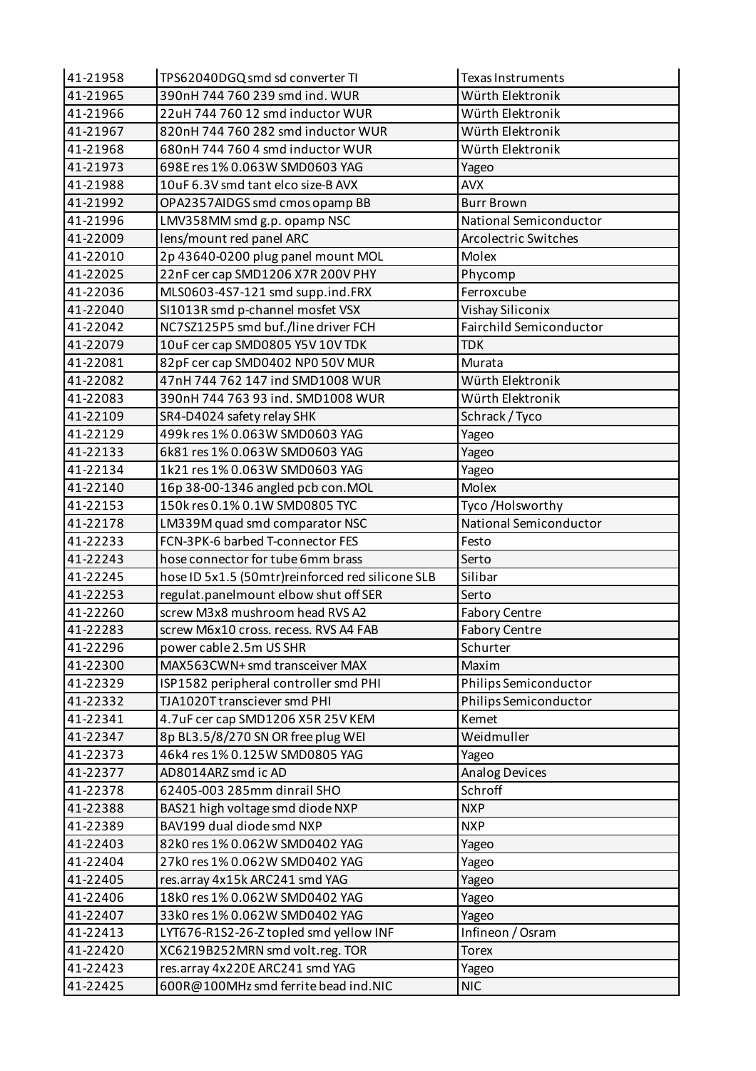| 41-21958 | TPS62040DGQ smd sd converter TI | Texas Instruments |
|---|---|---|
| 41-21965 | 390nH 744 760 239 smd ind. WUR | Würth Elektronik |
| 41-21966 | 22uH 744 760 12 smd inductor WUR | Würth Elektronik |
| 41-21967 | 820nH 744 760 282 smd inductor WUR | Würth Elektronik |
| 41-21968 | 680nH 744 760 4 smd inductor WUR | Würth Elektronik |
| 41-21973 | 698E res 1% 0.063W SMD0603 YAG | Yageo |
| 41-21988 | 10uF 6.3V smd tant elco size-B AVX | AVX |
| 41-21992 | OPA2357AIDGS smd cmos opamp BB | Burr Brown |
| 41-21996 | LMV358MM smd g.p. opamp NSC | National Semiconductor |
| 41-22009 | lens/mount red panel ARC | Arcolectric Switches |
| 41-22010 | 2p 43640-0200 plug panel mount MOL | Molex |
| 41-22025 | 22nF cer cap SMD1206 X7R 200V PHY | Phycomp |
| 41-22036 | MLS0603-4S7-121 smd supp.ind.FRX | Ferroxcube |
| 41-22040 | SI1013R smd p-channel mosfet VSX | Vishay Siliconix |
| 41-22042 | NC7SZ125P5 smd buf./line driver FCH | Fairchild Semiconductor |
| 41-22079 | 10uF cer cap SMD0805 Y5V 10V TDK | TDK |
| 41-22081 | 82pF cer cap SMD0402 NP0 50V MUR | Murata |
| 41-22082 | 47nH 744 762 147 ind SMD1008 WUR | Würth Elektronik |
| 41-22083 | 390nH 744 763 93 ind. SMD1008 WUR | Würth Elektronik |
| 41-22109 | SR4-D4024 safety relay SHK | Schrack / Tyco |
| 41-22129 | 499k res 1% 0.063W SMD0603 YAG | Yageo |
| 41-22133 | 6k81 res 1% 0.063W SMD0603 YAG | Yageo |
| 41-22134 | 1k21 res 1% 0.063W SMD0603 YAG | Yageo |
| 41-22140 | 16p 38-00-1346 angled pcb con.MOL | Molex |
| 41-22153 | 150k res 0.1% 0.1W SMD0805 TYC | Tyco /Holsworthy |
| 41-22178 | LM339M quad smd comparator NSC | National Semiconductor |
| 41-22233 | FCN-3PK-6 barbed T-connector FES | Festo |
| 41-22243 | hose connector for tube 6mm brass | Serto |
| 41-22245 | hose ID 5x1.5 (50mtr)reinforced red silicone SLB | Silibar |
| 41-22253 | regulat.panelmount elbow shut off SER | Serto |
| 41-22260 | screw M3x8 mushroom head RVS A2 | Fabory Centre |
| 41-22283 | screw M6x10 cross. recess. RVS A4 FAB | Fabory Centre |
| 41-22296 | power cable 2.5m US SHR | Schurter |
| 41-22300 | MAX563CWN+ smd transceiver MAX | Maxim |
| 41-22329 | ISP1582 peripheral controller smd PHI | Philips Semiconductor |
| 41-22332 | TJA1020T transciever smd PHI | Philips Semiconductor |
| 41-22341 | 4.7uF cer cap SMD1206 X5R 25V KEM | Kemet |
| 41-22347 | 8p BL3.5/8/270 SN OR free plug WEI | Weidmuller |
| 41-22373 | 46k4 res 1% 0.125W SMD0805 YAG | Yageo |
| 41-22377 | AD8014ARZ smd ic AD | Analog Devices |
| 41-22378 | 62405-003 285mm dinrail SHO | Schroff |
| 41-22388 | BAS21 high voltage smd diode NXP | NXP |
| 41-22389 | BAV199 dual diode smd NXP | NXP |
| 41-22403 | 82k0 res 1% 0.062W SMD0402 YAG | Yageo |
| 41-22404 | 27k0 res 1% 0.062W SMD0402 YAG | Yageo |
| 41-22405 | res.array 4x15k ARC241 smd YAG | Yageo |
| 41-22406 | 18k0 res 1% 0.062W SMD0402 YAG | Yageo |
| 41-22407 | 33k0 res 1% 0.062W SMD0402 YAG | Yageo |
| 41-22413 | LYT676-R1S2-26-Z topled smd yellow INF | Infineon / Osram |
| 41-22420 | XC6219B252MRN smd volt.reg. TOR | Torex |
| 41-22423 | res.array 4x220E ARC241 smd YAG | Yageo |
| 41-22425 | 600R@100MHz smd ferrite bead ind.NIC | NIC |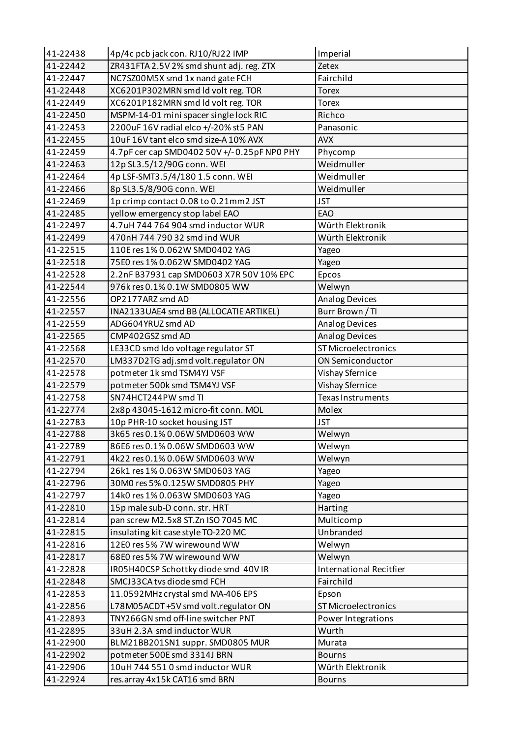| 41-22438 | 4p/4c pcb jack con. RJ10/RJ22 IMP | Imperial |
|---|---|---|
| 41-22442 | ZR431FTA 2.5V 2% smd shunt adj. reg. ZTX | Zetex |
| 41-22447 | NC7SZ00M5X smd 1x nand gate FCH | Fairchild |
| 41-22448 | XC6201P302MRN smd ld volt reg. TOR | Torex |
| 41-22449 | XC6201P182MRN smd ld volt reg. TOR | Torex |
| 41-22450 | MSPM-14-01 mini spacer single lock RIC | Richco |
| 41-22453 | 2200uF 16V radial elco +/-20% st5 PAN | Panasonic |
| 41-22455 | 10uF 16V tant elco smd size-A 10% AVX | AVX |
| 41-22459 | 4.7pF cer cap SMD0402 50V +/- 0.25pF NP0 PHY | Phycomp |
| 41-22463 | 12p SL3.5/12/90G conn. WEI | Weidmuller |
| 41-22464 | 4p LSF-SMT3.5/4/180 1.5 conn. WEI | Weidmuller |
| 41-22466 | 8p SL3.5/8/90G conn. WEI | Weidmuller |
| 41-22469 | 1p crimp contact 0.08 to 0.21mm2 JST | JST |
| 41-22485 | yellow emergency stop label EAO | EAO |
| 41-22497 | 4.7uH 744 764 904 smd inductor WUR | Würth Elektronik |
| 41-22499 | 470nH 744 790 32 smd ind WUR | Würth Elektronik |
| 41-22515 | 110E res 1% 0.062W SMD0402 YAG | Yageo |
| 41-22518 | 75E0 res 1% 0.062W SMD0402 YAG | Yageo |
| 41-22528 | 2.2nF B37931 cap SMD0603 X7R 50V 10% EPC | Epcos |
| 41-22544 | 976k res 0.1% 0.1W SMD0805 WW | Welwyn |
| 41-22556 | OP2177ARZ smd AD | Analog Devices |
| 41-22557 | INA2133UAE4 smd BB (ALLOCATIE ARTIKEL) | Burr Brown / TI |
| 41-22559 | ADG604YRUZ smd AD | Analog Devices |
| 41-22565 | CMP402GSZ smd AD | Analog Devices |
| 41-22568 | LE33CD smd ldo voltage regulator ST | ST Microelectronics |
| 41-22570 | LM337D2TG adj.smd volt.regulator ON | ON Semiconductor |
| 41-22578 | potmeter 1k smd TSM4YJ VSF | Vishay Sfernice |
| 41-22579 | potmeter 500k smd TSM4YJ VSF | Vishay Sfernice |
| 41-22758 | SN74HCT244PW smd TI | Texas Instruments |
| 41-22774 | 2x8p 43045-1612 micro-fit conn. MOL | Molex |
| 41-22783 | 10p PHR-10 socket housing JST | JST |
| 41-22788 | 3k65 res 0.1% 0.06W SMD0603 WW | Welwyn |
| 41-22789 | 86E6 res 0.1% 0.06W SMD0603 WW | Welwyn |
| 41-22791 | 4k22 res 0.1% 0.06W SMD0603 WW | Welwyn |
| 41-22794 | 26k1 res 1% 0.063W SMD0603 YAG | Yageo |
| 41-22796 | 30M0 res 5% 0.125W SMD0805 PHY | Yageo |
| 41-22797 | 14k0 res 1% 0.063W SMD0603 YAG | Yageo |
| 41-22810 | 15p male sub-D conn. str. HRT | Harting |
| 41-22814 | pan screw M2.5x8 ST.Zn ISO 7045 MC | Multicomp |
| 41-22815 | insulating kit case style TO-220 MC | Unbranded |
| 41-22816 | 12E0 res 5% 7W wirewound WW | Welwyn |
| 41-22817 | 68E0 res 5% 7W wirewound WW | Welwyn |
| 41-22828 | IR05H40CSP Schottky diode smd 40V IR | International Recitfier |
| 41-22848 | SMCJ33CA tvs diode smd FCH | Fairchild |
| 41-22853 | 11.0592MHz crystal smd MA-406 EPS | Epson |
| 41-22856 | L78M05ACDT +5V smd volt.regulator ON | ST Microelectronics |
| 41-22893 | TNY266GN smd off-line switcher PNT | Power Integrations |
| 41-22895 | 33uH 2.3A smd inductor WUR | Wurth |
| 41-22900 | BLM21BB201SN1 suppr. SMD0805 MUR | Murata |
| 41-22902 | potmeter 500E smd 3314J BRN | Bourns |
| 41-22906 | 10uH 744 551 0 smd inductor WUR | Würth Elektronik |
| 41-22924 | res.array 4x15k CAT16 smd BRN | Bourns |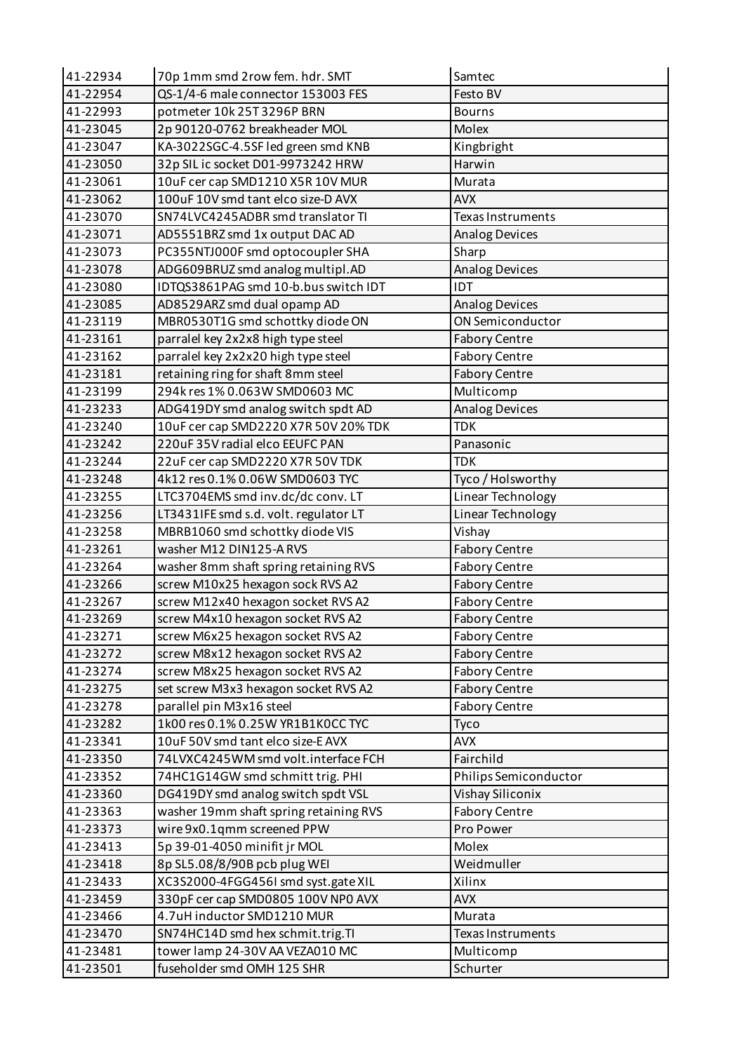| 41-22934 | 70p 1mm smd 2row fem. hdr. SMT | Samtec |
|---|---|---|
| 41-22954 | QS-1/4-6 male connector 153003 FES | Festo BV |
| 41-22993 | potmeter 10k 25T 3296P BRN | Bourns |
| 41-23045 | 2p 90120-0762 breakheader MOL | Molex |
| 41-23047 | KA-3022SGC-4.5SF led green smd KNB | Kingbright |
| 41-23050 | 32p SIL ic socket D01-9973242 HRW | Harwin |
| 41-23061 | 10uF cer cap SMD1210 X5R 10V MUR | Murata |
| 41-23062 | 100uF 10V smd tant elco size-D AVX | AVX |
| 41-23070 | SN74LVC4245ADBR smd translator TI | Texas Instruments |
| 41-23071 | AD5551BRZ smd 1x output DAC AD | Analog Devices |
| 41-23073 | PC355NTJ000F smd optocoupler SHA | Sharp |
| 41-23078 | ADG609BRUZ smd analog multipl.AD | Analog Devices |
| 41-23080 | IDTQS3861PAG smd 10-b.bus switch IDT | IDT |
| 41-23085 | AD8529ARZ smd dual opamp AD | Analog Devices |
| 41-23119 | MBR0530T1G smd schottky diode ON | ON Semiconductor |
| 41-23161 | parralel key 2x2x8 high type steel | Fabory Centre |
| 41-23162 | parralel key 2x2x20 high type steel | Fabory Centre |
| 41-23181 | retaining ring for shaft 8mm steel | Fabory Centre |
| 41-23199 | 294k res 1% 0.063W SMD0603 MC | Multicomp |
| 41-23233 | ADG419DY smd analog switch spdt AD | Analog Devices |
| 41-23240 | 10uF cer cap SMD2220 X7R 50V 20% TDK | TDK |
| 41-23242 | 220uF 35V radial elco EEUFC PAN | Panasonic |
| 41-23244 | 22uF cer cap SMD2220 X7R 50V TDK | TDK |
| 41-23248 | 4k12 res 0.1% 0.06W SMD0603 TYC | Tyco / Holsworthy |
| 41-23255 | LTC3704EMS smd inv.dc/dc conv. LT | Linear Technology |
| 41-23256 | LT3431IFE smd s.d. volt. regulator LT | Linear Technology |
| 41-23258 | MBRB1060 smd schottky diode VIS | Vishay |
| 41-23261 | washer M12 DIN125-A RVS | Fabory Centre |
| 41-23264 | washer 8mm shaft spring retaining RVS | Fabory Centre |
| 41-23266 | screw M10x25 hexagon sock RVS A2 | Fabory Centre |
| 41-23267 | screw M12x40 hexagon socket RVS A2 | Fabory Centre |
| 41-23269 | screw M4x10 hexagon socket RVS A2 | Fabory Centre |
| 41-23271 | screw M6x25 hexagon socket RVS A2 | Fabory Centre |
| 41-23272 | screw M8x12 hexagon socket RVS A2 | Fabory Centre |
| 41-23274 | screw M8x25 hexagon socket RVS A2 | Fabory Centre |
| 41-23275 | set screw M3x3 hexagon socket RVS A2 | Fabory Centre |
| 41-23278 | parallel pin M3x16 steel | Fabory Centre |
| 41-23282 | 1k00 res 0.1% 0.25W YR1B1K0CC TYC | Tyco |
| 41-23341 | 10uF 50V smd tant elco size-E AVX | AVX |
| 41-23350 | 74LVXC4245WM smd volt.interface FCH | Fairchild |
| 41-23352 | 74HC1G14GW smd schmitt trig. PHI | Philips Semiconductor |
| 41-23360 | DG419DY smd analog switch spdt VSL | Vishay Siliconix |
| 41-23363 | washer 19mm shaft spring retaining RVS | Fabory Centre |
| 41-23373 | wire 9x0.1qmm screened PPW | Pro Power |
| 41-23413 | 5p 39-01-4050 minifit jr MOL | Molex |
| 41-23418 | 8p SL5.08/8/90B pcb plug WEI | Weidmuller |
| 41-23433 | XC3S2000-4FGG456I smd syst.gate XIL | Xilinx |
| 41-23459 | 330pF cer cap SMD0805 100V NP0 AVX | AVX |
| 41-23466 | 4.7uH inductor SMD1210 MUR | Murata |
| 41-23470 | SN74HC14D smd hex schmit.trig.TI | Texas Instruments |
| 41-23481 | tower lamp 24-30V AA VEZA010 MC | Multicomp |
| 41-23501 | fuseholder smd OMH 125 SHR | Schurter |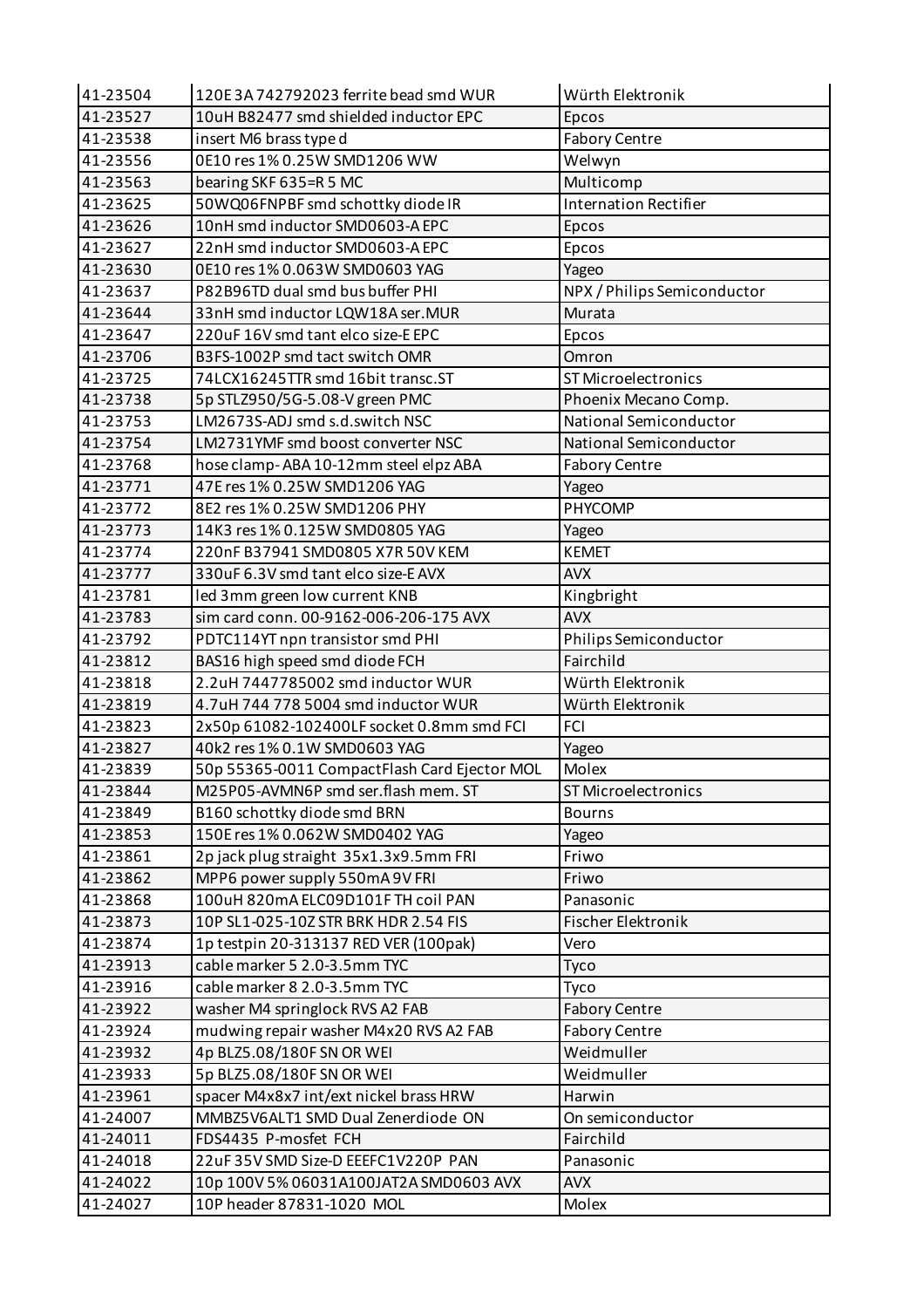| 41-23504 | 120E 3A 742792023 ferrite bead smd WUR | Würth Elektronik |
|---|---|---|
| 41-23527 | 10uH B82477 smd shielded inductor EPC | Epcos |
| 41-23538 | insert M6 brass type d | Fabory Centre |
| 41-23556 | 0E10 res 1% 0.25W SMD1206 WW | Welwyn |
| 41-23563 | bearing SKF 635=R 5 MC | Multicomp |
| 41-23625 | 50WQ06FNPBF smd schottky diode IR | Internation Rectifier |
| 41-23626 | 10nH smd inductor SMD0603-A EPC | Epcos |
| 41-23627 | 22nH smd inductor SMD0603-A EPC | Epcos |
| 41-23630 | 0E10 res 1% 0.063W SMD0603 YAG | Yageo |
| 41-23637 | P82B96TD dual smd bus buffer PHI | NPX / Philips Semiconductor |
| 41-23644 | 33nH smd inductor LQW18A ser.MUR | Murata |
| 41-23647 | 220uF 16V smd tant elco size-E EPC | Epcos |
| 41-23706 | B3FS-1002P smd tact switch OMR | Omron |
| 41-23725 | 74LCX16245TTR smd 16bit transc.ST | ST Microelectronics |
| 41-23738 | 5p STLZ950/5G-5.08-V green PMC | Phoenix Mecano Comp. |
| 41-23753 | LM2673S-ADJ smd s.d.switch NSC | National Semiconductor |
| 41-23754 | LM2731YMF smd boost converter NSC | National Semiconductor |
| 41-23768 | hose clamp- ABA 10-12mm steel elpz ABA | Fabory Centre |
| 41-23771 | 47E res 1% 0.25W SMD1206 YAG | Yageo |
| 41-23772 | 8E2 res 1% 0.25W SMD1206 PHY | PHYCOMP |
| 41-23773 | 14K3 res 1% 0.125W SMD0805 YAG | Yageo |
| 41-23774 | 220nF B37941 SMD0805 X7R 50V KEM | KEMET |
| 41-23777 | 330uF 6.3V smd tant elco size-E AVX | AVX |
| 41-23781 | led 3mm green low current KNB | Kingbright |
| 41-23783 | sim card conn. 00-9162-006-206-175 AVX | AVX |
| 41-23792 | PDTC114YT npn transistor smd PHI | Philips Semiconductor |
| 41-23812 | BAS16 high speed smd diode FCH | Fairchild |
| 41-23818 | 2.2uH 7447785002 smd inductor WUR | Würth Elektronik |
| 41-23819 | 4.7uH 744 778 5004 smd inductor WUR | Würth Elektronik |
| 41-23823 | 2x50p 61082-102400LF socket 0.8mm smd FCI | FCI |
| 41-23827 | 40k2 res 1% 0.1W SMD0603 YAG | Yageo |
| 41-23839 | 50p 55365-0011 CompactFlash Card Ejector MOL | Molex |
| 41-23844 | M25P05-AVMN6P smd ser.flash mem. ST | ST Microelectronics |
| 41-23849 | B160 schottky diode smd BRN | Bourns |
| 41-23853 | 150E res 1% 0.062W SMD0402 YAG | Yageo |
| 41-23861 | 2p jack plug straight 35x1.3x9.5mm FRI | Friwo |
| 41-23862 | MPP6 power supply 550mA 9V FRI | Friwo |
| 41-23868 | 100uH 820mA ELC09D101F TH coil PAN | Panasonic |
| 41-23873 | 10P SL1-025-10Z STR BRK HDR 2.54 FIS | Fischer Elektronik |
| 41-23874 | 1p testpin 20-313137 RED VER (100pak) | Vero |
| 41-23913 | cable marker 5 2.0-3.5mm TYC | Tyco |
| 41-23916 | cable marker 8 2.0-3.5mm TYC | Tyco |
| 41-23922 | washer M4 springlock RVS A2 FAB | Fabory Centre |
| 41-23924 | mudwing repair washer M4x20 RVS A2 FAB | Fabory Centre |
| 41-23932 | 4p BLZ5.08/180F SN OR WEI | Weidmuller |
| 41-23933 | 5p BLZ5.08/180F SN OR WEI | Weidmuller |
| 41-23961 | spacer M4x8x7 int/ext nickel brass HRW | Harwin |
| 41-24007 | MMBZ5V6ALT1 SMD Dual Zenerdiode ON | On semiconductor |
| 41-24011 | FDS4435 P-mosfet FCH | Fairchild |
| 41-24018 | 22uF 35V SMD Size-D EEEFC1V220P PAN | Panasonic |
| 41-24022 | 10p 100V 5% 06031A100JAT2A SMD0603 AVX | AVX |
| 41-24027 | 10P header 87831-1020 MOL | Molex |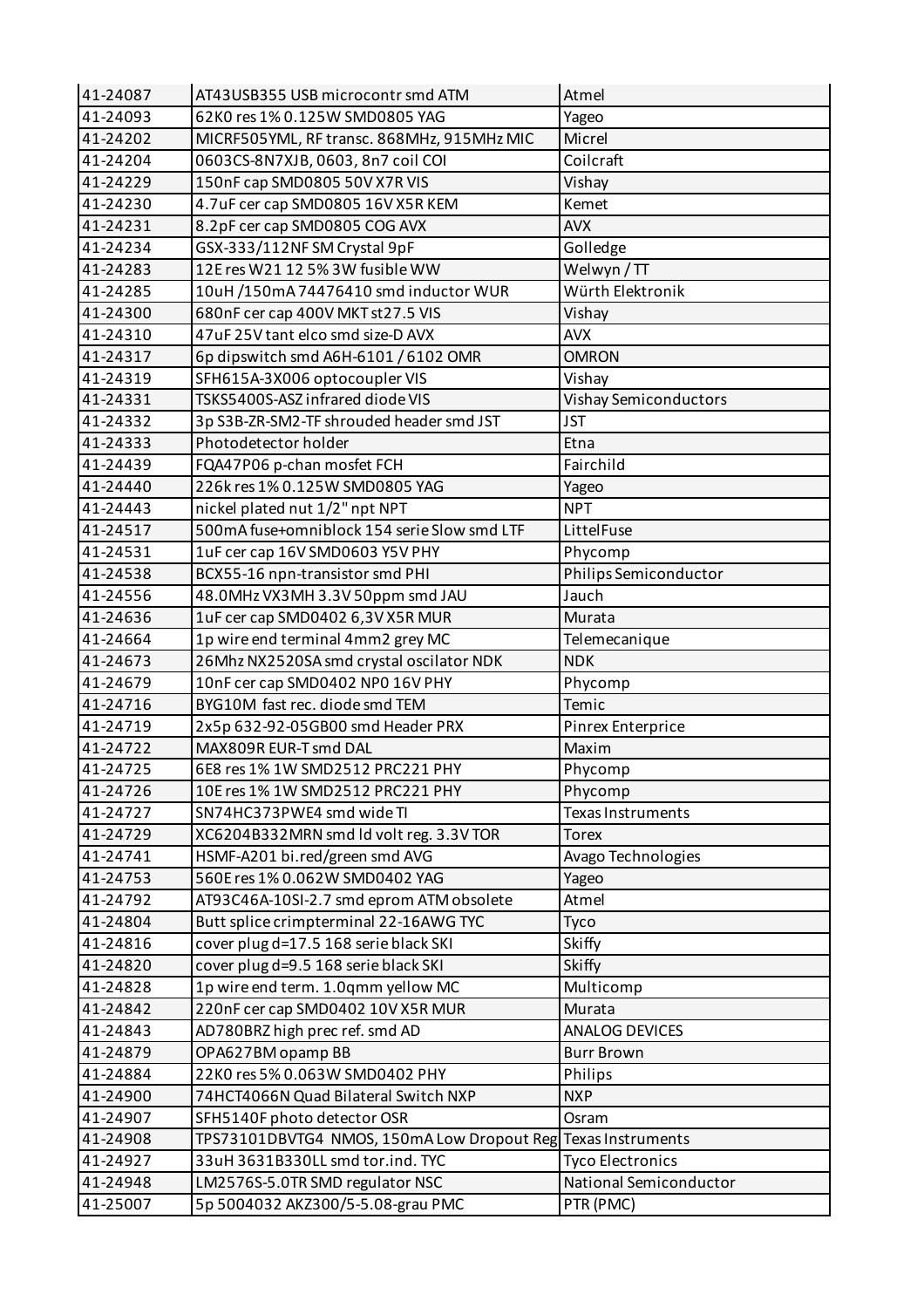| 41-24087 | AT43USB355 USB microcontr smd ATM | Atmel |
|---|---|---|
| 41-24093 | 62K0 res 1% 0.125W SMD0805 YAG | Yageo |
| 41-24202 | MICRF505YML, RF transc. 868MHz, 915MHz MIC | Micrel |
| 41-24204 | 0603CS-8N7XJB, 0603, 8n7 coil COI | Coilcraft |
| 41-24229 | 150nF cap SMD0805 50V X7R VIS | Vishay |
| 41-24230 | 4.7uF cer cap SMD0805 16V X5R KEM | Kemet |
| 41-24231 | 8.2pF cer cap SMD0805 COG AVX | AVX |
| 41-24234 | GSX-333/112NF SM Crystal 9pF | Golledge |
| 41-24283 | 12E res W21 12 5% 3W fusible WW | Welwyn / TT |
| 41-24285 | 10uH /150mA 74476410 smd inductor WUR | Würth Elektronik |
| 41-24300 | 680nF cer cap 400V MKT st27.5 VIS | Vishay |
| 41-24310 | 47uF 25V tant elco smd size-D AVX | AVX |
| 41-24317 | 6p dipswitch smd A6H-6101 / 6102 OMR | OMRON |
| 41-24319 | SFH615A-3X006 optocoupler VIS | Vishay |
| 41-24331 | TSKS5400S-ASZ infrared diode VIS | Vishay Semiconductors |
| 41-24332 | 3p S3B-ZR-SM2-TF shrouded header smd JST | JST |
| 41-24333 | Photodetector holder | Etna |
| 41-24439 | FQA47P06 p-chan mosfet FCH | Fairchild |
| 41-24440 | 226k res 1% 0.125W SMD0805 YAG | Yageo |
| 41-24443 | nickel plated nut 1/2" npt NPT | NPT |
| 41-24517 | 500mA fuse+omniblock 154 serie Slow smd LTF | LittelFuse |
| 41-24531 | 1uF cer cap 16V SMD0603 Y5V PHY | Phycomp |
| 41-24538 | BCX55-16 npn-transistor smd PHI | Philips Semiconductor |
| 41-24556 | 48.0MHz VX3MH 3.3V 50ppm smd JAU | Jauch |
| 41-24636 | 1uF cer cap SMD0402 6,3V X5R MUR | Murata |
| 41-24664 | 1p wire end terminal 4mm2 grey MC | Telemecanique |
| 41-24673 | 26Mhz NX2520SA smd crystal oscilator NDK | NDK |
| 41-24679 | 10nF cer cap SMD0402 NP0 16V PHY | Phycomp |
| 41-24716 | BYG10M fast rec. diode smd TEM | Temic |
| 41-24719 | 2x5p 632-92-05GB00 smd Header PRX | Pinrex Enterprice |
| 41-24722 | MAX809R EUR-T smd DAL | Maxim |
| 41-24725 | 6E8 res 1% 1W SMD2512 PRC221 PHY | Phycomp |
| 41-24726 | 10E res 1% 1W SMD2512 PRC221 PHY | Phycomp |
| 41-24727 | SN74HC373PWE4 smd wide TI | Texas Instruments |
| 41-24729 | XC6204B332MRN smd ld volt reg. 3.3V TOR | Torex |
| 41-24741 | HSMF-A201 bi.red/green smd AVG | Avago Technologies |
| 41-24753 | 560E res 1% 0.062W SMD0402 YAG | Yageo |
| 41-24792 | AT93C46A-10SI-2.7 smd eprom ATM obsolete | Atmel |
| 41-24804 | Butt splice crimpterminal 22-16AWG TYC | Tyco |
| 41-24816 | cover plug d=17.5 168 serie black SKI | Skiffy |
| 41-24820 | cover plug d=9.5 168 serie black SKI | Skiffy |
| 41-24828 | 1p wire end term. 1.0qmm yellow MC | Multicomp |
| 41-24842 | 220nF cer cap SMD0402 10V X5R MUR | Murata |
| 41-24843 | AD780BRZ high prec ref. smd AD | ANALOG DEVICES |
| 41-24879 | OPA627BM opamp BB | Burr Brown |
| 41-24884 | 22K0 res 5% 0.063W SMD0402 PHY | Philips |
| 41-24900 | 74HCT4066N Quad Bilateral Switch NXP | NXP |
| 41-24907 | SFH5140F photo detector OSR | Osram |
| 41-24908 | TPS73101DBVTG4 NMOS, 150mA Low Dropout Reg | Texas Instruments |
| 41-24927 | 33uH 3631B330LL smd tor.ind. TYC | Tyco Electronics |
| 41-24948 | LM2576S-5.0TR SMD regulator NSC | National Semiconductor |
| 41-25007 | 5p 5004032 AKZ300/5-5.08-grau PMC | PTR (PMC) |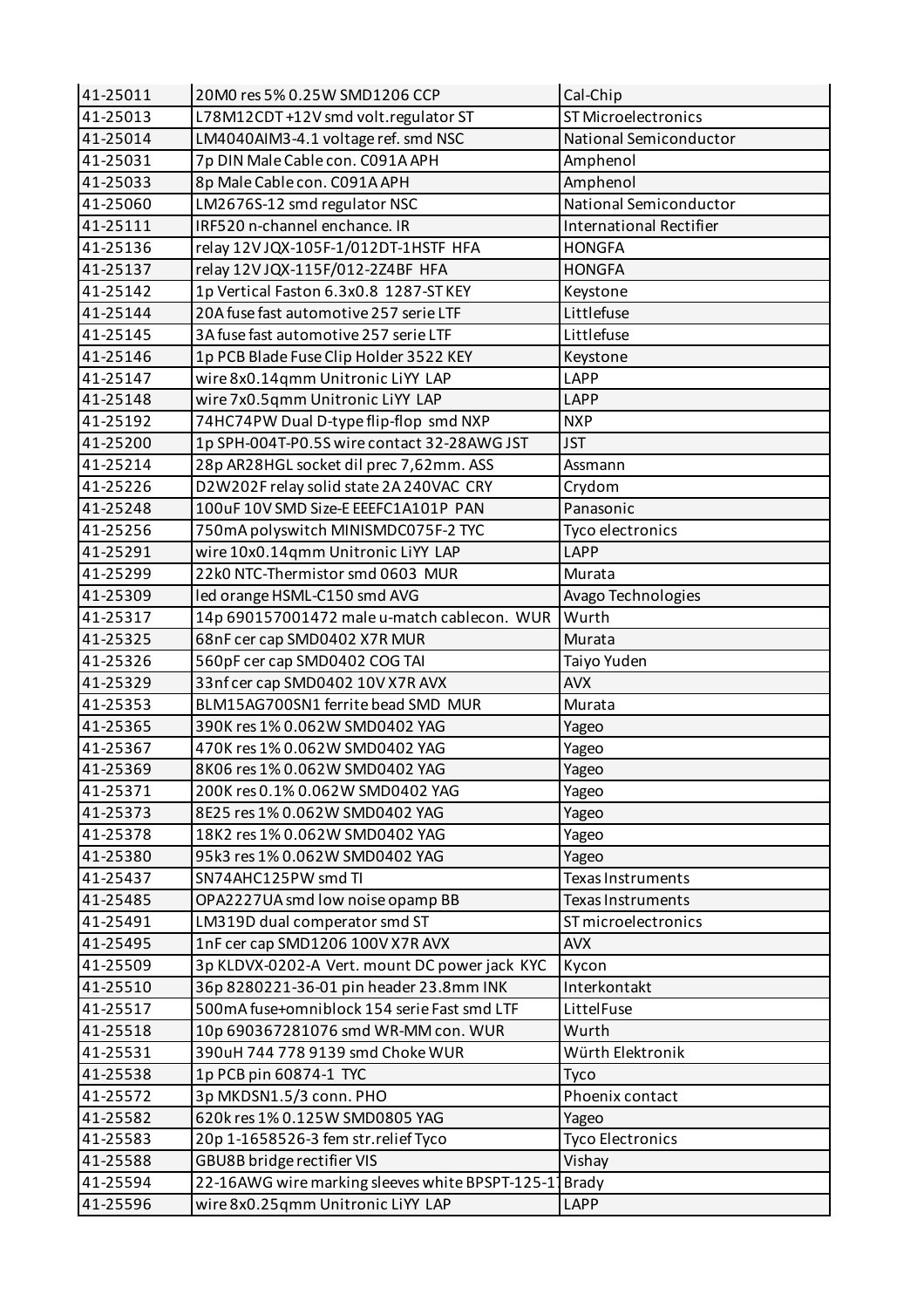| | | |
|---|---|---|
| 41-25011 | 20M0 res 5% 0.25W SMD1206 CCP | Cal-Chip |
| 41-25013 | L78M12CDT +12V smd volt.regulator ST | ST Microelectronics |
| 41-25014 | LM4040AIM3-4.1 voltage ref. smd NSC | National Semiconductor |
| 41-25031 | 7p DIN Male Cable con. C091A APH | Amphenol |
| 41-25033 | 8p Male Cable con. C091A APH | Amphenol |
| 41-25060 | LM2676S-12 smd regulator NSC | National Semiconductor |
| 41-25111 | IRF520 n-channel enchance. IR | International Rectifier |
| 41-25136 | relay 12V JQX-105F-1/012DT-1HSTF HFA | HONGFA |
| 41-25137 | relay 12V JQX-115F/012-2Z4BF HFA | HONGFA |
| 41-25142 | 1p Vertical Faston 6.3x0.8 1287-ST KEY | Keystone |
| 41-25144 | 20A fuse fast automotive 257 serie LTF | Littlefuse |
| 41-25145 | 3A fuse fast automotive 257 serie LTF | Littlefuse |
| 41-25146 | 1p PCB Blade Fuse Clip Holder 3522 KEY | Keystone |
| 41-25147 | wire 8x0.14qmm Unitronic LiYY LAP | LAPP |
| 41-25148 | wire 7x0.5qmm Unitronic LiYY LAP | LAPP |
| 41-25192 | 74HC74PW Dual D-type flip-flop smd NXP | NXP |
| 41-25200 | 1p SPH-004T-P0.5S wire contact 32-28AWG JST | JST |
| 41-25214 | 28p AR28HGL socket dil prec 7,62mm. ASS | Assmann |
| 41-25226 | D2W202F relay solid state 2A 240VAC CRY | Crydom |
| 41-25248 | 100uF 10V SMD Size-E EEEFC1A101P PAN | Panasonic |
| 41-25256 | 750mA polyswitch MINISMDC075F-2 TYC | Tyco electronics |
| 41-25291 | wire 10x0.14qmm Unitronic LiYY LAP | LAPP |
| 41-25299 | 22k0 NTC-Thermistor smd 0603 MUR | Murata |
| 41-25309 | led orange HSML-C150 smd AVG | Avago Technologies |
| 41-25317 | 14p 690157001472 male u-match cablecon. WUR | Wurth |
| 41-25325 | 68nF cer cap SMD0402 X7R MUR | Murata |
| 41-25326 | 560pF cer cap SMD0402 COG TAI | Taiyo Yuden |
| 41-25329 | 33nf cer cap SMD0402 10V X7R AVX | AVX |
| 41-25353 | BLM15AG700SN1 ferrite bead SMD MUR | Murata |
| 41-25365 | 390K res 1% 0.062W SMD0402 YAG | Yageo |
| 41-25367 | 470K res 1% 0.062W SMD0402 YAG | Yageo |
| 41-25369 | 8K06 res 1% 0.062W SMD0402 YAG | Yageo |
| 41-25371 | 200K res 0.1% 0.062W SMD0402 YAG | Yageo |
| 41-25373 | 8E25 res 1% 0.062W SMD0402 YAG | Yageo |
| 41-25378 | 18K2 res 1% 0.062W SMD0402 YAG | Yageo |
| 41-25380 | 95k3 res 1% 0.062W SMD0402 YAG | Yageo |
| 41-25437 | SN74AHC125PW smd TI | Texas Instruments |
| 41-25485 | OPA2227UA smd low noise opamp BB | Texas Instruments |
| 41-25491 | LM319D dual comperator smd ST | ST microelectronics |
| 41-25495 | 1nF cer cap SMD1206 100V X7R AVX | AVX |
| 41-25509 | 3p KLDVX-0202-A Vert. mount DC power jack KYC | Kycon |
| 41-25510 | 36p 8280221-36-01 pin header 23.8mm INK | Interkontakt |
| 41-25517 | 500mA fuse+omniblock 154 serie Fast smd LTF | LittelFuse |
| 41-25518 | 10p 690367281076 smd WR-MM con. WUR | Wurth |
| 41-25531 | 390uH 744 778 9139 smd Choke WUR | Würth Elektronik |
| 41-25538 | 1p PCB pin 60874-1 TYC | Tyco |
| 41-25572 | 3p MKDSN1.5/3 conn. PHO | Phoenix contact |
| 41-25582 | 620k res 1% 0.125W SMD0805 YAG | Yageo |
| 41-25583 | 20p 1-1658526-3 fem str.relief Tyco | Tyco Electronics |
| 41-25588 | GBU8B bridge rectifier VIS | Vishay |
| 41-25594 | 22-16AWG wire marking sleeves white BPSPT-125-1 | Brady |
| 41-25596 | wire 8x0.25qmm Unitronic LiYY LAP | LAPP |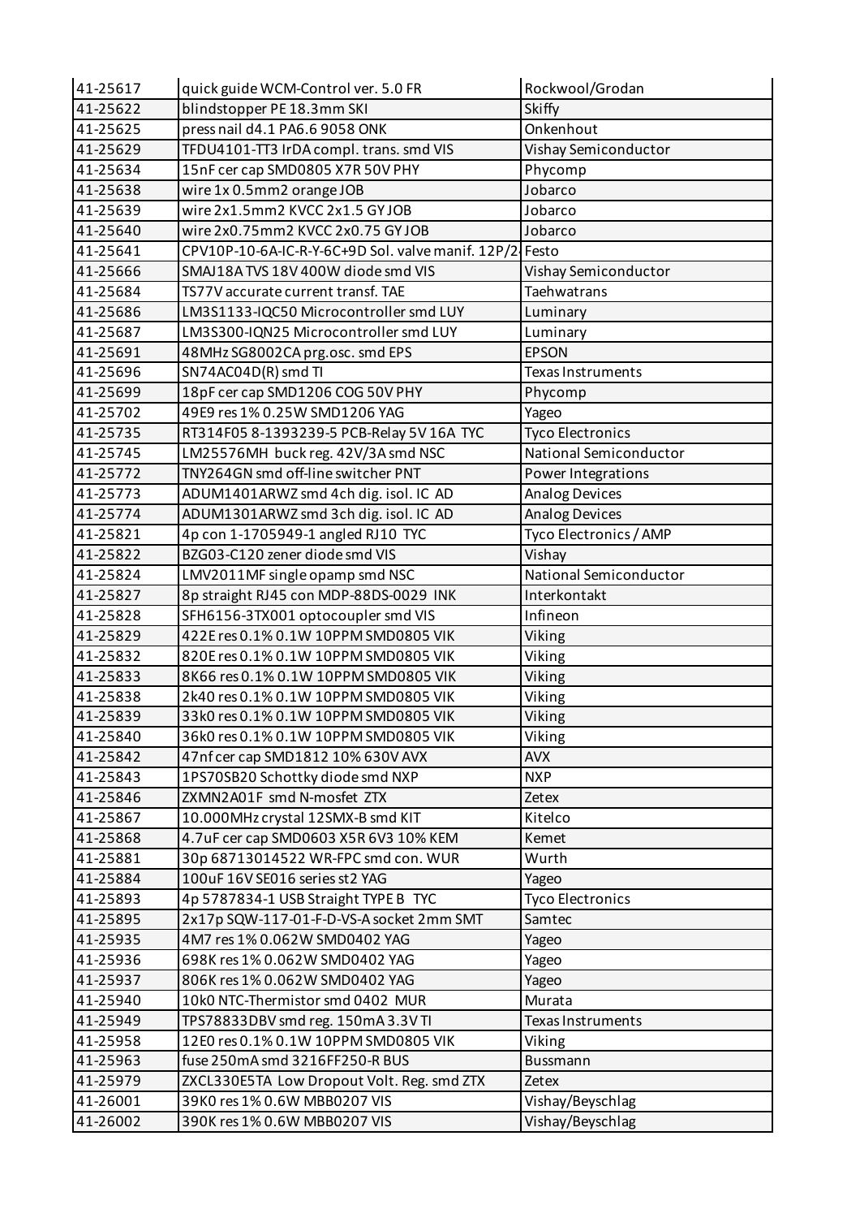| 41-25617 | quick guide WCM-Control ver. 5.0 FR | Rockwool/Grodan |
|---|---|---|
| 41-25622 | blindstopper PE 18.3mm SKI | Skiffy |
| 41-25625 | press nail d4.1 PA6.6 9058 ONK | Onkenhout |
| 41-25629 | TFDU4101-TT3 IrDA compl. trans. smd VIS | Vishay Semiconductor |
| 41-25634 | 15nF cer cap SMD0805 X7R 50V PHY | Phycomp |
| 41-25638 | wire 1x 0.5mm2 orange JOB | Jobarco |
| 41-25639 | wire 2x1.5mm2 KVCC 2x1.5 GY JOB | Jobarco |
| 41-25640 | wire 2x0.75mm2 KVCC 2x0.75 GY JOB | Jobarco |
| 41-25641 | CPV10P-10-6A-IC-R-Y-6C+9D Sol. valve manif. 12P/2 | Festo |
| 41-25666 | SMAJ18A TVS 18V 400W diode smd VIS | Vishay Semiconductor |
| 41-25684 | TS77V accurate current transf. TAE | Taehwatrans |
| 41-25686 | LM3S1133-IQC50 Microcontroller smd LUY | Luminary |
| 41-25687 | LM3S300-IQN25 Microcontroller smd LUY | Luminary |
| 41-25691 | 48MHz SG8002CA prg.osc. smd EPS | EPSON |
| 41-25696 | SN74AC04D(R) smd TI | Texas Instruments |
| 41-25699 | 18pF cer cap SMD1206 COG 50V PHY | Phycomp |
| 41-25702 | 49E9 res 1% 0.25W SMD1206 YAG | Yageo |
| 41-25735 | RT314F05 8-1393239-5 PCB-Relay 5V 16A TYC | Tyco Electronics |
| 41-25745 | LM25576MH buck reg. 42V/3A smd NSC | National Semiconductor |
| 41-25772 | TNY264GN smd off-line switcher PNT | Power Integrations |
| 41-25773 | ADUM1401ARWZ smd 4ch dig. isol. IC AD | Analog Devices |
| 41-25774 | ADUM1301ARWZ smd 3ch dig. isol. IC AD | Analog Devices |
| 41-25821 | 4p con 1-1705949-1 angled RJ10 TYC | Tyco Electronics / AMP |
| 41-25822 | BZG03-C120 zener diode smd VIS | Vishay |
| 41-25824 | LMV2011MF single opamp smd NSC | National Semiconductor |
| 41-25827 | 8p straight RJ45 con MDP-88DS-0029 INK | Interkontakt |
| 41-25828 | SFH6156-3TX001 optocoupler smd VIS | Infineon |
| 41-25829 | 422E res 0.1% 0.1W 10PPM SMD0805 VIK | Viking |
| 41-25832 | 820E res 0.1% 0.1W 10PPM SMD0805 VIK | Viking |
| 41-25833 | 8K66 res 0.1% 0.1W 10PPM SMD0805 VIK | Viking |
| 41-25838 | 2k40 res 0.1% 0.1W 10PPM SMD0805 VIK | Viking |
| 41-25839 | 33k0 res 0.1% 0.1W 10PPM SMD0805 VIK | Viking |
| 41-25840 | 36k0 res 0.1% 0.1W 10PPM SMD0805 VIK | Viking |
| 41-25842 | 47nf cer cap SMD1812 10% 630V AVX | AVX |
| 41-25843 | 1PS70SB20 Schottky diode smd NXP | NXP |
| 41-25846 | ZXMN2A01F smd N-mosfet ZTX | Zetex |
| 41-25867 | 10.000MHz crystal 12SMX-B smd KIT | Kitelco |
| 41-25868 | 4.7uF cer cap SMD0603 X5R 6V3 10% KEM | Kemet |
| 41-25881 | 30p 68713014522 WR-FPC smd con. WUR | Wurth |
| 41-25884 | 100uF 16V SE016 series st2 YAG | Yageo |
| 41-25893 | 4p 5787834-1 USB Straight TYPE B TYC | Tyco Electronics |
| 41-25895 | 2x17p SQW-117-01-F-D-VS-A socket 2mm SMT | Samtec |
| 41-25935 | 4M7 res 1% 0.062W SMD0402 YAG | Yageo |
| 41-25936 | 698K res 1% 0.062W SMD0402 YAG | Yageo |
| 41-25937 | 806K res 1% 0.062W SMD0402 YAG | Yageo |
| 41-25940 | 10k0 NTC-Thermistor smd 0402 MUR | Murata |
| 41-25949 | TPS78833DBV smd reg. 150mA 3.3V TI | Texas Instruments |
| 41-25958 | 12E0 res 0.1% 0.1W 10PPM SMD0805 VIK | Viking |
| 41-25963 | fuse 250mA smd 3216FF250-R BUS | Bussmann |
| 41-25979 | ZXCL330E5TA Low Dropout Volt. Reg. smd ZTX | Zetex |
| 41-26001 | 39K0 res 1% 0.6W MBB0207 VIS | Vishay/Beyschlag |
| 41-26002 | 390K res 1% 0.6W MBB0207 VIS | Vishay/Beyschlag |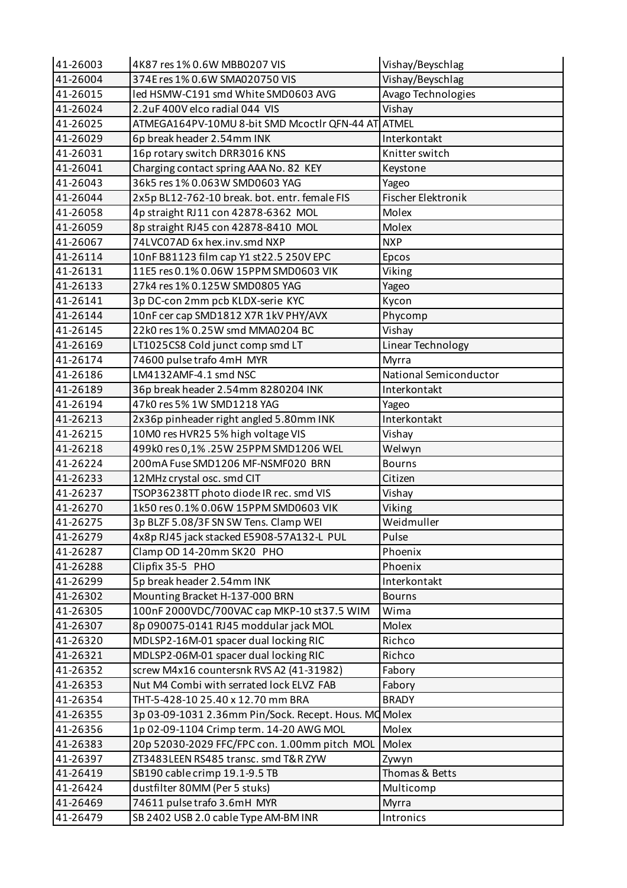| 41-26003 | 4K87 res 1% 0.6W MBB0207 VIS | Vishay/Beyschlag |
|---|---|---|
| 41-26004 | 374E res 1% 0.6W SMA020750 VIS | Vishay/Beyschlag |
| 41-26015 | led HSMW-C191 smd White SMD0603 AVG | Avago Technologies |
| 41-26024 | 2.2uF 400V elco radial 044 VIS | Vishay |
| 41-26025 | ATMEGA164PV-10MU 8-bit SMD Mcoctlr QFN-44 AT | ATMEL |
| 41-26029 | 6p break header 2.54mm INK | Interkontakt |
| 41-26031 | 16p rotary switch DRR3016 KNS | Knitter switch |
| 41-26041 | Charging contact spring AAA No. 82 KEY | Keystone |
| 41-26043 | 36k5 res 1% 0.063W SMD0603 YAG | Yageo |
| 41-26044 | 2x5p BL12-762-10 break. bot. entr. female FIS | Fischer Elektronik |
| 41-26058 | 4p straight RJ11 con 42878-6362 MOL | Molex |
| 41-26059 | 8p straight RJ45 con 42878-8410 MOL | Molex |
| 41-26067 | 74LVC07AD 6x hex.inv.smd NXP | NXP |
| 41-26114 | 10nF B81123 film cap Y1 st22.5 250V EPC | Epcos |
| 41-26131 | 11E5 res 0.1% 0.06W 15PPM SMD0603 VIK | Viking |
| 41-26133 | 27k4 res 1% 0.125W SMD0805 YAG | Yageo |
| 41-26141 | 3p DC-con 2mm pcb KLDX-serie KYC | Kycon |
| 41-26144 | 10nF cer cap SMD1812 X7R 1kV PHY/AVX | Phycomp |
| 41-26145 | 22k0 res 1% 0.25W smd MMA0204 BC | Vishay |
| 41-26169 | LT1025CS8 Cold junct comp smd LT | Linear Technology |
| 41-26174 | 74600 pulse trafo 4mH MYR | Myrra |
| 41-26186 | LM4132AMF-4.1 smd NSC | National Semiconductor |
| 41-26189 | 36p break header 2.54mm 8280204 INK | Interkontakt |
| 41-26194 | 47k0 res 5% 1W SMD1218 YAG | Yageo |
| 41-26213 | 2x36p pinheader right angled 5.80mm INK | Interkontakt |
| 41-26215 | 10M0 res HVR25 5% high voltage VIS | Vishay |
| 41-26218 | 499k0 res 0,1% .25W 25PPM SMD1206 WEL | Welwyn |
| 41-26224 | 200mA Fuse SMD1206 MF-NSMF020 BRN | Bourns |
| 41-26233 | 12MHz crystal osc. smd CIT | Citizen |
| 41-26237 | TSOP36238TT photo diode IR rec. smd VIS | Vishay |
| 41-26270 | 1k50 res 0.1% 0.06W 15PPM SMD0603 VIK | Viking |
| 41-26275 | 3p BLZF 5.08/3F SN SW Tens. Clamp WEI | Weidmuller |
| 41-26279 | 4x8p RJ45 jack stacked E5908-57A132-L PUL | Pulse |
| 41-26287 | Clamp OD 14-20mm SK20 PHO | Phoenix |
| 41-26288 | Clipfix 35-5 PHO | Phoenix |
| 41-26299 | 5p break header 2.54mm INK | Interkontakt |
| 41-26302 | Mounting Bracket H-137-000 BRN | Bourns |
| 41-26305 | 100nF 2000VDC/700VAC cap MKP-10 st37.5 WIM | Wima |
| 41-26307 | 8p 090075-0141 RJ45 moddular jack MOL | Molex |
| 41-26320 | MDLSP2-16M-01 spacer dual locking RIC | Richco |
| 41-26321 | MDLSP2-06M-01 spacer dual locking RIC | Richco |
| 41-26352 | screw M4x16 countersnk RVS A2 (41-31982) | Fabory |
| 41-26353 | Nut M4 Combi with serrated lock ELVZ FAB | Fabory |
| 41-26354 | THT-5-428-10 25.40 x 12.70 mm BRA | BRADY |
| 41-26355 | 3p 03-09-1031 2.36mm Pin/Sock. Recept. Hous. MO | Molex |
| 41-26356 | 1p 02-09-1104 Crimp term. 14-20 AWG MOL | Molex |
| 41-26383 | 20p 52030-2029 FFC/FPC con. 1.00mm pitch MOL | Molex |
| 41-26397 | ZT3483LEEN RS485 transc. smd T&R ZYW | Zywyn |
| 41-26419 | SB190 cable crimp 19.1-9.5 TB | Thomas & Betts |
| 41-26424 | dustfilter 80MM (Per 5 stuks) | Multicomp |
| 41-26469 | 74611 pulse trafo 3.6mH MYR | Myrra |
| 41-26479 | SB 2402 USB 2.0 cable Type AM-BM INR | Intronics |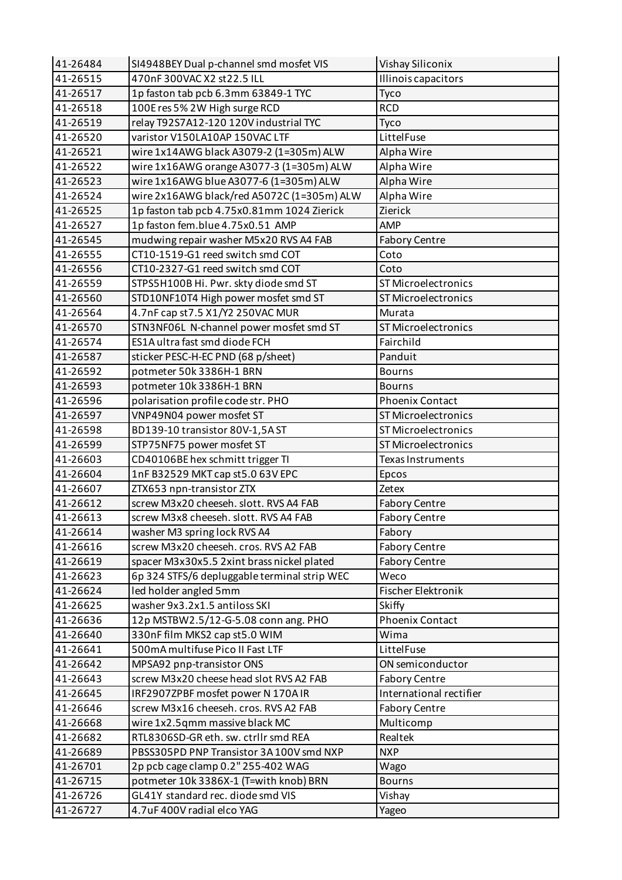| 41-26484 | SI4948BEY Dual p-channel smd mosfet VIS | Vishay Siliconix |
|---|---|---|
| 41-26515 | 470nF 300VAC X2 st22.5 ILL | Illinois capacitors |
| 41-26517 | 1p faston tab pcb 6.3mm 63849-1 TYC | Tyco |
| 41-26518 | 100E res 5% 2W High surge RCD | RCD |
| 41-26519 | relay T92S7A12-120 120V industrial TYC | Tyco |
| 41-26520 | varistor V150LA10AP 150VAC LTF | LittelFuse |
| 41-26521 | wire 1x14AWG black A3079-2 (1=305m) ALW | Alpha Wire |
| 41-26522 | wire 1x16AWG orange A3077-3 (1=305m) ALW | Alpha Wire |
| 41-26523 | wire 1x16AWG blue A3077-6 (1=305m) ALW | Alpha Wire |
| 41-26524 | wire 2x16AWG black/red A5072C (1=305m) ALW | Alpha Wire |
| 41-26525 | 1p faston tab pcb 4.75x0.81mm 1024 Zierick | Zierick |
| 41-26527 | 1p faston fem.blue 4.75x0.51 AMP | AMP |
| 41-26545 | mudwing repair washer M5x20 RVS A4 FAB | Fabory Centre |
| 41-26555 | CT10-1519-G1 reed switch smd COT | Coto |
| 41-26556 | CT10-2327-G1 reed switch smd COT | Coto |
| 41-26559 | STPS5H100B Hi. Pwr. skty diode smd ST | ST Microelectronics |
| 41-26560 | STD10NF10T4 High power mosfet smd ST | ST Microelectronics |
| 41-26564 | 4.7nF cap st7.5 X1/Y2 250VAC MUR | Murata |
| 41-26570 | STN3NF06L N-channel power mosfet smd ST | ST Microelectronics |
| 41-26574 | ES1A ultra fast smd diode FCH | Fairchild |
| 41-26587 | sticker PESC-H-EC PND (68 p/sheet) | Panduit |
| 41-26592 | potmeter 50k 3386H-1 BRN | Bourns |
| 41-26593 | potmeter 10k 3386H-1 BRN | Bourns |
| 41-26596 | polarisation profile code str. PHO | Phoenix Contact |
| 41-26597 | VNP49N04 power mosfet ST | ST Microelectronics |
| 41-26598 | BD139-10 transistor 80V-1,5A ST | ST Microelectronics |
| 41-26599 | STP75NF75 power mosfet ST | ST Microelectronics |
| 41-26603 | CD40106BE hex schmitt trigger TI | Texas Instruments |
| 41-26604 | 1nF B32529 MKT cap st5.0 63V EPC | Epcos |
| 41-26607 | ZTX653 npn-transistor ZTX | Zetex |
| 41-26612 | screw M3x20 cheeseh. slott. RVS A4 FAB | Fabory Centre |
| 41-26613 | screw M3x8 cheeseh. slott. RVS A4 FAB | Fabory Centre |
| 41-26614 | washer M3 spring lock RVS A4 | Fabory |
| 41-26616 | screw M3x20 cheeseh. cros. RVS A2 FAB | Fabory Centre |
| 41-26619 | spacer M3x30x5.5 2xint brass nickel plated | Fabory Centre |
| 41-26623 | 6p 324 STFS/6 depluggable terminal strip WEC | Weco |
| 41-26624 | led holder angled 5mm | Fischer Elektronik |
| 41-26625 | washer 9x3.2x1.5 antiloss SKI | Skiffy |
| 41-26636 | 12p MSTBW2.5/12-G-5.08 conn ang. PHO | Phoenix Contact |
| 41-26640 | 330nF film MKS2 cap st5.0 WIM | Wima |
| 41-26641 | 500mA multifuse Pico II Fast LTF | LittelFuse |
| 41-26642 | MPSA92 pnp-transistor ONS | ON semiconductor |
| 41-26643 | screw M3x20 cheese head slot RVS A2 FAB | Fabory Centre |
| 41-26645 | IRF2907ZPBF mosfet power N 170A IR | International rectifier |
| 41-26646 | screw M3x16 cheeseh. cros. RVS A2 FAB | Fabory Centre |
| 41-26668 | wire 1x2.5qmm massive black MC | Multicomp |
| 41-26682 | RTL8306SD-GR eth. sw. ctrllr smd REA | Realtek |
| 41-26689 | PBSS305PD PNP Transistor 3A 100V smd NXP | NXP |
| 41-26701 | 2p pcb cage clamp 0.2" 255-402 WAG | Wago |
| 41-26715 | potmeter 10k 3386X-1 (T=with knob) BRN | Bourns |
| 41-26726 | GL41Y standard rec. diode smd VIS | Vishay |
| 41-26727 | 4.7uF 400V radial elco YAG | Yageo |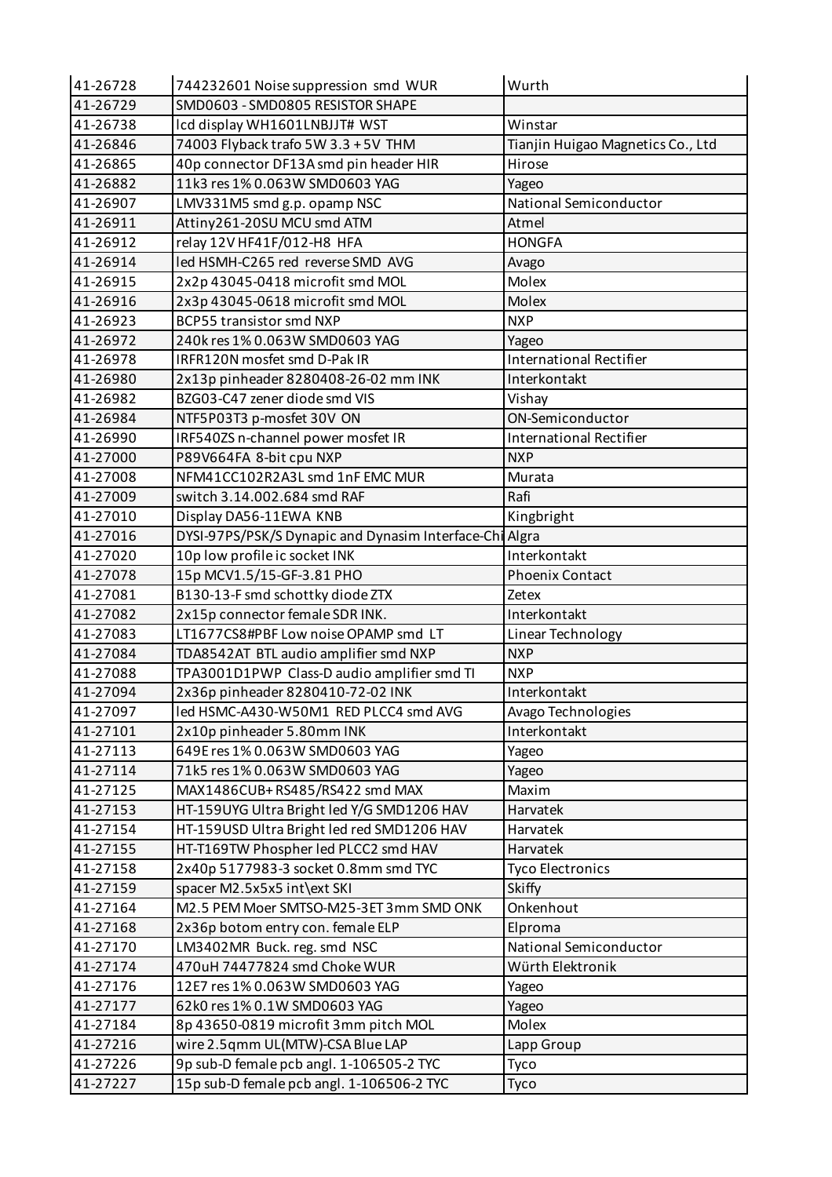| 41-26728 | 744232601 Noise suppression smd WUR | Wurth |
|---|---|---|
| 41-26729 | SMD0603 - SMD0805 RESISTOR SHAPE | |
| 41-26738 | lcd display WH1601LNBJJT# WST | Winstar |
| 41-26846 | 74003 Flyback trafo 5W 3.3 +5V THM | Tianjin Huigao Magnetics Co., Ltd |
| 41-26865 | 40p connector DF13A smd pin header HIR | Hirose |
| 41-26882 | 11k3 res 1% 0.063W SMD0603 YAG | Yageo |
| 41-26907 | LMV331M5 smd g.p. opamp NSC | National Semiconductor |
| 41-26911 | Attiny261-20SU MCU smd ATM | Atmel |
| 41-26912 | relay 12V HF41F/012-H8 HFA | HONGFA |
| 41-26914 | led HSMH-C265 red reverse SMD AVG | Avago |
| 41-26915 | 2x2p 43045-0418 microfit smd MOL | Molex |
| 41-26916 | 2x3p 43045-0618 microfit smd MOL | Molex |
| 41-26923 | BCP55 transistor smd NXP | NXP |
| 41-26972 | 240k res 1% 0.063W SMD0603 YAG | Yageo |
| 41-26978 | IRFR120N mosfet smd D-Pak IR | International Rectifier |
| 41-26980 | 2x13p pinheader 8280408-26-02 mm INK | Interkontakt |
| 41-26982 | BZG03-C47 zener diode smd VIS | Vishay |
| 41-26984 | NTF5P03T3 p-mosfet 30V ON | ON-Semiconductor |
| 41-26990 | IRF540ZS n-channel power mosfet IR | International Rectifier |
| 41-27000 | P89V664FA 8-bit cpu NXP | NXP |
| 41-27008 | NFM41CC102R2A3L smd 1nF EMC MUR | Murata |
| 41-27009 | switch 3.14.002.684 smd RAF | Rafi |
| 41-27010 | Display DA56-11EWA KNB | Kingbright |
| 41-27016 | DYSI-97PS/PSK/S Dynapic and Dynasim Interface-Chi | Algra |
| 41-27020 | 10p low profile ic socket INK | Interkontakt |
| 41-27078 | 15p MCV1.5/15-GF-3.81 PHO | Phoenix Contact |
| 41-27081 | B130-13-F smd schottky diode ZTX | Zetex |
| 41-27082 | 2x15p connector female SDR INK. | Interkontakt |
| 41-27083 | LT1677CS8#PBF Low noise OPAMP smd LT | Linear Technology |
| 41-27084 | TDA8542AT BTL audio amplifier smd NXP | NXP |
| 41-27088 | TPA3001D1PWP Class-D audio amplifier smd TI | NXP |
| 41-27094 | 2x36p pinheader 8280410-72-02 INK | Interkontakt |
| 41-27097 | led HSMC-A430-W50M1 RED PLCC4 smd AVG | Avago Technologies |
| 41-27101 | 2x10p pinheader 5.80mm INK | Interkontakt |
| 41-27113 | 649E res 1% 0.063W SMD0603 YAG | Yageo |
| 41-27114 | 71k5 res 1% 0.063W SMD0603 YAG | Yageo |
| 41-27125 | MAX1486CUB+ RS485/RS422 smd MAX | Maxim |
| 41-27153 | HT-159UYG Ultra Bright led Y/G SMD1206 HAV | Harvatek |
| 41-27154 | HT-159USD Ultra Bright led red SMD1206 HAV | Harvatek |
| 41-27155 | HT-T169TW Phospher led PLCC2 smd HAV | Harvatek |
| 41-27158 | 2x40p 5177983-3 socket 0.8mm smd TYC | Tyco Electronics |
| 41-27159 | spacer M2.5x5x5 int\ext SKI | Skiffy |
| 41-27164 | M2.5 PEM Moer SMTSO-M25-3ET 3mm SMD ONK | Onkenhout |
| 41-27168 | 2x36p botom entry con. female ELP | Elproma |
| 41-27170 | LM3402MR Buck. reg. smd NSC | National Semiconductor |
| 41-27174 | 470uH 74477824 smd Choke WUR | Würth Elektronik |
| 41-27176 | 12E7 res 1% 0.063W SMD0603 YAG | Yageo |
| 41-27177 | 62k0 res 1% 0.1W SMD0603 YAG | Yageo |
| 41-27184 | 8p 43650-0819 microfit 3mm pitch MOL | Molex |
| 41-27216 | wire 2.5qmm UL(MTW)-CSA Blue LAP | Lapp Group |
| 41-27226 | 9p sub-D female pcb angl. 1-106505-2 TYC | Tyco |
| 41-27227 | 15p sub-D female pcb angl. 1-106506-2 TYC | Tyco |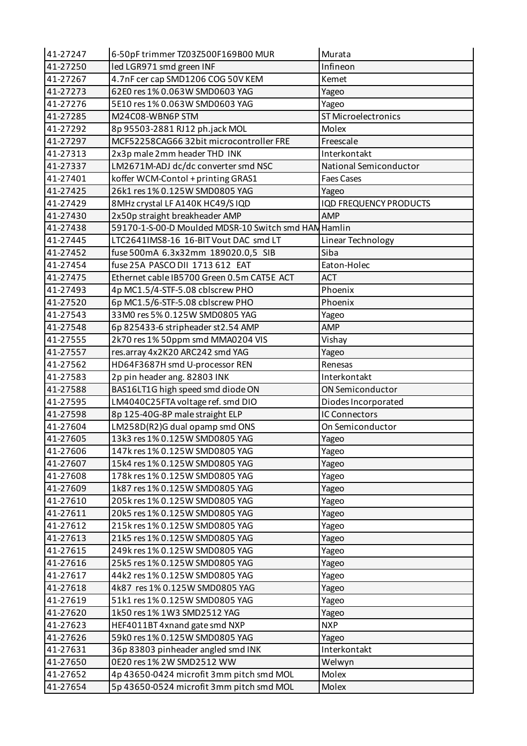| 41-27247 | 6-50pF trimmer TZ03Z500F169B00 MUR | Murata |
|---|---|---|
| 41-27250 | led LGR971 smd green INF | Infineon |
| 41-27267 | 4.7nF cer cap SMD1206 COG 50V KEM | Kemet |
| 41-27273 | 62E0 res 1% 0.063W SMD0603 YAG | Yageo |
| 41-27276 | 5E10 res 1% 0.063W SMD0603 YAG | Yageo |
| 41-27285 | M24C08-WBN6P STM | ST Microelectronics |
| 41-27292 | 8p 95503-2881 RJ12 ph.jack MOL | Molex |
| 41-27297 | MCF52258CAG66 32bit microcontroller FRE | Freescale |
| 41-27313 | 2x3p male 2mm header THD INK | Interkontakt |
| 41-27337 | LM2671M-ADJ dc/dc converter smd NSC | National Semiconductor |
| 41-27401 | koffer WCM-Contol + printing GRAS1 | Faes Cases |
| 41-27425 | 26k1 res 1% 0.125W SMD0805 YAG | Yageo |
| 41-27429 | 8MHz crystal LF A140K HC49/S IQD | IQD FREQUENCY PRODUCTS |
| 41-27430 | 2x50p straight breakheader AMP | AMP |
| 41-27438 | 59170-1-S-00-D Moulded MDSR-10 Switch smd HAM | Hamlin |
| 41-27445 | LTC2641IMS8-16 16-BIT Vout DAC smd LT | Linear Technology |
| 41-27452 | fuse 500mA 6.3x32mm 189020.0,5 SIB | Siba |
| 41-27454 | fuse 25A PASCO DII 1713 612 EAT | Eaton-Holec |
| 41-27475 | Ethernet cable IB5700 Green 0.5m CAT5E ACT | ACT |
| 41-27493 | 4p MC1.5/4-STF-5.08 cblscrew PHO | Phoenix |
| 41-27520 | 6p MC1.5/6-STF-5.08 cblscrew PHO | Phoenix |
| 41-27543 | 33M0 res 5% 0.125W SMD0805 YAG | Yageo |
| 41-27548 | 6p 825433-6 stripheader st2.54 AMP | AMP |
| 41-27555 | 2k70 res 1% 50ppm smd MMA0204 VIS | Vishay |
| 41-27557 | res.array 4x2K20 ARC242 smd YAG | Yageo |
| 41-27562 | HD64F3687H smd U-processor REN | Renesas |
| 41-27583 | 2p pin header ang. 82803 INK | Interkontakt |
| 41-27588 | BAS16LT1G high speed smd diode ON | ON Semiconductor |
| 41-27595 | LM4040C25FTA voltage ref. smd DIO | Diodes Incorporated |
| 41-27598 | 8p 125-40G-8P male straight ELP | IC Connectors |
| 41-27604 | LM258D(R2)G dual opamp smd ONS | On Semiconductor |
| 41-27605 | 13k3 res 1% 0.125W SMD0805 YAG | Yageo |
| 41-27606 | 147k res 1% 0.125W SMD0805 YAG | Yageo |
| 41-27607 | 15k4 res 1% 0.125W SMD0805 YAG | Yageo |
| 41-27608 | 178k res 1% 0.125W SMD0805 YAG | Yageo |
| 41-27609 | 1k87 res 1% 0.125W SMD0805 YAG | Yageo |
| 41-27610 | 205k res 1% 0.125W SMD0805 YAG | Yageo |
| 41-27611 | 20k5 res 1% 0.125W SMD0805 YAG | Yageo |
| 41-27612 | 215k res 1% 0.125W SMD0805 YAG | Yageo |
| 41-27613 | 21k5 res 1% 0.125W SMD0805 YAG | Yageo |
| 41-27615 | 249k res 1% 0.125W SMD0805 YAG | Yageo |
| 41-27616 | 25k5 res 1% 0.125W SMD0805 YAG | Yageo |
| 41-27617 | 44k2 res 1% 0.125W SMD0805 YAG | Yageo |
| 41-27618 | 4k87 res 1% 0.125W SMD0805 YAG | Yageo |
| 41-27619 | 51k1 res 1% 0.125W SMD0805 YAG | Yageo |
| 41-27620 | 1k50 res 1% 1W3 SMD2512 YAG | Yageo |
| 41-27623 | HEF4011BT 4xnand gate smd NXP | NXP |
| 41-27626 | 59k0 res 1% 0.125W SMD0805 YAG | Yageo |
| 41-27631 | 36p 83803 pinheader angled smd INK | Interkontakt |
| 41-27650 | 0E20 res 1% 2W SMD2512 WW | Welwyn |
| 41-27652 | 4p 43650-0424 microfit 3mm pitch smd MOL | Molex |
| 41-27654 | 5p 43650-0524 microfit 3mm pitch smd MOL | Molex |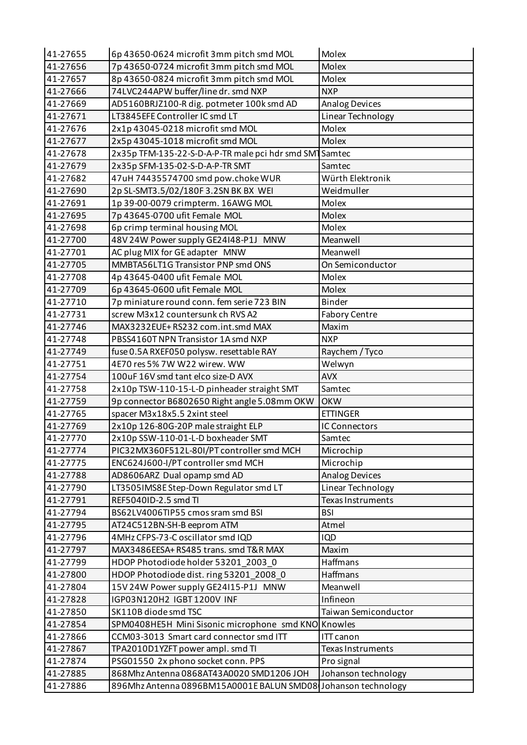| | | |
|---|---|---|
| 41-27655 | 6p 43650-0624 microfit 3mm pitch smd MOL | Molex |
| 41-27656 | 7p 43650-0724 microfit 3mm pitch smd MOL | Molex |
| 41-27657 | 8p 43650-0824 microfit 3mm pitch smd MOL | Molex |
| 41-27666 | 74LVC244APW buffer/line dr. smd NXP | NXP |
| 41-27669 | AD5160BRJZ100-R dig. potmeter 100k smd AD | Analog Devices |
| 41-27671 | LT3845EFE Controller IC smd LT | Linear Technology |
| 41-27676 | 2x1p 43045-0218 microfit smd MOL | Molex |
| 41-27677 | 2x5p 43045-1018 microfit smd MOL | Molex |
| 41-27678 | 2x35p TFM-135-22-S-D-A-P-TR male pci hdr smd SMT | Samtec |
| 41-27679 | 2x35p SFM-135-02-S-D-A-P-TR SMT | Samtec |
| 41-27682 | 47uH 74435574700 smd pow.choke WUR | Würth Elektronik |
| 41-27690 | 2p SL-SMT3.5/02/180F 3.2SN BK BX WEI | Weidmuller |
| 41-27691 | 1p 39-00-0079 crimpterm. 16AWG MOL | Molex |
| 41-27695 | 7p 43645-0700 ufit Female MOL | Molex |
| 41-27698 | 6p crimp terminal housing MOL | Molex |
| 41-27700 | 48V 24W Power supply GE24I48-P1J MNW | Meanwell |
| 41-27701 | AC plug MIX for GE adapter MNW | Meanwell |
| 41-27705 | MMBTA56LT1G Transistor PNP smd ONS | On Semiconductor |
| 41-27708 | 4p 43645-0400 ufit Female MOL | Molex |
| 41-27709 | 6p 43645-0600 ufit Female MOL | Molex |
| 41-27710 | 7p miniature round conn. fem serie 723 BIN | Binder |
| 41-27731 | screw M3x12 countersunk ch RVS A2 | Fabory Centre |
| 41-27746 | MAX3232EUE+ RS232 com.int.smd MAX | Maxim |
| 41-27748 | PBSS4160T NPN Transistor 1A smd NXP | NXP |
| 41-27749 | fuse 0.5A RXEF050 polysw. resettable RAY | Raychem / Tyco |
| 41-27751 | 4E70 res 5% 7W W22 wirew. WW | Welwyn |
| 41-27754 | 100uF 16V smd tant elco size-D AVX | AVX |
| 41-27758 | 2x10p TSW-110-15-L-D pinheader straight SMT | Samtec |
| 41-27759 | 9p connector B6802650 Right angle 5.08mm OKW | OKW |
| 41-27765 | spacer M3x18x5.5 2xint steel | ETTINGER |
| 41-27769 | 2x10p 126-80G-20P male straight ELP | IC Connectors |
| 41-27770 | 2x10p SSW-110-01-L-D boxheader SMT | Samtec |
| 41-27774 | PIC32MX360F512L-80I/PT controller smd MCH | Microchip |
| 41-27775 | ENC624J600-I/PT controller smd MCH | Microchip |
| 41-27788 | AD8606ARZ Dual opamp smd AD | Analog Devices |
| 41-27790 | LT3505IMS8E Step-Down Regulator smd LT | Linear Technology |
| 41-27791 | REF5040ID-2.5 smd TI | Texas Instruments |
| 41-27794 | BS62LV4006TIP55 cmos sram smd BSI | BSI |
| 41-27795 | AT24C512BN-SH-B eeprom ATM | Atmel |
| 41-27796 | 4MHz CFPS-73-C oscillator smd IQD | IQD |
| 41-27797 | MAX3486EESA+ RS485 trans. smd T&R MAX | Maxim |
| 41-27799 | HDOP Photodiode holder 53201_2003_0 | Haffmans |
| 41-27800 | HDOP Photodiode dist. ring 53201_2008_0 | Haffmans |
| 41-27804 | 15V 24W Power supply GE24I15-P1J MNW | Meanwell |
| 41-27828 | IGP03N120H2 IGBT 1200V INF | Infineon |
| 41-27850 | SK110B diode smd TSC | Taiwan Semiconductor |
| 41-27854 | SPM0408HE5H Mini Sisonic microphone smd KNO | Knowles |
| 41-27866 | CCM03-3013 Smart card connector smd ITT | ITT canon |
| 41-27867 | TPA2010D1YZFT power ampl. smd TI | Texas Instruments |
| 41-27874 | PSG01550 2x phono socket conn. PPS | Pro signal |
| 41-27885 | 868Mhz Antenna 0868AT43A0020 SMD1206 JOH | Johanson technology |
| 41-27886 | 896Mhz Antenna 0896BM15A0001E BALUN SMD08 | Johanson technology |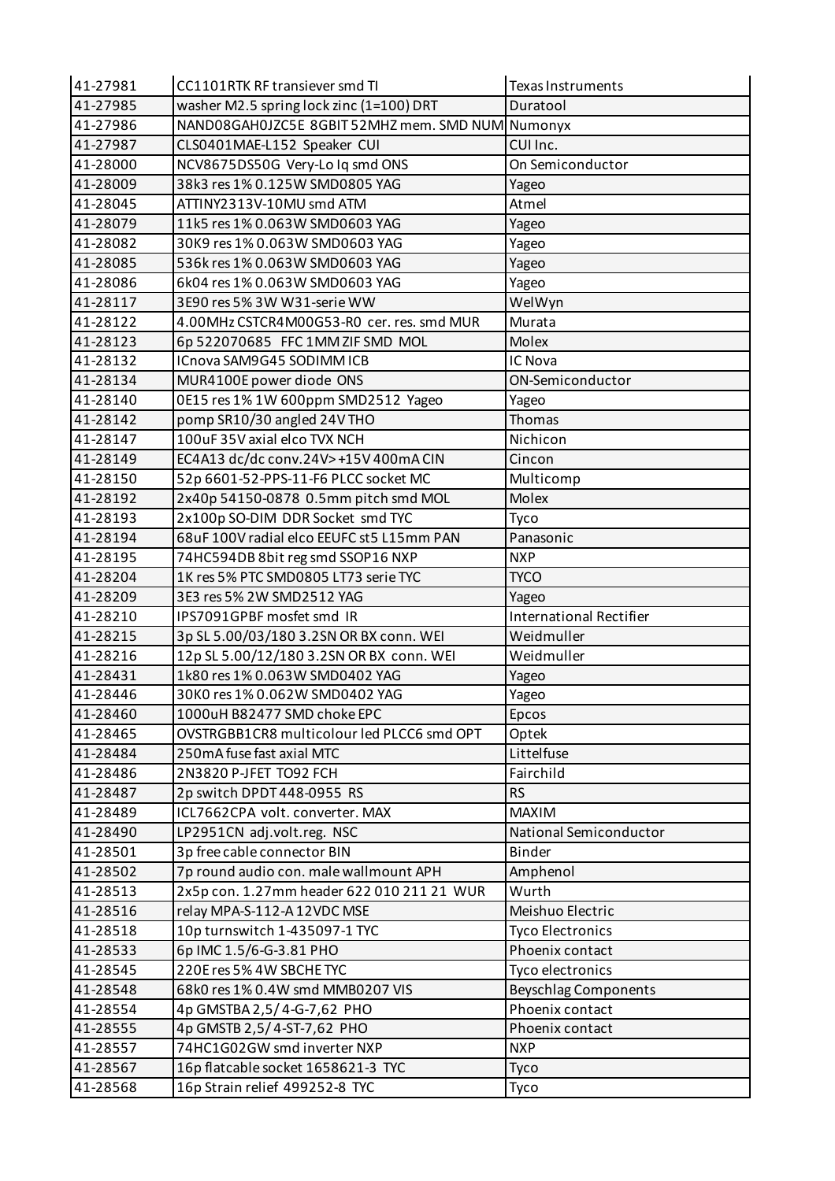| 41-27981 | CC1101RTK RF transiever smd TI | Texas Instruments |
|---|---|---|
| 41-27985 | washer M2.5 spring lock zinc (1=100) DRT | Duratool |
| 41-27986 | NAND08GAH0JZC5E 8GBIT 52MHZ mem. SMD NUM | Numonyx |
| 41-27987 | CLS0401MAE-L152 Speaker CUI | CUI Inc. |
| 41-28000 | NCV8675DS50G Very-Lo Iq smd ONS | On Semiconductor |
| 41-28009 | 38k3 res 1% 0.125W SMD0805 YAG | Yageo |
| 41-28045 | ATTINY2313V-10MU smd ATM | Atmel |
| 41-28079 | 11k5 res 1% 0.063W SMD0603 YAG | Yageo |
| 41-28082 | 30K9 res 1% 0.063W SMD0603 YAG | Yageo |
| 41-28085 | 536k res 1% 0.063W SMD0603 YAG | Yageo |
| 41-28086 | 6k04 res 1% 0.063W SMD0603 YAG | Yageo |
| 41-28117 | 3E90 res 5% 3W W31-serie WW | WelWyn |
| 41-28122 | 4.00MHz CSTCR4M00G53-R0 cer. res. smd MUR | Murata |
| 41-28123 | 6p 522070685 FFC 1MM ZIF SMD MOL | Molex |
| 41-28132 | ICnova SAM9G45 SODIMM ICB | IC Nova |
| 41-28134 | MUR4100E power diode ONS | ON-Semiconductor |
| 41-28140 | 0E15 res 1% 1W 600ppm SMD2512 Yageo | Yageo |
| 41-28142 | pomp SR10/30 angled 24V THO | Thomas |
| 41-28147 | 100uF 35V axial elco TVX NCH | Nichicon |
| 41-28149 | EC4A13 dc/dc conv.24V>+15V 400mA CIN | Cincon |
| 41-28150 | 52p 6601-52-PPS-11-F6 PLCC socket MC | Multicomp |
| 41-28192 | 2x40p 54150-0878 0.5mm pitch smd MOL | Molex |
| 41-28193 | 2x100p SO-DIM DDR Socket smd TYC | Tyco |
| 41-28194 | 68uF 100V radial elco EEUFC st5 L15mm PAN | Panasonic |
| 41-28195 | 74HC594DB 8bit reg smd SSOP16 NXP | NXP |
| 41-28204 | 1K res 5% PTC SMD0805 LT73 serie TYC | TYCO |
| 41-28209 | 3E3 res 5% 2W SMD2512 YAG | Yageo |
| 41-28210 | IPS7091GPBF mosfet smd IR | International Rectifier |
| 41-28215 | 3p SL 5.00/03/180 3.2SN OR BX conn. WEI | Weidmuller |
| 41-28216 | 12p SL 5.00/12/180 3.2SN OR BX conn. WEI | Weidmuller |
| 41-28431 | 1k80 res 1% 0.063W SMD0402 YAG | Yageo |
| 41-28446 | 30K0 res 1% 0.062W SMD0402 YAG | Yageo |
| 41-28460 | 1000uH B82477 SMD choke EPC | Epcos |
| 41-28465 | OVSTRGBB1CR8 multicolour led PLCC6 smd OPT | Optek |
| 41-28484 | 250mA fuse fast axial MTC | Littelfuse |
| 41-28486 | 2N3820 P-JFET TO92 FCH | Fairchild |
| 41-28487 | 2p switch DPDT 448-0955 RS | RS |
| 41-28489 | ICL7662CPA volt. converter. MAX | MAXIM |
| 41-28490 | LP2951CN adj.volt.reg. NSC | National Semiconductor |
| 41-28501 | 3p free cable connector BIN | Binder |
| 41-28502 | 7p round audio con. male wallmount APH | Amphenol |
| 41-28513 | 2x5p con. 1.27mm header 622 010 211 21 WUR | Wurth |
| 41-28516 | relay MPA-S-112-A 12VDC MSE | Meishuo Electric |
| 41-28518 | 10p turnswitch 1-435097-1 TYC | Tyco Electronics |
| 41-28533 | 6p IMC 1.5/6-G-3.81 PHO | Phoenix contact |
| 41-28545 | 220E res 5% 4W SBCHE TYC | Tyco electronics |
| 41-28548 | 68k0 res 1% 0.4W smd MMB0207 VIS | Beyschlag Components |
| 41-28554 | 4p GMSTBA 2,5/ 4-G-7,62 PHO | Phoenix contact |
| 41-28555 | 4p GMSTB 2,5/ 4-ST-7,62 PHO | Phoenix contact |
| 41-28557 | 74HC1G02GW smd inverter NXP | NXP |
| 41-28567 | 16p flatcable socket 1658621-3 TYC | Tyco |
| 41-28568 | 16p Strain relief 499252-8 TYC | Tyco |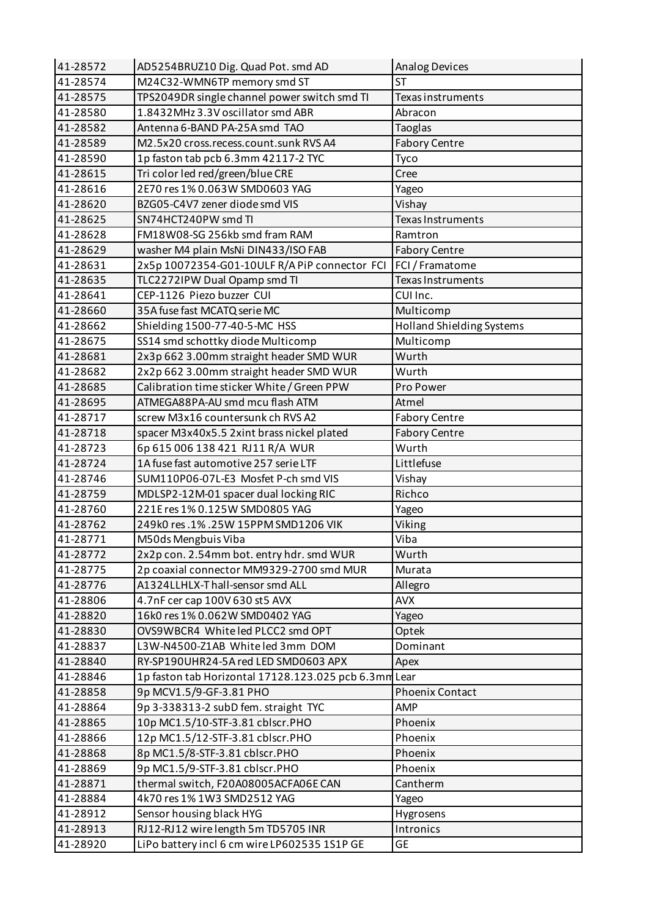| 41-28572 | AD5254BRUZ10 Dig. Quad Pot. smd AD | Analog Devices |
|---|---|---|
| 41-28574 | M24C32-WMN6TP memory smd ST | ST |
| 41-28575 | TPS2049DR single channel power switch smd TI | Texas instruments |
| 41-28580 | 1.8432MHz 3.3V oscillator smd ABR | Abracon |
| 41-28582 | Antenna 6-BAND PA-25A smd TAO | Taoglas |
| 41-28589 | M2.5x20 cross.recess.count.sunk RVS A4 | Fabory Centre |
| 41-28590 | 1p faston tab pcb 6.3mm 42117-2 TYC | Tyco |
| 41-28615 | Tri color led red/green/blue CRE | Cree |
| 41-28616 | 2E70 res 1% 0.063W SMD0603 YAG | Yageo |
| 41-28620 | BZG05-C4V7 zener diode smd VIS | Vishay |
| 41-28625 | SN74HCT240PW smd TI | Texas Instruments |
| 41-28628 | FM18W08-SG 256kb smd fram RAM | Ramtron |
| 41-28629 | washer M4 plain MsNi DIN433/ISO FAB | Fabory Centre |
| 41-28631 | 2x5p 10072354-G01-10ULF R/A PiP connector FCI | FCI / Framatome |
| 41-28635 | TLC2272IPW Dual Opamp smd TI | Texas Instruments |
| 41-28641 | CEP-1126 Piezo buzzer CUI | CUI Inc. |
| 41-28660 | 35A fuse fast MCATQ serie MC | Multicomp |
| 41-28662 | Shielding 1500-77-40-5-MC HSS | Holland Shielding Systems |
| 41-28675 | SS14 smd schottky diode Multicomp | Multicomp |
| 41-28681 | 2x3p 662 3.00mm straight header SMD WUR | Wurth |
| 41-28682 | 2x2p 662 3.00mm straight header SMD WUR | Wurth |
| 41-28685 | Calibration time sticker White / Green PPW | Pro Power |
| 41-28695 | ATMEGA88PA-AU smd mcu flash ATM | Atmel |
| 41-28717 | screw M3x16 countersunk ch RVS A2 | Fabory Centre |
| 41-28718 | spacer M3x40x5.5 2xint brass nickel plated | Fabory Centre |
| 41-28723 | 6p 615 006 138 421 RJ11 R/A WUR | Wurth |
| 41-28724 | 1A fuse fast automotive 257 serie LTF | Littlefuse |
| 41-28746 | SUM110P06-07L-E3 Mosfet P-ch smd VIS | Vishay |
| 41-28759 | MDLSP2-12M-01 spacer dual locking RIC | Richco |
| 41-28760 | 221E res 1% 0.125W SMD0805 YAG | Yageo |
| 41-28762 | 249k0 res .1% .25W 15PPM SMD1206 VIK | Viking |
| 41-28771 | M50ds Mengbuis Viba | Viba |
| 41-28772 | 2x2p con. 2.54mm bot. entry hdr. smd WUR | Wurth |
| 41-28775 | 2p coaxial connector MM9329-2700 smd MUR | Murata |
| 41-28776 | A1324LLHLX-T hall-sensor smd ALL | Allegro |
| 41-28806 | 4.7nF cer cap 100V 630 st5 AVX | AVX |
| 41-28820 | 16k0 res 1% 0.062W SMD0402 YAG | Yageo |
| 41-28830 | OVS9WBCR4 White led PLCC2 smd OPT | Optek |
| 41-28837 | L3W-N4500-Z1AB White led 3mm DOM | Dominant |
| 41-28840 | RY-SP190UHR24-5A red LED SMD0603 APX | Apex |
| 41-28846 | 1p faston tab Horizontal 17128.123.025 pcb 6.3mm | Lear |
| 41-28858 | 9p MCV1.5/9-GF-3.81 PHO | Phoenix Contact |
| 41-28864 | 9p 3-338313-2 subD fem. straight TYC | AMP |
| 41-28865 | 10p MC1.5/10-STF-3.81 cblscr.PHO | Phoenix |
| 41-28866 | 12p MC1.5/12-STF-3.81 cblscr.PHO | Phoenix |
| 41-28868 | 8p MC1.5/8-STF-3.81 cblscr.PHO | Phoenix |
| 41-28869 | 9p MC1.5/9-STF-3.81 cblscr.PHO | Phoenix |
| 41-28871 | thermal switch, F20A08005ACFA06E CAN | Cantherm |
| 41-28884 | 4k70 res 1% 1W3 SMD2512 YAG | Yageo |
| 41-28912 | Sensor housing black HYG | Hygrosens |
| 41-28913 | RJ12-RJ12 wire length 5m TD5705 INR | Intronics |
| 41-28920 | LiPo battery incl 6 cm wire LP602535 1S1P GE | GE |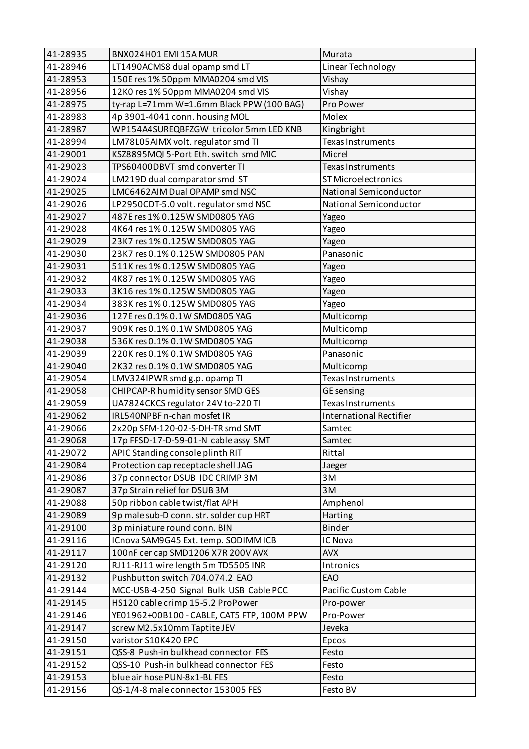| 41-28935 | BNX024H01 EMI 15A MUR | Murata |
|---|---|---|
| 41-28946 | LT1490ACMS8 dual opamp smd LT | Linear Technology |
| 41-28953 | 150E res 1% 50ppm MMA0204 smd VIS | Vishay |
| 41-28956 | 12K0 res 1% 50ppm MMA0204 smd VIS | Vishay |
| 41-28975 | ty-rap L=71mm W=1.6mm Black PPW (100 BAG) | Pro Power |
| 41-28983 | 4p 3901-4041 conn. housing MOL | Molex |
| 41-28987 | WP154A4SUREQBFZGW tricolor 5mm LED KNB | Kingbright |
| 41-28994 | LM78L05AIMX volt. regulator smd TI | Texas Instruments |
| 41-29001 | KSZ8895MQI 5-Port Eth. switch smd MIC | Micrel |
| 41-29023 | TPS60400DBVT smd converter TI | Texas Instruments |
| 41-29024 | LM219D dual comparator smd ST | ST Microelectronics |
| 41-29025 | LMC6462AIM Dual OPAMP smd NSC | National Semiconductor |
| 41-29026 | LP2950CDT-5.0 volt. regulator smd NSC | National Semiconductor |
| 41-29027 | 487E res 1% 0.125W SMD0805 YAG | Yageo |
| 41-29028 | 4K64 res 1% 0.125W SMD0805 YAG | Yageo |
| 41-29029 | 23K7 res 1% 0.125W SMD0805 YAG | Yageo |
| 41-29030 | 23K7 res 0.1% 0.125W SMD0805 PAN | Panasonic |
| 41-29031 | 511K res 1% 0.125W SMD0805 YAG | Yageo |
| 41-29032 | 4K87 res 1% 0.125W SMD0805 YAG | Yageo |
| 41-29033 | 3K16 res 1% 0.125W SMD0805 YAG | Yageo |
| 41-29034 | 383K res 1% 0.125W SMD0805 YAG | Yageo |
| 41-29036 | 127E res 0.1% 0.1W SMD0805 YAG | Multicomp |
| 41-29037 | 909K res 0.1% 0.1W SMD0805 YAG | Multicomp |
| 41-29038 | 536K res 0.1% 0.1W SMD0805 YAG | Multicomp |
| 41-29039 | 220K res 0.1% 0.1W SMD0805 YAG | Panasonic |
| 41-29040 | 2K32 res 0.1% 0.1W SMD0805 YAG | Multicomp |
| 41-29054 | LMV324IPWR smd g.p. opamp TI | Texas Instruments |
| 41-29058 | CHIPCAP-R humidity sensor SMD GES | GE sensing |
| 41-29059 | UA7824CKCS regulator 24V to-220 TI | Texas Instruments |
| 41-29062 | IRL540NPBF n-chan mosfet IR | International Rectifier |
| 41-29066 | 2x20p SFM-120-02-S-DH-TR smd SMT | Samtec |
| 41-29068 | 17p FFSD-17-D-59-01-N cable assy SMT | Samtec |
| 41-29072 | APIC Standing console plinth RIT | Rittal |
| 41-29084 | Protection cap receptacle shell JAG | Jaeger |
| 41-29086 | 37p connector DSUB IDC CRIMP 3M | 3M |
| 41-29087 | 37p Strain relief for DSUB 3M | 3M |
| 41-29088 | 50p ribbon cable twist/flat APH | Amphenol |
| 41-29089 | 9p male sub-D conn. str. solder cup HRT | Harting |
| 41-29100 | 3p miniature round conn. BIN | Binder |
| 41-29116 | ICnova SAM9G45 Ext. temp. SODIMM ICB | IC Nova |
| 41-29117 | 100nF cer cap SMD1206 X7R 200V AVX | AVX |
| 41-29120 | RJ11-RJ11 wire length 5m TD5505 INR | Intronics |
| 41-29132 | Pushbutton switch 704.074.2 EAO | EAO |
| 41-29144 | MCC-USB-4-250 Signal Bulk USB Cable PCC | Pacific Custom Cable |
| 41-29145 | HS120 cable crimp 15-5.2 ProPower | Pro-power |
| 41-29146 | YE01962+00B100 - CABLE, CAT5 FTP, 100M PPW | Pro-Power |
| 41-29147 | screw M2.5x10mm Taptite JEV | Jeveka |
| 41-29150 | varistor S10K420 EPC | Epcos |
| 41-29151 | QSS-8 Push-in bulkhead connector FES | Festo |
| 41-29152 | QSS-10 Push-in bulkhead connector FES | Festo |
| 41-29153 | blue air hose PUN-8x1-BL FES | Festo |
| 41-29156 | QS-1/4-8 male connector 153005 FES | Festo BV |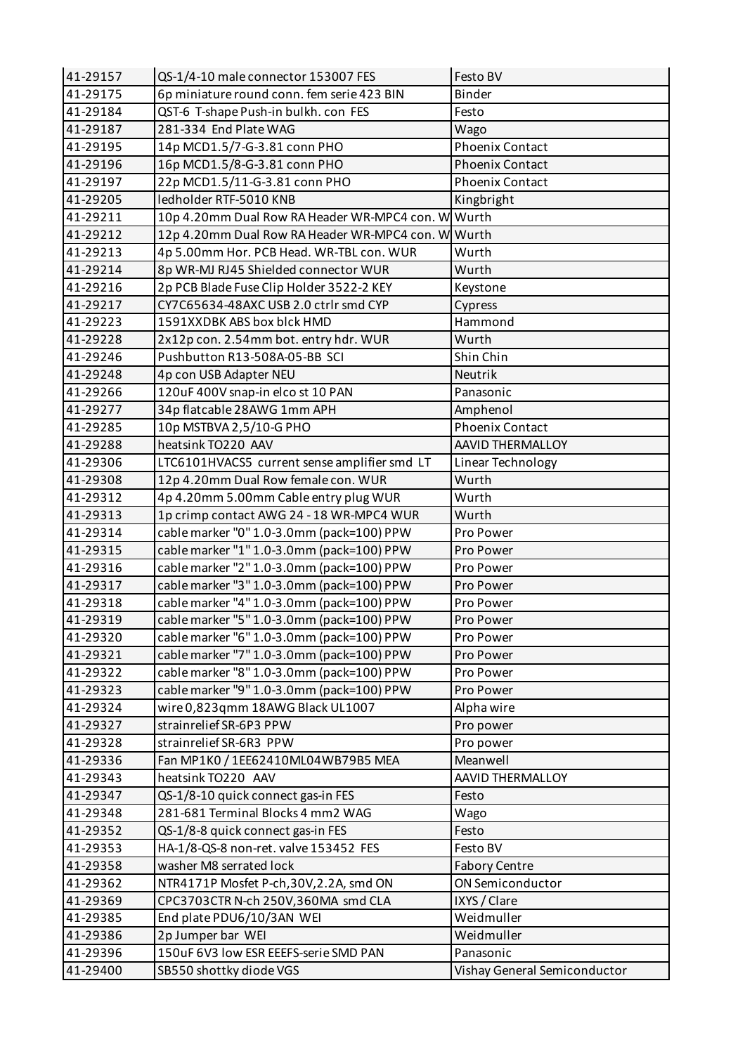| 41-29157 | QS-1/4-10 male connector 153007 FES | Festo BV |
|---|---|---|
| 41-29175 | 6p miniature round conn. fem serie 423 BIN | Binder |
| 41-29184 | QST-6 T-shape Push-in bulkh. con FES | Festo |
| 41-29187 | 281-334 End Plate WAG | Wago |
| 41-29195 | 14p MCD1.5/7-G-3.81 conn PHO | Phoenix Contact |
| 41-29196 | 16p MCD1.5/8-G-3.81 conn PHO | Phoenix Contact |
| 41-29197 | 22p MCD1.5/11-G-3.81 conn PHO | Phoenix Contact |
| 41-29205 | ledholder RTF-5010 KNB | Kingbright |
| 41-29211 | 10p 4.20mm Dual Row RA Header WR-MPC4 con. W | Wurth |
| 41-29212 | 12p 4.20mm Dual Row RA Header WR-MPC4 con. W | Wurth |
| 41-29213 | 4p 5.00mm Hor. PCB Head. WR-TBL con. WUR | Wurth |
| 41-29214 | 8p WR-MJ RJ45 Shielded connector WUR | Wurth |
| 41-29216 | 2p PCB Blade Fuse Clip Holder 3522-2 KEY | Keystone |
| 41-29217 | CY7C65634-48AXC USB 2.0 ctrlr smd CYP | Cypress |
| 41-29223 | 1591XXDBK ABS box blck HMD | Hammond |
| 41-29228 | 2x12p con. 2.54mm bot. entry hdr. WUR | Wurth |
| 41-29246 | Pushbutton R13-508A-05-BB SCI | Shin Chin |
| 41-29248 | 4p con USB Adapter NEU | Neutrik |
| 41-29266 | 120uF 400V snap-in elco st 10 PAN | Panasonic |
| 41-29277 | 34p flatcable 28AWG 1mm APH | Amphenol |
| 41-29285 | 10p MSTBVA 2,5/10-G PHO | Phoenix Contact |
| 41-29288 | heatsink TO220 AAV | AAVID THERMALLOY |
| 41-29306 | LTC6101HVACS5 current sense amplifier smd LT | Linear Technology |
| 41-29308 | 12p 4.20mm Dual Row female con. WUR | Wurth |
| 41-29312 | 4p 4.20mm 5.00mm Cable entry plug WUR | Wurth |
| 41-29313 | 1p crimp contact AWG 24 - 18 WR-MPC4 WUR | Wurth |
| 41-29314 | cable marker "0" 1.0-3.0mm (pack=100) PPW | Pro Power |
| 41-29315 | cable marker "1" 1.0-3.0mm (pack=100) PPW | Pro Power |
| 41-29316 | cable marker "2" 1.0-3.0mm (pack=100) PPW | Pro Power |
| 41-29317 | cable marker "3" 1.0-3.0mm (pack=100) PPW | Pro Power |
| 41-29318 | cable marker "4" 1.0-3.0mm (pack=100) PPW | Pro Power |
| 41-29319 | cable marker "5" 1.0-3.0mm (pack=100) PPW | Pro Power |
| 41-29320 | cable marker "6" 1.0-3.0mm (pack=100) PPW | Pro Power |
| 41-29321 | cable marker "7" 1.0-3.0mm (pack=100) PPW | Pro Power |
| 41-29322 | cable marker "8" 1.0-3.0mm (pack=100) PPW | Pro Power |
| 41-29323 | cable marker "9" 1.0-3.0mm (pack=100) PPW | Pro Power |
| 41-29324 | wire 0,823qmm 18AWG Black UL1007 | Alpha wire |
| 41-29327 | strainrelief SR-6P3 PPW | Pro power |
| 41-29328 | strainrelief SR-6R3 PPW | Pro power |
| 41-29336 | Fan MP1K0 / 1EE62410ML04WB79B5 MEA | Meanwell |
| 41-29343 | heatsink TO220 AAV | AAVID THERMALLOY |
| 41-29347 | QS-1/8-10 quick connect gas-in FES | Festo |
| 41-29348 | 281-681 Terminal Blocks 4 mm2 WAG | Wago |
| 41-29352 | QS-1/8-8 quick connect gas-in FES | Festo |
| 41-29353 | HA-1/8-QS-8 non-ret. valve 153452 FES | Festo BV |
| 41-29358 | washer M8 serrated lock | Fabory Centre |
| 41-29362 | NTR4171P Mosfet P-ch,30V,2.2A, smd ON | ON Semiconductor |
| 41-29369 | CPC3703CTR N-ch 250V,360MA smd CLA | IXYS / Clare |
| 41-29385 | End plate PDU6/10/3AN WEI | Weidmuller |
| 41-29386 | 2p Jumper bar WEI | Weidmuller |
| 41-29396 | 150uF 6V3 low ESR EEEFS-serie SMD PAN | Panasonic |
| 41-29400 | SB550 shottky diode VGS | Vishay General Semiconductor |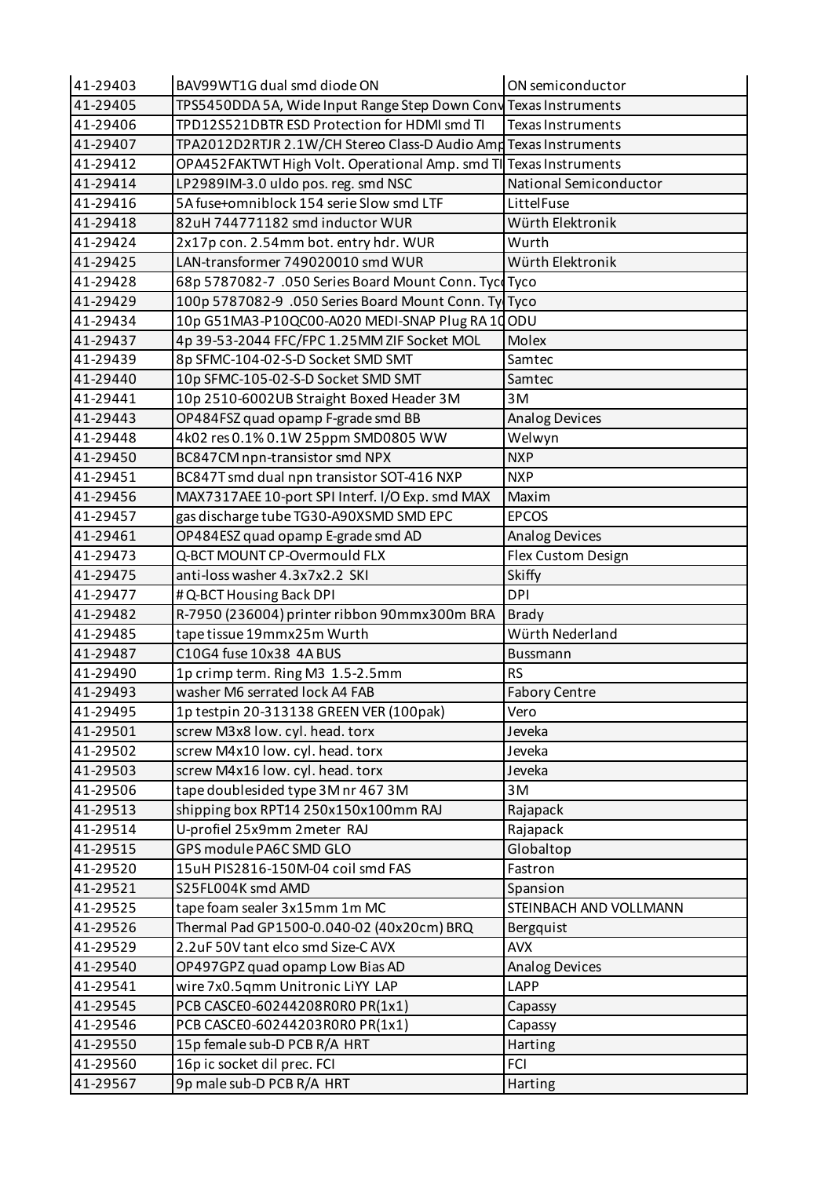| 41-29403 | BAV99WT1G dual smd diode ON | ON semiconductor |
|---|---|---|
| 41-29405 | TPS5450DDA 5A, Wide Input Range Step Down Conv | Texas Instruments |
| 41-29406 | TPD12S521DBTR ESD Protection for HDMI smd TI | Texas Instruments |
| 41-29407 | TPA2012D2RTJR 2.1W/CH Stereo Class-D Audio Amp | Texas Instruments |
| 41-29412 | OPA452FAKTWT High Volt. Operational Amp. smd TI | Texas Instruments |
| 41-29414 | LP2989IM-3.0 uldo pos. reg. smd NSC | National Semiconductor |
| 41-29416 | 5A fuse+omniblock 154 serie Slow smd LTF | LittelFuse |
| 41-29418 | 82uH 744771182 smd inductor WUR | Würth Elektronik |
| 41-29424 | 2x17p con. 2.54mm bot. entry hdr. WUR | Wurth |
| 41-29425 | LAN-transformer 749020010 smd WUR | Würth Elektronik |
| 41-29428 | 68p 5787082-7 .050 Series Board Mount Conn. Tyco | Tyco |
| 41-29429 | 100p 5787082-9 .050 Series Board Mount Conn. Ty | Tyco |
| 41-29434 | 10p G51MA3-P10QC00-A020 MEDI-SNAP Plug RA 10 | ODU |
| 41-29437 | 4p 39-53-2044 FFC/FPC 1.25MM ZIF Socket MOL | Molex |
| 41-29439 | 8p SFMC-104-02-S-D Socket SMD SMT | Samtec |
| 41-29440 | 10p SFMC-105-02-S-D Socket SMD SMT | Samtec |
| 41-29441 | 10p 2510-6002UB Straight Boxed Header 3M | 3M |
| 41-29443 | OP484FSZ quad opamp F-grade smd BB | Analog Devices |
| 41-29448 | 4k02 res 0.1% 0.1W 25ppm SMD0805 WW | Welwyn |
| 41-29450 | BC847CM npn-transistor smd NPX | NXP |
| 41-29451 | BC847T smd dual npn transistor SOT-416 NXP | NXP |
| 41-29456 | MAX7317AEE 10-port SPI Interf. I/O Exp. smd MAX | Maxim |
| 41-29457 | gas discharge tube TG30-A90XSMD SMD EPC | EPCOS |
| 41-29461 | OP484ESZ quad opamp E-grade smd AD | Analog Devices |
| 41-29473 | Q-BCT MOUNT CP-Overmould FLX | Flex Custom Design |
| 41-29475 | anti-loss washer 4.3x7x2.2 SKI | Skiffy |
| 41-29477 | # Q-BCT Housing Back DPI | DPI |
| 41-29482 | R-7950 (236004) printer ribbon 90mmx300m BRA | Brady |
| 41-29485 | tape tissue 19mmx25m Wurth | Würth Nederland |
| 41-29487 | C10G4 fuse 10x38 4A BUS | Bussmann |
| 41-29490 | 1p crimp term. Ring M3 1.5-2.5mm | RS |
| 41-29493 | washer M6 serrated lock A4 FAB | Fabory Centre |
| 41-29495 | 1p testpin 20-313138 GREEN VER (100pak) | Vero |
| 41-29501 | screw M3x8 low. cyl. head. torx | Jeveka |
| 41-29502 | screw M4x10 low. cyl. head. torx | Jeveka |
| 41-29503 | screw M4x16 low. cyl. head. torx | Jeveka |
| 41-29506 | tape doublesided type 3M nr 467 3M | 3M |
| 41-29513 | shipping box RPT14 250x150x100mm RAJ | Rajapack |
| 41-29514 | U-profiel 25x9mm 2meter RAJ | Rajapack |
| 41-29515 | GPS module PA6C SMD GLO | Globaltop |
| 41-29520 | 15uH PIS2816-150M-04 coil smd FAS | Fastron |
| 41-29521 | S25FL004K smd AMD | Spansion |
| 41-29525 | tape foam sealer 3x15mm 1m MC | STEINBACH AND VOLLMANN |
| 41-29526 | Thermal Pad GP1500-0.040-02 (40x20cm) BRQ | Bergquist |
| 41-29529 | 2.2uF 50V tant elco smd Size-C AVX | AVX |
| 41-29540 | OP497GPZ quad opamp Low Bias AD | Analog Devices |
| 41-29541 | wire 7x0.5qmm Unitronic LiYY LAP | LAPP |
| 41-29545 | PCB CASCE0-60244208R0R0 PR(1x1) | Capassy |
| 41-29546 | PCB CASCE0-60244203R0R0 PR(1x1) | Capassy |
| 41-29550 | 15p female sub-D PCB R/A HRT | Harting |
| 41-29560 | 16p ic socket dil prec. FCI | FCI |
| 41-29567 | 9p male sub-D PCB R/A HRT | Harting |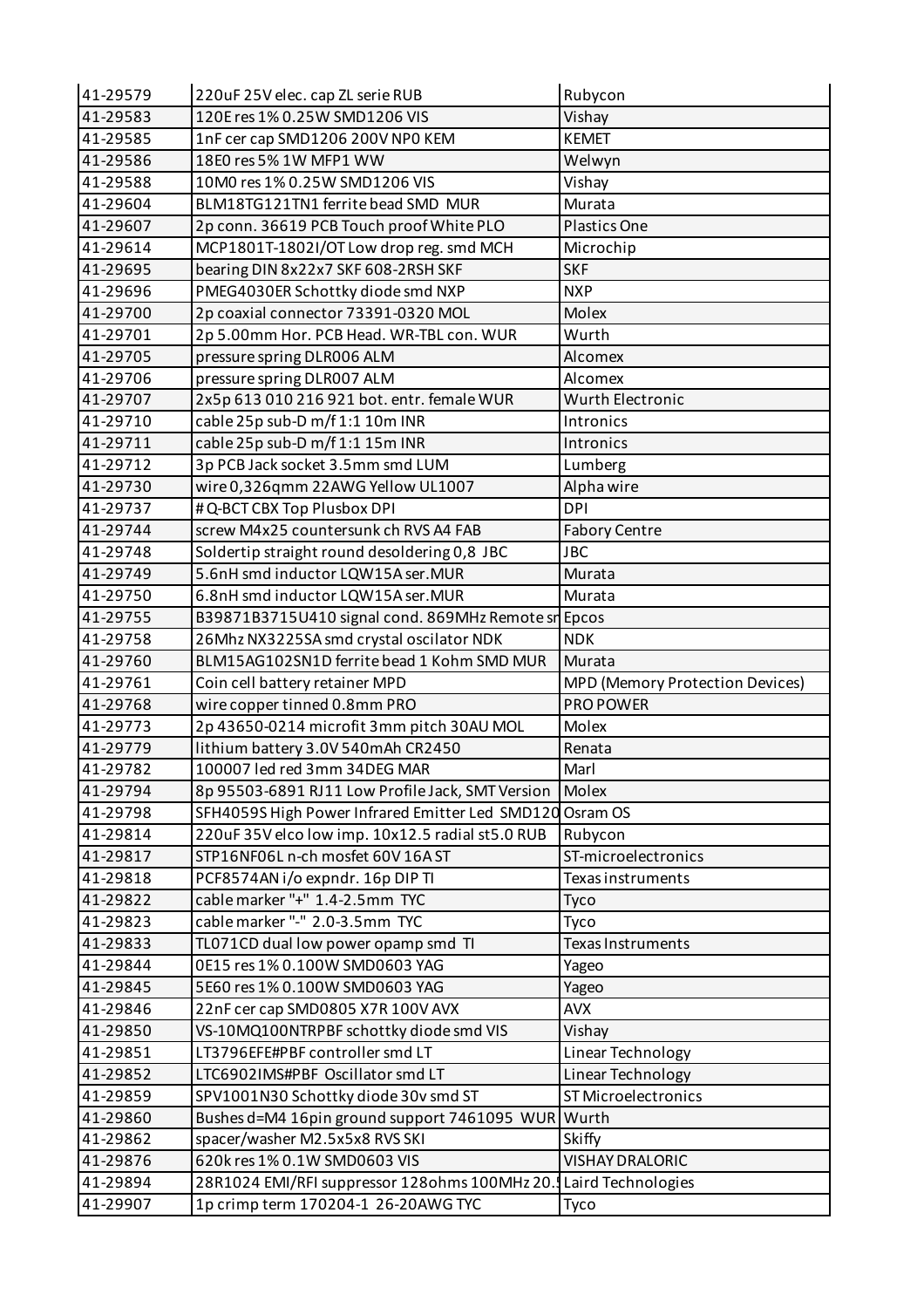| 41-29579 | 220uF 25V elec. cap ZL serie RUB | Rubycon |
|---|---|---|
| 41-29583 | 120E res 1% 0.25W SMD1206 VIS | Vishay |
| 41-29585 | 1nF cer cap SMD1206 200V NP0 KEM | KEMET |
| 41-29586 | 18E0 res 5% 1W MFP1 WW | Welwyn |
| 41-29588 | 10M0 res 1% 0.25W SMD1206 VIS | Vishay |
| 41-29604 | BLM18TG121TN1 ferrite bead SMD MUR | Murata |
| 41-29607 | 2p conn. 36619 PCB Touch proof White PLO | Plastics One |
| 41-29614 | MCP1801T-1802I/OT Low drop reg. smd MCH | Microchip |
| 41-29695 | bearing DIN 8x22x7 SKF 608-2RSH SKF | SKF |
| 41-29696 | PMEG4030ER Schottky diode smd NXP | NXP |
| 41-29700 | 2p coaxial connector 73391-0320 MOL | Molex |
| 41-29701 | 2p 5.00mm Hor. PCB Head. WR-TBL con. WUR | Wurth |
| 41-29705 | pressure spring DLR006 ALM | Alcomex |
| 41-29706 | pressure spring DLR007 ALM | Alcomex |
| 41-29707 | 2x5p 613 010 216 921 bot. entr. female WUR | Wurth Electronic |
| 41-29710 | cable 25p sub-D m/f 1:1 10m INR | Intronics |
| 41-29711 | cable 25p sub-D m/f 1:1 15m INR | Intronics |
| 41-29712 | 3p PCB Jack socket 3.5mm smd LUM | Lumberg |
| 41-29730 | wire 0,326qmm 22AWG Yellow UL1007 | Alpha wire |
| 41-29737 | # Q-BCT CBX Top Plusbox DPI | DPI |
| 41-29744 | screw M4x25 countersunk ch RVS A4 FAB | Fabory Centre |
| 41-29748 | Soldertip straight round desoldering 0,8 JBC | JBC |
| 41-29749 | 5.6nH smd inductor LQW15A ser.MUR | Murata |
| 41-29750 | 6.8nH smd inductor LQW15A ser.MUR | Murata |
| 41-29755 | B39871B3715U410 signal cond. 869MHz Remote sn | Epcos |
| 41-29758 | 26Mhz NX3225SA smd crystal oscilator NDK | NDK |
| 41-29760 | BLM15AG102SN1D ferrite bead 1 Kohm SMD MUR | Murata |
| 41-29761 | Coin cell battery retainer MPD | MPD (Memory Protection Devices) |
| 41-29768 | wire copper tinned 0.8mm PRO | PRO POWER |
| 41-29773 | 2p 43650-0214 microfit 3mm pitch 30AU MOL | Molex |
| 41-29779 | lithium battery 3.0V 540mAh CR2450 | Renata |
| 41-29782 | 100007 led red 3mm 34DEG MAR | Marl |
| 41-29794 | 8p 95503-6891 RJ11 Low Profile Jack, SMT Version | Molex |
| 41-29798 | SFH4059S High Power Infrared Emitter Led SMD120 | Osram OS |
| 41-29814 | 220uF 35V elco low imp. 10x12.5 radial st5.0 RUB | Rubycon |
| 41-29817 | STP16NF06L n-ch mosfet 60V 16A ST | ST-microelectronics |
| 41-29818 | PCF8574AN i/o expndr. 16p DIP TI | Texas instruments |
| 41-29822 | cable marker "+" 1.4-2.5mm TYC | Tyco |
| 41-29823 | cable marker "-" 2.0-3.5mm TYC | Tyco |
| 41-29833 | TL071CD dual low power opamp smd TI | Texas Instruments |
| 41-29844 | 0E15 res 1% 0.100W SMD0603 YAG | Yageo |
| 41-29845 | 5E60 res 1% 0.100W SMD0603 YAG | Yageo |
| 41-29846 | 22nF cer cap SMD0805 X7R 100V AVX | AVX |
| 41-29850 | VS-10MQ100NTRPBF schottky diode smd VIS | Vishay |
| 41-29851 | LT3796EFE#PBF controller smd LT | Linear Technology |
| 41-29852 | LTC6902IMS#PBF Oscillator smd LT | Linear Technology |
| 41-29859 | SPV1001N30 Schottky diode 30v smd ST | ST Microelectronics |
| 41-29860 | Bushes d=M4 16pin ground support 7461095 WUR | Wurth |
| 41-29862 | spacer/washer M2.5x5x8 RVS SKI | Skiffy |
| 41-29876 | 620k res 1% 0.1W SMD0603 VIS | VISHAY DRALORIC |
| 41-29894 | 28R1024 EMI/RFI suppressor 128ohms 100MHz 20.5 | Laird Technologies |
| 41-29907 | 1p crimp term 170204-1 26-20AWG TYC | Tyco |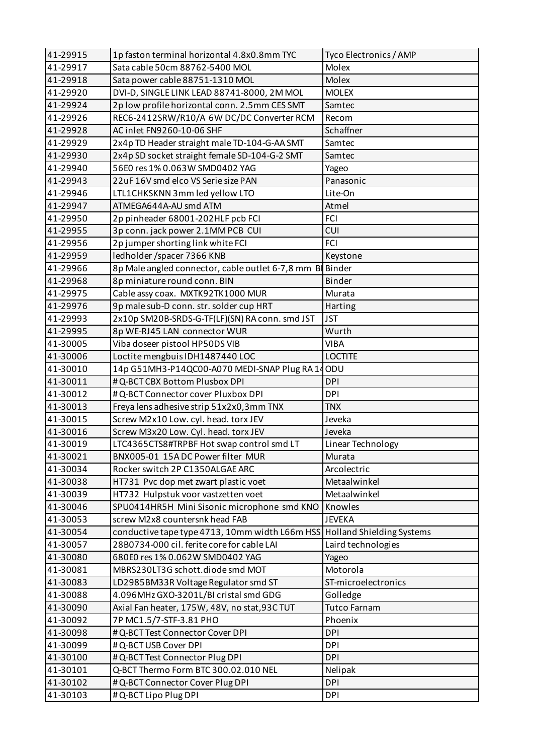| 41-29915 | 1p faston terminal horizontal 4.8x0.8mm TYC | Tyco Electronics / AMP |
|---|---|---|
| 41-29917 | Sata cable 50cm 88762-5400 MOL | Molex |
| 41-29918 | Sata power cable 88751-1310 MOL | Molex |
| 41-29920 | DVI-D, SINGLE LINK LEAD 88741-8000, 2M MOL | MOLEX |
| 41-29924 | 2p low profile horizontal conn. 2.5mm CES SMT | Samtec |
| 41-29926 | REC6-2412SRW/R10/A 6W DC/DC Converter RCM | Recom |
| 41-29928 | AC inlet FN9260-10-06 SHF | Schaffner |
| 41-29929 | 2x4p TD Header straight male TD-104-G-AA SMT | Samtec |
| 41-29930 | 2x4p SD socket straight female SD-104-G-2 SMT | Samtec |
| 41-29940 | 56E0 res 1% 0.063W SMD0402 YAG | Yageo |
| 41-29943 | 22uF 16V smd elco VS Serie size PAN | Panasonic |
| 41-29946 | LTL1CHKSKNN 3mm led yellow LTO | Lite-On |
| 41-29947 | ATMEGA644A-AU smd ATM | Atmel |
| 41-29950 | 2p pinheader 68001-202HLF pcb FCI | FCI |
| 41-29955 | 3p conn. jack power 2.1MM PCB CUI | CUI |
| 41-29956 | 2p jumper shorting link white FCI | FCI |
| 41-29959 | ledholder /spacer 7366 KNB | Keystone |
| 41-29966 | 8p Male angled connector, cable outlet 6-7,8 mm BI | Binder |
| 41-29968 | 8p miniature round conn. BIN | Binder |
| 41-29975 | Cable assy coax. MXTK92TK1000 MUR | Murata |
| 41-29976 | 9p male sub-D conn. str. solder cup HRT | Harting |
| 41-29993 | 2x10p SM20B-SRDS-G-TF(LF)(SN) RA conn. smd JST | JST |
| 41-29995 | 8p WE-RJ45 LAN connector WUR | Wurth |
| 41-30005 | Viba doseer pistool HP50DS VIB | VIBA |
| 41-30006 | Loctite mengbuis IDH1487440 LOC | LOCTITE |
| 41-30010 | 14p G51MH3-P14QC00-A070 MEDI-SNAP Plug RA 14 | ODU |
| 41-30011 | # Q-BCT CBX Bottom Plusbox DPI | DPI |
| 41-30012 | # Q-BCT Connector cover Pluxbox DPI | DPI |
| 41-30013 | Freya lens adhesive strip 51x2x0,3mm TNX | TNX |
| 41-30015 | Screw M2x10 Low. cyl. head. torx JEV | Jeveka |
| 41-30016 | Screw M3x20 Low. Cyl. head. torx JEV | Jeveka |
| 41-30019 | LTC4365CTS8#TRPBF Hot swap control smd LT | Linear Technology |
| 41-30021 | BNX005-01 15A DC Power filter MUR | Murata |
| 41-30034 | Rocker switch 2P C1350ALGAE ARC | Arcolectric |
| 41-30038 | HT731 Pvc dop met zwart plastic voet | Metaalwinkel |
| 41-30039 | HT732 Hulpstuk voor vastzetten voet | Metaalwinkel |
| 41-30046 | SPU0414HR5H Mini Sisonic microphone smd KNO | Knowles |
| 41-30053 | screw M2x8 countersnk head FAB | JEVEKA |
| 41-30054 | conductive tape type 4713, 10mm width L66m HSS | Holland Shielding Systems |
| 41-30057 | 28B0734-000 cil. ferite core for cable LAI | Laird technologies |
| 41-30080 | 680E0 res 1% 0.062W SMD0402 YAG | Yageo |
| 41-30081 | MBRS230LT3G schott.diode smd MOT | Motorola |
| 41-30083 | LD2985BM33R Voltage Regulator smd ST | ST-microelectronics |
| 41-30088 | 4.096MHz GXO-3201L/BI cristal smd GDG | Golledge |
| 41-30090 | Axial Fan heater, 175W, 48V, no stat,93C TUT | Tutco Farnam |
| 41-30092 | 7P MC1.5/7-STF-3.81 PHO | Phoenix |
| 41-30098 | # Q-BCT Test Connector Cover DPI | DPI |
| 41-30099 | # Q-BCT USB Cover DPI | DPI |
| 41-30100 | # Q-BCT Test Connector Plug DPI | DPI |
| 41-30101 | Q-BCT Thermo Form BTC 300.02.010 NEL | Nelipak |
| 41-30102 | # Q-BCT Connector Cover Plug DPI | DPI |
| 41-30103 | # Q-BCT Lipo Plug DPI | DPI |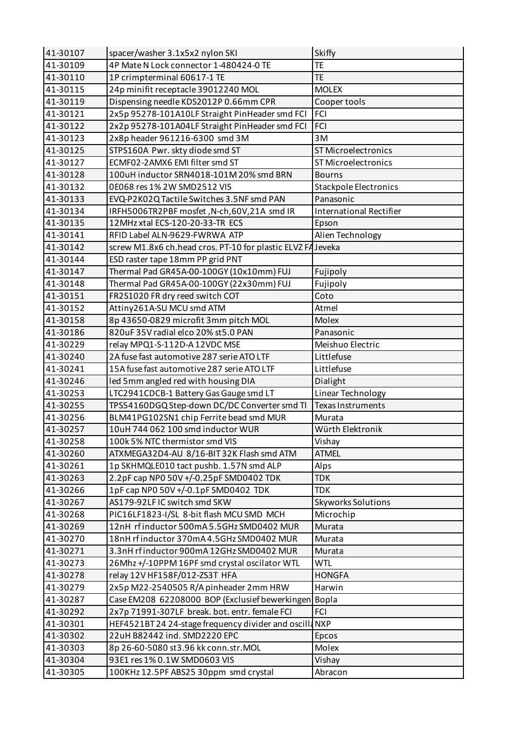| 41-30107 | spacer/washer 3.1x5x2 nylon SKI | Skiffy |
|---|---|---|
| 41-30109 | 4P Mate N Lock connector 1-480424-0 TE | TE |
| 41-30110 | 1P crimpterminal 60617-1 TE | TE |
| 41-30115 | 24p minifit receptacle 39012240 MOL | MOLEX |
| 41-30119 | Dispensing needle KDS2012P 0.66mm CPR | Cooper tools |
| 41-30121 | 2x5p 95278-101A10LF Straight PinHeader smd FCI | FCI |
| 41-30122 | 2x2p 95278-101A04LF Straight PinHeader smd FCI | FCI |
| 41-30123 | 2x8p header 961216-6300 smd 3M | 3M |
| 41-30125 | STPS160A Pwr. skty diode smd ST | ST Microelectronics |
| 41-30127 | ECMF02-2AMX6 EMI filter smd ST | ST Microelectronics |
| 41-30128 | 100uH inductor SRN4018-101M 20% smd BRN | Bourns |
| 41-30132 | 0E068 res 1% 2W SMD2512 VIS | Stackpole Electronics |
| 41-30133 | EVQ-P2K02Q Tactile Switches 3.5NF smd PAN | Panasonic |
| 41-30134 | IRFH5006TR2PBF mosfet ,N-ch,60V,21A smd IR | International Rectifier |
| 41-30135 | 12MHz xtal ECS-120-20-33-TR ECS | Epson |
| 41-30141 | RFID Label ALN-9629-FWRWA ATP | Alien Technology |
| 41-30142 | screw M1.8x6 ch.head cros. PT-10 for plastic ELVZ FA | Jeveka |
| 41-30144 | ESD raster tape 18mm PP grid PNT | |
| 41-30147 | Thermal Pad GR45A-00-100GY (10x10mm) FUJ | Fujipoly |
| 41-30148 | Thermal Pad GR45A-00-100GY (22x30mm) FUJ | Fujipoly |
| 41-30151 | FR2S1020 FR dry reed switch COT | Coto |
| 41-30152 | Attiny261A-SU MCU smd ATM | Atmel |
| 41-30158 | 8p 43650-0829 microfit 3mm pitch MOL | Molex |
| 41-30186 | 820uF 35V radial elco 20% st5.0 PAN | Panasonic |
| 41-30229 | relay MPQ1-S-112D-A 12VDC MSE | Meishuo Electric |
| 41-30240 | 2A fuse fast automotive 287 serie ATO LTF | Littlefuse |
| 41-30241 | 15A fuse fast automotive 287 serie ATO LTF | Littlefuse |
| 41-30246 | led 5mm angled red with housing DIA | Dialight |
| 41-30253 | LTC2941CDCB-1 Battery Gas Gauge smd LT | Linear Technology |
| 41-30255 | TPS54160DGQ Step-down DC/DC Converter smd TI | Texas Instruments |
| 41-30256 | BLM41PG102SN1 chip Ferrite bead smd MUR | Murata |
| 41-30257 | 10uH 744 062 100 smd inductor WUR | Würth Elektronik |
| 41-30258 | 100k 5% NTC thermistor smd VIS | Vishay |
| 41-30260 | ATXMEGA32D4-AU 8/16-BIT 32K Flash smd ATM | ATMEL |
| 41-30261 | 1p SKHMQLE010 tact pushb. 1.57N smd ALP | Alps |
| 41-30263 | 2.2pF cap NP0 50V +/-0.25pF SMD0402 TDK | TDK |
| 41-30266 | 1pF cap NP0 50V +/-0.1pF SMD0402 TDK | TDK |
| 41-30267 | AS179-92LF IC switch smd SKW | Skyworks Solutions |
| 41-30268 | PIC16LF1823-I/SL 8-bit flash MCU SMD MCH | Microchip |
| 41-30269 | 12nH rf inductor 500mA 5.5GHz SMD0402 MUR | Murata |
| 41-30270 | 18nH rf inductor 370mA 4.5GHz SMD0402 MUR | Murata |
| 41-30271 | 3.3nH rf inductor 900mA 12GHz SMD0402 MUR | Murata |
| 41-30273 | 26Mhz +/-10PPM 16PF smd crystal oscilator WTL | WTL |
| 41-30278 | relay 12V HF158F/012-ZS3T HFA | HONGFA |
| 41-30279 | 2x5p M22-2540505 R/A pinheader 2mm HRW | Harwin |
| 41-30287 | Case EM208 62208000 BOP (Exclusief bewerkingen | Bopla |
| 41-30292 | 2x7p 71991-307LF break. bot. entr. female FCI | FCI |
| 41-30301 | HEF4521BT 24 24-stage frequency divider and oscilla | NXP |
| 41-30302 | 22uH B82442 ind. SMD2220 EPC | Epcos |
| 41-30303 | 8p 26-60-5080 st3.96 kk conn.str.MOL | Molex |
| 41-30304 | 93E1 res 1% 0.1W SMD0603 VIS | Vishay |
| 41-30305 | 100KHz 12.5PF ABS25 30ppm smd crystal | Abracon |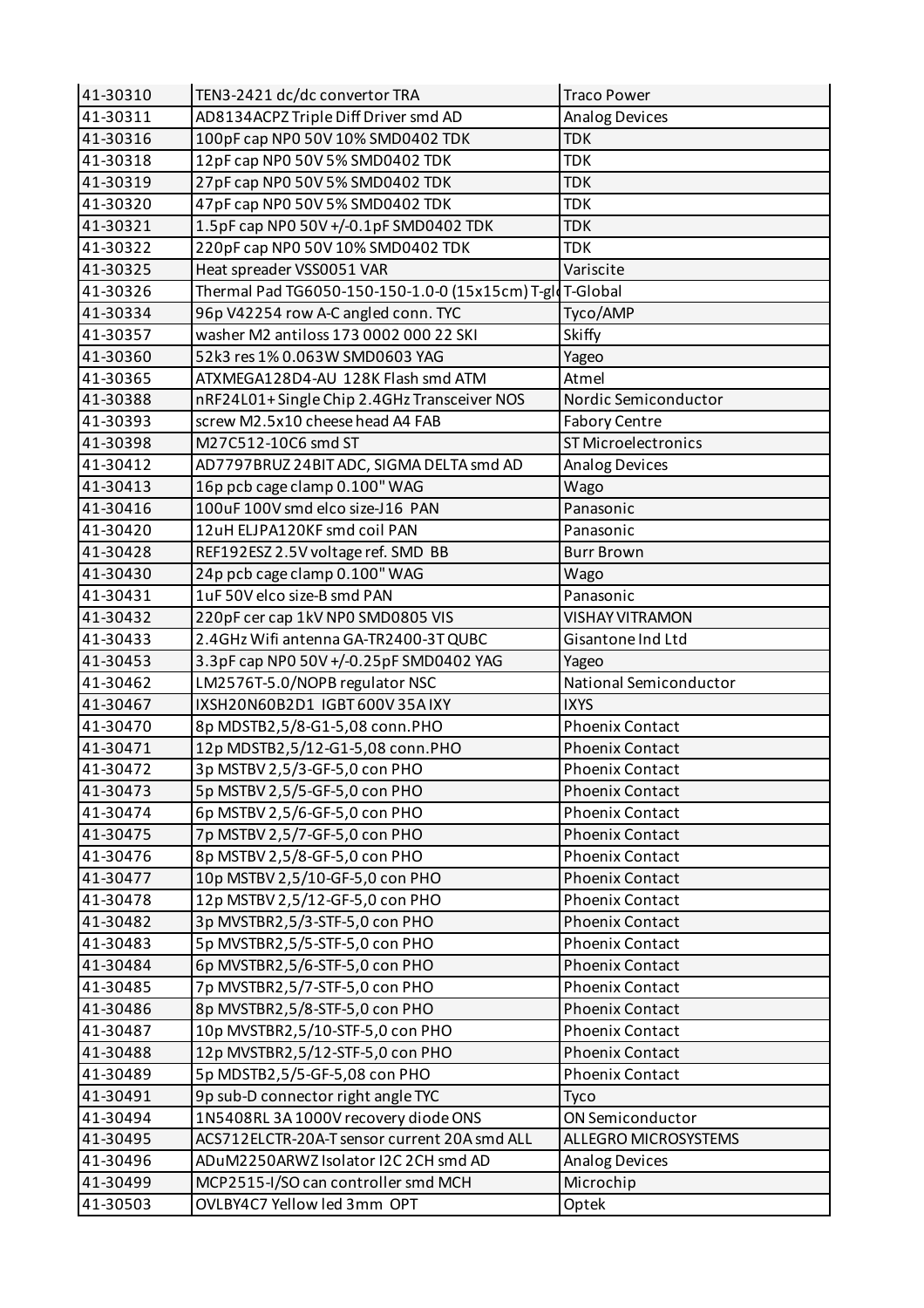| 41-30310 | TEN3-2421 dc/dc convertor TRA | Traco Power |
|---|---|---|
| 41-30311 | AD8134ACPZ Triple Diff Driver smd AD | Analog Devices |
| 41-30316 | 100pF cap NP0 50V 10% SMD0402 TDK | TDK |
| 41-30318 | 12pF cap NP0 50V 5% SMD0402 TDK | TDK |
| 41-30319 | 27pF cap NP0 50V 5% SMD0402 TDK | TDK |
| 41-30320 | 47pF cap NP0 50V 5% SMD0402 TDK | TDK |
| 41-30321 | 1.5pF cap NP0 50V +/-0.1pF SMD0402 TDK | TDK |
| 41-30322 | 220pF cap NP0 50V 10% SMD0402 TDK | TDK |
| 41-30325 | Heat spreader VSS0051 VAR | Variscite |
| 41-30326 | Thermal Pad TG6050-150-150-1.0-0 (15x15cm) T-gl | T-Global |
| 41-30334 | 96p V42254 row A-C angled conn. TYC | Tyco/AMP |
| 41-30357 | washer M2 antiloss 173 0002 000 22 SKI | Skiffy |
| 41-30360 | 52k3 res 1% 0.063W SMD0603 YAG | Yageo |
| 41-30365 | ATXMEGA128D4-AU 128K Flash smd ATM | Atmel |
| 41-30388 | nRF24L01+ Single Chip 2.4GHz Transceiver NOS | Nordic Semiconductor |
| 41-30393 | screw M2.5x10 cheese head A4 FAB | Fabory Centre |
| 41-30398 | M27C512-10C6 smd ST | ST Microelectronics |
| 41-30412 | AD7797BRUZ 24BIT ADC, SIGMA DELTA smd AD | Analog Devices |
| 41-30413 | 16p pcb cage clamp 0.100" WAG | Wago |
| 41-30416 | 100uF 100V smd elco size-J16 PAN | Panasonic |
| 41-30420 | 12uH ELJPA120KF smd coil PAN | Panasonic |
| 41-30428 | REF192ESZ 2.5V voltage ref. SMD BB | Burr Brown |
| 41-30430 | 24p pcb cage clamp 0.100" WAG | Wago |
| 41-30431 | 1uF 50V elco size-B smd PAN | Panasonic |
| 41-30432 | 220pF cer cap 1kV NP0 SMD0805 VIS | VISHAY VITRAMON |
| 41-30433 | 2.4GHz Wifi antenna GA-TR2400-3T QUBC | Gisantone Ind Ltd |
| 41-30453 | 3.3pF cap NP0 50V +/-0.25pF SMD0402 YAG | Yageo |
| 41-30462 | LM2576T-5.0/NOPB regulator NSC | National Semiconductor |
| 41-30467 | IXSH20N60B2D1 IGBT 600V 35A IXY | IXYS |
| 41-30470 | 8p MDSTB2,5/8-G1-5,08 conn.PHO | Phoenix Contact |
| 41-30471 | 12p MDSTB2,5/12-G1-5,08 conn.PHO | Phoenix Contact |
| 41-30472 | 3p MSTBV 2,5/3-GF-5,0 con PHO | Phoenix Contact |
| 41-30473 | 5p MSTBV 2,5/5-GF-5,0 con PHO | Phoenix Contact |
| 41-30474 | 6p MSTBV 2,5/6-GF-5,0 con PHO | Phoenix Contact |
| 41-30475 | 7p MSTBV 2,5/7-GF-5,0 con PHO | Phoenix Contact |
| 41-30476 | 8p MSTBV 2,5/8-GF-5,0 con PHO | Phoenix Contact |
| 41-30477 | 10p MSTBV 2,5/10-GF-5,0 con PHO | Phoenix Contact |
| 41-30478 | 12p MSTBV 2,5/12-GF-5,0 con PHO | Phoenix Contact |
| 41-30482 | 3p MVSTBR2,5/3-STF-5,0 con PHO | Phoenix Contact |
| 41-30483 | 5p MVSTBR2,5/5-STF-5,0 con PHO | Phoenix Contact |
| 41-30484 | 6p MVSTBR2,5/6-STF-5,0 con PHO | Phoenix Contact |
| 41-30485 | 7p MVSTBR2,5/7-STF-5,0 con PHO | Phoenix Contact |
| 41-30486 | 8p MVSTBR2,5/8-STF-5,0 con PHO | Phoenix Contact |
| 41-30487 | 10p MVSTBR2,5/10-STF-5,0 con PHO | Phoenix Contact |
| 41-30488 | 12p MVSTBR2,5/12-STF-5,0 con PHO | Phoenix Contact |
| 41-30489 | 5p MDSTB2,5/5-GF-5,08 con PHO | Phoenix Contact |
| 41-30491 | 9p sub-D connector right angle TYC | Tyco |
| 41-30494 | 1N5408RL 3A 1000V recovery diode ONS | ON Semiconductor |
| 41-30495 | ACS712ELCTR-20A-T sensor current 20A smd ALL | ALLEGRO MICROSYSTEMS |
| 41-30496 | ADuM2250ARWZ Isolator I2C 2CH smd AD | Analog Devices |
| 41-30499 | MCP2515-I/SO can controller smd MCH | Microchip |
| 41-30503 | OVLBY4C7 Yellow led 3mm OPT | Optek |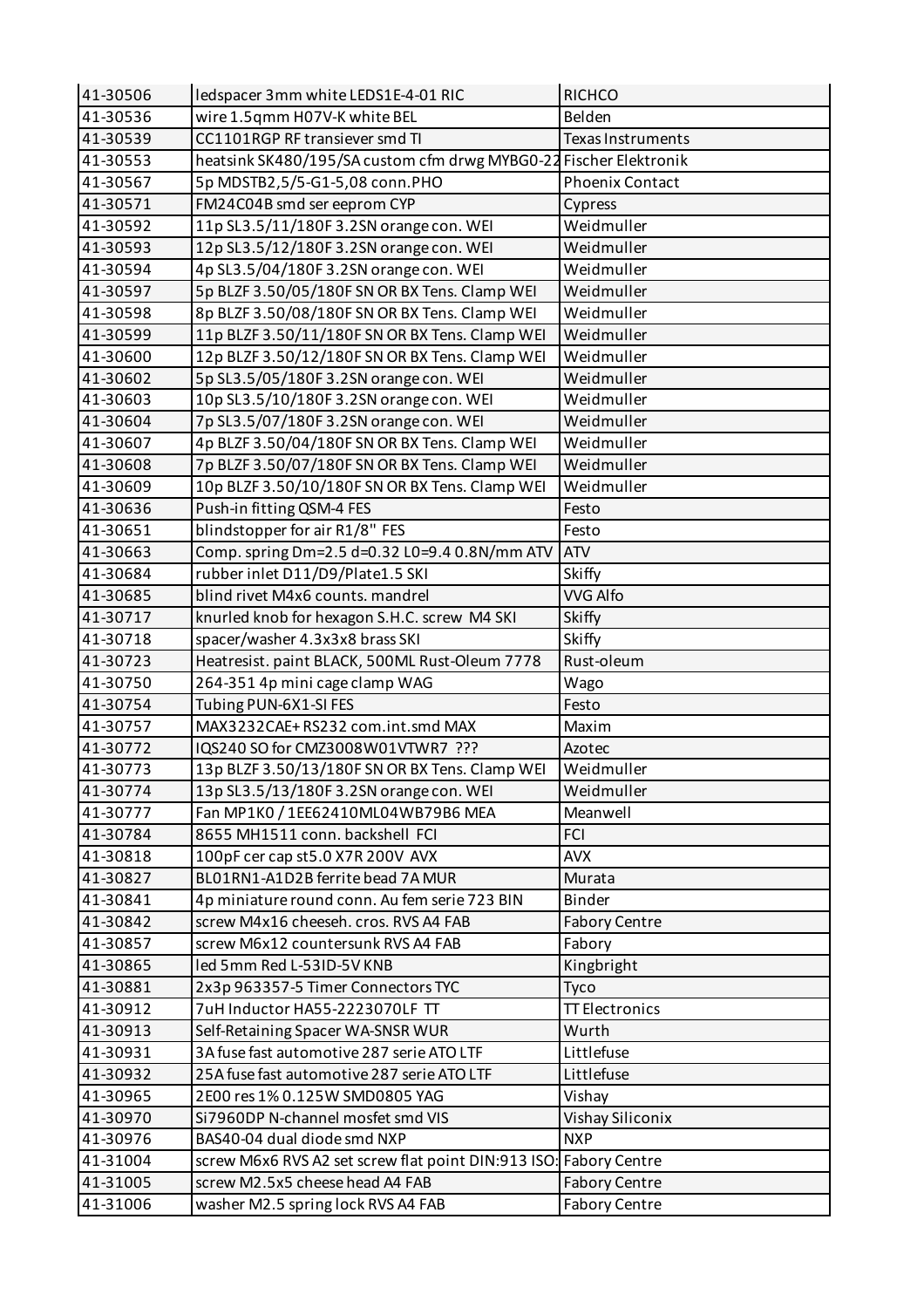| | | |
|---|---|---|
| 41-30506 | ledspacer 3mm white LEDS1E-4-01 RIC | RICHCO |
| 41-30536 | wire 1.5qmm H07V-K white BEL | Belden |
| 41-30539 | CC1101RGP RF transiever smd TI | Texas Instruments |
| 41-30553 | heatsink SK480/195/SA custom cfm drwg MYBG0-22 | Fischer Elektronik |
| 41-30567 | 5p MDSTB2,5/5-G1-5,08 conn.PHO | Phoenix Contact |
| 41-30571 | FM24C04B smd ser eeprom CYP | Cypress |
| 41-30592 | 11p SL3.5/11/180F 3.2SN orange con. WEI | Weidmuller |
| 41-30593 | 12p SL3.5/12/180F 3.2SN orange con. WEI | Weidmuller |
| 41-30594 | 4p SL3.5/04/180F 3.2SN orange con. WEI | Weidmuller |
| 41-30597 | 5p BLZF 3.50/05/180F SN OR BX Tens. Clamp WEI | Weidmuller |
| 41-30598 | 8p BLZF 3.50/08/180F SN OR BX Tens. Clamp WEI | Weidmuller |
| 41-30599 | 11p BLZF 3.50/11/180F SN OR BX Tens. Clamp WEI | Weidmuller |
| 41-30600 | 12p BLZF 3.50/12/180F SN OR BX Tens. Clamp WEI | Weidmuller |
| 41-30602 | 5p SL3.5/05/180F 3.2SN orange con. WEI | Weidmuller |
| 41-30603 | 10p SL3.5/10/180F 3.2SN orange con. WEI | Weidmuller |
| 41-30604 | 7p SL3.5/07/180F 3.2SN orange con. WEI | Weidmuller |
| 41-30607 | 4p BLZF 3.50/04/180F SN OR BX Tens. Clamp WEI | Weidmuller |
| 41-30608 | 7p BLZF 3.50/07/180F SN OR BX Tens. Clamp WEI | Weidmuller |
| 41-30609 | 10p BLZF 3.50/10/180F SN OR BX Tens. Clamp WEI | Weidmuller |
| 41-30636 | Push-in fitting QSM-4 FES | Festo |
| 41-30651 | blindstopper for air R1/8" FES | Festo |
| 41-30663 | Comp. spring Dm=2.5 d=0.32 L0=9.4 0.8N/mm ATV | ATV |
| 41-30684 | rubber inlet D11/D9/Plate1.5 SKI | Skiffy |
| 41-30685 | blind rivet M4x6 counts. mandrel | VVG Alfo |
| 41-30717 | knurled knob for hexagon S.H.C. screw M4 SKI | Skiffy |
| 41-30718 | spacer/washer 4.3x3x8 brass SKI | Skiffy |
| 41-30723 | Heatresist. paint BLACK, 500ML Rust-Oleum 7778 | Rust-oleum |
| 41-30750 | 264-351 4p mini cage clamp WAG | Wago |
| 41-30754 | Tubing PUN-6X1-SI FES | Festo |
| 41-30757 | MAX3232CAE+ RS232 com.int.smd MAX | Maxim |
| 41-30772 | IQS240 SO for CMZ3008W01VTWR7 ??? | Azotec |
| 41-30773 | 13p BLZF 3.50/13/180F SN OR BX Tens. Clamp WEI | Weidmuller |
| 41-30774 | 13p SL3.5/13/180F 3.2SN orange con. WEI | Weidmuller |
| 41-30777 | Fan MP1K0 / 1EE62410ML04WB79B6 MEA | Meanwell |
| 41-30784 | 8655 MH1511 conn. backshell FCI | FCI |
| 41-30818 | 100pF cer cap st5.0 X7R 200V AVX | AVX |
| 41-30827 | BL01RN1-A1D2B ferrite bead 7A MUR | Murata |
| 41-30841 | 4p miniature round conn. Au fem serie 723 BIN | Binder |
| 41-30842 | screw M4x16 cheeseh. cros. RVS A4 FAB | Fabory Centre |
| 41-30857 | screw M6x12 countersunk RVS A4 FAB | Fabory |
| 41-30865 | led 5mm Red L-53ID-5V KNB | Kingbright |
| 41-30881 | 2x3p 963357-5 Timer Connectors TYC | Tyco |
| 41-30912 | 7uH Inductor HA55-2223070LF TT | TT Electronics |
| 41-30913 | Self-Retaining Spacer WA-SNSR WUR | Wurth |
| 41-30931 | 3A fuse fast automotive 287 serie ATO LTF | Littlefuse |
| 41-30932 | 25A fuse fast automotive 287 serie ATO LTF | Littlefuse |
| 41-30965 | 2E00 res 1% 0.125W SMD0805 YAG | Vishay |
| 41-30970 | Si7960DP N-channel mosfet smd VIS | Vishay Siliconix |
| 41-30976 | BAS40-04 dual diode smd NXP | NXP |
| 41-31004 | screw M6x6 RVS A2 set screw flat point DIN:913 ISO: | Fabory Centre |
| 41-31005 | screw M2.5x5 cheese head A4 FAB | Fabory Centre |
| 41-31006 | washer M2.5 spring lock RVS A4 FAB | Fabory Centre |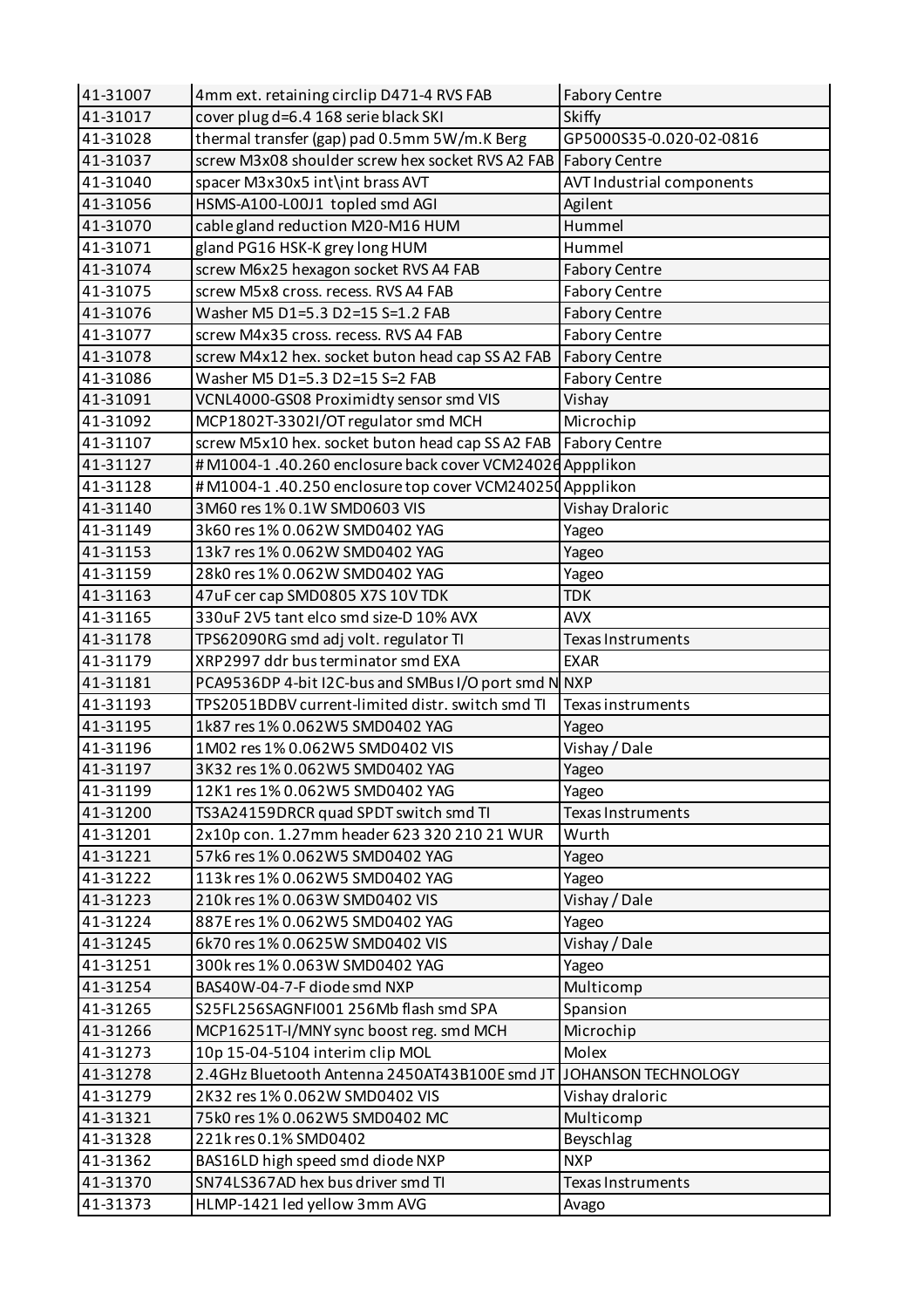| 41-31007 | 4mm ext. retaining circlip D471-4 RVS FAB | Fabory Centre |
|---|---|---|
| 41-31017 | cover plug d=6.4 168 serie black SKI | Skiffy |
| 41-31028 | thermal transfer (gap) pad 0.5mm 5W/m.K Berg | GP5000S35-0.020-02-0816 |
| 41-31037 | screw M3x08 shoulder screw hex socket RVS A2 FAB | Fabory Centre |
| 41-31040 | spacer M3x30x5 int\int brass AVT | AVT Industrial components |
| 41-31056 | HSMS-A100-L00J1 topled smd AGI | Agilent |
| 41-31070 | cable gland reduction M20-M16 HUM | Hummel |
| 41-31071 | gland PG16 HSK-K grey long HUM | Hummel |
| 41-31074 | screw M6x25 hexagon socket RVS A4 FAB | Fabory Centre |
| 41-31075 | screw M5x8 cross. recess. RVS A4 FAB | Fabory Centre |
| 41-31076 | Washer M5 D1=5.3 D2=15 S=1.2 FAB | Fabory Centre |
| 41-31077 | screw M4x35 cross. recess. RVS A4 FAB | Fabory Centre |
| 41-31078 | screw M4x12 hex. socket buton head cap SS A2 FAB | Fabory Centre |
| 41-31086 | Washer M5 D1=5.3 D2=15 S=2 FAB | Fabory Centre |
| 41-31091 | VCNL4000-GS08 Proximidty sensor smd VIS | Vishay |
| 41-31092 | MCP1802T-3302I/OT regulator smd MCH | Microchip |
| 41-31107 | screw M5x10 hex. socket buton head cap SS A2 FAB | Fabory Centre |
| 41-31127 | #M1004-1 .40.260 enclosure back cover VCM24026 | Appplikon |
| 41-31128 | #M1004-1 .40.250 enclosure top cover VCM24025( | Appplikon |
| 41-31140 | 3M60 res 1% 0.1W SMD0603 VIS | Vishay Draloric |
| 41-31149 | 3k60 res 1% 0.062W SMD0402 YAG | Yageo |
| 41-31153 | 13k7 res 1% 0.062W SMD0402 YAG | Yageo |
| 41-31159 | 28k0 res 1% 0.062W SMD0402 YAG | Yageo |
| 41-31163 | 47uF cer cap SMD0805 X7S 10V TDK | TDK |
| 41-31165 | 330uF 2V5 tant elco smd size-D 10% AVX | AVX |
| 41-31178 | TPS62090RG smd adj volt. regulator TI | Texas Instruments |
| 41-31179 | XRP2997 ddr bus terminator smd EXA | EXAR |
| 41-31181 | PCA9536DP 4-bit I2C-bus and SMBus I/O port smd N | NXP |
| 41-31193 | TPS2051BDBV current-limited distr. switch smd TI | Texas instruments |
| 41-31195 | 1k87 res 1% 0.062W5 SMD0402 YAG | Yageo |
| 41-31196 | 1M02 res 1% 0.062W5 SMD0402 VIS | Vishay / Dale |
| 41-31197 | 3K32 res 1% 0.062W5 SMD0402 YAG | Yageo |
| 41-31199 | 12K1 res 1% 0.062W5 SMD0402 YAG | Yageo |
| 41-31200 | TS3A24159DRCR quad SPDT switch smd TI | Texas Instruments |
| 41-31201 | 2x10p con. 1.27mm header 623 320 210 21 WUR | Wurth |
| 41-31221 | 57k6 res 1% 0.062W5 SMD0402 YAG | Yageo |
| 41-31222 | 113k res 1% 0.062W5 SMD0402 YAG | Yageo |
| 41-31223 | 210k res 1% 0.063W SMD0402 VIS | Vishay / Dale |
| 41-31224 | 887E res 1% 0.062W5 SMD0402 YAG | Yageo |
| 41-31245 | 6k70 res 1% 0.0625W SMD0402 VIS | Vishay / Dale |
| 41-31251 | 300k res 1% 0.063W SMD0402 YAG | Yageo |
| 41-31254 | BAS40W-04-7-F diode smd NXP | Multicomp |
| 41-31265 | S25FL256SAGNFI001 256Mb flash smd SPA | Spansion |
| 41-31266 | MCP16251T-I/MNY sync boost reg. smd MCH | Microchip |
| 41-31273 | 10p 15-04-5104 interim clip MOL | Molex |
| 41-31278 | 2.4GHz Bluetooth Antenna 2450AT43B100E smd JT | JOHANSON TECHNOLOGY |
| 41-31279 | 2K32 res 1% 0.062W SMD0402 VIS | Vishay draloric |
| 41-31321 | 75k0 res 1% 0.062W5 SMD0402 MC | Multicomp |
| 41-31328 | 221k res 0.1% SMD0402 | Beyschlag |
| 41-31362 | BAS16LD high speed smd diode NXP | NXP |
| 41-31370 | SN74LS367AD hex bus driver smd TI | Texas Instruments |
| 41-31373 | HLMP-1421 led yellow 3mm AVG | Avago |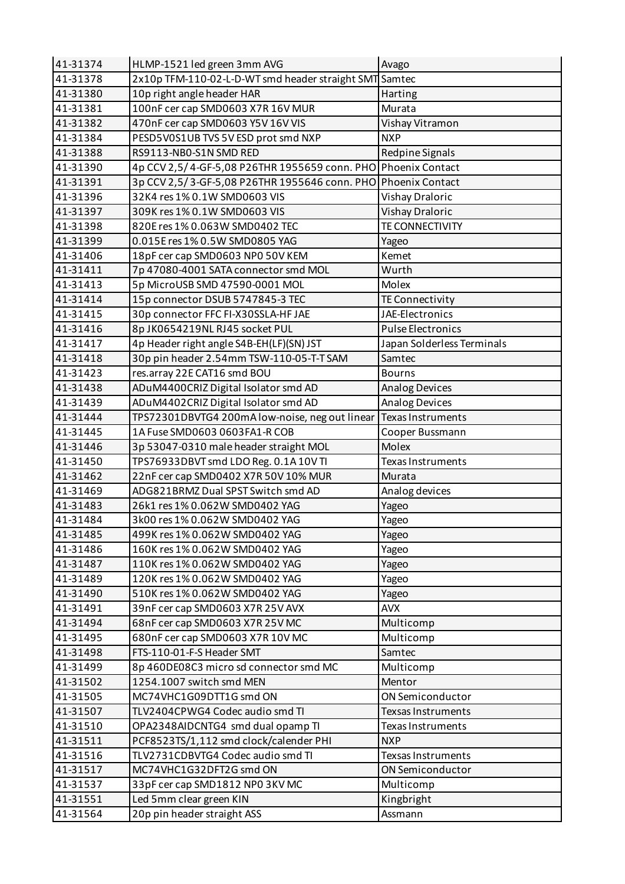| 41-31374 | HLMP-1521 led green 3mm AVG | Avago |
|---|---|---|
| 41-31378 | 2x10p TFM-110-02-L-D-WT smd header straight SMT | Samtec |
| 41-31380 | 10p right angle header HAR | Harting |
| 41-31381 | 100nF cer cap SMD0603 X7R 16V MUR | Murata |
| 41-31382 | 470nF cer cap SMD0603 Y5V 16V VIS | Vishay Vitramon |
| 41-31384 | PESD5V0S1UB TVS 5V ESD prot smd NXP | NXP |
| 41-31388 | RS9113-NB0-S1N SMD RED | Redpine Signals |
| 41-31390 | 4p CCV 2,5/4-GF-5,08 P26THR 1955659 conn. PHO | Phoenix Contact |
| 41-31391 | 3p CCV 2,5/3-GF-5,08 P26THR 1955646 conn. PHO | Phoenix Contact |
| 41-31396 | 32K4 res 1% 0.1W SMD0603 VIS | Vishay Draloric |
| 41-31397 | 309K res 1% 0.1W SMD0603 VIS | Vishay Draloric |
| 41-31398 | 820E res 1% 0.063W SMD0402 TEC | TE CONNECTIVITY |
| 41-31399 | 0.015E res 1% 0.5W SMD0805 YAG | Yageo |
| 41-31406 | 18pF cer cap SMD0603 NP0 50V KEM | Kemet |
| 41-31411 | 7p 47080-4001 SATA connector smd MOL | Wurth |
| 41-31413 | 5p MicroUSB SMD 47590-0001 MOL | Molex |
| 41-31414 | 15p connector DSUB 5747845-3 TEC | TE Connectivity |
| 41-31415 | 30p connector FFC FI-X30SSLA-HF JAE | JAE-Electronics |
| 41-31416 | 8p JK0654219NL RJ45 socket PUL | Pulse Electronics |
| 41-31417 | 4p Header right angle S4B-EH(LF)(SN) JST | Japan Solderless Terminals |
| 41-31418 | 30p pin header 2.54mm TSW-110-05-T-T SAM | Samtec |
| 41-31423 | res.array 22E CAT16 smd BOU | Bourns |
| 41-31438 | ADuM4400CRIZ Digital Isolator smd AD | Analog Devices |
| 41-31439 | ADuM4402CRIZ Digital Isolator smd AD | Analog Devices |
| 41-31444 | TPS72301DBVTG4 200mA low-noise, neg out linear | Texas Instruments |
| 41-31445 | 1A Fuse SMD0603 0603FA1-R COB | Cooper Bussmann |
| 41-31446 | 3p 53047-0310 male header straight MOL | Molex |
| 41-31450 | TPS76933DBVT smd LDO Reg. 0.1A 10V TI | Texas Instruments |
| 41-31462 | 22nF cer cap SMD0402 X7R 50V 10% MUR | Murata |
| 41-31469 | ADG821BRMZ Dual SPST Switch smd AD | Analog devices |
| 41-31483 | 26k1 res 1% 0.062W SMD0402 YAG | Yageo |
| 41-31484 | 3k00 res 1% 0.062W SMD0402 YAG | Yageo |
| 41-31485 | 499K res 1% 0.062W SMD0402 YAG | Yageo |
| 41-31486 | 160K res 1% 0.062W SMD0402 YAG | Yageo |
| 41-31487 | 110K res 1% 0.062W SMD0402 YAG | Yageo |
| 41-31489 | 120K res 1% 0.062W SMD0402 YAG | Yageo |
| 41-31490 | 510K res 1% 0.062W SMD0402 YAG | Yageo |
| 41-31491 | 39nF cer cap SMD0603 X7R 25V AVX | AVX |
| 41-31494 | 68nF cer cap SMD0603 X7R 25V MC | Multicomp |
| 41-31495 | 680nF cer cap SMD0603 X7R 10V MC | Multicomp |
| 41-31498 | FTS-110-01-F-S Header SMT | Samtec |
| 41-31499 | 8p 460DE08C3 micro sd connector smd MC | Multicomp |
| 41-31502 | 1254.1007 switch smd MEN | Mentor |
| 41-31505 | MC74VHC1G09DTT1G smd ON | ON Semiconductor |
| 41-31507 | TLV2404CPWG4 Codec audio smd TI | Texsas Instruments |
| 41-31510 | OPA2348AIDCNTG4 smd dual opamp TI | Texas Instruments |
| 41-31511 | PCF8523TS/1,112 smd clock/calender PHI | NXP |
| 41-31516 | TLV2731CDBVTG4 Codec audio smd TI | Texsas Instruments |
| 41-31517 | MC74VHC1G32DFT2G smd ON | ON Semiconductor |
| 41-31537 | 33pF cer cap SMD1812 NP0 3KV MC | Multicomp |
| 41-31551 | Led 5mm clear green KIN | Kingbright |
| 41-31564 | 20p pin header straight ASS | Assmann |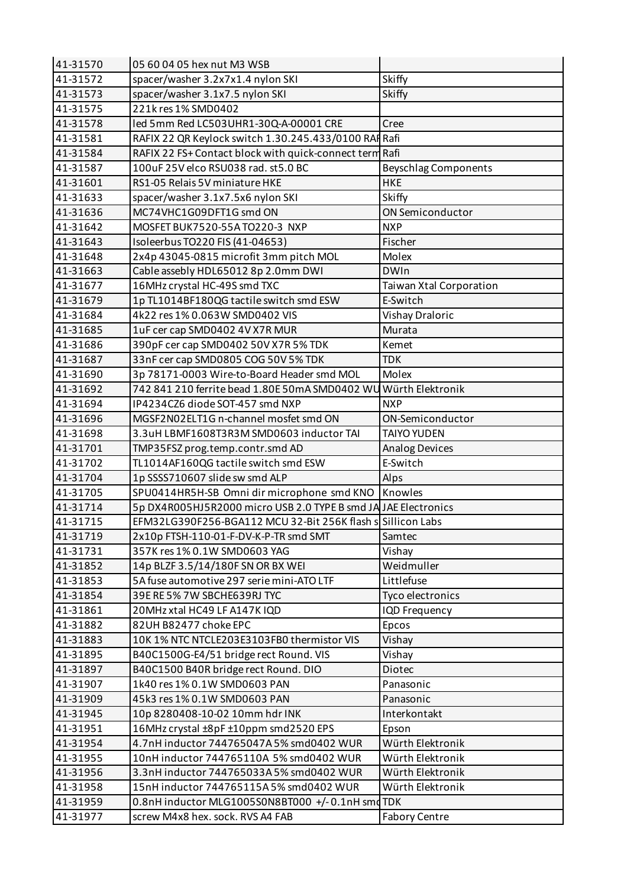| | | |
|---|---|---|
| 41-31570 | 05 60 04 05 hex nut M3 WSB | |
| 41-31572 | spacer/washer 3.2x7x1.4 nylon SKI | Skiffy |
| 41-31573 | spacer/washer 3.1x7.5 nylon SKI | Skiffy |
| 41-31575 | 221k res 1% SMD0402 | |
| 41-31578 | led 5mm Red LC503UHR1-30Q-A-00001 CRE | Cree |
| 41-31581 | RAFIX 22 QR Keylock switch 1.30.245.433/0100 RAF | Rafi |
| 41-31584 | RAFIX 22 FS+ Contact block with quick-connect term | Rafi |
| 41-31587 | 100uF 25V elco RSU038 rad. st5.0 BC | Beyschlag Components |
| 41-31601 | RS1-05 Relais 5V miniature HKE | HKE |
| 41-31633 | spacer/washer 3.1x7.5x6 nylon SKI | Skiffy |
| 41-31636 | MC74VHC1G09DFT1G smd ON | ON Semiconductor |
| 41-31642 | MOSFET BUK7520-55A TO220-3 NXP | NXP |
| 41-31643 | Isoleerbus TO220 FIS (41-04653) | Fischer |
| 41-31648 | 2x4p 43045-0815 microfit 3mm pitch MOL | Molex |
| 41-31663 | Cable assebly HDL65012 8p 2.0mm DWI | DWIn |
| 41-31677 | 16MHz crystal HC-49S smd TXC | Taiwan Xtal Corporation |
| 41-31679 | 1p TL1014BF180QG tactile switch smd ESW | E-Switch |
| 41-31684 | 4k22 res 1% 0.063W SMD0402 VIS | Vishay Draloric |
| 41-31685 | 1uF cer cap SMD0402 4V X7R MUR | Murata |
| 41-31686 | 390pF cer cap SMD0402 50V X7R 5% TDK | Kemet |
| 41-31687 | 33nF cer cap SMD0805 COG 50V 5% TDK | TDK |
| 41-31690 | 3p 78171-0003 Wire-to-Board Header smd MOL | Molex |
| 41-31692 | 742 841 210 ferrite bead 1.80E 50mA SMD0402 WU | Würth Elektronik |
| 41-31694 | IP4234CZ6 diode SOT-457 smd NXP | NXP |
| 41-31696 | MGSF2N02ELT1G n-channel mosfet smd ON | ON-Semiconductor |
| 41-31698 | 3.3uH LBMF1608T3R3M SMD0603 inductor TAI | TAIYO YUDEN |
| 41-31701 | TMP35FSZ prog.temp.contr.smd AD | Analog Devices |
| 41-31702 | TL1014AF160QG tactile switch smd ESW | E-Switch |
| 41-31704 | 1p SSSS710607 slide sw smd ALP | Alps |
| 41-31705 | SPU0414HR5H-SB Omni dir microphone smd KNO | Knowles |
| 41-31714 | 5p DX4R005HJ5R2000 micro USB 2.0 TYPE B smd JA | JAE Electronics |
| 41-31715 | EFM32LG390F256-BGA112 MCU 32-Bit 256K flash s | Sillicon Labs |
| 41-31719 | 2x10p FTSH-110-01-F-DV-K-P-TR smd SMT | Samtec |
| 41-31731 | 357K res 1% 0.1W SMD0603 YAG | Vishay |
| 41-31852 | 14p BLZF 3.5/14/180F SN OR BX WEI | Weidmuller |
| 41-31853 | 5A fuse automotive 297 serie mini-ATO LTF | Littlefuse |
| 41-31854 | 39E RE 5% 7W SBCHE639RJ TYC | Tyco electronics |
| 41-31861 | 20MHz xtal HC49 LF A147K IQD | IQD Frequency |
| 41-31882 | 82UH B82477 choke EPC | Epcos |
| 41-31883 | 10K 1% NTC NTCLE203E3103FB0 thermistor VIS | Vishay |
| 41-31895 | B40C1500G-E4/51 bridge rect Round. VIS | Vishay |
| 41-31897 | B40C1500 B40R bridge rect Round. DIO | Diotec |
| 41-31907 | 1k40 res 1% 0.1W SMD0603 PAN | Panasonic |
| 41-31909 | 45k3 res 1% 0.1W SMD0603 PAN | Panasonic |
| 41-31945 | 10p 8280408-10-02 10mm hdr INK | Interkontakt |
| 41-31951 | 16MHz crystal ±8pF ±10ppm smd2520 EPS | Epson |
| 41-31954 | 4.7nH inductor 744765047A 5% smd0402 WUR | Würth Elektronik |
| 41-31955 | 10nH inductor 744765110A 5% smd0402 WUR | Würth Elektronik |
| 41-31956 | 3.3nH inductor 744765033A 5% smd0402 WUR | Würth Elektronik |
| 41-31958 | 15nH inductor 744765115A 5% smd0402 WUR | Würth Elektronik |
| 41-31959 | 0.8nH inductor MLG1005S0N8BT000 +/- 0.1nH smd | TDK |
| 41-31977 | screw M4x8 hex. sock. RVS A4 FAB | Fabory Centre |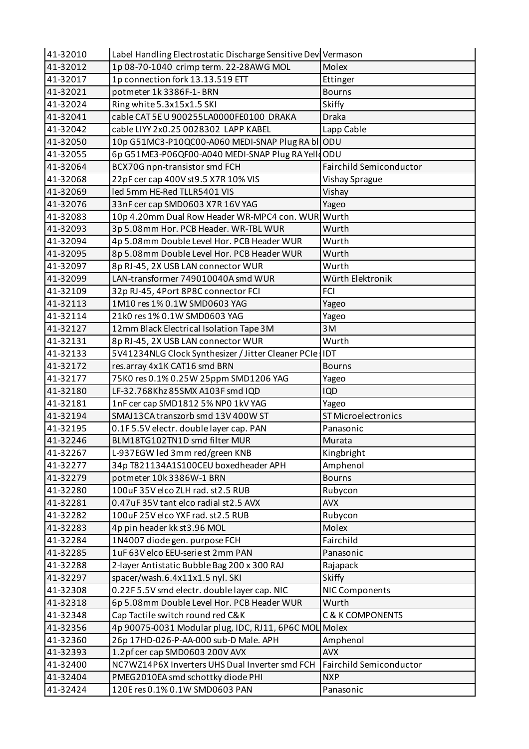| 41-32010 | Label Handling Electrostatic Discharge Sensitive Dev | Vermason |
|---|---|---|
| 41-32012 | 1p 08-70-1040 crimp term. 22-28AWG MOL | Molex |
| 41-32017 | 1p connection fork 13.13.519 ETT | Ettinger |
| 41-32021 | potmeter 1k 3386F-1- BRN | Bourns |
| 41-32024 | Ring white 5.3x15x1.5 SKI | Skiffy |
| 41-32041 | cable CAT 5E U 900255LA0000FE0100 DRAKA | Draka |
| 41-32042 | cable LIYY 2x0.25 0028302 LAPP KABEL | Lapp Cable |
| 41-32050 | 10p G51MC3-P10QC00-A060 MEDI-SNAP Plug RA bl | ODU |
| 41-32055 | 6p G51ME3-P06QF00-A040 MEDI-SNAP Plug RA Yell | ODU |
| 41-32064 | BCX70G npn-transistor smd FCH | Fairchild Semiconductor |
| 41-32068 | 22pF cer cap 400V st9.5 X7R 10% VIS | Vishay Sprague |
| 41-32069 | led 5mm HE-Red TLLR5401 VIS | Vishay |
| 41-32076 | 33nF cer cap SMD0603 X7R 16V YAG | Yageo |
| 41-32083 | 10p 4.20mm Dual Row Header WR-MPC4 con. WUR | Wurth |
| 41-32093 | 3p 5.08mm Hor. PCB Header. WR-TBL WUR | Wurth |
| 41-32094 | 4p 5.08mm Double Level Hor. PCB Header WUR | Wurth |
| 41-32095 | 8p 5.08mm Double Level Hor. PCB Header WUR | Wurth |
| 41-32097 | 8p RJ-45, 2X USB LAN connector WUR | Wurth |
| 41-32099 | LAN-transformer 749010040A smd WUR | Würth Elektronik |
| 41-32109 | 32p RJ-45, 4Port 8P8C connector FCI | FCI |
| 41-32113 | 1M10 res 1% 0.1W SMD0603 YAG | Yageo |
| 41-32114 | 21k0 res 1% 0.1W SMD0603 YAG | Yageo |
| 41-32127 | 12mm Black Electrical Isolation Tape 3M | 3M |
| 41-32131 | 8p RJ-45, 2X USB LAN connector WUR | Wurth |
| 41-32133 | 5V41234NLG Clock Synthesizer / Jitter Cleaner PCIe | IDT |
| 41-32172 | res.array 4x1K CAT16 smd BRN | Bourns |
| 41-32177 | 75K0 res 0.1% 0.25W 25ppm SMD1206 YAG | Yageo |
| 41-32180 | LF-32.768Khz 85SMX A103F smd IQD | IQD |
| 41-32181 | 1nF cer cap SMD1812 5% NP0 1kV YAG | Yageo |
| 41-32194 | SMAJ13CA transzorb smd 13V 400W ST | ST Microelectronics |
| 41-32195 | 0.1F 5.5V electr. double layer cap. PAN | Panasonic |
| 41-32246 | BLM18TG102TN1D smd filter MUR | Murata |
| 41-32267 | L-937EGW led 3mm red/green KNB | Kingbright |
| 41-32277 | 34p T821134A1S100CEU boxedheader APH | Amphenol |
| 41-32279 | potmeter 10k 3386W-1 BRN | Bourns |
| 41-32280 | 100uF 35V elco ZLH rad. st2.5 RUB | Rubycon |
| 41-32281 | 0.47uF 35V tant elco radial st2.5 AVX | AVX |
| 41-32282 | 100uF 25V elco YXF rad. st2.5 RUB | Rubycon |
| 41-32283 | 4p pin header kk st3.96 MOL | Molex |
| 41-32284 | 1N4007 diode gen. purpose FCH | Fairchild |
| 41-32285 | 1uF 63V elco EEU-serie st 2mm PAN | Panasonic |
| 41-32288 | 2-layer Antistatic Bubble Bag 200 x 300 RAJ | Rajapack |
| 41-32297 | spacer/wash.6.4x11x1.5 nyl. SKI | Skiffy |
| 41-32308 | 0.22F 5.5V smd electr. double layer cap. NIC | NIC Components |
| 41-32318 | 6p 5.08mm Double Level Hor. PCB Header WUR | Wurth |
| 41-32348 | Cap Tactile switch round red C&K | C & K COMPONENTS |
| 41-32356 | 4p 90075-0031 Modular plug, IDC, RJ11, 6P6C MOL | Molex |
| 41-32360 | 26p 17HD-026-P-AA-000 sub-D Male. APH | Amphenol |
| 41-32393 | 1.2pf cer cap SMD0603 200V AVX | AVX |
| 41-32400 | NC7WZ14P6X Inverters UHS Dual Inverter smd FCH | Fairchild Semiconductor |
| 41-32404 | PMEG2010EA smd schottky diode PHI | NXP |
| 41-32424 | 120E res 0.1% 0.1W SMD0603 PAN | Panasonic |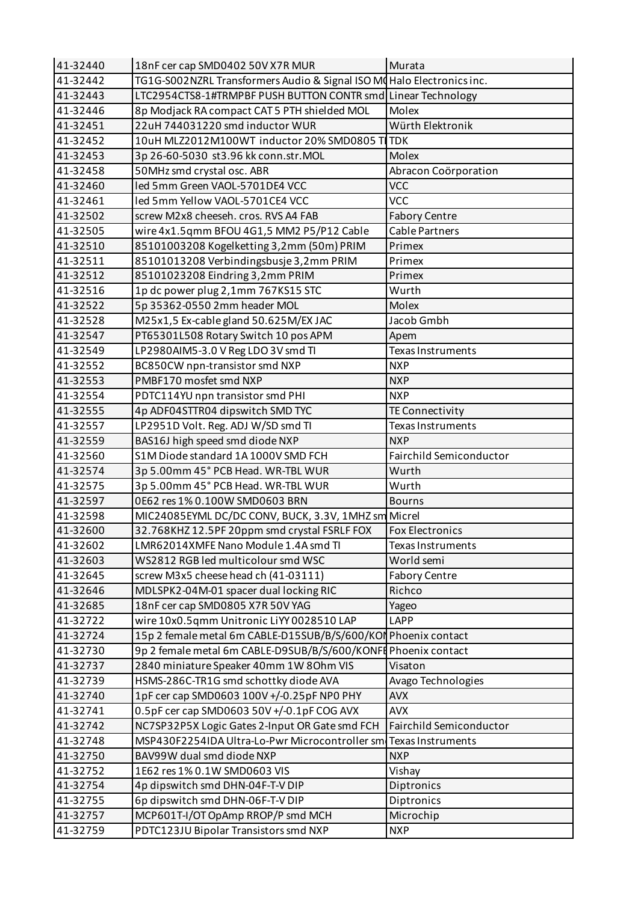| 41-32440 | 18nF cer cap SMD0402 50V X7R MUR | Murata |
|---|---|---|
| 41-32442 | TG1G-S002NZRL Transformers Audio & Signal ISO M( | Halo Electronics inc. |
| 41-32443 | LTC2954CTS8-1#TRMPBF PUSH BUTTON CONTR smd | Linear Technology |
| 41-32446 | 8p Modjack RA compact CAT 5 PTH shielded MOL | Molex |
| 41-32451 | 22uH 744031220 smd inductor WUR | Würth Elektronik |
| 41-32452 | 10uH MLZ2012M100WT inductor 20% SMD0805 TI | TDK |
| 41-32453 | 3p 26-60-5030 st3.96 kk conn.str.MOL | Molex |
| 41-32458 | 50MHz smd crystal osc. ABR | Abracon Coörporation |
| 41-32460 | led 5mm Green VAOL-5701DE4 VCC | VCC |
| 41-32461 | led 5mm Yellow VAOL-5701CE4 VCC | VCC |
| 41-32502 | screw M2x8 cheeseh. cros. RVS A4 FAB | Fabory Centre |
| 41-32505 | wire 4x1.5qmm BFOU 4G1,5 MM2 P5/P12 Cable | Cable Partners |
| 41-32510 | 85101003208 Kogelketting 3,2mm (50m) PRIM | Primex |
| 41-32511 | 85101013208 Verbindingsbusje 3,2mm PRIM | Primex |
| 41-32512 | 85101023208 Eindring 3,2mm PRIM | Primex |
| 41-32516 | 1p dc power plug 2,1mm 767KS15 STC | Wurth |
| 41-32522 | 5p 35362-0550 2mm header MOL | Molex |
| 41-32528 | M25x1,5 Ex-cable gland 50.625M/EX JAC | Jacob Gmbh |
| 41-32547 | PT65301L508 Rotary Switch 10 pos APM | Apem |
| 41-32549 | LP2980AIM5-3.0 V Reg LDO 3V smd TI | Texas Instruments |
| 41-32552 | BC850CW npn-transistor smd NXP | NXP |
| 41-32553 | PMBF170 mosfet smd NXP | NXP |
| 41-32554 | PDTC114YU npn transistor smd PHI | NXP |
| 41-32555 | 4p ADF04STTR04 dipswitch SMD TYC | TE Connectivity |
| 41-32557 | LP2951D Volt. Reg. ADJ W/SD smd TI | Texas Instruments |
| 41-32559 | BAS16J high speed smd diode NXP | NXP |
| 41-32560 | S1M Diode standard 1A 1000V SMD FCH | Fairchild Semiconductor |
| 41-32574 | 3p 5.00mm 45° PCB Head. WR-TBL WUR | Wurth |
| 41-32575 | 3p 5.00mm 45° PCB Head. WR-TBL WUR | Wurth |
| 41-32597 | 0E62 res 1% 0.100W SMD0603 BRN | Bourns |
| 41-32598 | MIC24085EYML DC/DC CONV, BUCK, 3.3V, 1MHZ sm | Micrel |
| 41-32600 | 32.768KHZ 12.5PF 20ppm smd crystal FSRLF FOX | Fox Electronics |
| 41-32602 | LMR62014XMFE Nano Module 1.4A smd TI | Texas Instruments |
| 41-32603 | WS2812 RGB led multicolour smd WSC | World semi |
| 41-32645 | screw M3x5 cheese head ch (41-03111) | Fabory Centre |
| 41-32646 | MDLSPK2-04M-01 spacer dual locking RIC | Richco |
| 41-32685 | 18nF cer cap SMD0805 X7R 50V YAG | Yageo |
| 41-32722 | wire 10x0.5qmm Unitronic LiYY 0028510 LAP | LAPP |
| 41-32724 | 15p 2 female metal 6m CABLE-D15SUB/B/S/600/KON | Phoenix contact |
| 41-32730 | 9p 2 female metal 6m CABLE-D9SUB/B/S/600/KONFE | Phoenix contact |
| 41-32737 | 2840 miniature Speaker 40mm 1W 8Ohm VIS | Visaton |
| 41-32739 | HSMS-286C-TR1G smd schottky diode AVA | Avago Technologies |
| 41-32740 | 1pF cer cap SMD0603 100V +/-0.25pF NP0 PHY | AVX |
| 41-32741 | 0.5pF cer cap SMD0603 50V +/-0.1pF COG AVX | AVX |
| 41-32742 | NC7SP32P5X Logic Gates 2-Input OR Gate smd FCH | Fairchild Semiconductor |
| 41-32748 | MSP430F2254IDA Ultra-Lo-Pwr Microcontroller sm | Texas Instruments |
| 41-32750 | BAV99W dual smd diode NXP | NXP |
| 41-32752 | 1E62 res 1% 0.1W SMD0603 VIS | Vishay |
| 41-32754 | 4p dipswitch smd DHN-04F-T-V DIP | Diptronics |
| 41-32755 | 6p dipswitch smd DHN-06F-T-V DIP | Diptronics |
| 41-32757 | MCP601T-I/OT OpAmp RROP/P smd MCH | Microchip |
| 41-32759 | PDTC123JU Bipolar Transistors smd NXP | NXP |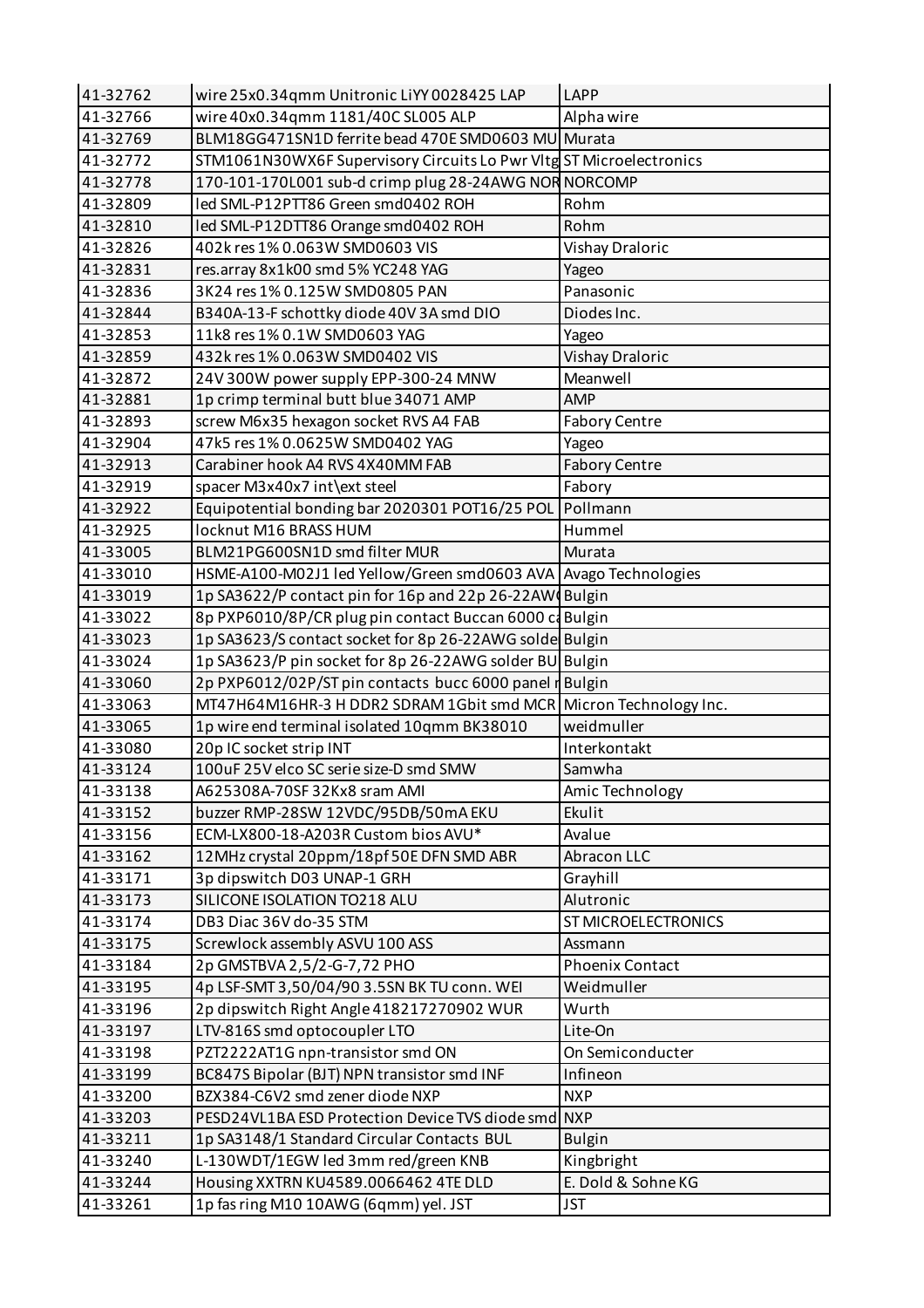| 41-32762 | wire 25x0.34qmm Unitronic LiYY 0028425 LAP | LAPP |
|---|---|---|
| 41-32766 | wire 40x0.34qmm 1181/40C SL005 ALP | Alpha wire |
| 41-32769 | BLM18GG471SN1D ferrite bead 470E SMD0603 MU | Murata |
| 41-32772 | STM1061N30WX6F Supervisory Circuits Lo Pwr Vltg | ST Microelectronics |
| 41-32778 | 170-101-170L001 sub-d crimp plug 28-24AWG NOR | NORCOMP |
| 41-32809 | led SML-P12PTT86 Green smd0402 ROH | Rohm |
| 41-32810 | led SML-P12DTT86 Orange smd0402 ROH | Rohm |
| 41-32826 | 402k res 1% 0.063W SMD0603 VIS | Vishay Draloric |
| 41-32831 | res.array 8x1k00 smd 5% YC248 YAG | Yageo |
| 41-32836 | 3K24 res 1% 0.125W SMD0805 PAN | Panasonic |
| 41-32844 | B340A-13-F schottky diode 40V 3A smd DIO | Diodes Inc. |
| 41-32853 | 11k8 res 1% 0.1W SMD0603 YAG | Yageo |
| 41-32859 | 432k res 1% 0.063W SMD0402 VIS | Vishay Draloric |
| 41-32872 | 24V 300W power supply EPP-300-24 MNW | Meanwell |
| 41-32881 | 1p crimp terminal butt blue 34071 AMP | AMP |
| 41-32893 | screw M6x35 hexagon socket RVS A4 FAB | Fabory Centre |
| 41-32904 | 47k5 res 1% 0.0625W SMD0402 YAG | Yageo |
| 41-32913 | Carabiner hook A4 RVS 4X40MM FAB | Fabory Centre |
| 41-32919 | spacer M3x40x7 int\ext steel | Fabory |
| 41-32922 | Equipotential bonding bar 2020301 POT16/25 POL | Pollmann |
| 41-32925 | locknut M16 BRASS HUM | Hummel |
| 41-33005 | BLM21PG600SN1D smd filter MUR | Murata |
| 41-33010 | HSME-A100-M02J1 led Yellow/Green smd0603 AVA | Avago Technologies |
| 41-33019 | 1p SA3622/P contact pin for 16p and 22p 26-22AW | Bulgin |
| 41-33022 | 8p PXP6010/8P/CR plug pin contact Buccan 6000 ca | Bulgin |
| 41-33023 | 1p SA3623/S contact socket for 8p 26-22AWG solde | Bulgin |
| 41-33024 | 1p SA3623/P pin socket for 8p 26-22AWG solder BU | Bulgin |
| 41-33060 | 2p PXP6012/02P/ST pin contacts bucc 6000 panel r | Bulgin |
| 41-33063 | MT47H64M16HR-3 H DDR2 SDRAM 1Gbit smd MCR | Micron Technology Inc. |
| 41-33065 | 1p wire end terminal isolated 10qmm BK38010 | weidmuller |
| 41-33080 | 20p IC socket strip INT | Interkontakt |
| 41-33124 | 100uF 25V elco SC serie size-D smd SMW | Samwha |
| 41-33138 | A625308A-70SF 32Kx8 sram AMI | Amic Technology |
| 41-33152 | buzzer RMP-28SW 12VDC/95DB/50mA EKU | Ekulit |
| 41-33156 | ECM-LX800-18-A203R Custom bios AVU* | Avalue |
| 41-33162 | 12MHz crystal 20ppm/18pf 50E DFN SMD ABR | Abracon LLC |
| 41-33171 | 3p dipswitch D03 UNAP-1 GRH | Grayhill |
| 41-33173 | SILICONE ISOLATION TO218 ALU | Alutronic |
| 41-33174 | DB3 Diac 36V do-35 STM | ST MICROELECTRONICS |
| 41-33175 | Screwlock assembly ASVU 100 ASS | Assmann |
| 41-33184 | 2p GMSTBVA 2,5/2-G-7,72 PHO | Phoenix Contact |
| 41-33195 | 4p LSF-SMT 3,50/04/90 3.5SN BK TU conn. WEI | Weidmuller |
| 41-33196 | 2p dipswitch Right Angle 418217270902 WUR | Wurth |
| 41-33197 | LTV-816S smd optocoupler LTO | Lite-On |
| 41-33198 | PZT2222AT1G npn-transistor smd ON | On Semiconducter |
| 41-33199 | BC847S Bipolar (BJT) NPN transistor smd INF | Infineon |
| 41-33200 | BZX384-C6V2 smd zener diode NXP | NXP |
| 41-33203 | PESD24VL1BA ESD Protection Device TVS diode smd | NXP |
| 41-33211 | 1p SA3148/1 Standard Circular Contacts BUL | Bulgin |
| 41-33240 | L-130WDT/1EGW led 3mm red/green KNB | Kingbright |
| 41-33244 | Housing XXTRN KU4589.0066462 4TE DLD | E. Dold & Sohne KG |
| 41-33261 | 1p fas ring M10 10AWG (6qmm) yel. JST | JST |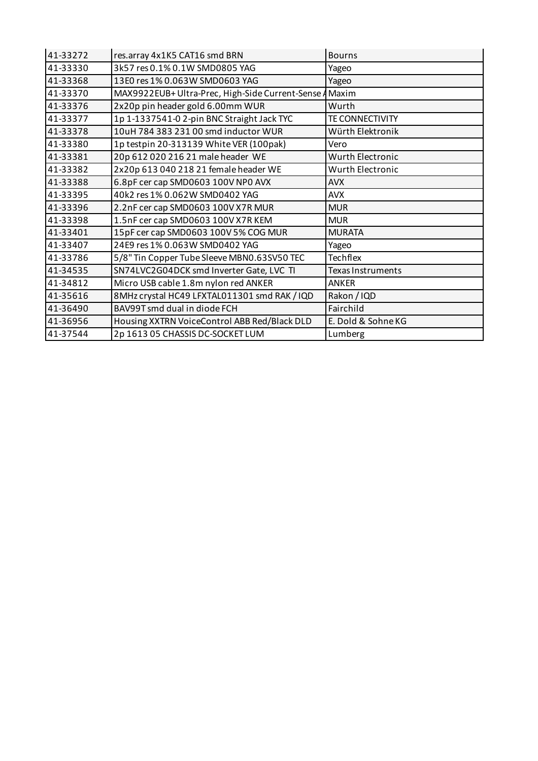| 41-33272 | res.array 4x1K5 CAT16 smd BRN | Bourns |
|---|---|---|
| 41-33330 | 3k57 res 0.1% 0.1W SMD0805 YAG | Yageo |
| 41-33368 | 13E0 res 1% 0.063W SMD0603 YAG | Yageo |
| 41-33370 | MAX9922EUB+ Ultra-Prec, High-Side Current-Sense A | Maxim |
| 41-33376 | 2x20p pin header gold 6.00mm WUR | Wurth |
| 41-33377 | 1p 1-1337541-0 2-pin BNC Straight Jack TYC | TE CONNECTIVITY |
| 41-33378 | 10uH 784 383 231 00 smd inductor WUR | Würth Elektronik |
| 41-33380 | 1p testpin 20-313139 White VER (100pak) | Vero |
| 41-33381 | 20p 612 020 216 21 male header WE | Wurth Electronic |
| 41-33382 | 2x20p 613 040 218 21 female header WE | Wurth Electronic |
| 41-33388 | 6.8pF cer cap SMD0603 100V NP0 AVX | AVX |
| 41-33395 | 40k2 res 1% 0.062W SMD0402 YAG | AVX |
| 41-33396 | 2.2nF cer cap SMD0603 100V X7R MUR | MUR |
| 41-33398 | 1.5nF cer cap SMD0603 100V X7R KEM | MUR |
| 41-33401 | 15pF cer cap SMD0603 100V 5% COG MUR | MURATA |
| 41-33407 | 24E9 res 1% 0.063W SMD0402 YAG | Yageo |
| 41-33786 | 5/8" Tin Copper Tube Sleeve MBN0.63SV50 TEC | Techflex |
| 41-34535 | SN74LVC2G04DCK smd Inverter Gate, LVC TI | Texas Instruments |
| 41-34812 | Micro USB cable 1.8m nylon red ANKER | ANKER |
| 41-35616 | 8MHz crystal HC49 LFXTAL011301 smd RAK / IQD | Rakon / IQD |
| 41-36490 | BAV99T smd dual in diode FCH | Fairchild |
| 41-36956 | Housing XXTRN VoiceControl ABB Red/Black DLD | E. Dold & Sohne KG |
| 41-37544 | 2p 1613 05 CHASSIS DC-SOCKET LUM | Lumberg |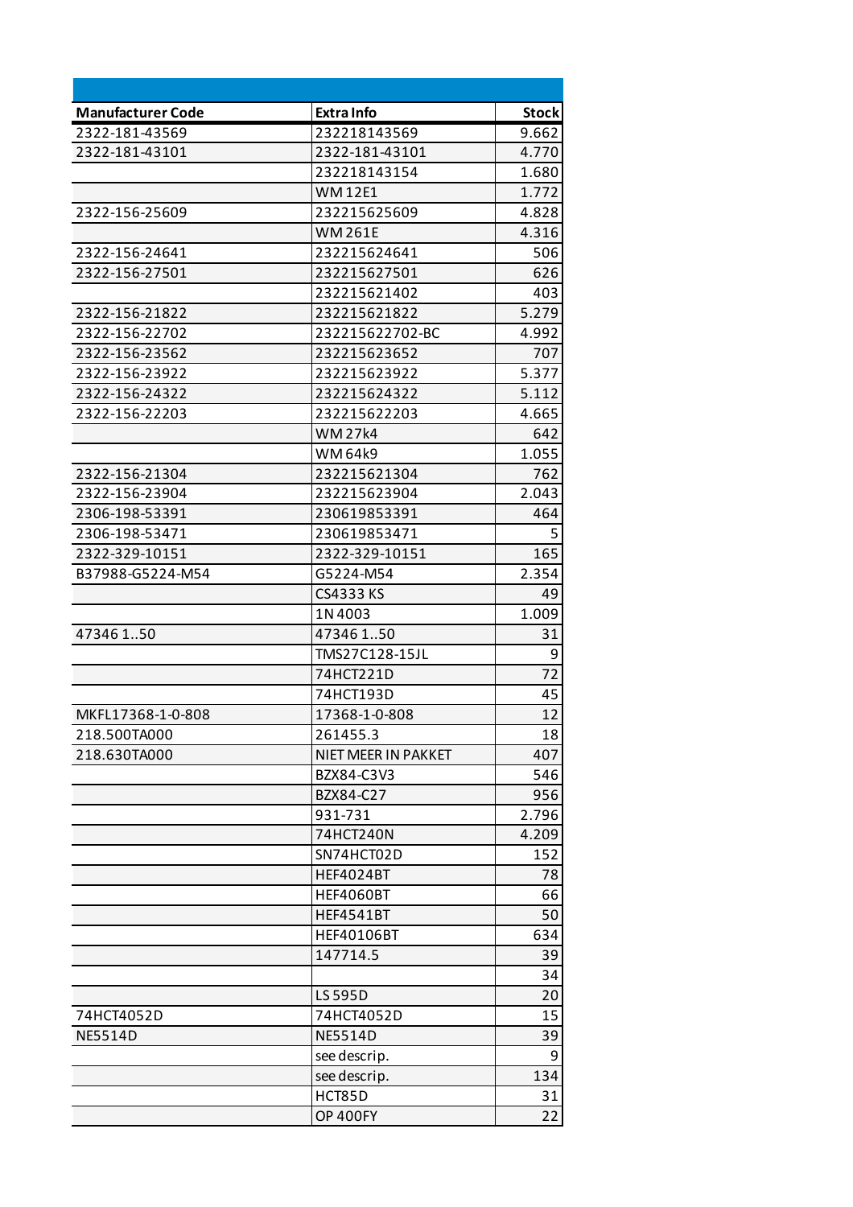| Manufacturer Code | Extra Info | Stock |
|---|---|---|
| 2322-181-43569 | 232218143569 | 9.662 |
| 2322-181-43101 | 2322-181-43101 | 4.770 |
| | 232218143154 | 1.680 |
| | WM 12E1 | 1.772 |
| 2322-156-25609 | 232215625609 | 4.828 |
| | WM 261E | 4.316 |
| 2322-156-24641 | 232215624641 | 506 |
| 2322-156-27501 | 232215627501 | 626 |
| | 232215621402 | 403 |
| 2322-156-21822 | 232215621822 | 5.279 |
| 2322-156-22702 | 232215622702-BC | 4.992 |
| 2322-156-23562 | 232215623652 | 707 |
| 2322-156-23922 | 232215623922 | 5.377 |
| 2322-156-24322 | 232215624322 | 5.112 |
| 2322-156-22203 | 232215622203 | 4.665 |
| | WM 27k4 | 642 |
| | WM 64k9 | 1.055 |
| 2322-156-21304 | 232215621304 | 762 |
| 2322-156-23904 | 232215623904 | 2.043 |
| 2306-198-53391 | 230619853391 | 464 |
| 2306-198-53471 | 230619853471 | 5 |
| 2322-329-10151 | 2322-329-10151 | 165 |
| B37988-G5224-M54 | G5224-M54 | 2.354 |
| | CS4333 KS | 49 |
| | 1N 4003 | 1.009 |
| 47346 1..50 | 47346 1..50 | 31 |
| | TMS27C128-15JL | 9 |
| | 74HCT221D | 72 |
| | 74HCT193D | 45 |
| MKFL17368-1-0-808 | 17368-1-0-808 | 12 |
| 218.500TA000 | 261455.3 | 18 |
| 218.630TA000 | NIET MEER IN PAKKET | 407 |
| | BZX84-C3V3 | 546 |
| | BZX84-C27 | 956 |
| | 931-731 | 2.796 |
| | 74HCT240N | 4.209 |
| | SN74HCT02D | 152 |
| | HEF4024BT | 78 |
| | HEF4060BT | 66 |
| | HEF4541BT | 50 |
| | HEF40106BT | 634 |
| | 147714.5 | 39 |
| | | 34 |
| | LS 595D | 20 |
| 74HCT4052D | 74HCT4052D | 15 |
| NE5514D | NE5514D | 39 |
| | see descrip. | 9 |
| | see descrip. | 134 |
| | HCT85D | 31 |
| | OP 400FY | 22 |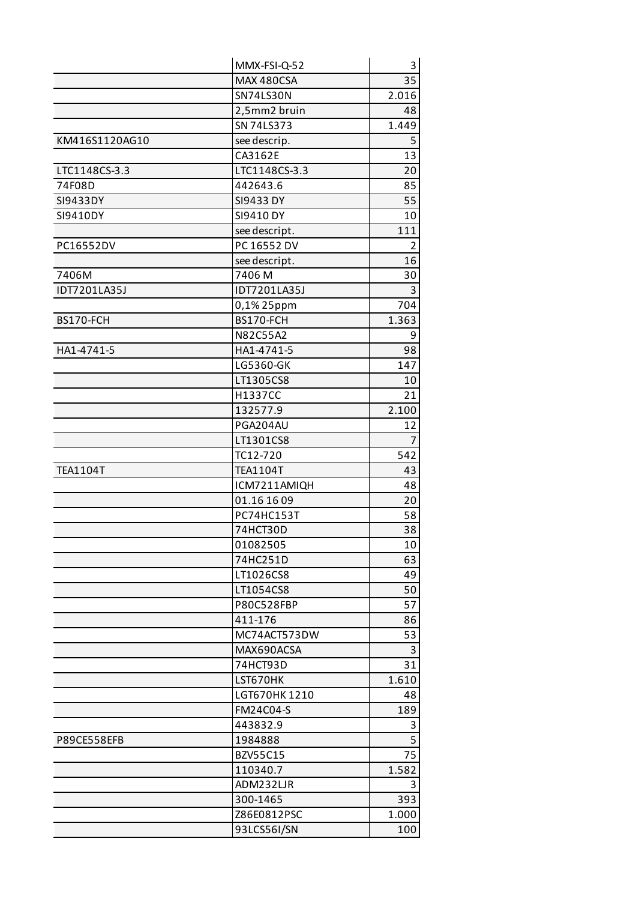| | | |
|---|---|---|
| | MMX-FSI-Q-52 | 3 |
| | MAX 480CSA | 35 |
| | SN74LS30N | 2.016 |
| | 2,5mm2 bruin | 48 |
| | SN 74LS373 | 1.449 |
| KM416S1120AG10 | see descrip. | 5 |
| | CA3162E | 13 |
| LTC1148CS-3.3 | LTC1148CS-3.3 | 20 |
| 74F08D | 442643.6 | 85 |
| SI9433DY | SI9433 DY | 55 |
| SI9410DY | SI9410 DY | 10 |
| | see descript. | 111 |
| PC16552DV | PC 16552 DV | 2 |
| | see descript. | 16 |
| 7406M | 7406 M | 30 |
| IDT7201LA35J | IDT7201LA35J | 3 |
| | 0,1% 25ppm | 704 |
| BS170-FCH | BS170-FCH | 1.363 |
| | N82C55A2 | 9 |
| HA1-4741-5 | HA1-4741-5 | 98 |
| | LG5360-GK | 147 |
| | LT1305CS8 | 10 |
| | H1337CC | 21 |
| | 132577.9 | 2.100 |
| | PGA204AU | 12 |
| | LT1301CS8 | 7 |
| | TC12-720 | 542 |
| TEA1104T | TEA1104T | 43 |
| | ICM7211AMIQH | 48 |
| | 01.16 16 09 | 20 |
| | PC74HC153T | 58 |
| | 74HCT30D | 38 |
| | 01082505 | 10 |
| | 74HC251D | 63 |
| | LT1026CS8 | 49 |
| | LT1054CS8 | 50 |
| | P80C528FBP | 57 |
| | 411-176 | 86 |
| | MC74ACT573DW | 53 |
| | MAX690ACSA | 3 |
| | 74HCT93D | 31 |
| | LST670HK | 1.610 |
| | LGT670HK 1210 | 48 |
| | FM24C04-S | 189 |
| | 443832.9 | 3 |
| P89CE558EFB | 1984888 | 5 |
| | BZV55C15 | 75 |
| | 110340.7 | 1.582 |
| | ADM232LJR | 3 |
| | 300-1465 | 393 |
| | Z86E0812PSC | 1.000 |
| | 93LCS56I/SN | 100 |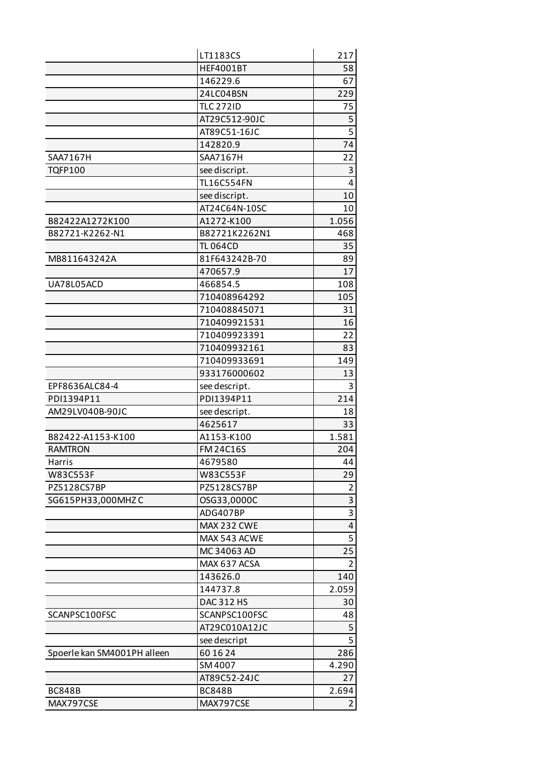| | | |
|---|---|---|
| | LT1183CS | 217 |
| | HEF4001BT | 58 |
| | 146229.6 | 67 |
| | 24LC04BSN | 229 |
| | TLC 272ID | 75 |
| | AT29C512-90JC | 5 |
| | AT89C51-16JC | 5 |
| | 142820.9 | 74 |
| SAA7167H | SAA7167H | 22 |
| TQFP100 | see discript. | 3 |
| | TL16C554FN | 4 |
| | see discript. | 10 |
| | AT24C64N-10SC | 10 |
| B82422A1272K100 | A1272-K100 | 1.056 |
| B82721-K2262-N1 | B82721K2262N1 | 468 |
| | TL 064CD | 35 |
| MB811643242A | 81F643242B-70 | 89 |
| | 470657.9 | 17 |
| UA78L05ACD | 466854.5 | 108 |
| | 710408964292 | 105 |
| | 710408845071 | 31 |
| | 710409921531 | 16 |
| | 710409923391 | 22 |
| | 710409932161 | 83 |
| | 710409933691 | 149 |
| | 933176000602 | 13 |
| EPF8636ALC84-4 | see descript. | 3 |
| PDI1394P11 | PDI1394P11 | 214 |
| AM29LV040B-90JC | see descript. | 18 |
| | 4625617 | 33 |
| B82422-A1153-K100 | A1153-K100 | 1.581 |
| RAMTRON | FM 24C16S | 204 |
| Harris | 4679580 | 44 |
| W83C553F | W83C553F | 29 |
| PZ5128CS7BP | PZ5128CS7BP | 2 |
| SG615PH33,000MHZ C | OSG33,0000C | 3 |
| | ADG407BP | 3 |
| | MAX 232 CWE | 4 |
| | MAX 543 ACWE | 5 |
| | MC 34063 AD | 25 |
| | MAX 637 ACSA | 2 |
| | 143626.0 | 140 |
| | 144737.8 | 2.059 |
| | DAC 312 HS | 30 |
| SCANPSC100FSC | SCANPSC100FSC | 48 |
| | AT29C010A12JC | 5 |
| | see descript | 5 |
| Spoerle kan SM4001PH alleen | 60 16 24 | 286 |
| | SM 4007 | 4.290 |
| | AT89C52-24JC | 27 |
| BC848B | BC848B | 2.694 |
| MAX797CSE | MAX797CSE | 2 |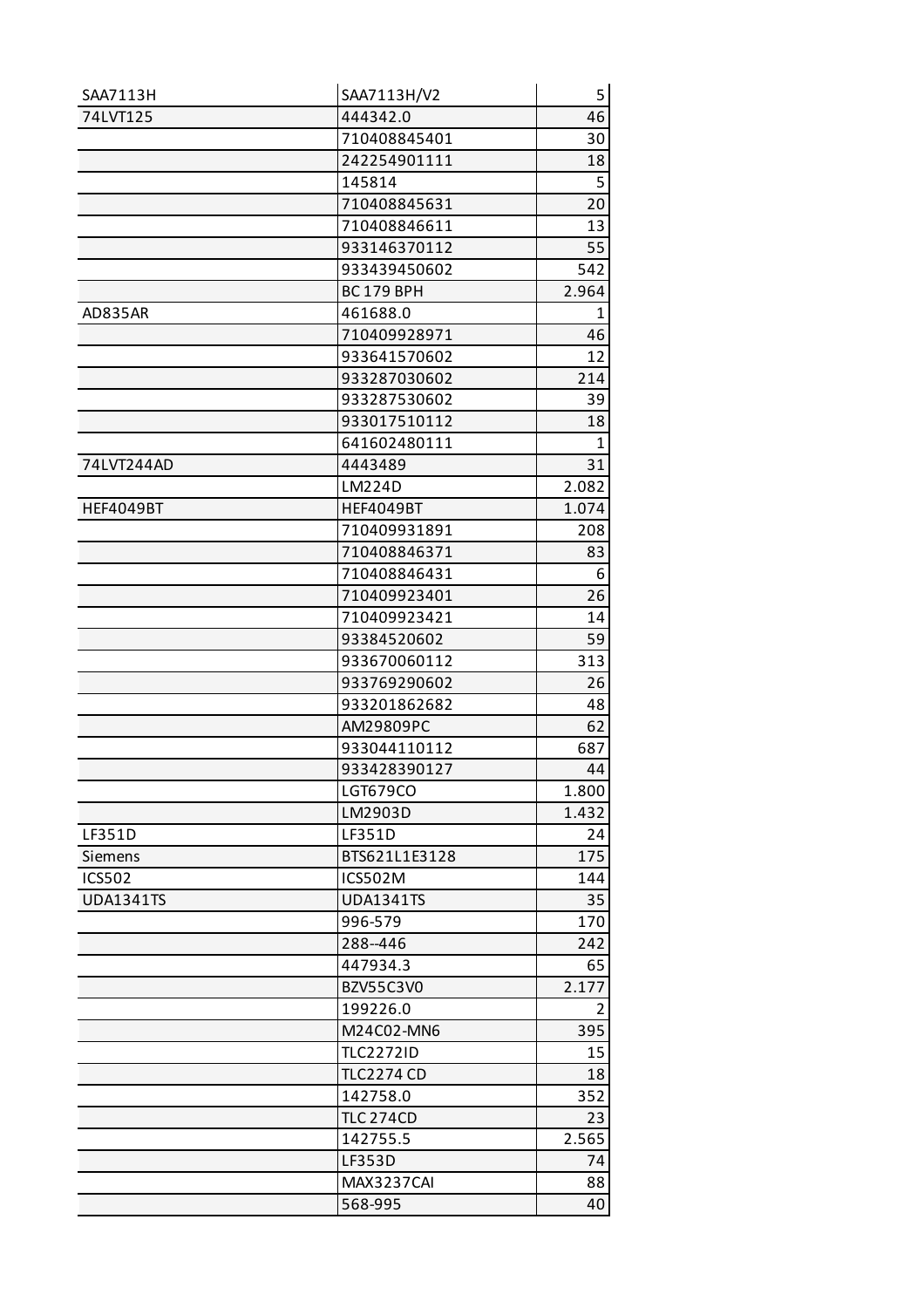| | | |
|---|---|---|
| SAA7113H | SAA7113H/V2 | 5 |
| 74LVT125 | 444342.0 | 46 |
| | 710408845401 | 30 |
| | 242254901111 | 18 |
| | 145814 | 5 |
| | 710408845631 | 20 |
| | 710408846611 | 13 |
| | 933146370112 | 55 |
| | 933439450602 | 542 |
| | BC 179 BPH | 2.964 |
| AD835AR | 461688.0 | 1 |
| | 710409928971 | 46 |
| | 933641570602 | 12 |
| | 933287030602 | 214 |
| | 933287530602 | 39 |
| | 933017510112 | 18 |
| | 641602480111 | 1 |
| 74LVT244AD | 4443489 | 31 |
| | LM224D | 2.082 |
| HEF4049BT | HEF4049BT | 1.074 |
| | 710409931891 | 208 |
| | 710408846371 | 83 |
| | 710408846431 | 6 |
| | 710409923401 | 26 |
| | 710409923421 | 14 |
| | 93384520602 | 59 |
| | 933670060112 | 313 |
| | 933769290602 | 26 |
| | 933201862682 | 48 |
| | AM29809PC | 62 |
| | 933044110112 | 687 |
| | 933428390127 | 44 |
| | LGT679CO | 1.800 |
| | LM2903D | 1.432 |
| LF351D | LF351D | 24 |
| Siemens | BTS621L1E3128 | 175 |
| ICS502 | ICS502M | 144 |
| UDA1341TS | UDA1341TS | 35 |
| | 996-579 | 170 |
| | 288--446 | 242 |
| | 447934.3 | 65 |
| | BZV55C3V0 | 2.177 |
| | 199226.0 | 2 |
| | M24C02-MN6 | 395 |
| | TLC2272ID | 15 |
| | TLC2274 CD | 18 |
| | 142758.0 | 352 |
| | TLC 274CD | 23 |
| | 142755.5 | 2.565 |
| | LF353D | 74 |
| | MAX3237CAI | 88 |
| | 568-995 | 40 |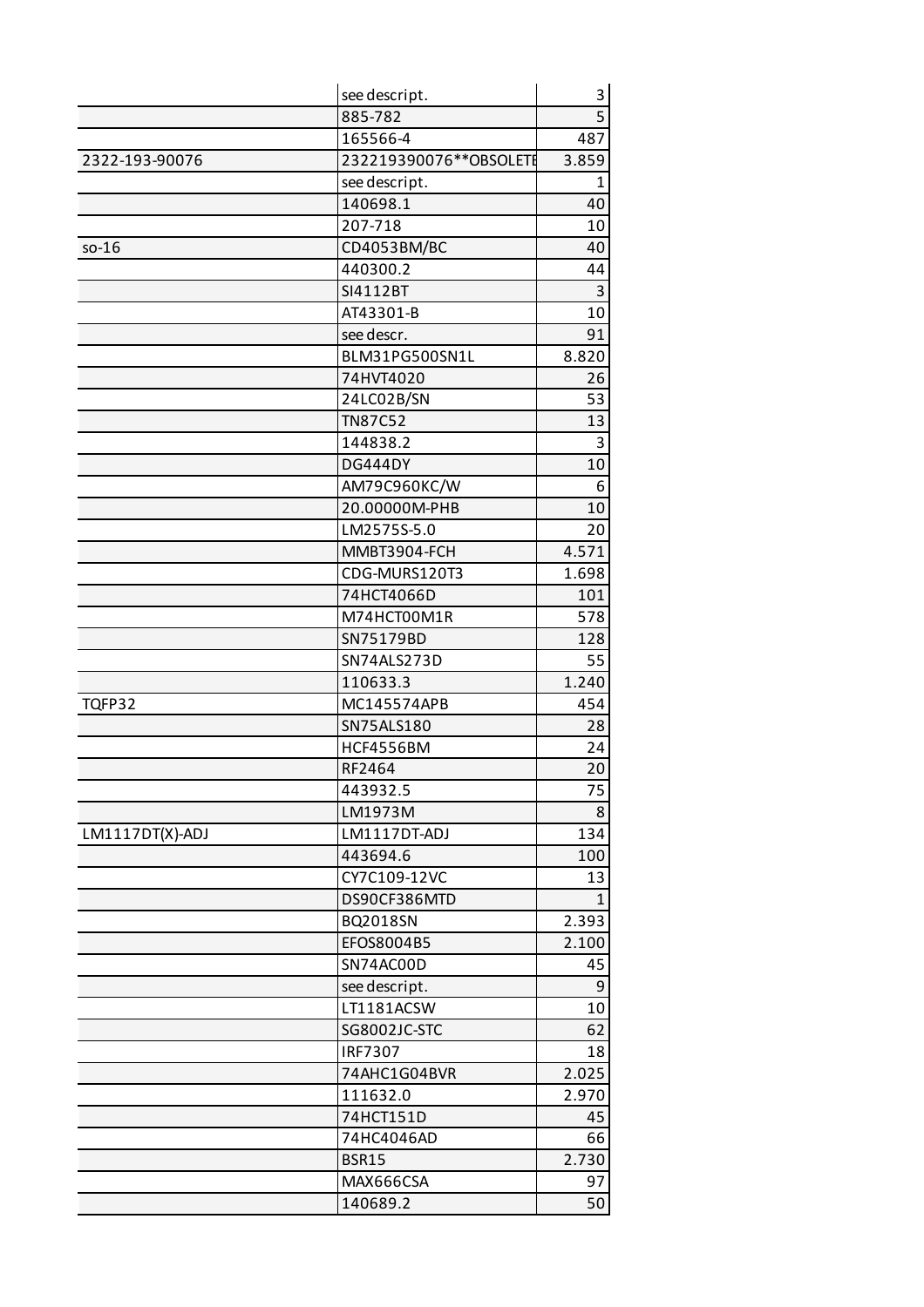| | | |
|---|---|---|
| | see descript. | 3 |
| | 885-782 | 5 |
| | 165566-4 | 487 |
| 2322-193-90076 | 232219390076**OBSOLETE | 3.859 |
| | see descript. | 1 |
| | 140698.1 | 40 |
| | 207-718 | 10 |
| so-16 | CD4053BM/BC | 40 |
| | 440300.2 | 44 |
| | SI4112BT | 3 |
| | AT43301-B | 10 |
| | see descr. | 91 |
| | BLM31PG500SN1L | 8.820 |
| | 74HVT4020 | 26 |
| | 24LC02B/SN | 53 |
| | TN87C52 | 13 |
| | 144838.2 | 3 |
| | DG444DY | 10 |
| | AM79C960KC/W | 6 |
| | 20.00000M-PHB | 10 |
| | LM2575S-5.0 | 20 |
| | MMBT3904-FCH | 4.571 |
| | CDG-MURS120T3 | 1.698 |
| | 74HCT4066D | 101 |
| | M74HCT00M1R | 578 |
| | SN75179BD | 128 |
| | SN74ALS273D | 55 |
| | 110633.3 | 1.240 |
| TQFP32 | MC145574APB | 454 |
| | SN75ALS180 | 28 |
| | HCF4556BM | 24 |
| | RF2464 | 20 |
| | 443932.5 | 75 |
| | LM1973M | 8 |
| LM1117DT(X)-ADJ | LM1117DT-ADJ | 134 |
| | 443694.6 | 100 |
| | CY7C109-12VC | 13 |
| | DS90CF386MTD | 1 |
| | BQ2018SN | 2.393 |
| | EFOS8004B5 | 2.100 |
| | SN74AC00D | 45 |
| | see descript. | 9 |
| | LT1181ACSW | 10 |
| | SG8002JC-STC | 62 |
| | IRF7307 | 18 |
| | 74AHC1G04BVR | 2.025 |
| | 111632.0 | 2.970 |
| | 74HCT151D | 45 |
| | 74HC4046AD | 66 |
| | BSR15 | 2.730 |
| | MAX666CSA | 97 |
| | 140689.2 | 50 |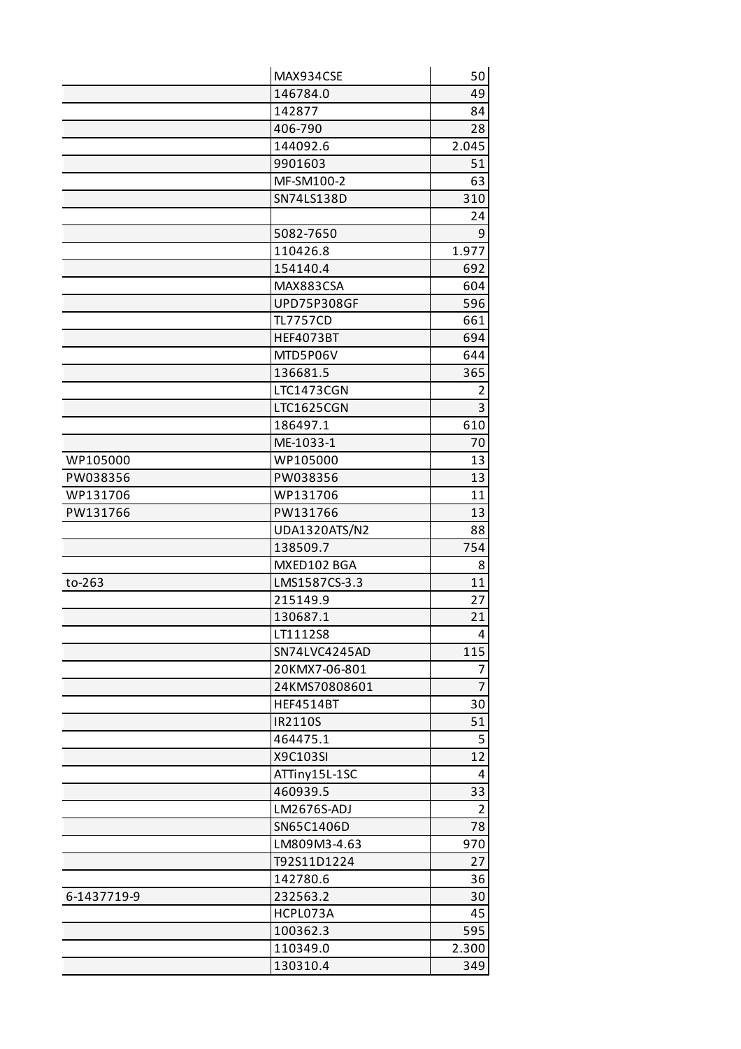| | | |
|---|---|---|
| | MAX934CSE | 50 |
| | 146784.0 | 49 |
| | 142877 | 84 |
| | 406-790 | 28 |
| | 144092.6 | 2.045 |
| | 9901603 | 51 |
| | MF-SM100-2 | 63 |
| | SN74LS138D | 310 |
| | | 24 |
| | 5082-7650 | 9 |
| | 110426.8 | 1.977 |
| | 154140.4 | 692 |
| | MAX883CSA | 604 |
| | UPD75P308GF | 596 |
| | TL7757CD | 661 |
| | HEF4073BT | 694 |
| | MTD5P06V | 644 |
| | 136681.5 | 365 |
| | LTC1473CGN | 2 |
| | LTC1625CGN | 3 |
| | 186497.1 | 610 |
| | ME-1033-1 | 70 |
| WP105000 | WP105000 | 13 |
| PW038356 | PW038356 | 13 |
| WP131706 | WP131706 | 11 |
| PW131766 | PW131766 | 13 |
| | UDA1320ATS/N2 | 88 |
| | 138509.7 | 754 |
| | MXED102 BGA | 8 |
| to-263 | LMS1587CS-3.3 | 11 |
| | 215149.9 | 27 |
| | 130687.1 | 21 |
| | LT1112S8 | 4 |
| | SN74LVC4245AD | 115 |
| | 20KMX7-06-801 | 7 |
| | 24KMS70808601 | 7 |
| | HEF4514BT | 30 |
| | IR2110S | 51 |
| | 464475.1 | 5 |
| | X9C103SI | 12 |
| | ATTiny15L-1SC | 4 |
| | 460939.5 | 33 |
| | LM2676S-ADJ | 2 |
| | SN65C1406D | 78 |
| | LM809M3-4.63 | 970 |
| | T92S11D1224 | 27 |
| | 142780.6 | 36 |
| 6-1437719-9 | 232563.2 | 30 |
| | HCPL073A | 45 |
| | 100362.3 | 595 |
| | 110349.0 | 2.300 |
| | 130310.4 | 349 |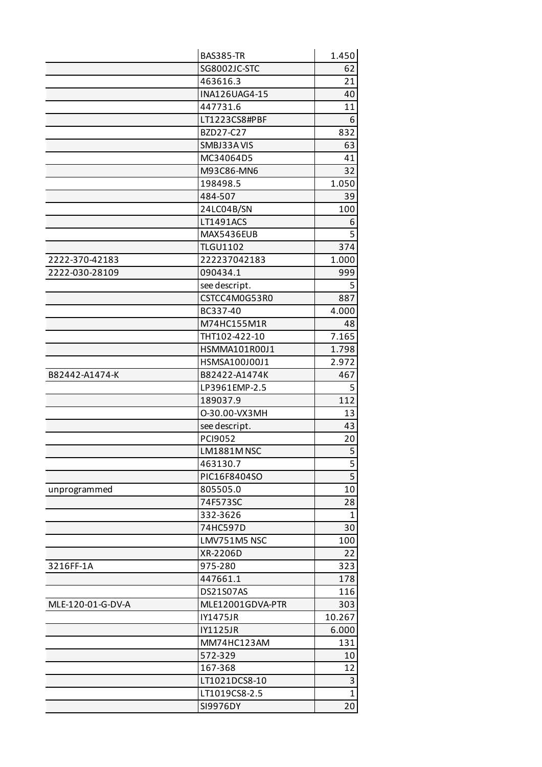| | | |
|---|---|---|
| | BAS385-TR | 1.450 |
| | SG8002JC-STC | 62 |
| | 463616.3 | 21 |
| | INA126UAG4-15 | 40 |
| | 447731.6 | 11 |
| | LT1223CS8#PBF | 6 |
| | BZD27-C27 | 832 |
| | SMBJ33A VIS | 63 |
| | MC34064D5 | 41 |
| | M93C86-MN6 | 32 |
| | 198498.5 | 1.050 |
| | 484-507 | 39 |
| | 24LC04B/SN | 100 |
| | LT1491ACS | 6 |
| | MAX5436EUB | 5 |
| | TLGU1102 | 374 |
| 2222-370-42183 | 222237042183 | 1.000 |
| 2222-030-28109 | 090434.1 | 999 |
| | see descript. | 5 |
| | CSTCC4M0G53R0 | 887 |
| | BC337-40 | 4.000 |
| | M74HC155M1R | 48 |
| | THT102-422-10 | 7.165 |
| | HSMMA101R00J1 | 1.798 |
| | HSMSA100J00J1 | 2.972 |
| B82442-A1474-K | B82422-A1474K | 467 |
| | LP3961EMP-2.5 | 5 |
| | 189037.9 | 112 |
| | O-30.00-VX3MH | 13 |
| | see descript. | 43 |
| | PCI9052 | 20 |
| | LM1881M NSC | 5 |
| | 463130.7 | 5 |
| | PIC16F8404SO | 5 |
| unprogrammed | 805505.0 | 10 |
| | 74F573SC | 28 |
| | 332-3626 | 1 |
| | 74HC597D | 30 |
| | LMV751M5 NSC | 100 |
| | XR-2206D | 22 |
| 3216FF-1A | 975-280 | 323 |
| | 447661.1 | 178 |
| | DS21S07AS | 116 |
| MLE-120-01-G-DV-A | MLE12001GDVA-PTR | 303 |
| | IY1475JR | 10.267 |
| | IY1125JR | 6.000 |
| | MM74HC123AM | 131 |
| | 572-329 | 10 |
| | 167-368 | 12 |
| | LT1021DCS8-10 | 3 |
| | LT1019CS8-2.5 | 1 |
| | SI9976DY | 20 |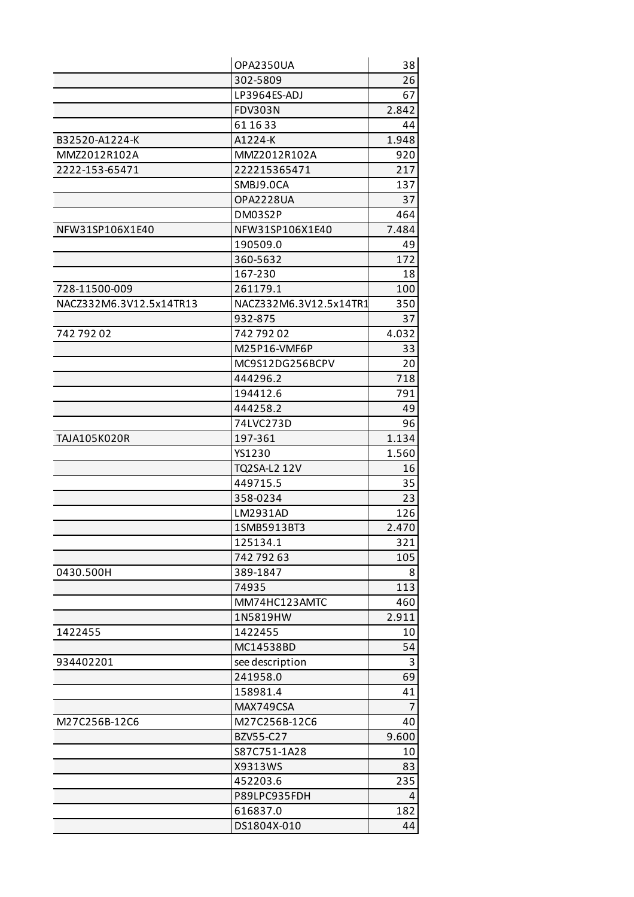| | | |
|---|---|---|
| | OPA2350UA | 38 |
| | 302-5809 | 26 |
| | LP3964ES-ADJ | 67 |
| | FDV303N | 2.842 |
| | 61 16 33 | 44 |
| B32520-A1224-K | A1224-K | 1.948 |
| MMZ2012R102A | MMZ2012R102A | 920 |
| 2222-153-65471 | 222215365471 | 217 |
| | SMBJ9.0CA | 137 |
| | OPA2228UA | 37 |
| | DM03S2P | 464 |
| NFW31SP106X1E40 | NFW31SP106X1E40 | 7.484 |
| | 190509.0 | 49 |
| | 360-5632 | 172 |
| | 167-230 | 18 |
| 728-11500-009 | 261179.1 | 100 |
| NACZ332M6.3V12.5x14TR13 | NACZ332M6.3V12.5x14TR1 | 350 |
| | 932-875 | 37 |
| 742 792 02 | 742 792 02 | 4.032 |
| | M25P16-VMF6P | 33 |
| | MC9S12DG256BCPV | 20 |
| | 444296.2 | 718 |
| | 194412.6 | 791 |
| | 444258.2 | 49 |
| | 74LVC273D | 96 |
| TAJA105K020R | 197-361 | 1.134 |
| | YS1230 | 1.560 |
| | TQ2SA-L2 12V | 16 |
| | 449715.5 | 35 |
| | 358-0234 | 23 |
| | LM2931AD | 126 |
| | 1SMB5913BT3 | 2.470 |
| | 125134.1 | 321 |
| | 742 792 63 | 105 |
| 0430.500H | 389-1847 | 8 |
| | 74935 | 113 |
| | MM74HC123AMTC | 460 |
| | 1N5819HW | 2.911 |
| 1422455 | 1422455 | 10 |
| | MC14538BD | 54 |
| 934402201 | see description | 3 |
| | 241958.0 | 69 |
| | 158981.4 | 41 |
| | MAX749CSA | 7 |
| M27C256B-12C6 | M27C256B-12C6 | 40 |
| | BZV55-C27 | 9.600 |
| | S87C751-1A28 | 10 |
| | X9313WS | 83 |
| | 452203.6 | 235 |
| | P89LPC935FDH | 4 |
| | 616837.0 | 182 |
| | DS1804X-010 | 44 |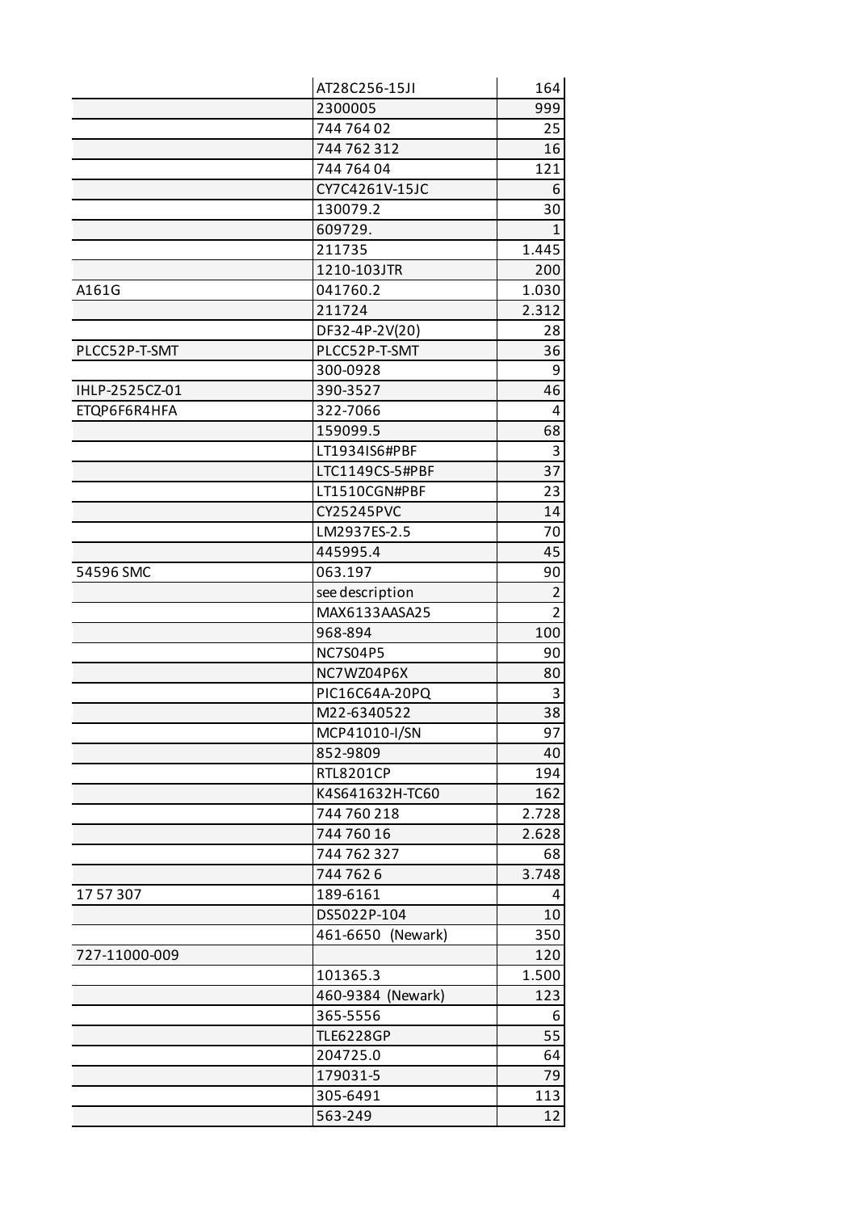| | | |
|---|---|---|
| | AT28C256-15JI | 164 |
| | 2300005 | 999 |
| | 744 764 02 | 25 |
| | 744 762 312 | 16 |
| | 744 764 04 | 121 |
| | CY7C4261V-15JC | 6 |
| | 130079.2 | 30 |
| | 609729. | 1 |
| | 211735 | 1.445 |
| | 1210-103JTR | 200 |
| A161G | 041760.2 | 1.030 |
| | 211724 | 2.312 |
| | DF32-4P-2V(20) | 28 |
| PLCC52P-T-SMT | PLCC52P-T-SMT | 36 |
| | 300-0928 | 9 |
| IHLP-2525CZ-01 | 390-3527 | 46 |
| ETQP6F6R4HFA | 322-7066 | 4 |
| | 159099.5 | 68 |
| | LT1934IS6#PBF | 3 |
| | LTC1149CS-5#PBF | 37 |
| | LT1510CGN#PBF | 23 |
| | CY25245PVC | 14 |
| | LM2937ES-2.5 | 70 |
| | 445995.4 | 45 |
| 54596 SMC | 063.197 | 90 |
| | see description | 2 |
| | MAX6133AASA25 | 2 |
| | 968-894 | 100 |
| | NC7S04P5 | 90 |
| | NC7WZ04P6X | 80 |
| | PIC16C64A-20PQ | 3 |
| | M22-6340522 | 38 |
| | MCP41010-I/SN | 97 |
| | 852-9809 | 40 |
| | RTL8201CP | 194 |
| | K4S641632H-TC60 | 162 |
| | 744 760 218 | 2.728 |
| | 744 760 16 | 2.628 |
| | 744 762 327 | 68 |
| | 744 762 6 | 3.748 |
| 17 57 307 | 189-6161 | 4 |
| | DS5022P-104 | 10 |
| | 461-6650 (Newark) | 350 |
| 727-11000-009 | | 120 |
| | 101365.3 | 1.500 |
| | 460-9384 (Newark) | 123 |
| | 365-5556 | 6 |
| | TLE6228GP | 55 |
| | 204725.0 | 64 |
| | 179031-5 | 79 |
| | 305-6491 | 113 |
| | 563-249 | 12 |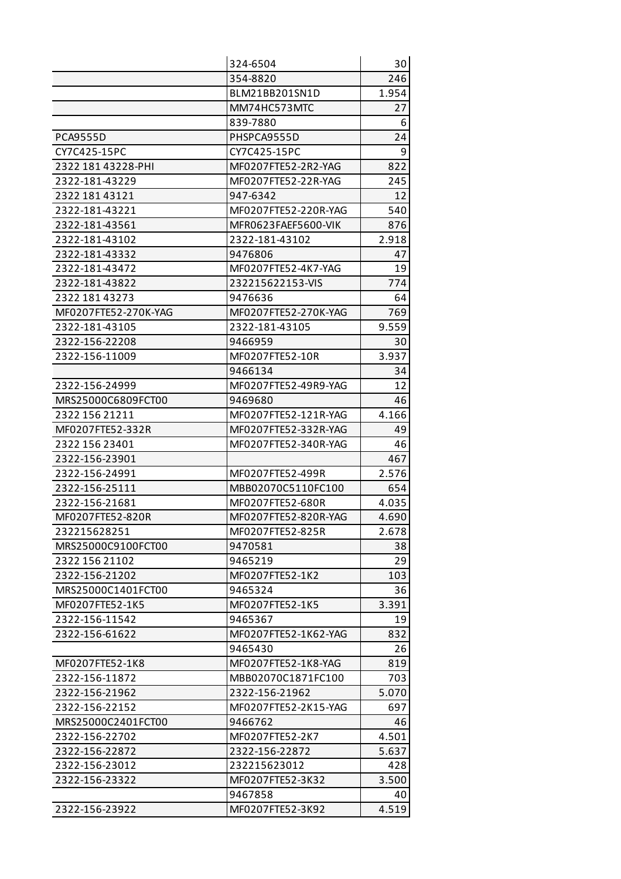| | | |
|---|---|---|
| | 324-6504 | 30 |
| | 354-8820 | 246 |
| | BLM21BB201SN1D | 1.954 |
| | MM74HC573MTC | 27 |
| | 839-7880 | 6 |
| PCA9555D | PHSPCA9555D | 24 |
| CY7C425-15PC | CY7C425-15PC | 9 |
| 2322 181 43228-PHI | MF0207FTE52-2R2-YAG | 822 |
| 2322-181-43229 | MF0207FTE52-22R-YAG | 245 |
| 2322 181 43121 | 947-6342 | 12 |
| 2322-181-43221 | MF0207FTE52-220R-YAG | 540 |
| 2322-181-43561 | MFR0623FAEF5600-VIK | 876 |
| 2322-181-43102 | 2322-181-43102 | 2.918 |
| 2322-181-43332 | 9476806 | 47 |
| 2322-181-43472 | MF0207FTE52-4K7-YAG | 19 |
| 2322-181-43822 | 232215622153-VIS | 774 |
| 2322 181 43273 | 9476636 | 64 |
| MF0207FTE52-270K-YAG | MF0207FTE52-270K-YAG | 769 |
| 2322-181-43105 | 2322-181-43105 | 9.559 |
| 2322-156-22208 | 9466959 | 30 |
| 2322-156-11009 | MF0207FTE52-10R | 3.937 |
| | 9466134 | 34 |
| 2322-156-24999 | MF0207FTE52-49R9-YAG | 12 |
| MRS25000C6809FCT00 | 9469680 | 46 |
| 2322 156 21211 | MF0207FTE52-121R-YAG | 4.166 |
| MF0207FTE52-332R | MF0207FTE52-332R-YAG | 49 |
| 2322 156 23401 | MF0207FTE52-340R-YAG | 46 |
| 2322-156-23901 | | 467 |
| 2322-156-24991 | MF0207FTE52-499R | 2.576 |
| 2322-156-25111 | MBB02070C5110FC100 | 654 |
| 2322-156-21681 | MF0207FTE52-680R | 4.035 |
| MF0207FTE52-820R | MF0207FTE52-820R-YAG | 4.690 |
| 232215628251 | MF0207FTE52-825R | 2.678 |
| MRS25000C9100FCT00 | 9470581 | 38 |
| 2322 156 21102 | 9465219 | 29 |
| 2322-156-21202 | MF0207FTE52-1K2 | 103 |
| MRS25000C1401FCT00 | 9465324 | 36 |
| MF0207FTE52-1K5 | MF0207FTE52-1K5 | 3.391 |
| 2322-156-11542 | 9465367 | 19 |
| 2322-156-61622 | MF0207FTE52-1K62-YAG | 832 |
| | 9465430 | 26 |
| MF0207FTE52-1K8 | MF0207FTE52-1K8-YAG | 819 |
| 2322-156-11872 | MBB02070C1871FC100 | 703 |
| 2322-156-21962 | 2322-156-21962 | 5.070 |
| 2322-156-22152 | MF0207FTE52-2K15-YAG | 697 |
| MRS25000C2401FCT00 | 9466762 | 46 |
| 2322-156-22702 | MF0207FTE52-2K7 | 4.501 |
| 2322-156-22872 | 2322-156-22872 | 5.637 |
| 2322-156-23012 | 232215623012 | 428 |
| 2322-156-23322 | MF0207FTE52-3K32 | 3.500 |
| | 9467858 | 40 |
| 2322-156-23922 | MF0207FTE52-3K92 | 4.519 |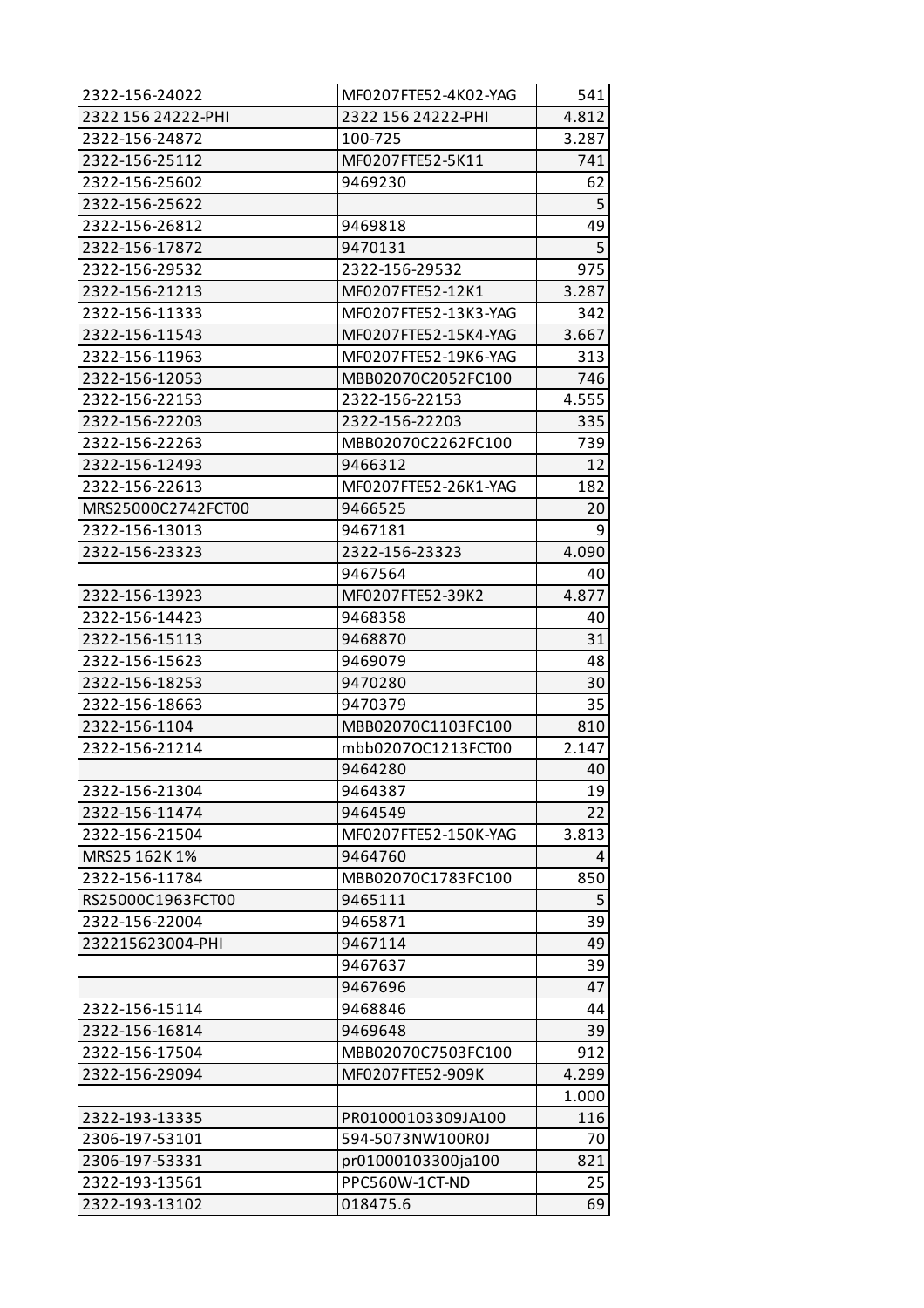| | | |
|---|---|---|
| 2322-156-24022 | MF0207FTE52-4K02-YAG | 541 |
| 2322 156 24222-PHI | 2322 156 24222-PHI | 4.812 |
| 2322-156-24872 | 100-725 | 3.287 |
| 2322-156-25112 | MF0207FTE52-5K11 | 741 |
| 2322-156-25602 | 9469230 | 62 |
| 2322-156-25622 | | 5 |
| 2322-156-26812 | 9469818 | 49 |
| 2322-156-17872 | 9470131 | 5 |
| 2322-156-29532 | 2322-156-29532 | 975 |
| 2322-156-21213 | MF0207FTE52-12K1 | 3.287 |
| 2322-156-11333 | MF0207FTE52-13K3-YAG | 342 |
| 2322-156-11543 | MF0207FTE52-15K4-YAG | 3.667 |
| 2322-156-11963 | MF0207FTE52-19K6-YAG | 313 |
| 2322-156-12053 | MBB02070C2052FC100 | 746 |
| 2322-156-22153 | 2322-156-22153 | 4.555 |
| 2322-156-22203 | 2322-156-22203 | 335 |
| 2322-156-22263 | MBB02070C2262FC100 | 739 |
| 2322-156-12493 | 9466312 | 12 |
| 2322-156-22613 | MF0207FTE52-26K1-YAG | 182 |
| MRS25000C2742FCT00 | 9466525 | 20 |
| 2322-156-13013 | 9467181 | 9 |
| 2322-156-23323 | 2322-156-23323 | 4.090 |
| | 9467564 | 40 |
| 2322-156-13923 | MF0207FTE52-39K2 | 4.877 |
| 2322-156-14423 | 9468358 | 40 |
| 2322-156-15113 | 9468870 | 31 |
| 2322-156-15623 | 9469079 | 48 |
| 2322-156-18253 | 9470280 | 30 |
| 2322-156-18663 | 9470379 | 35 |
| 2322-156-1104 | MBB02070C1103FC100 | 810 |
| 2322-156-21214 | mbb0207OC1213FCT00 | 2.147 |
| | 9464280 | 40 |
| 2322-156-21304 | 9464387 | 19 |
| 2322-156-11474 | 9464549 | 22 |
| 2322-156-21504 | MF0207FTE52-150K-YAG | 3.813 |
| MRS25 162K 1% | 9464760 | 4 |
| 2322-156-11784 | MBB02070C1783FC100 | 850 |
| RS25000C1963FCT00 | 9465111 | 5 |
| 2322-156-22004 | 9465871 | 39 |
| 232215623004-PHI | 9467114 | 49 |
| | 9467637 | 39 |
| | 9467696 | 47 |
| 2322-156-15114 | 9468846 | 44 |
| 2322-156-16814 | 9469648 | 39 |
| 2322-156-17504 | MBB02070C7503FC100 | 912 |
| 2322-156-29094 | MF0207FTE52-909K | 4.299 |
| | | 1.000 |
| 2322-193-13335 | PR01000103309JA100 | 116 |
| 2306-197-53101 | 594-5073NW100R0J | 70 |
| 2306-197-53331 | pr01000103300ja100 | 821 |
| 2322-193-13561 | PPC560W-1CT-ND | 25 |
| 2322-193-13102 | 018475.6 | 69 |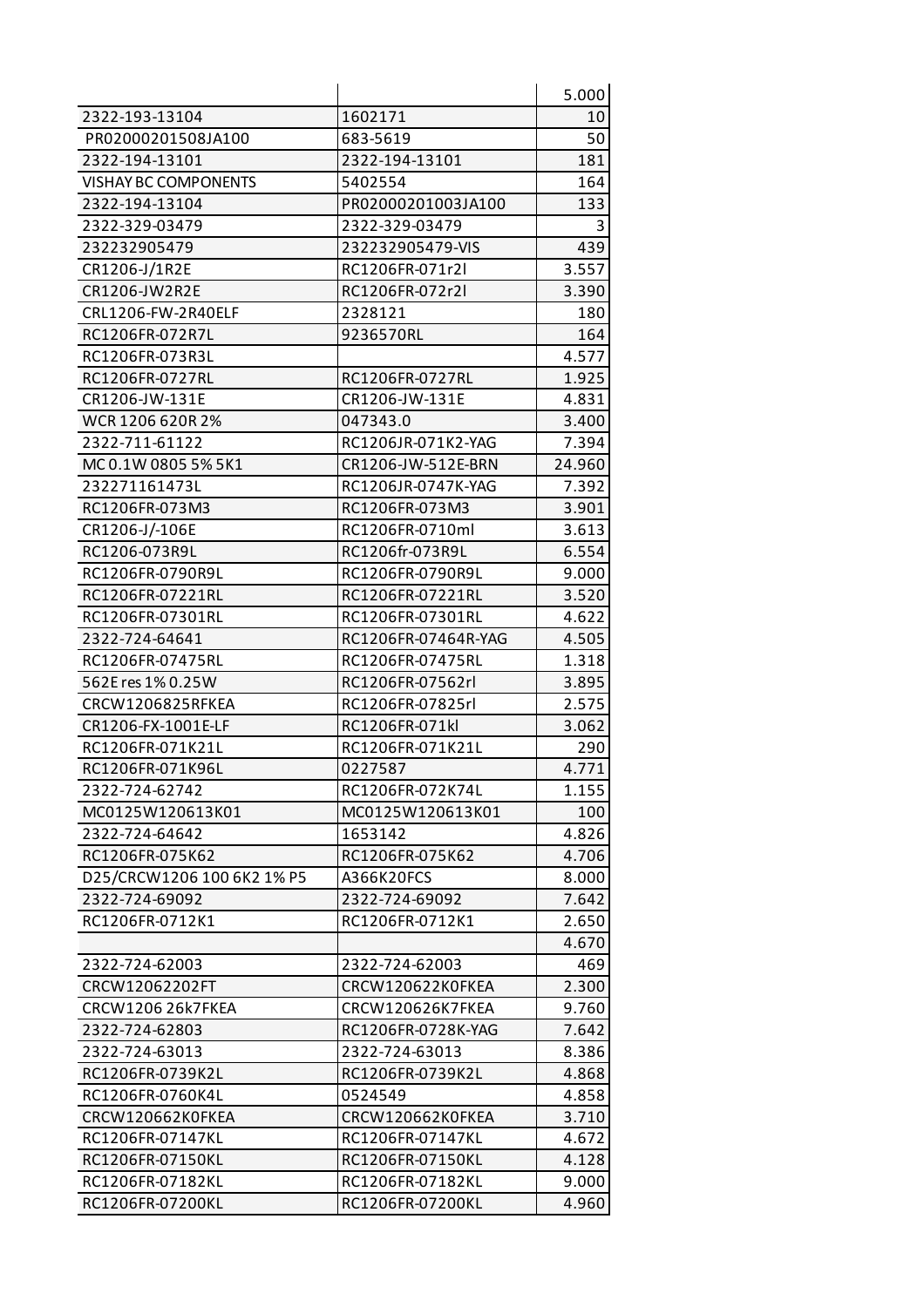| | | 5.000 |
|---|---|---|
| 2322-193-13104 | 1602171 | 10 |
| PR02000201508JA100 | 683-5619 | 50 |
| 2322-194-13101 | 2322-194-13101 | 181 |
| VISHAY BC COMPONENTS | 5402554 | 164 |
| 2322-194-13104 | PR02000201003JA100 | 133 |
| 2322-329-03479 | 2322-329-03479 | 3 |
| 232232905479 | 232232905479-VIS | 439 |
| CR1206-J/1R2E | RC1206FR-071r2l | 3.557 |
| CR1206-JW2R2E | RC1206FR-072r2l | 3.390 |
| CRL1206-FW-2R40ELF | 2328121 | 180 |
| RC1206FR-072R7L | 9236570RL | 164 |
| RC1206FR-073R3L | | 4.577 |
| RC1206FR-0727RL | RC1206FR-0727RL | 1.925 |
| CR1206-JW-131E | CR1206-JW-131E | 4.831 |
| WCR 1206 620R 2% | 047343.0 | 3.400 |
| 2322-711-61122 | RC1206JR-071K2-YAG | 7.394 |
| MC 0.1W 0805 5% 5K1 | CR1206-JW-512E-BRN | 24.960 |
| 232271161473L | RC1206JR-0747K-YAG | 7.392 |
| RC1206FR-073M3 | RC1206FR-073M3 | 3.901 |
| CR1206-J/-106E | RC1206FR-0710ml | 3.613 |
| RC1206-073R9L | RC1206fr-073R9L | 6.554 |
| RC1206FR-0790R9L | RC1206FR-0790R9L | 9.000 |
| RC1206FR-07221RL | RC1206FR-07221RL | 3.520 |
| RC1206FR-07301RL | RC1206FR-07301RL | 4.622 |
| 2322-724-64641 | RC1206FR-07464R-YAG | 4.505 |
| RC1206FR-07475RL | RC1206FR-07475RL | 1.318 |
| 562E res 1% 0.25W | RC1206FR-07562rl | 3.895 |
| CRCW1206825RFKEA | RC1206FR-07825rl | 2.575 |
| CR1206-FX-1001E-LF | RC1206FR-071kl | 3.062 |
| RC1206FR-071K21L | RC1206FR-071K21L | 290 |
| RC1206FR-071K96L | 0227587 | 4.771 |
| 2322-724-62742 | RC1206FR-072K74L | 1.155 |
| MC0125W120613K01 | MC0125W120613K01 | 100 |
| 2322-724-64642 | 1653142 | 4.826 |
| RC1206FR-075K62 | RC1206FR-075K62 | 4.706 |
| D25/CRCW1206 100 6K2 1% P5 | A366K20FCS | 8.000 |
| 2322-724-69092 | 2322-724-69092 | 7.642 |
| RC1206FR-0712K1 | RC1206FR-0712K1 | 2.650 |
| | | 4.670 |
| 2322-724-62003 | 2322-724-62003 | 469 |
| CRCW12062202FT | CRCW120622K0FKEA | 2.300 |
| CRCW1206 26k7FKEA | CRCW120626K7FKEA | 9.760 |
| 2322-724-62803 | RC1206FR-0728K-YAG | 7.642 |
| 2322-724-63013 | 2322-724-63013 | 8.386 |
| RC1206FR-0739K2L | RC1206FR-0739K2L | 4.868 |
| RC1206FR-0760K4L | 0524549 | 4.858 |
| CRCW120662K0FKEA | CRCW120662K0FKEA | 3.710 |
| RC1206FR-07147KL | RC1206FR-07147KL | 4.672 |
| RC1206FR-07150KL | RC1206FR-07150KL | 4.128 |
| RC1206FR-07182KL | RC1206FR-07182KL | 9.000 |
| RC1206FR-07200KL | RC1206FR-07200KL | 4.960 |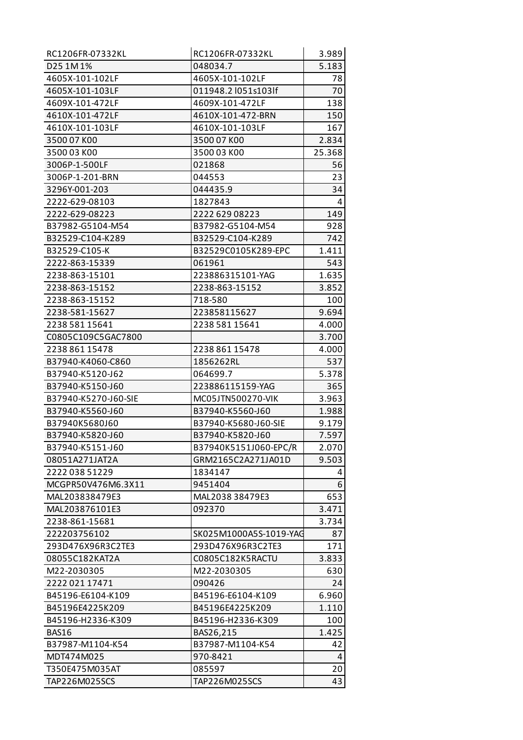| RC1206FR-07332KL | RC1206FR-07332KL | 3.989 |
|---|---|---|
| D25 1M 1% | 048034.7 | 5.183 |
| 4605X-101-102LF | 4605X-101-102LF | 78 |
| 4605X-101-103LF | 011948.2 l051s103lf | 70 |
| 4609X-101-472LF | 4609X-101-472LF | 138 |
| 4610X-101-472LF | 4610X-101-472-BRN | 150 |
| 4610X-101-103LF | 4610X-101-103LF | 167 |
| 3500 07 K00 | 3500 07 K00 | 2.834 |
| 3500 03 K00 | 3500 03 K00 | 25.368 |
| 3006P-1-500LF | 021868 | 56 |
| 3006P-1-201-BRN | 044553 | 23 |
| 3296Y-001-203 | 044435.9 | 34 |
| 2222-629-08103 | 1827843 | 4 |
| 2222-629-08223 | 2222 629 08223 | 149 |
| B37982-G5104-M54 | B37982-G5104-M54 | 928 |
| B32529-C104-K289 | B32529-C104-K289 | 742 |
| B32529-C105-K | B32529C0105K289-EPC | 1.411 |
| 2222-863-15339 | 061961 | 543 |
| 2238-863-15101 | 223886315101-YAG | 1.635 |
| 2238-863-15152 | 2238-863-15152 | 3.852 |
| 2238-863-15152 | 718-580 | 100 |
| 2238-581-15627 | 223858115627 | 9.694 |
| 2238 581 15641 | 2238 581 15641 | 4.000 |
| C0805C109C5GAC7800 | | 3.700 |
| 2238 861 15478 | 2238 861 15478 | 4.000 |
| B37940-K4060-C860 | 1856262RL | 537 |
| B37940-K5120-J62 | 064699.7 | 5.378 |
| B37940-K5150-J60 | 223886115159-YAG | 365 |
| B37940-K5270-J60-SIE | MC05JTN500270-VIK | 3.963 |
| B37940-K5560-J60 | B37940-K5560-J60 | 1.988 |
| B37940K5680J60 | B37940-K5680-J60-SIE | 9.179 |
| B37940-K5820-J60 | B37940-K5820-J60 | 7.597 |
| B37940-K5151-J60 | B37940K5151J060-EPC/R | 2.070 |
| 08051A271JAT2A | GRM2165C2A271JA01D | 9.503 |
| 2222 038 51229 | 1834147 | 4 |
| MCGPR50V476M6.3X11 | 9451404 | 6 |
| MAL203838479E3 | MAL2038 38479E3 | 653 |
| MAL203876101E3 | 092370 | 3.471 |
| 2238-861-15681 | | 3.734 |
| 222203756102 | SK025M1000A5S-1019-YAG | 87 |
| 293D476X96R3C2TE3 | 293D476X96R3C2TE3 | 171 |
| 08055C182KAT2A | C0805C182K5RACTU | 3.833 |
| M22-2030305 | M22-2030305 | 630 |
| 2222 021 17471 | 090426 | 24 |
| B45196-E6104-K109 | B45196-E6104-K109 | 6.960 |
| B45196E4225K209 | B45196E4225K209 | 1.110 |
| B45196-H2336-K309 | B45196-H2336-K309 | 100 |
| BAS16 | BAS26,215 | 1.425 |
| B37987-M1104-K54 | B37987-M1104-K54 | 42 |
| MDT474M025 | 970-8421 | 4 |
| T350E475M035AT | 085597 | 20 |
| TAP226M025SCS | TAP226M025SCS | 43 |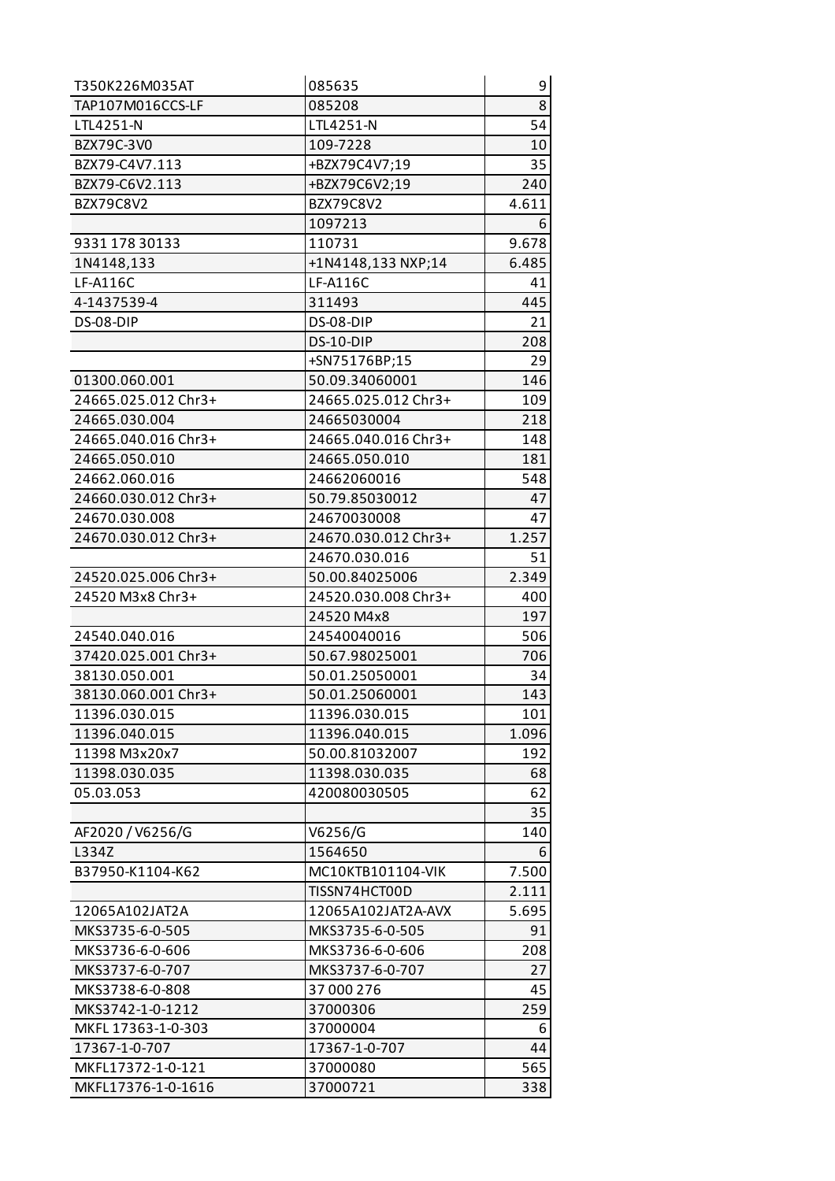| | | |
|---|---|---|
| T350K226M035AT | 085635 | 9 |
| TAP107M016CCS-LF | 085208 | 8 |
| LTL4251-N | LTL4251-N | 54 |
| BZX79C-3V0 | 109-7228 | 10 |
| BZX79-C4V7.113 | +BZX79C4V7;19 | 35 |
| BZX79-C6V2.113 | +BZX79C6V2;19 | 240 |
| BZX79C8V2 | BZX79C8V2 | 4.611 |
| | 1097213 | 6 |
| 9331 178 30133 | 110731 | 9.678 |
| 1N4148,133 | +1N4148,133 NXP;14 | 6.485 |
| LF-A116C | LF-A116C | 41 |
| 4-1437539-4 | 311493 | 445 |
| DS-08-DIP | DS-08-DIP | 21 |
| | DS-10-DIP | 208 |
| | +SN75176BP;15 | 29 |
| 01300.060.001 | 50.09.34060001 | 146 |
| 24665.025.012 Chr3+ | 24665.025.012 Chr3+ | 109 |
| 24665.030.004 | 24665030004 | 218 |
| 24665.040.016 Chr3+ | 24665.040.016 Chr3+ | 148 |
| 24665.050.010 | 24665.050.010 | 181 |
| 24662.060.016 | 24662060016 | 548 |
| 24660.030.012 Chr3+ | 50.79.85030012 | 47 |
| 24670.030.008 | 24670030008 | 47 |
| 24670.030.012 Chr3+ | 24670.030.012 Chr3+ | 1.257 |
| | 24670.030.016 | 51 |
| 24520.025.006 Chr3+ | 50.00.84025006 | 2.349 |
| 24520 M3x8 Chr3+ | 24520.030.008 Chr3+ | 400 |
| | 24520 M4x8 | 197 |
| 24540.040.016 | 24540040016 | 506 |
| 37420.025.001 Chr3+ | 50.67.98025001 | 706 |
| 38130.050.001 | 50.01.25050001 | 34 |
| 38130.060.001 Chr3+ | 50.01.25060001 | 143 |
| 11396.030.015 | 11396.030.015 | 101 |
| 11396.040.015 | 11396.040.015 | 1.096 |
| 11398 M3x20x7 | 50.00.81032007 | 192 |
| 11398.030.035 | 11398.030.035 | 68 |
| 05.03.053 | 420080030505 | 62 |
| | | 35 |
| AF2020 / V6256/G | V6256/G | 140 |
| L334Z | 1564650 | 6 |
| B37950-K1104-K62 | MC10KTB101104-VIK | 7.500 |
| | TISSN74HCT00D | 2.111 |
| 12065A102JAT2A | 12065A102JAT2A-AVX | 5.695 |
| MKS3735-6-0-505 | MKS3735-6-0-505 | 91 |
| MKS3736-6-0-606 | MKS3736-6-0-606 | 208 |
| MKS3737-6-0-707 | MKS3737-6-0-707 | 27 |
| MKS3738-6-0-808 | 37 000 276 | 45 |
| MKS3742-1-0-1212 | 37000306 | 259 |
| MKFL 17363-1-0-303 | 37000004 | 6 |
| 17367-1-0-707 | 17367-1-0-707 | 44 |
| MKFL17372-1-0-121 | 37000080 | 565 |
| MKFL17376-1-0-1616 | 37000721 | 338 |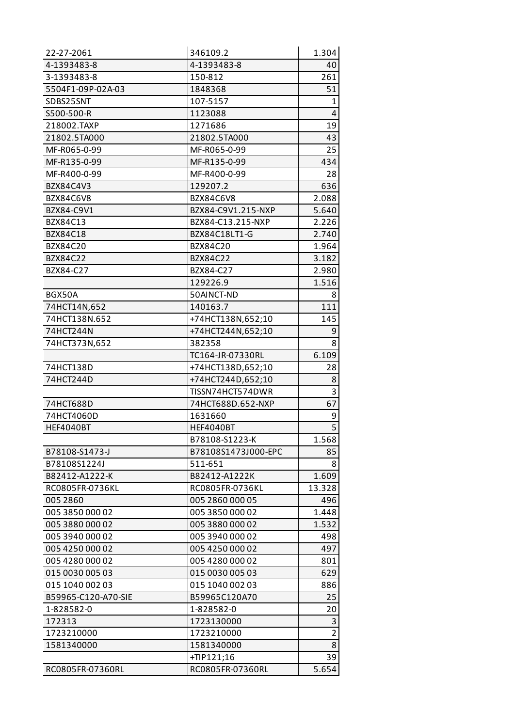| | | |
|---|---|---|
| 22-27-2061 | 346109.2 | 1.304 |
| 4-1393483-8 | 4-1393483-8 | 40 |
| 3-1393483-8 | 150-812 | 261 |
| 5504F1-09P-02A-03 | 1848368 | 51 |
| SDBS25SNT | 107-5157 | 1 |
| S500-500-R | 1123088 | 4 |
| 218002.TAXP | 1271686 | 19 |
| 21802.5TA000 | 21802.5TA000 | 43 |
| MF-R065-0-99 | MF-R065-0-99 | 25 |
| MF-R135-0-99 | MF-R135-0-99 | 434 |
| MF-R400-0-99 | MF-R400-0-99 | 28 |
| BZX84C4V3 | 129207.2 | 636 |
| BZX84C6V8 | BZX84C6V8 | 2.088 |
| BZX84-C9V1 | BZX84-C9V1.215-NXP | 5.640 |
| BZX84C13 | BZX84-C13.215-NXP | 2.226 |
| BZX84C18 | BZX84C18LT1-G | 2.740 |
| BZX84C20 | BZX84C20 | 1.964 |
| BZX84C22 | BZX84C22 | 3.182 |
| BZX84-C27 | BZX84-C27 | 2.980 |
| | 129226.9 | 1.516 |
| BGX50A | 50AINCT-ND | 8 |
| 74HCT14N,652 | 140163.7 | 111 |
| 74HCT138N.652 | +74HCT138N,652;10 | 145 |
| 74HCT244N | +74HCT244N,652;10 | 9 |
| 74HCT373N,652 | 382358 | 8 |
| | TC164-JR-07330RL | 6.109 |
| 74HCT138D | +74HCT138D,652;10 | 28 |
| 74HCT244D | +74HCT244D,652;10 | 8 |
| | TISSN74HCT574DWR | 3 |
| 74HCT688D | 74HCT688D.652-NXP | 67 |
| 74HCT4060D | 1631660 | 9 |
| HEF4040BT | HEF4040BT | 5 |
| | B78108-S1223-K | 1.568 |
| B78108-S1473-J | B78108S1473J000-EPC | 85 |
| B78108S1224J | 511-651 | 8 |
| B82412-A1222-K | B82412-A1222K | 1.609 |
| RC0805FR-0736KL | RC0805FR-0736KL | 13.328 |
| 005 2860 | 005 2860 000 05 | 496 |
| 005 3850 000 02 | 005 3850 000 02 | 1.448 |
| 005 3880 000 02 | 005 3880 000 02 | 1.532 |
| 005 3940 000 02 | 005 3940 000 02 | 498 |
| 005 4250 000 02 | 005 4250 000 02 | 497 |
| 005 4280 000 02 | 005 4280 000 02 | 801 |
| 015 0030 005 03 | 015 0030 005 03 | 629 |
| 015 1040 002 03 | 015 1040 002 03 | 886 |
| B59965-C120-A70-SIE | B59965C120A70 | 25 |
| 1-828582-0 | 1-828582-0 | 20 |
| 172313 | 1723130000 | 3 |
| 1723210000 | 1723210000 | 2 |
| 1581340000 | 1581340000 | 8 |
| | +TIP121;16 | 39 |
| RC0805FR-07360RL | RC0805FR-07360RL | 5.654 |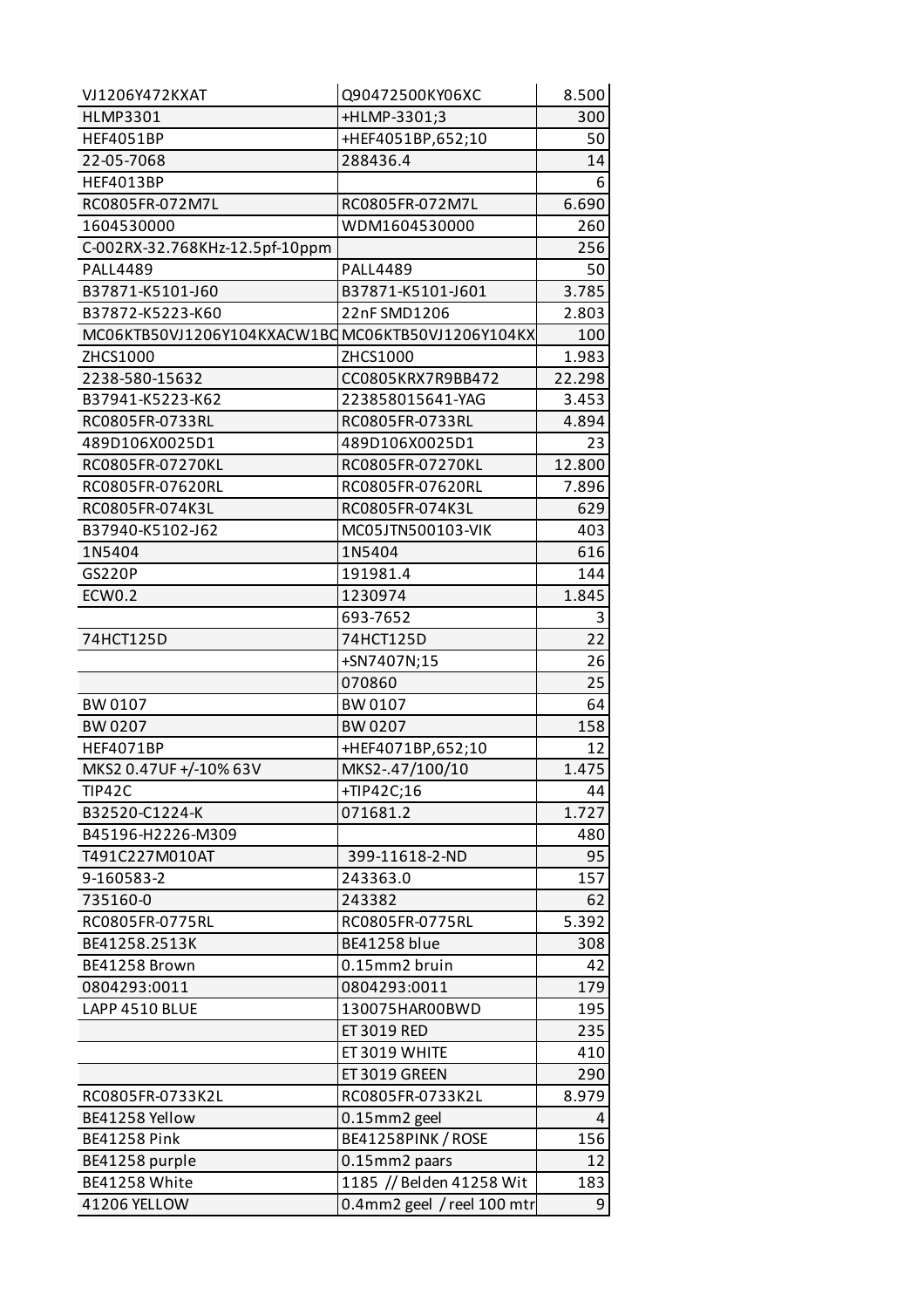| | | |
|---|---|---|
| VJ1206Y472KXAT | Q90472500KY06XC | 8.500 |
| HLMP3301 | +HLMP-3301;3 | 300 |
| HEF4051BP | +HEF4051BP,652;10 | 50 |
| 22-05-7068 | 288436.4 | 14 |
| HEF4013BP | | 6 |
| RC0805FR-072M7L | RC0805FR-072M7L | 6.690 |
| 1604530000 | WDM1604530000 | 260 |
| C-002RX-32.768KHz-12.5pf-10ppm | | 256 |
| PALL4489 | PALL4489 | 50 |
| B37871-K5101-J60 | B37871-K5101-J601 | 3.785 |
| B37872-K5223-K60 | 22nF SMD1206 | 2.803 |
| MC06KTB50VJ1206Y104KXACW1BC | MC06KTB50VJ1206Y104KX | 100 |
| ZHCS1000 | ZHCS1000 | 1.983 |
| 2238-580-15632 | CC0805KRX7R9BB472 | 22.298 |
| B37941-K5223-K62 | 223858015641-YAG | 3.453 |
| RC0805FR-0733RL | RC0805FR-0733RL | 4.894 |
| 489D106X0025D1 | 489D106X0025D1 | 23 |
| RC0805FR-07270KL | RC0805FR-07270KL | 12.800 |
| RC0805FR-07620RL | RC0805FR-07620RL | 7.896 |
| RC0805FR-074K3L | RC0805FR-074K3L | 629 |
| B37940-K5102-J62 | MC05JTN500103-VIK | 403 |
| 1N5404 | 1N5404 | 616 |
| GS220P | 191981.4 | 144 |
| ECW0.2 | 1230974 | 1.845 |
| | 693-7652 | 3 |
| 74HCT125D | 74HCT125D | 22 |
| | +SN7407N;15 | 26 |
| | 070860 | 25 |
| BW 0107 | BW 0107 | 64 |
| BW 0207 | BW 0207 | 158 |
| HEF4071BP | +HEF4071BP,652;10 | 12 |
| MKS2 0.47UF +/-10% 63V | MKS2-.47/100/10 | 1.475 |
| TIP42C | +TIP42C;16 | 44 |
| B32520-C1224-K | 071681.2 | 1.727 |
| B45196-H2226-M309 | | 480 |
| T491C227M010AT | 399-11618-2-ND | 95 |
| 9-160583-2 | 243363.0 | 157 |
| 735160-0 | 243382 | 62 |
| RC0805FR-0775RL | RC0805FR-0775RL | 5.392 |
| BE41258.2513K | BE41258 blue | 308 |
| BE41258 Brown | 0.15mm2 bruin | 42 |
| 0804293:0011 | 0804293:0011 | 179 |
| LAPP 4510 BLUE | 130075HAR00BWD | 195 |
| | ET 3019 RED | 235 |
| | ET 3019 WHITE | 410 |
| | ET 3019 GREEN | 290 |
| RC0805FR-0733K2L | RC0805FR-0733K2L | 8.979 |
| BE41258 Yellow | 0.15mm2 geel | 4 |
| BE41258 Pink | BE41258PINK / ROSE | 156 |
| BE41258 purple | 0.15mm2 paars | 12 |
| BE41258 White | 1185 // Belden 41258 Wit | 183 |
| 41206 YELLOW | 0.4mm2 geel / reel 100 mtr | 9 |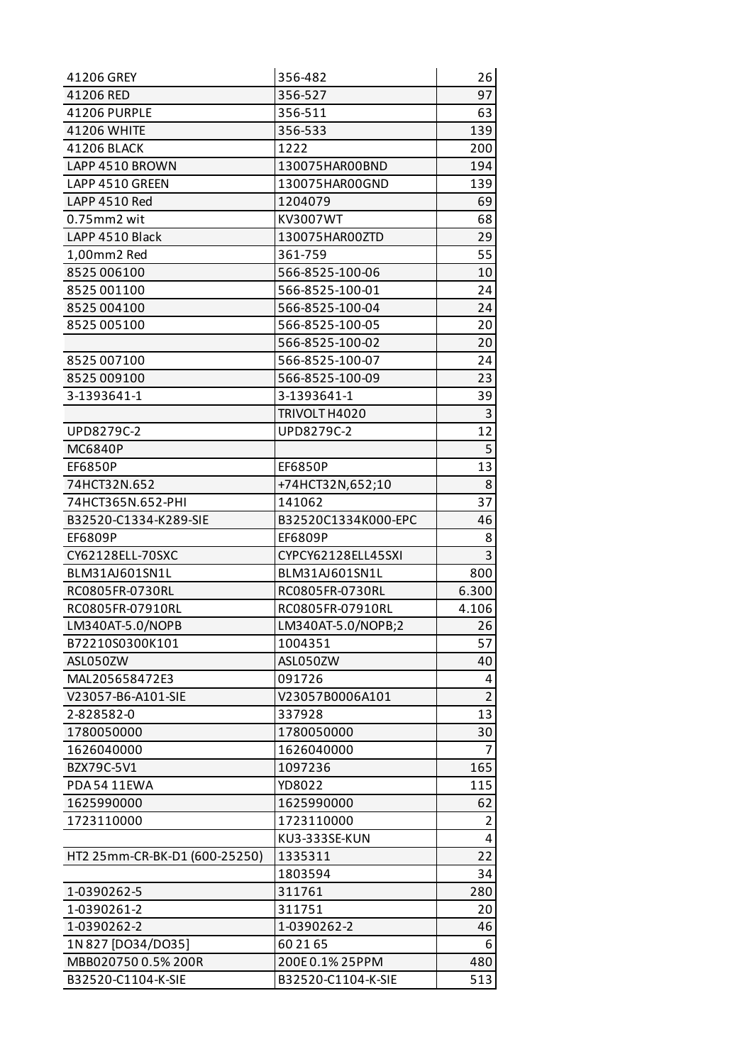| | | |
|---|---|---|
| 41206 GREY | 356-482 | 26 |
| 41206 RED | 356-527 | 97 |
| 41206 PURPLE | 356-511 | 63 |
| 41206 WHITE | 356-533 | 139 |
| 41206 BLACK | 1222 | 200 |
| LAPP 4510 BROWN | 130075HAR00BND | 194 |
| LAPP 4510 GREEN | 130075HAR00GND | 139 |
| LAPP 4510 Red | 1204079 | 69 |
| 0.75mm2 wit | KV3007WT | 68 |
| LAPP 4510 Black | 130075HAR00ZTD | 29 |
| 1,00mm2 Red | 361-759 | 55 |
| 8525 006100 | 566-8525-100-06 | 10 |
| 8525 001100 | 566-8525-100-01 | 24 |
| 8525 004100 | 566-8525-100-04 | 24 |
| 8525 005100 | 566-8525-100-05 | 20 |
| | 566-8525-100-02 | 20 |
| 8525 007100 | 566-8525-100-07 | 24 |
| 8525 009100 | 566-8525-100-09 | 23 |
| 3-1393641-1 | 3-1393641-1 | 39 |
| | TRIVOLT H4020 | 3 |
| UPD8279C-2 | UPD8279C-2 | 12 |
| MC6840P | | 5 |
| EF6850P | EF6850P | 13 |
| 74HCT32N.652 | +74HCT32N,652;10 | 8 |
| 74HCT365N.652-PHI | 141062 | 37 |
| B32520-C1334-K289-SIE | B32520C1334K000-EPC | 46 |
| EF6809P | EF6809P | 8 |
| CY62128ELL-70SXC | CYPCY62128ELL45SXI | 3 |
| BLM31AJ601SN1L | BLM31AJ601SN1L | 800 |
| RC0805FR-0730RL | RC0805FR-0730RL | 6.300 |
| RC0805FR-07910RL | RC0805FR-07910RL | 4.106 |
| LM340AT-5.0/NOPB | LM340AT-5.0/NOPB;2 | 26 |
| B72210S0300K101 | 1004351 | 57 |
| ASL050ZW | ASL050ZW | 40 |
| MAL205658472E3 | 091726 | 4 |
| V23057-B6-A101-SIE | V23057B0006A101 | 2 |
| 2-828582-0 | 337928 | 13 |
| 1780050000 | 1780050000 | 30 |
| 1626040000 | 1626040000 | 7 |
| BZX79C-5V1 | 1097236 | 165 |
| PDA 54 11EWA | YD8022 | 115 |
| 1625990000 | 1625990000 | 62 |
| 1723110000 | 1723110000 | 2 |
| | KU3-333SE-KUN | 4 |
| HT2 25mm-CR-BK-D1 (600-25250) | 1335311 | 22 |
| | 1803594 | 34 |
| 1-0390262-5 | 311761 | 280 |
| 1-0390261-2 | 311751 | 20 |
| 1-0390262-2 | 1-0390262-2 | 46 |
| 1N 827 [DO34/DO35] | 60 21 65 | 6 |
| MBB020750 0.5% 200R | 200E 0.1% 25PPM | 480 |
| B32520-C1104-K-SIE | B32520-C1104-K-SIE | 513 |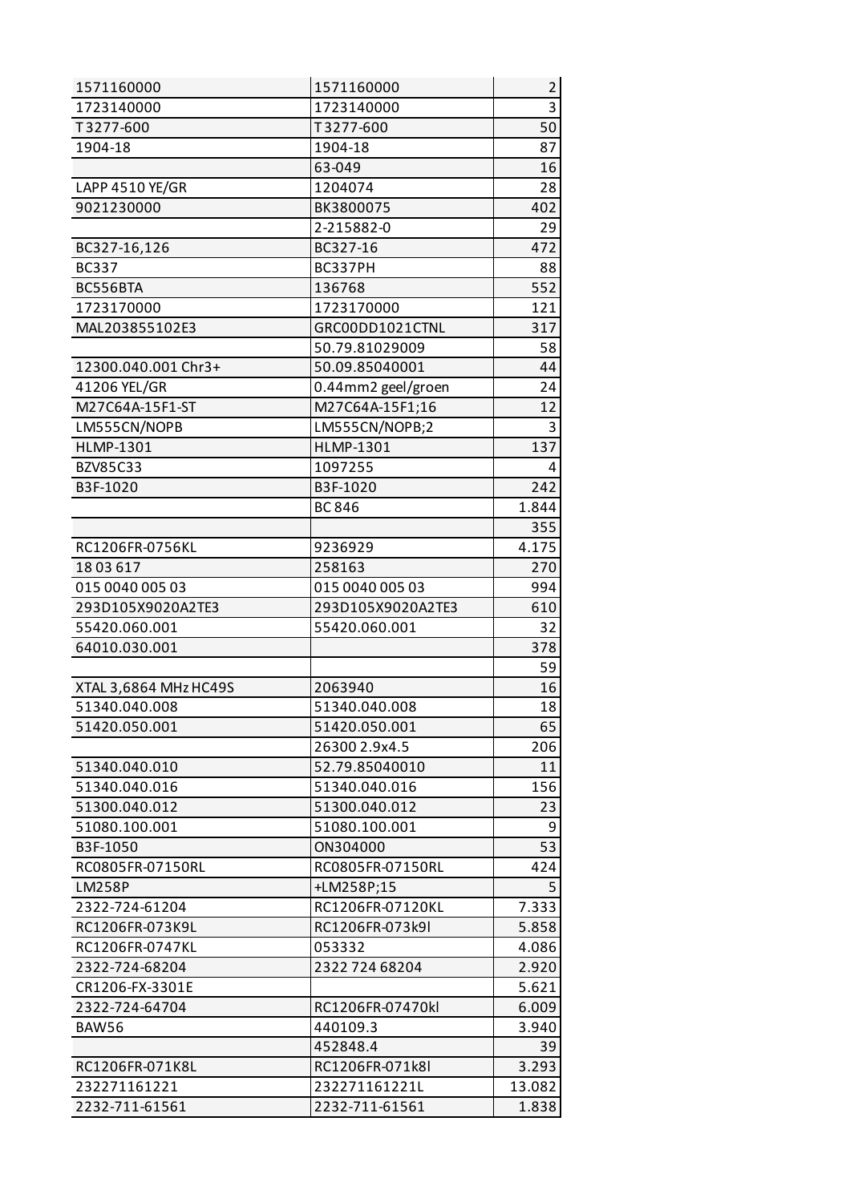| | | |
|---|---|---|
| 1571160000 | 1571160000 | 2 |
| 1723140000 | 1723140000 | 3 |
| T 3277-600 | T 3277-600 | 50 |
| 1904-18 | 1904-18 | 87 |
| | 63-049 | 16 |
| LAPP 4510 YE/GR | 1204074 | 28 |
| 9021230000 | BK3800075 | 402 |
| | 2-215882-0 | 29 |
| BC327-16,126 | BC327-16 | 472 |
| BC337 | BC337PH | 88 |
| BC556BTA | 136768 | 552 |
| 1723170000 | 1723170000 | 121 |
| MAL203855102E3 | GRC00DD1021CTNL | 317 |
| | 50.79.81029009 | 58 |
| 12300.040.001 Chr3+ | 50.09.85040001 | 44 |
| 41206 YEL/GR | 0.44mm2 geel/groen | 24 |
| M27C64A-15F1-ST | M27C64A-15F1;16 | 12 |
| LM555CN/NOPB | LM555CN/NOPB;2 | 3 |
| HLMP-1301 | HLMP-1301 | 137 |
| BZV85C33 | 1097255 | 4 |
| B3F-1020 | B3F-1020 | 242 |
| | BC 846 | 1.844 |
| | | 355 |
| RC1206FR-0756KL | 9236929 | 4.175 |
| 18 03 617 | 258163 | 270 |
| 015 0040 005 03 | 015 0040 005 03 | 994 |
| 293D105X9020A2TE3 | 293D105X9020A2TE3 | 610 |
| 55420.060.001 | 55420.060.001 | 32 |
| 64010.030.001 | | 378 |
| | | 59 |
| XTAL 3,6864 MHz HC49S | 2063940 | 16 |
| 51340.040.008 | 51340.040.008 | 18 |
| 51420.050.001 | 51420.050.001 | 65 |
| | 26300 2.9x4.5 | 206 |
| 51340.040.010 | 52.79.85040010 | 11 |
| 51340.040.016 | 51340.040.016 | 156 |
| 51300.040.012 | 51300.040.012 | 23 |
| 51080.100.001 | 51080.100.001 | 9 |
| B3F-1050 | ON304000 | 53 |
| RC0805FR-07150RL | RC0805FR-07150RL | 424 |
| LM258P | +LM258P;15 | 5 |
| 2322-724-61204 | RC1206FR-07120KL | 7.333 |
| RC1206FR-073K9L | RC1206FR-073k9l | 5.858 |
| RC1206FR-0747KL | 053332 | 4.086 |
| 2322-724-68204 | 2322 724 68204 | 2.920 |
| CR1206-FX-3301E | | 5.621 |
| 2322-724-64704 | RC1206FR-07470kl | 6.009 |
| BAW56 | 440109.3 | 3.940 |
| | 452848.4 | 39 |
| RC1206FR-071K8L | RC1206FR-071k8l | 3.293 |
| 232271161221 | 232271161221L | 13.082 |
| 2232-711-61561 | 2232-711-61561 | 1.838 |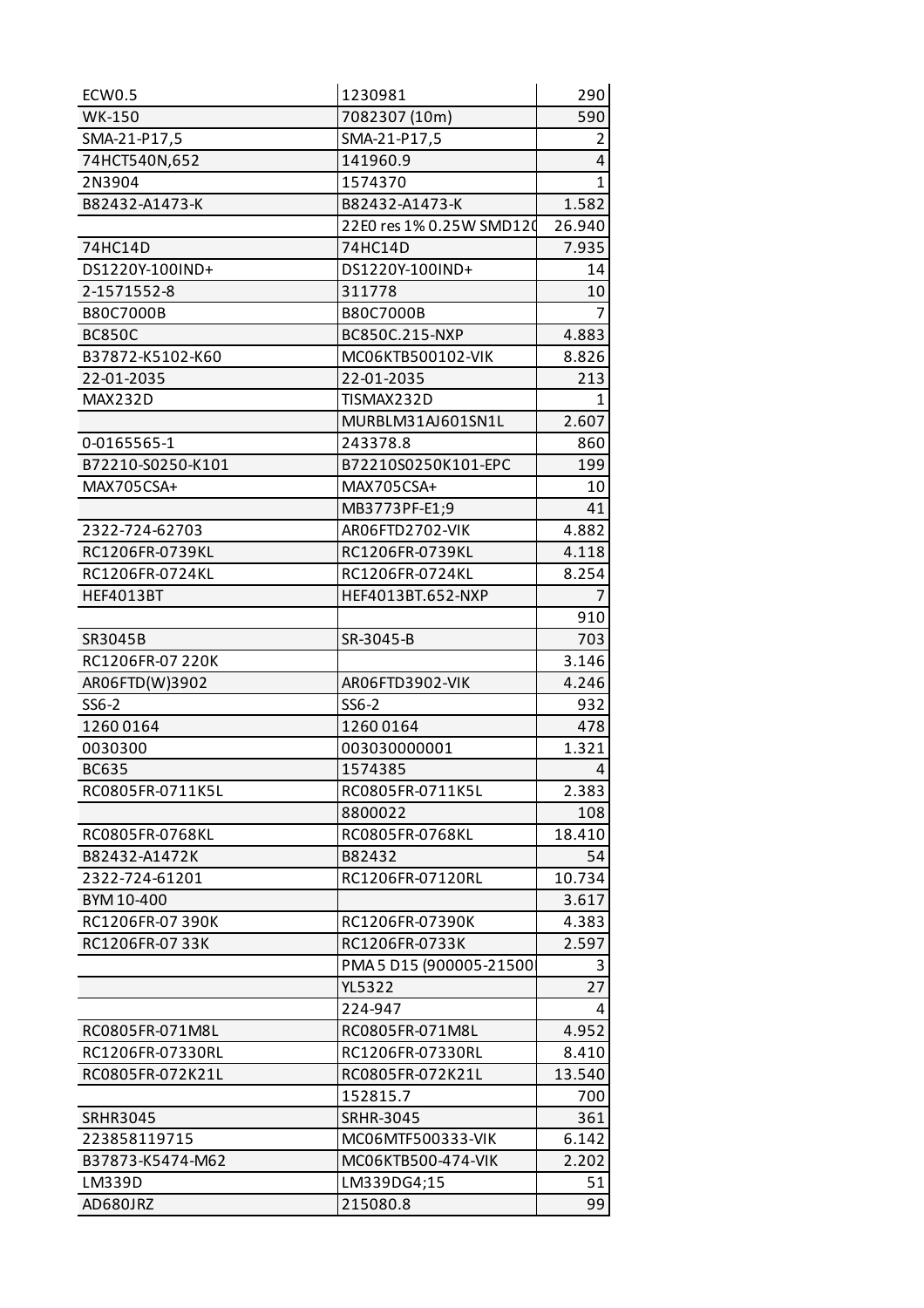| | | |
|---|---|---|
| ECW0.5 | 1230981 | 290 |
| WK-150 | 7082307 (10m) | 590 |
| SMA-21-P17,5 | SMA-21-P17,5 | 2 |
| 74HCT540N,652 | 141960.9 | 4 |
| 2N3904 | 1574370 | 1 |
| B82432-A1473-K | B82432-A1473-K | 1.582 |
| | 22E0 res 1% 0.25W SMD120 | 26.940 |
| 74HC14D | 74HC14D | 7.935 |
| DS1220Y-100IND+ | DS1220Y-100IND+ | 14 |
| 2-1571552-8 | 311778 | 10 |
| B80C7000B | B80C7000B | 7 |
| BC850C | BC850C.215-NXP | 4.883 |
| B37872-K5102-K60 | MC06KTB500102-VIK | 8.826 |
| 22-01-2035 | 22-01-2035 | 213 |
| MAX232D | TISMAX232D | 1 |
| | MURBLM31AJ601SN1L | 2.607 |
| 0-0165565-1 | 243378.8 | 860 |
| B72210-S0250-K101 | B72210S0250K101-EPC | 199 |
| MAX705CSA+ | MAX705CSA+ | 10 |
| | MB3773PF-E1;9 | 41 |
| 2322-724-62703 | AR06FTD2702-VIK | 4.882 |
| RC1206FR-0739KL | RC1206FR-0739KL | 4.118 |
| RC1206FR-0724KL | RC1206FR-0724KL | 8.254 |
| HEF4013BT | HEF4013BT.652-NXP | 7 |
| | | 910 |
| SR3045B | SR-3045-B | 703 |
| RC1206FR-07 220K | | 3.146 |
| AR06FTD(W)3902 | AR06FTD3902-VIK | 4.246 |
| SS6-2 | SS6-2 | 932 |
| 1260 0164 | 1260 0164 | 478 |
| 0030300 | 003030000001 | 1.321 |
| BC635 | 1574385 | 4 |
| RC0805FR-0711K5L | RC0805FR-0711K5L | 2.383 |
| | 8800022 | 108 |
| RC0805FR-0768KL | RC0805FR-0768KL | 18.410 |
| B82432-A1472K | B82432 | 54 |
| 2322-724-61201 | RC1206FR-07120RL | 10.734 |
| BYM 10-400 | | 3.617 |
| RC1206FR-07 390K | RC1206FR-07390K | 4.383 |
| RC1206FR-07 33K | RC1206FR-0733K | 2.597 |
| | PMA 5 D15 (900005-21500 | 3 |
| | YL5322 | 27 |
| | 224-947 | 4 |
| RC0805FR-071M8L | RC0805FR-071M8L | 4.952 |
| RC1206FR-07330RL | RC1206FR-07330RL | 8.410 |
| RC0805FR-072K21L | RC0805FR-072K21L | 13.540 |
| | 152815.7 | 700 |
| SRHR3045 | SRHR-3045 | 361 |
| 223858119715 | MC06MTF500333-VIK | 6.142 |
| B37873-K5474-M62 | MC06KTB500-474-VIK | 2.202 |
| LM339D | LM339DG4;15 | 51 |
| AD680JRZ | 215080.8 | 99 |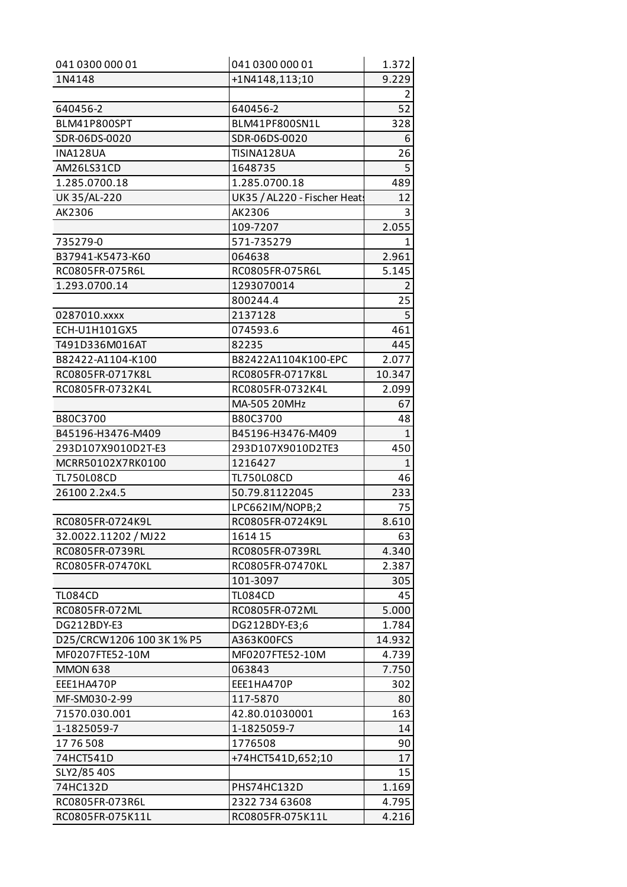| 041 0300 000 01 | 041 0300 000 01 | 1.372 |
|---|---|---|
| 1N4148 | +1N4148,113;10 | 9.229 |
| | | 2 |
| 640456-2 | 640456-2 | 52 |
| BLM41P800SPT | BLM41PF800SN1L | 328 |
| SDR-06DS-0020 | SDR-06DS-0020 | 6 |
| INA128UA | TISINA128UA | 26 |
| AM26LS31CD | 1648735 | 5 |
| 1.285.0700.18 | 1.285.0700.18 | 489 |
| UK 35/AL-220 | UK35 / AL220 - Fischer Heat | 12 |
| AK2306 | AK2306 | 3 |
| | 109-7207 | 2.055 |
| 735279-0 | 571-735279 | 1 |
| B37941-K5473-K60 | 064638 | 2.961 |
| RC0805FR-075R6L | RC0805FR-075R6L | 5.145 |
| 1.293.0700.14 | 1293070014 | 2 |
| | 800244.4 | 25 |
| 0287010.xxxx | 2137128 | 5 |
| ECH-U1H101GX5 | 074593.6 | 461 |
| T491D336M016AT | 82235 | 445 |
| B82422-A1104-K100 | B82422A1104K100-EPC | 2.077 |
| RC0805FR-0717K8L | RC0805FR-0717K8L | 10.347 |
| RC0805FR-0732K4L | RC0805FR-0732K4L | 2.099 |
| | MA-505 20MHz | 67 |
| B80C3700 | B80C3700 | 48 |
| B45196-H3476-M409 | B45196-H3476-M409 | 1 |
| 293D107X9010D2T-E3 | 293D107X9010D2TE3 | 450 |
| MCRR50102X7RK0100 | 1216427 | 1 |
| TL750L08CD | TL750L08CD | 46 |
| 26100 2.2x4.5 | 50.79.81122045 | 233 |
| | LPC662IM/NOPB;2 | 75 |
| RC0805FR-0724K9L | RC0805FR-0724K9L | 8.610 |
| 32.0022.11202 / MJ22 | 1614 15 | 63 |
| RC0805FR-0739RL | RC0805FR-0739RL | 4.340 |
| RC0805FR-07470KL | RC0805FR-07470KL | 2.387 |
| | 101-3097 | 305 |
| TL084CD | TL084CD | 45 |
| RC0805FR-072ML | RC0805FR-072ML | 5.000 |
| DG212BDY-E3 | DG212BDY-E3;6 | 1.784 |
| D25/CRCW1206 100 3K 1% P5 | A363K00FCS | 14.932 |
| MF0207FTE52-10M | MF0207FTE52-10M | 4.739 |
| MMON 638 | 063843 | 7.750 |
| EEE1HA470P | EEE1HA470P | 302 |
| MF-SM030-2-99 | 117-5870 | 80 |
| 71570.030.001 | 42.80.01030001 | 163 |
| 1-1825059-7 | 1-1825059-7 | 14 |
| 17 76 508 | 1776508 | 90 |
| 74HCT541D | +74HCT541D,652;10 | 17 |
| SLY2/85 40S | | 15 |
| 74HC132D | PHS74HC132D | 1.169 |
| RC0805FR-073R6L | 2322 734 63608 | 4.795 |
| RC0805FR-075K11L | RC0805FR-075K11L | 4.216 |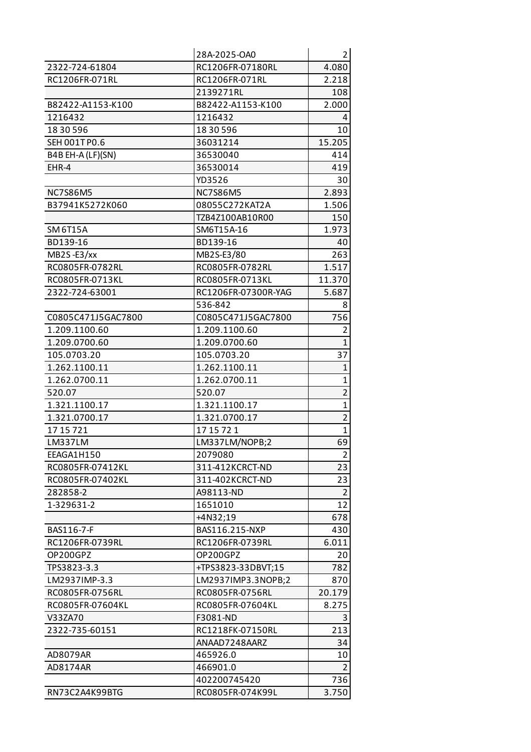| | | |
|---|---|---|
| | 28A-2025-OA0 | 2 |
| 2322-724-61804 | RC1206FR-07180RL | 4.080 |
| RC1206FR-071RL | RC1206FR-071RL | 2.218 |
| | 2139271RL | 108 |
| B82422-A1153-K100 | B82422-A1153-K100 | 2.000 |
| 1216432 | 1216432 | 4 |
| 18 30 596 | 18 30 596 | 10 |
| SEH 001T P0.6 | 36031214 | 15.205 |
| B4B EH-A (LF)(SN) | 36530040 | 414 |
| EHR-4 | 36530014 | 419 |
| | YD3526 | 30 |
| NC7S86M5 | NC7S86M5 | 2.893 |
| B37941K5272K060 | 08055C272KAT2A | 1.506 |
| | TZB4Z100AB10R00 | 150 |
| SM 6T15A | SM6T15A-16 | 1.973 |
| BD139-16 | BD139-16 | 40 |
| MB2S -E3/xx | MB2S-E3/80 | 263 |
| RC0805FR-0782RL | RC0805FR-0782RL | 1.517 |
| RC0805FR-0713KL | RC0805FR-0713KL | 11.370 |
| 2322-724-63001 | RC1206FR-07300R-YAG | 5.687 |
| | 536-842 | 8 |
| C0805C471J5GAC7800 | C0805C471J5GAC7800 | 756 |
| 1.209.1100.60 | 1.209.1100.60 | 2 |
| 1.209.0700.60 | 1.209.0700.60 | 1 |
| 105.0703.20 | 105.0703.20 | 37 |
| 1.262.1100.11 | 1.262.1100.11 | 1 |
| 1.262.0700.11 | 1.262.0700.11 | 1 |
| 520.07 | 520.07 | 2 |
| 1.321.1100.17 | 1.321.1100.17 | 1 |
| 1.321.0700.17 | 1.321.0700.17 | 2 |
| 17 15 721 | 17 15 72 1 | 1 |
| LM337LM | LM337LM/NOPB;2 | 69 |
| EEAGA1H150 | 2079080 | 2 |
| RC0805FR-07412KL | 311-412KCRCT-ND | 23 |
| RC0805FR-07402KL | 311-402KCRCT-ND | 23 |
| 282858-2 | A98113-ND | 2 |
| 1-329631-2 | 1651010 | 12 |
| | +4N32;19 | 678 |
| BAS116-7-F | BAS116.215-NXP | 430 |
| RC1206FR-0739RL | RC1206FR-0739RL | 6.011 |
| OP200GPZ | OP200GPZ | 20 |
| TPS3823-3.3 | +TPS3823-33DBVT;15 | 782 |
| LM2937IMP-3.3 | LM2937IMP3.3NOPB;2 | 870 |
| RC0805FR-0756RL | RC0805FR-0756RL | 20.179 |
| RC0805FR-07604KL | RC0805FR-07604KL | 8.275 |
| V33ZA70 | F3081-ND | 3 |
| 2322-735-60151 | RC1218FK-07150RL | 213 |
| | ANAAD7248AARZ | 34 |
| AD8079AR | 465926.0 | 10 |
| AD8174AR | 466901.0 | 2 |
| | 402200745420 | 736 |
| RN73C2A4K99BTG | RC0805FR-074K99L | 3.750 |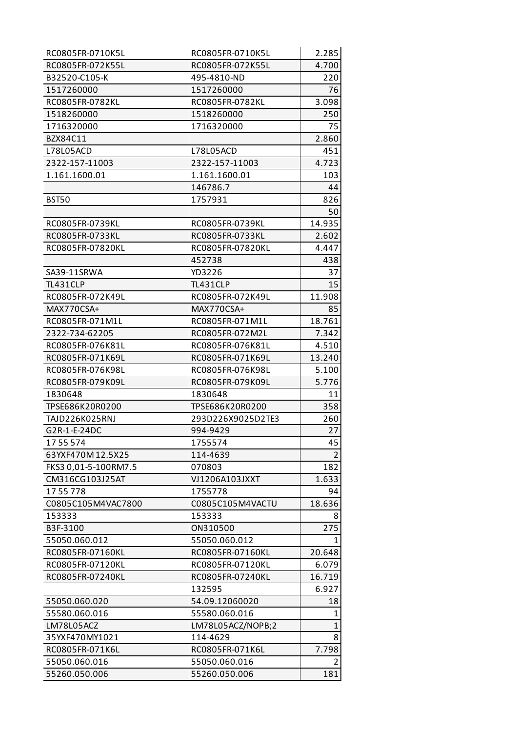| | | |
|---|---|---|
| RC0805FR-0710K5L | RC0805FR-0710K5L | 2.285 |
| RC0805FR-072K55L | RC0805FR-072K55L | 4.700 |
| B32520-C105-K | 495-4810-ND | 220 |
| 1517260000 | 1517260000 | 76 |
| RC0805FR-0782KL | RC0805FR-0782KL | 3.098 |
| 1518260000 | 1518260000 | 250 |
| 1716320000 | 1716320000 | 75 |
| BZX84C11 | | 2.860 |
| L78L05ACD | L78L05ACD | 451 |
| 2322-157-11003 | 2322-157-11003 | 4.723 |
| 1.161.1600.01 | 1.161.1600.01 | 103 |
| | 146786.7 | 44 |
| BST50 | 1757931 | 826 |
| | | 50 |
| RC0805FR-0739KL | RC0805FR-0739KL | 14.935 |
| RC0805FR-0733KL | RC0805FR-0733KL | 2.602 |
| RC0805FR-07820KL | RC0805FR-07820KL | 4.447 |
| | 452738 | 438 |
| SA39-11SRWA | YD3226 | 37 |
| TL431CLP | TL431CLP | 15 |
| RC0805FR-072K49L | RC0805FR-072K49L | 11.908 |
| MAX770CSA+ | MAX770CSA+ | 85 |
| RC0805FR-071M1L | RC0805FR-071M1L | 18.761 |
| 2322-734-62205 | RC0805FR-072M2L | 7.342 |
| RC0805FR-076K81L | RC0805FR-076K81L | 4.510 |
| RC0805FR-071K69L | RC0805FR-071K69L | 13.240 |
| RC0805FR-076K98L | RC0805FR-076K98L | 5.100 |
| RC0805FR-079K09L | RC0805FR-079K09L | 5.776 |
| 1830648 | 1830648 | 11 |
| TPSE686K20R0200 | TPSE686K20R0200 | 358 |
| TAJD226K025RNJ | 293D226X9025D2TE3 | 260 |
| G2R-1-E-24DC | 994-9429 | 27 |
| 17 55 574 | 1755574 | 45 |
| 63YXF470M 12.5X25 | 114-4639 | 2 |
| FKS3 0,01-5-100RM7.5 | 070803 | 182 |
| CM316CG103J25AT | VJ1206A103JXXT | 1.633 |
| 17 55 778 | 1755778 | 94 |
| C0805C105M4VAC7800 | C0805C105M4VACTU | 18.636 |
| 153333 | 153333 | 8 |
| B3F-3100 | ON310500 | 275 |
| 55050.060.012 | 55050.060.012 | 1 |
| RC0805FR-07160KL | RC0805FR-07160KL | 20.648 |
| RC0805FR-07120KL | RC0805FR-07120KL | 6.079 |
| RC0805FR-07240KL | RC0805FR-07240KL | 16.719 |
| | 132595 | 6.927 |
| 55050.060.020 | 54.09.12060020 | 18 |
| 55580.060.016 | 55580.060.016 | 1 |
| LM78L05ACZ | LM78L05ACZ/NOPB;2 | 1 |
| 35YXF470MY1021 | 114-4629 | 8 |
| RC0805FR-071K6L | RC0805FR-071K6L | 7.798 |
| 55050.060.016 | 55050.060.016 | 2 |
| 55260.050.006 | 55260.050.006 | 181 |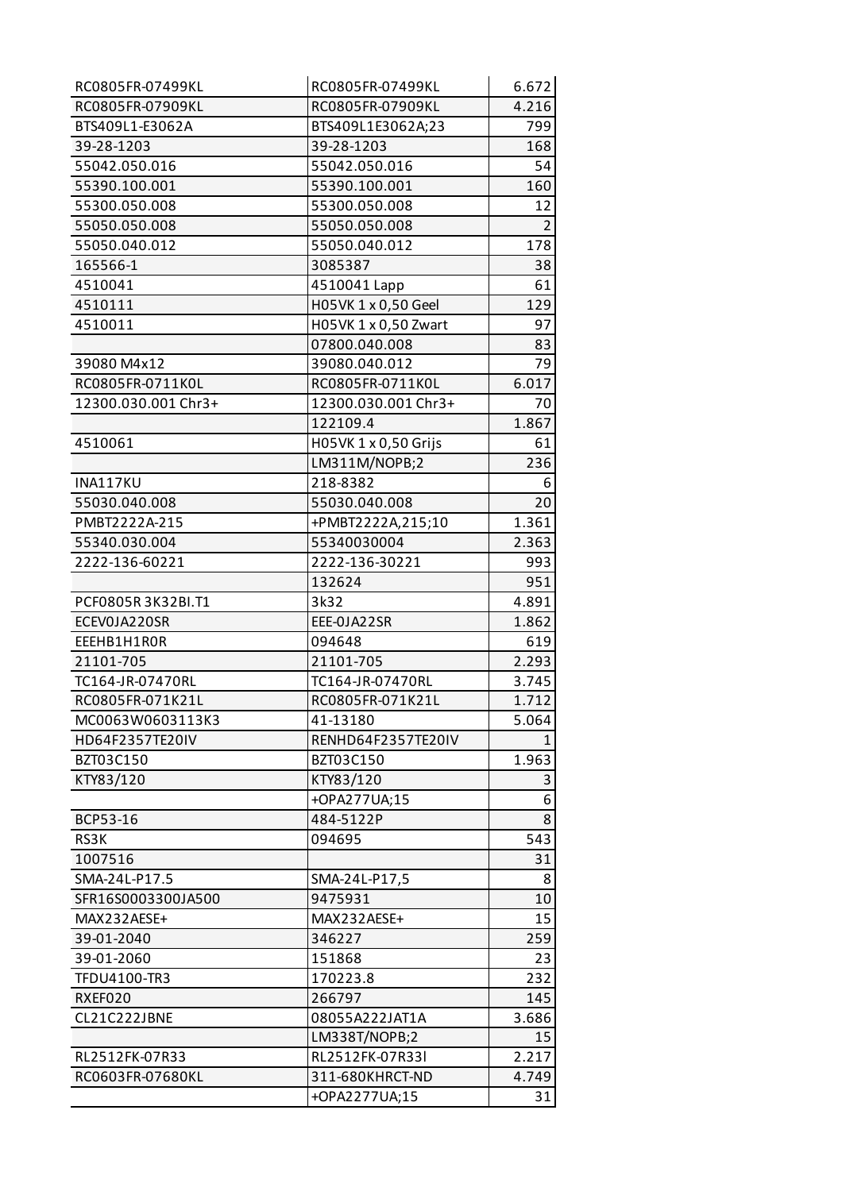| | | |
|---|---|---|
| RC0805FR-07499KL | RC0805FR-07499KL | 6.672 |
| RC0805FR-07909KL | RC0805FR-07909KL | 4.216 |
| BTS409L1-E3062A | BTS409L1E3062A;23 | 799 |
| 39-28-1203 | 39-28-1203 | 168 |
| 55042.050.016 | 55042.050.016 | 54 |
| 55390.100.001 | 55390.100.001 | 160 |
| 55300.050.008 | 55300.050.008 | 12 |
| 55050.050.008 | 55050.050.008 | 2 |
| 55050.040.012 | 55050.040.012 | 178 |
| 165566-1 | 3085387 | 38 |
| 4510041 | 4510041 Lapp | 61 |
| 4510111 | H05VK 1 x 0,50 Geel | 129 |
| 4510011 | H05VK 1 x 0,50 Zwart | 97 |
| | 07800.040.008 | 83 |
| 39080 M4x12 | 39080.040.012 | 79 |
| RC0805FR-0711K0L | RC0805FR-0711K0L | 6.017 |
| 12300.030.001 Chr3+ | 12300.030.001 Chr3+ | 70 |
| | 122109.4 | 1.867 |
| 4510061 | H05VK 1 x 0,50 Grijs | 61 |
| | LM311M/NOPB;2 | 236 |
| INA117KU | 218-8382 | 6 |
| 55030.040.008 | 55030.040.008 | 20 |
| PMBT2222A-215 | +PMBT2222A,215;10 | 1.361 |
| 55340.030.004 | 55340030004 | 2.363 |
| 2222-136-60221 | 2222-136-30221 | 993 |
| | 132624 | 951 |
| PCF0805R 3K32BI.T1 | 3k32 | 4.891 |
| ECEV0JA220SR | EEE-0JA22SR | 1.862 |
| EEEHB1H1R0R | 094648 | 619 |
| 21101-705 | 21101-705 | 2.293 |
| TC164-JR-07470RL | TC164-JR-07470RL | 3.745 |
| RC0805FR-071K21L | RC0805FR-071K21L | 1.712 |
| MC0063W0603113K3 | 41-13180 | 5.064 |
| HD64F2357TE20IV | RENHD64F2357TE20IV | 1 |
| BZT03C150 | BZT03C150 | 1.963 |
| KTY83/120 | KTY83/120 | 3 |
| | +OPA277UA;15 | 6 |
| BCP53-16 | 484-5122P | 8 |
| RS3K | 094695 | 543 |
| 1007516 | | 31 |
| SMA-24L-P17.5 | SMA-24L-P17,5 | 8 |
| SFR16S0003300JA500 | 9475931 | 10 |
| MAX232AESE+ | MAX232AESE+ | 15 |
| 39-01-2040 | 346227 | 259 |
| 39-01-2060 | 151868 | 23 |
| TFDU4100-TR3 | 170223.8 | 232 |
| RXEF020 | 266797 | 145 |
| CL21C222JBNE | 08055A222JAT1A | 3.686 |
| | LM338T/NOPB;2 | 15 |
| RL2512FK-07R33 | RL2512FK-07R33l | 2.217 |
| RC0603FR-07680KL | 311-680KHRCT-ND | 4.749 |
| | +OPA2277UA;15 | 31 |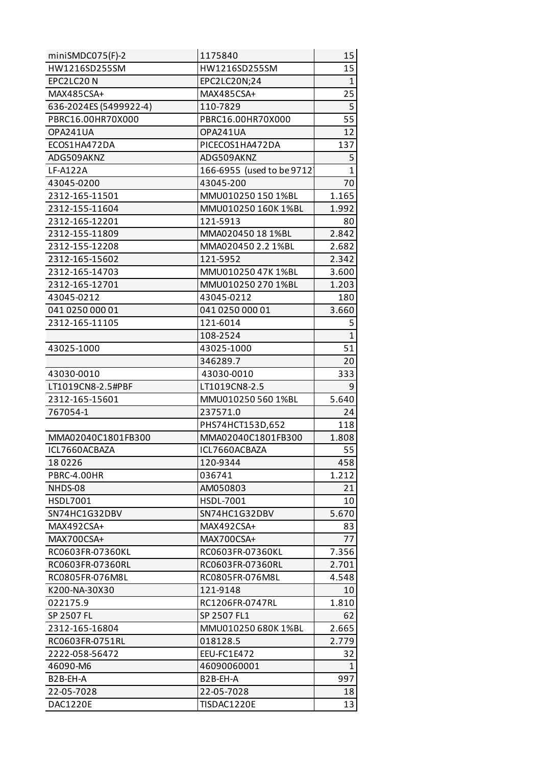| miniSMDC075(F)-2 | 1175840 | 15 |
|---|---|---|
| HW1216SD255SM | HW1216SD255SM | 15 |
| EPC2LC20 N | EPC2LC20N;24 | 1 |
| MAX485CSA+ | MAX485CSA+ | 25 |
| 636-2024ES (5499922-4) | 110-7829 | 5 |
| PBRC16.00HR70X000 | PBRC16.00HR70X000 | 55 |
| OPA241UA | OPA241UA | 12 |
| ECOS1HA472DA | PICECOS1HA472DA | 137 |
| ADG509AKNZ | ADG509AKNZ | 5 |
| LF-A122A | 166-6955 (used to be 9712 | 1 |
| 43045-0200 | 43045-200 | 70 |
| 2312-165-11501 | MMU010250 150 1%BL | 1.165 |
| 2312-155-11604 | MMU010250 160K 1%BL | 1.992 |
| 2312-165-12201 | 121-5913 | 80 |
| 2312-155-11809 | MMA020450 18 1%BL | 2.842 |
| 2312-155-12208 | MMA020450 2.2 1%BL | 2.682 |
| 2312-165-15602 | 121-5952 | 2.342 |
| 2312-165-14703 | MMU010250 47K 1%BL | 3.600 |
| 2312-165-12701 | MMU010250 270 1%BL | 1.203 |
| 43045-0212 | 43045-0212 | 180 |
| 041 0250 000 01 | 041 0250 000 01 | 3.660 |
| 2312-165-11105 | 121-6014 | 5 |
| | 108-2524 | 1 |
| 43025-1000 | 43025-1000 | 51 |
| | 346289.7 | 20 |
| 43030-0010 | 43030-0010 | 333 |
| LT1019CN8-2.5#PBF | LT1019CN8-2.5 | 9 |
| 2312-165-15601 | MMU010250 560 1%BL | 5.640 |
| 767054-1 | 237571.0 | 24 |
| | PHS74HCT153D,652 | 118 |
| MMA02040C1801FB300 | MMA02040C1801FB300 | 1.808 |
| ICL7660ACBAZA | ICL7660ACBAZA | 55 |
| 18 0226 | 120-9344 | 458 |
| PBRC-4.00HR | 036741 | 1.212 |
| NHDS-08 | AM050803 | 21 |
| HSDL7001 | HSDL-7001 | 10 |
| SN74HC1G32DBV | SN74HC1G32DBV | 5.670 |
| MAX492CSA+ | MAX492CSA+ | 83 |
| MAX700CSA+ | MAX700CSA+ | 77 |
| RC0603FR-07360KL | RC0603FR-07360KL | 7.356 |
| RC0603FR-07360RL | RC0603FR-07360RL | 2.701 |
| RC0805FR-076M8L | RC0805FR-076M8L | 4.548 |
| K200-NA-30X30 | 121-9148 | 10 |
| 022175.9 | RC1206FR-0747RL | 1.810 |
| SP 2507 FL | SP 2507 FL1 | 62 |
| 2312-165-16804 | MMU010250 680K 1%BL | 2.665 |
| RC0603FR-0751RL | 018128.5 | 2.779 |
| 2222-058-56472 | EEU-FC1E472 | 32 |
| 46090-M6 | 46090060001 | 1 |
| B2B-EH-A | B2B-EH-A | 997 |
| 22-05-7028 | 22-05-7028 | 18 |
| DAC1220E | TISDAC1220E | 13 |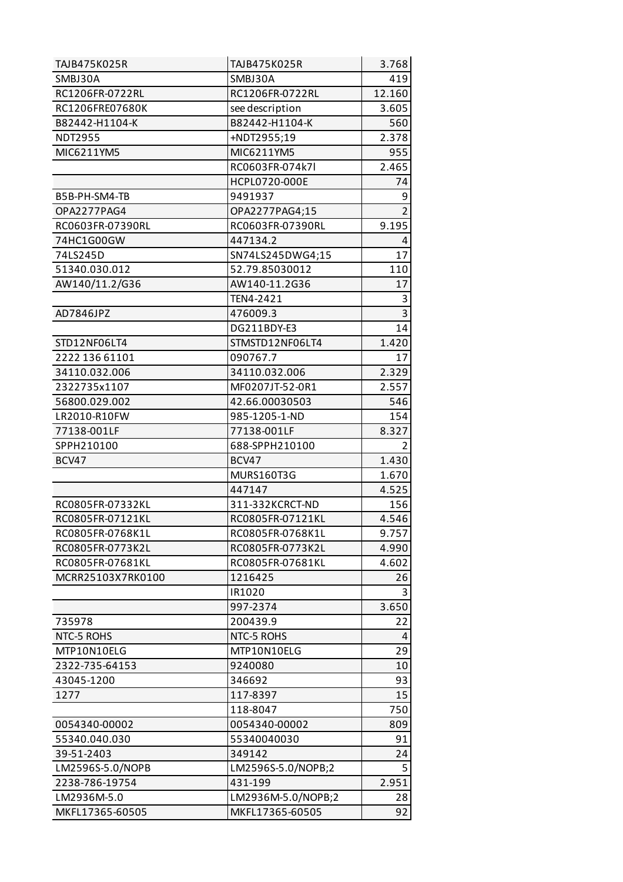| TAJB475K025R | TAJB475K025R | 3.768 |
|---|---|---|
| SMBJ30A | SMBJ30A | 419 |
| RC1206FR-0722RL | RC1206FR-0722RL | 12.160 |
| RC1206FRE07680K | see description | 3.605 |
| B82442-H1104-K | B82442-H1104-K | 560 |
| NDT2955 | +NDT2955;19 | 2.378 |
| MIC6211YM5 | MIC6211YM5 | 955 |
| | RC0603FR-074k7l | 2.465 |
| | HCPL0720-000E | 74 |
| B5B-PH-SM4-TB | 9491937 | 9 |
| OPA2277PAG4 | OPA2277PAG4;15 | 2 |
| RC0603FR-07390RL | RC0603FR-07390RL | 9.195 |
| 74HC1G00GW | 447134.2 | 4 |
| 74LS245D | SN74LS245DWG4;15 | 17 |
| 51340.030.012 | 52.79.85030012 | 110 |
| AW140/11.2/G36 | AW140-11.2G36 | 17 |
| | TEN4-2421 | 3 |
| AD7846JPZ | 476009.3 | 3 |
| | DG211BDY-E3 | 14 |
| STD12NF06LT4 | STMSTD12NF06LT4 | 1.420 |
| 2222 136 61101 | 090767.7 | 17 |
| 34110.032.006 | 34110.032.006 | 2.329 |
| 2322735x1107 | MF0207JT-52-0R1 | 2.557 |
| 56800.029.002 | 42.66.00030503 | 546 |
| LR2010-R10FW | 985-1205-1-ND | 154 |
| 77138-001LF | 77138-001LF | 8.327 |
| SPPH210100 | 688-SPPH210100 | 2 |
| BCV47 | BCV47 | 1.430 |
| | MURS160T3G | 1.670 |
| | 447147 | 4.525 |
| RC0805FR-07332KL | 311-332KCRCT-ND | 156 |
| RC0805FR-07121KL | RC0805FR-07121KL | 4.546 |
| RC0805FR-0768K1L | RC0805FR-0768K1L | 9.757 |
| RC0805FR-0773K2L | RC0805FR-0773K2L | 4.990 |
| RC0805FR-07681KL | RC0805FR-07681KL | 4.602 |
| MCRR25103X7RK0100 | 1216425 | 26 |
| | IR1020 | 3 |
| | 997-2374 | 3.650 |
| 735978 | 200439.9 | 22 |
| NTC-5 ROHS | NTC-5 ROHS | 4 |
| MTP10N10ELG | MTP10N10ELG | 29 |
| 2322-735-64153 | 9240080 | 10 |
| 43045-1200 | 346692 | 93 |
| 1277 | 117-8397 | 15 |
| | 118-8047 | 750 |
| 0054340-00002 | 0054340-00002 | 809 |
| 55340.040.030 | 55340040030 | 91 |
| 39-51-2403 | 349142 | 24 |
| LM2596S-5.0/NOPB | LM2596S-5.0/NOPB;2 | 5 |
| 2238-786-19754 | 431-199 | 2.951 |
| LM2936M-5.0 | LM2936M-5.0/NOPB;2 | 28 |
| MKFL17365-60505 | MKFL17365-60505 | 92 |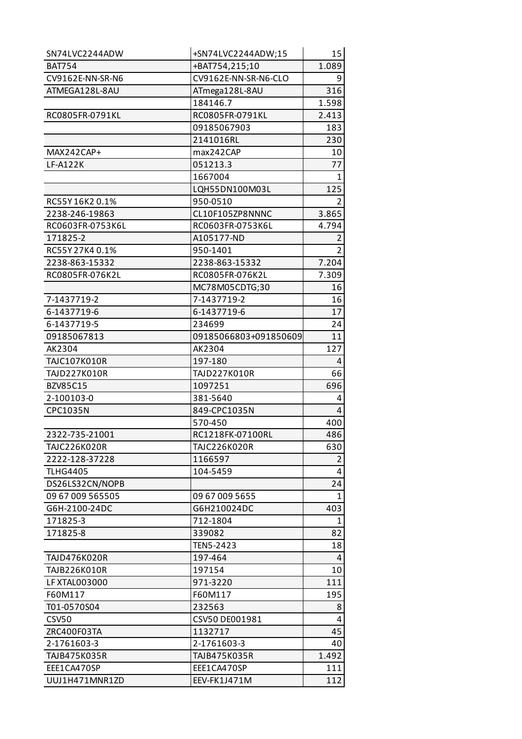| | | |
|---|---|---|
| SN74LVC2244ADW | +SN74LVC2244ADW;15 | 15 |
| BAT754 | +BAT754,215;10 | 1.089 |
| CV9162E-NN-SR-N6 | CV9162E-NN-SR-N6-CLO | 9 |
| ATMEGA128L-8AU | ATmega128L-8AU | 316 |
| | 184146.7 | 1.598 |
| RC0805FR-0791KL | RC0805FR-0791KL | 2.413 |
| | 09185067903 | 183 |
| | 2141016RL | 230 |
| MAX242CAP+ | max242CAP | 10 |
| LF-A122K | 051213.3 | 77 |
| | 1667004 | 1 |
| | LQH55DN100M03L | 125 |
| RC55Y 16K2 0.1% | 950-0510 | 2 |
| 2238-246-19863 | CL10F105ZP8NNNC | 3.865 |
| RC0603FR-0753K6L | RC0603FR-0753K6L | 4.794 |
| 171825-2 | A105177-ND | 2 |
| RC55Y 27K4 0.1% | 950-1401 | 2 |
| 2238-863-15332 | 2238-863-15332 | 7.204 |
| RC0805FR-076K2L | RC0805FR-076K2L | 7.309 |
| | MC78M05CDTG;30 | 16 |
| 7-1437719-2 | 7-1437719-2 | 16 |
| 6-1437719-6 | 6-1437719-6 | 17 |
| 6-1437719-5 | 234699 | 24 |
| 09185067813 | 09185066803+091850609 | 11 |
| AK2304 | AK2304 | 127 |
| TAJC107K010R | 197-180 | 4 |
| TAJD227K010R | TAJD227K010R | 66 |
| BZV85C15 | 1097251 | 696 |
| 2-100103-0 | 381-5640 | 4 |
| CPC1035N | 849-CPC1035N | 4 |
| | 570-450 | 400 |
| 2322-735-21001 | RC1218FK-07100RL | 486 |
| TAJC226K020R | TAJC226K020R | 630 |
| 2222-128-37228 | 1166597 | 2 |
| TLHG4405 | 104-5459 | 4 |
| DS26LS32CN/NOPB | | 24 |
| 09 67 009 565505 | 09 67 009 5655 | 1 |
| G6H-2100-24DC | G6H210024DC | 403 |
| 171825-3 | 712-1804 | 1 |
| 171825-8 | 339082 | 82 |
| | TEN5-2423 | 18 |
| TAJD476K020R | 197-464 | 4 |
| TAJB226K010R | 197154 | 10 |
| LF XTAL003000 | 971-3220 | 111 |
| F60M117 | F60M117 | 195 |
| T01-0570S04 | 232563 | 8 |
| CSV50 | CSV50 DE001981 | 4 |
| ZRC400F03TA | 1132717 | 45 |
| 2-1761603-3 | 2-1761603-3 | 40 |
| TAJB475K035R | TAJB475K035R | 1.492 |
| EEE1CA470SP | EEE1CA470SP | 111 |
| UUJ1H471MNR1ZD | EEV-FK1J471M | 112 |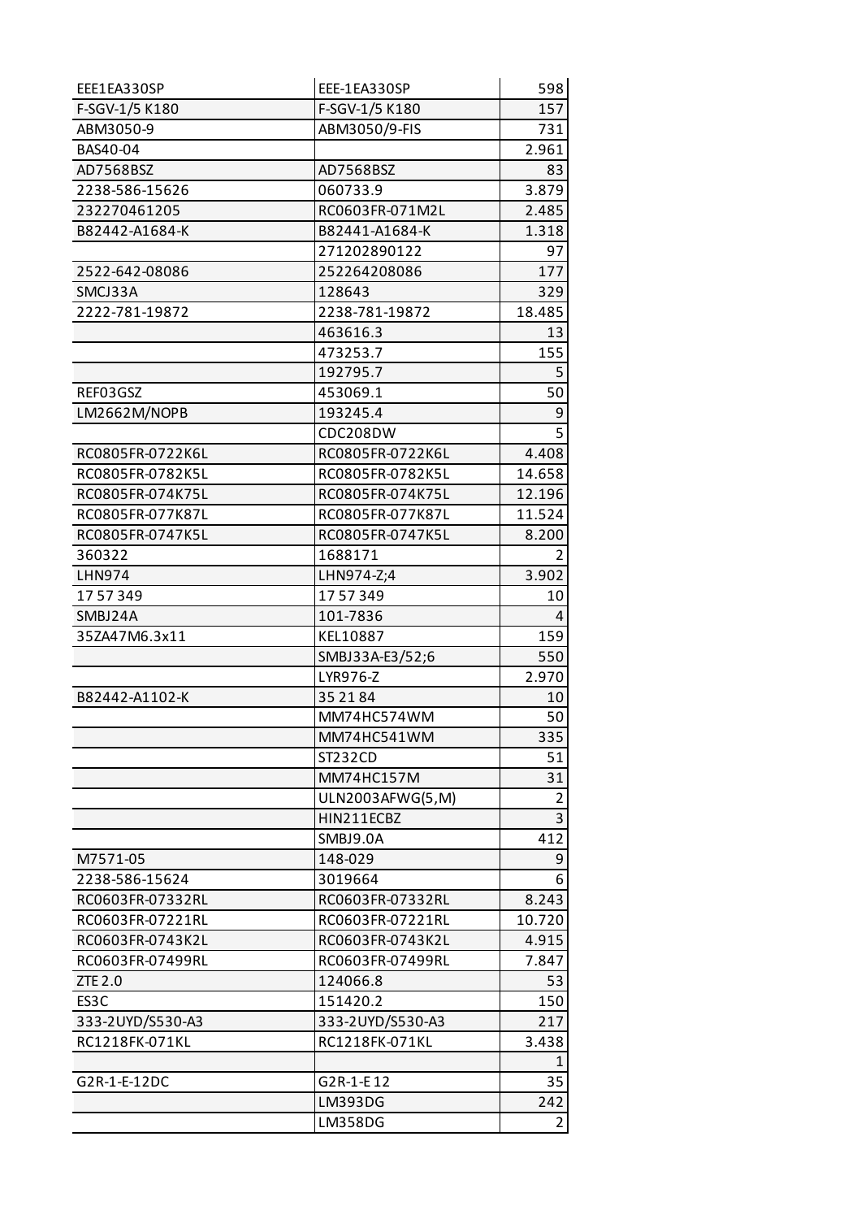| | | |
|---|---|---|
| EEE1EA330SP | EEE-1EA330SP | 598 |
| F-SGV-1/5 K180 | F-SGV-1/5 K180 | 157 |
| ABM3050-9 | ABM3050/9-FIS | 731 |
| BAS40-04 | | 2.961 |
| AD7568BSZ | AD7568BSZ | 83 |
| 2238-586-15626 | 060733.9 | 3.879 |
| 232270461205 | RC0603FR-071M2L | 2.485 |
| B82442-A1684-K | B82441-A1684-K | 1.318 |
| | 271202890122 | 97 |
| 2522-642-08086 | 252264208086 | 177 |
| SMCJ33A | 128643 | 329 |
| 2222-781-19872 | 2238-781-19872 | 18.485 |
| | 463616.3 | 13 |
| | 473253.7 | 155 |
| | 192795.7 | 5 |
| REF03GSZ | 453069.1 | 50 |
| LM2662M/NOPB | 193245.4 | 9 |
| | CDC208DW | 5 |
| RC0805FR-0722K6L | RC0805FR-0722K6L | 4.408 |
| RC0805FR-0782K5L | RC0805FR-0782K5L | 14.658 |
| RC0805FR-074K75L | RC0805FR-074K75L | 12.196 |
| RC0805FR-077K87L | RC0805FR-077K87L | 11.524 |
| RC0805FR-0747K5L | RC0805FR-0747K5L | 8.200 |
| 360322 | 1688171 | 2 |
| LHN974 | LHN974-Z;4 | 3.902 |
| 17 57 349 | 17 57 349 | 10 |
| SMBJ24A | 101-7836 | 4 |
| 35ZA47M6.3x11 | KEL10887 | 159 |
| | SMBJ33A-E3/52;6 | 550 |
| | LYR976-Z | 2.970 |
| B82442-A1102-K | 35 21 84 | 10 |
| | MM74HC574WM | 50 |
| | MM74HC541WM | 335 |
| | ST232CD | 51 |
| | MM74HC157M | 31 |
| | ULN2003AFWG(5,M) | 2 |
| | HIN211ECBZ | 3 |
| | SMBJ9.0A | 412 |
| M7571-05 | 148-029 | 9 |
| 2238-586-15624 | 3019664 | 6 |
| RC0603FR-07332RL | RC0603FR-07332RL | 8.243 |
| RC0603FR-07221RL | RC0603FR-07221RL | 10.720 |
| RC0603FR-0743K2L | RC0603FR-0743K2L | 4.915 |
| RC0603FR-07499RL | RC0603FR-07499RL | 7.847 |
| ZTE 2.0 | 124066.8 | 53 |
| ES3C | 151420.2 | 150 |
| 333-2UYD/S530-A3 | 333-2UYD/S530-A3 | 217 |
| RC1218FK-071KL | RC1218FK-071KL | 3.438 |
| | | 1 |
| G2R-1-E-12DC | G2R-1-E 12 | 35 |
| | LM393DG | 242 |
| | LM358DG | 2 |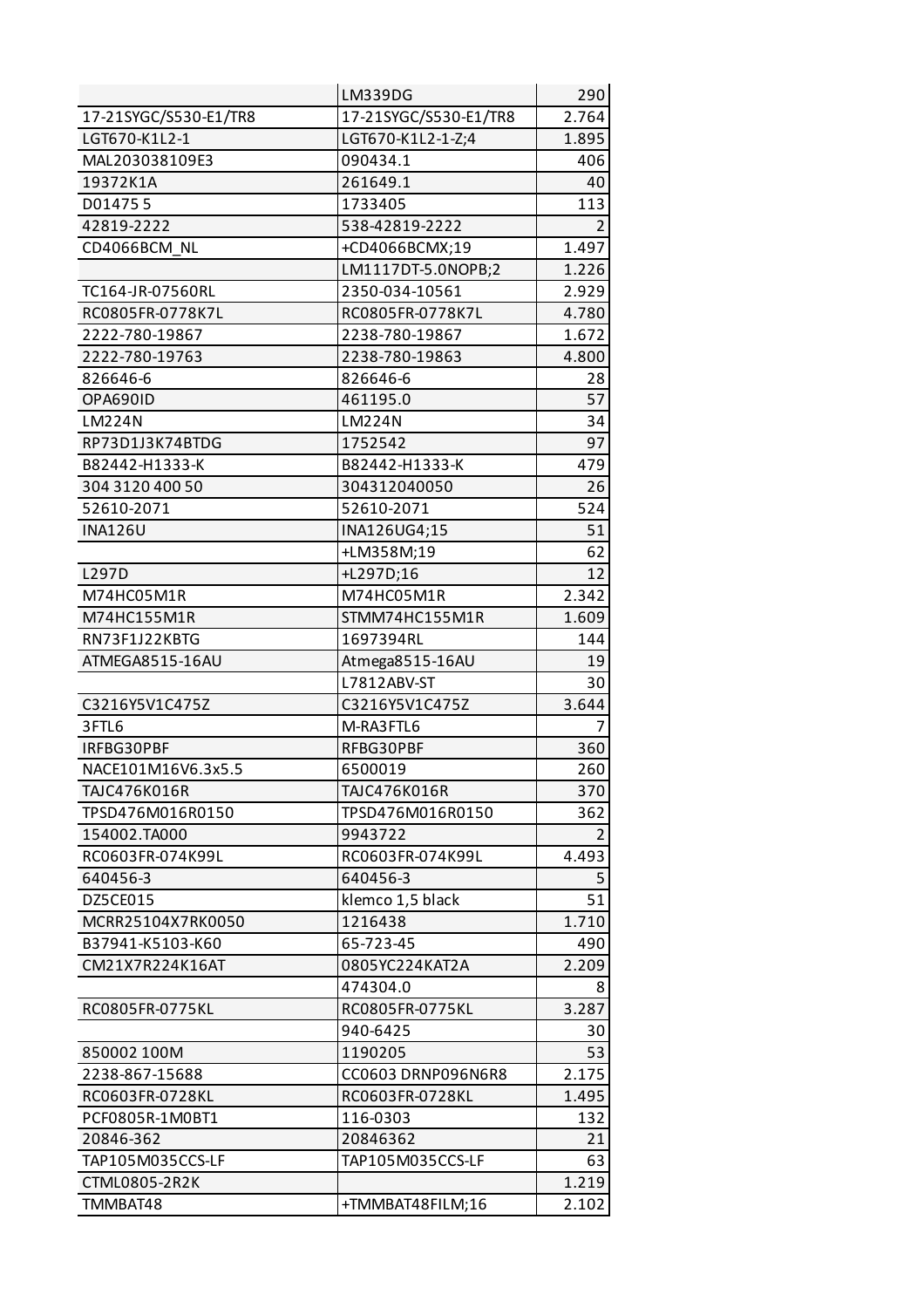| | | |
|---|---|---|
| | LM339DG | 290 |
| 17-21SYGC/S530-E1/TR8 | 17-21SYGC/S530-E1/TR8 | 2.764 |
| LGT670-K1L2-1 | LGT670-K1L2-1-Z;4 | 1.895 |
| MAL203038109E3 | 090434.1 | 406 |
| 19372K1A | 261649.1 | 40 |
| D01475 5 | 1733405 | 113 |
| 42819-2222 | 538-42819-2222 | 2 |
| CD4066BCM_NL | +CD4066BCMX;19 | 1.497 |
| | LM1117DT-5.0NOPB;2 | 1.226 |
| TC164-JR-07560RL | 2350-034-10561 | 2.929 |
| RC0805FR-0778K7L | RC0805FR-0778K7L | 4.780 |
| 2222-780-19867 | 2238-780-19867 | 1.672 |
| 2222-780-19763 | 2238-780-19863 | 4.800 |
| 826646-6 | 826646-6 | 28 |
| OPA690ID | 461195.0 | 57 |
| LM224N | LM224N | 34 |
| RP73D1J3K74BTDG | 1752542 | 97 |
| B82442-H1333-K | B82442-H1333-K | 479 |
| 304 3120 400 50 | 304312040050 | 26 |
| 52610-2071 | 52610-2071 | 524 |
| INA126U | INA126UG4;15 | 51 |
| | +LM358M;19 | 62 |
| L297D | +L297D;16 | 12 |
| M74HC05M1R | M74HC05M1R | 2.342 |
| M74HC155M1R | STMM74HC155M1R | 1.609 |
| RN73F1J22KBTG | 1697394RL | 144 |
| ATMEGA8515-16AU | Atmega8515-16AU | 19 |
| | L7812ABV-ST | 30 |
| C3216Y5V1C475Z | C3216Y5V1C475Z | 3.644 |
| 3FTL6 | M-RA3FTL6 | 7 |
| IRFBG30PBF | RFBG30PBF | 360 |
| NACE101M16V6.3x5.5 | 6500019 | 260 |
| TAJC476K016R | TAJC476K016R | 370 |
| TPSD476M016R0150 | TPSD476M016R0150 | 362 |
| 154002.TA000 | 9943722 | 2 |
| RC0603FR-074K99L | RC0603FR-074K99L | 4.493 |
| 640456-3 | 640456-3 | 5 |
| DZ5CE015 | klemco 1,5 black | 51 |
| MCRR25104X7RK0050 | 1216438 | 1.710 |
| B37941-K5103-K60 | 65-723-45 | 490 |
| CM21X7R224K16AT | 0805YC224KAT2A | 2.209 |
| | 474304.0 | 8 |
| RC0805FR-0775KL | RC0805FR-0775KL | 3.287 |
| | 940-6425 | 30 |
| 850002 100M | 1190205 | 53 |
| 2238-867-15688 | CC0603 DRNP096N6R8 | 2.175 |
| RC0603FR-0728KL | RC0603FR-0728KL | 1.495 |
| PCF0805R-1M0BT1 | 116-0303 | 132 |
| 20846-362 | 20846362 | 21 |
| TAP105M035CCS-LF | TAP105M035CCS-LF | 63 |
| CTML0805-2R2K | | 1.219 |
| TMMBAT48 | +TMMBAT48FILM;16 | 2.102 |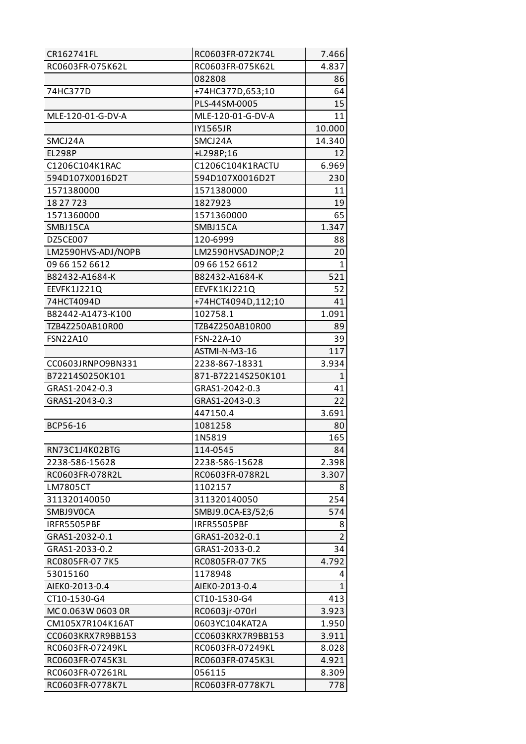| | | |
|---|---|---|
| CR162741FL | RC0603FR-072K74L | 7.466 |
| RC0603FR-075K62L | RC0603FR-075K62L | 4.837 |
| | 082808 | 86 |
| 74HC377D | +74HC377D,653;10 | 64 |
| | PLS-44SM-0005 | 15 |
| MLE-120-01-G-DV-A | MLE-120-01-G-DV-A | 11 |
| | IY1565JR | 10.000 |
| SMCJ24A | SMCJ24A | 14.340 |
| EL298P | +L298P;16 | 12 |
| C1206C104K1RAC | C1206C104K1RACTU | 6.969 |
| 594D107X0016D2T | 594D107X0016D2T | 230 |
| 1571380000 | 1571380000 | 11 |
| 18 27 723 | 1827923 | 19 |
| 1571360000 | 1571360000 | 65 |
| SMBJ15CA | SMBJ15CA | 1.347 |
| DZ5CE007 | 120-6999 | 88 |
| LM2590HVS-ADJ/NOPB | LM2590HVSADJNOP;2 | 20 |
| 09 66 152 6612 | 09 66 152 6612 | 1 |
| B82432-A1684-K | B82432-A1684-K | 521 |
| EEVFK1J221Q | EEVFK1KJ221Q | 52 |
| 74HCT4094D | +74HCT4094D,112;10 | 41 |
| B82442-A1473-K100 | 102758.1 | 1.091 |
| TZB4Z250AB10R00 | TZB4Z250AB10R00 | 89 |
| FSN22A10 | FSN-22A-10 | 39 |
| | ASTMI-N-M3-16 | 117 |
| CC0603JRNPO9BN331 | 2238-867-18331 | 3.934 |
| B72214S0250K101 | 871-B72214S250K101 | 1 |
| GRAS1-2042-0.3 | GRAS1-2042-0.3 | 41 |
| GRAS1-2043-0.3 | GRAS1-2043-0.3 | 22 |
| | 447150.4 | 3.691 |
| BCP56-16 | 1081258 | 80 |
| | 1N5819 | 165 |
| RN73C1J4K02BTG | 114-0545 | 84 |
| 2238-586-15628 | 2238-586-15628 | 2.398 |
| RC0603FR-078R2L | RC0603FR-078R2L | 3.307 |
| LM7805CT | 1102157 | 8 |
| 311320140050 | 311320140050 | 254 |
| SMBJ9V0CA | SMBJ9.0CA-E3/52;6 | 574 |
| IRFR5505PBF | IRFR5505PBF | 8 |
| GRAS1-2032-0.1 | GRAS1-2032-0.1 | 2 |
| GRAS1-2033-0.2 | GRAS1-2033-0.2 | 34 |
| RC0805FR-07 7K5 | RC0805FR-07 7K5 | 4.792 |
| 53015160 | 1178948 | 4 |
| AIEK0-2013-0.4 | AIEK0-2013-0.4 | 1 |
| CT10-1530-G4 | CT10-1530-G4 | 413 |
| MC 0.063W 0603 0R | RC0603jr-070rl | 3.923 |
| CM105X7R104K16AT | 0603YC104KAT2A | 1.950 |
| CC0603KRX7R9BB153 | CC0603KRX7R9BB153 | 3.911 |
| RC0603FR-07249KL | RC0603FR-07249KL | 8.028 |
| RC0603FR-0745K3L | RC0603FR-0745K3L | 4.921 |
| RC0603FR-07261RL | 056115 | 8.309 |
| RC0603FR-0778K7L | RC0603FR-0778K7L | 778 |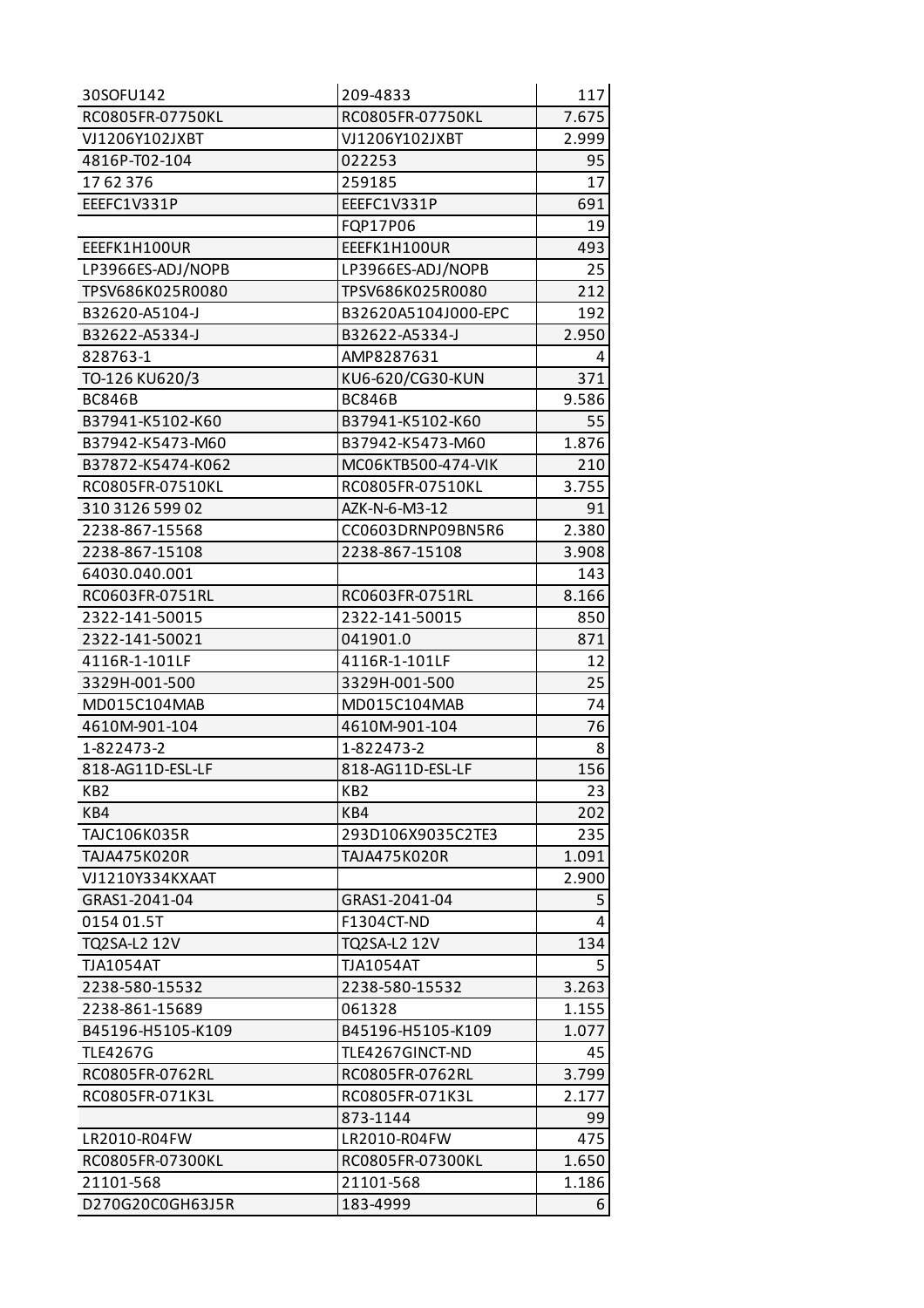| | | |
|---|---|---|
| 30SOFU142 | 209-4833 | 117 |
| RC0805FR-07750KL | RC0805FR-07750KL | 7.675 |
| VJ1206Y102JXBT | VJ1206Y102JXBT | 2.999 |
| 4816P-T02-104 | 022253 | 95 |
| 17 62 376 | 259185 | 17 |
| EEEFC1V331P | EEEFC1V331P | 691 |
| | FQP17P06 | 19 |
| EEEFK1H100UR | EEEFK1H100UR | 493 |
| LP3966ES-ADJ/NOPB | LP3966ES-ADJ/NOPB | 25 |
| TPSV686K025R0080 | TPSV686K025R0080 | 212 |
| B32620-A5104-J | B32620A5104J000-EPC | 192 |
| B32622-A5334-J | B32622-A5334-J | 2.950 |
| 828763-1 | AMP8287631 | 4 |
| TO-126 KU620/3 | KU6-620/CG30-KUN | 371 |
| BC846B | BC846B | 9.586 |
| B37941-K5102-K60 | B37941-K5102-K60 | 55 |
| B37942-K5473-M60 | B37942-K5473-M60 | 1.876 |
| B37872-K5474-K062 | MC06KTB500-474-VIK | 210 |
| RC0805FR-07510KL | RC0805FR-07510KL | 3.755 |
| 310 3126 599 02 | AZK-N-6-M3-12 | 91 |
| 2238-867-15568 | CC0603DRNP09BN5R6 | 2.380 |
| 2238-867-15108 | 2238-867-15108 | 3.908 |
| 64030.040.001 | | 143 |
| RC0603FR-0751RL | RC0603FR-0751RL | 8.166 |
| 2322-141-50015 | 2322-141-50015 | 850 |
| 2322-141-50021 | 041901.0 | 871 |
| 4116R-1-101LF | 4116R-1-101LF | 12 |
| 3329H-001-500 | 3329H-001-500 | 25 |
| MD015C104MAB | MD015C104MAB | 74 |
| 4610M-901-104 | 4610M-901-104 | 76 |
| 1-822473-2 | 1-822473-2 | 8 |
| 818-AG11D-ESL-LF | 818-AG11D-ESL-LF | 156 |
| KB2 | KB2 | 23 |
| KB4 | KB4 | 202 |
| TAJC106K035R | 293D106X9035C2TE3 | 235 |
| TAJA475K020R | TAJA475K020R | 1.091 |
| VJ1210Y334KXAAT | | 2.900 |
| GRAS1-2041-04 | GRAS1-2041-04 | 5 |
| 0154 01.5T | F1304CT-ND | 4 |
| TQ2SA-L2 12V | TQ2SA-L2 12V | 134 |
| TJA1054AT | TJA1054AT | 5 |
| 2238-580-15532 | 2238-580-15532 | 3.263 |
| 2238-861-15689 | 061328 | 1.155 |
| B45196-H5105-K109 | B45196-H5105-K109 | 1.077 |
| TLE4267G | TLE4267GINCT-ND | 45 |
| RC0805FR-0762RL | RC0805FR-0762RL | 3.799 |
| RC0805FR-071K3L | RC0805FR-071K3L | 2.177 |
| | 873-1144 | 99 |
| LR2010-R04FW | LR2010-R04FW | 475 |
| RC0805FR-07300KL | RC0805FR-07300KL | 1.650 |
| 21101-568 | 21101-568 | 1.186 |
| D270G20C0GH63J5R | 183-4999 | 6 |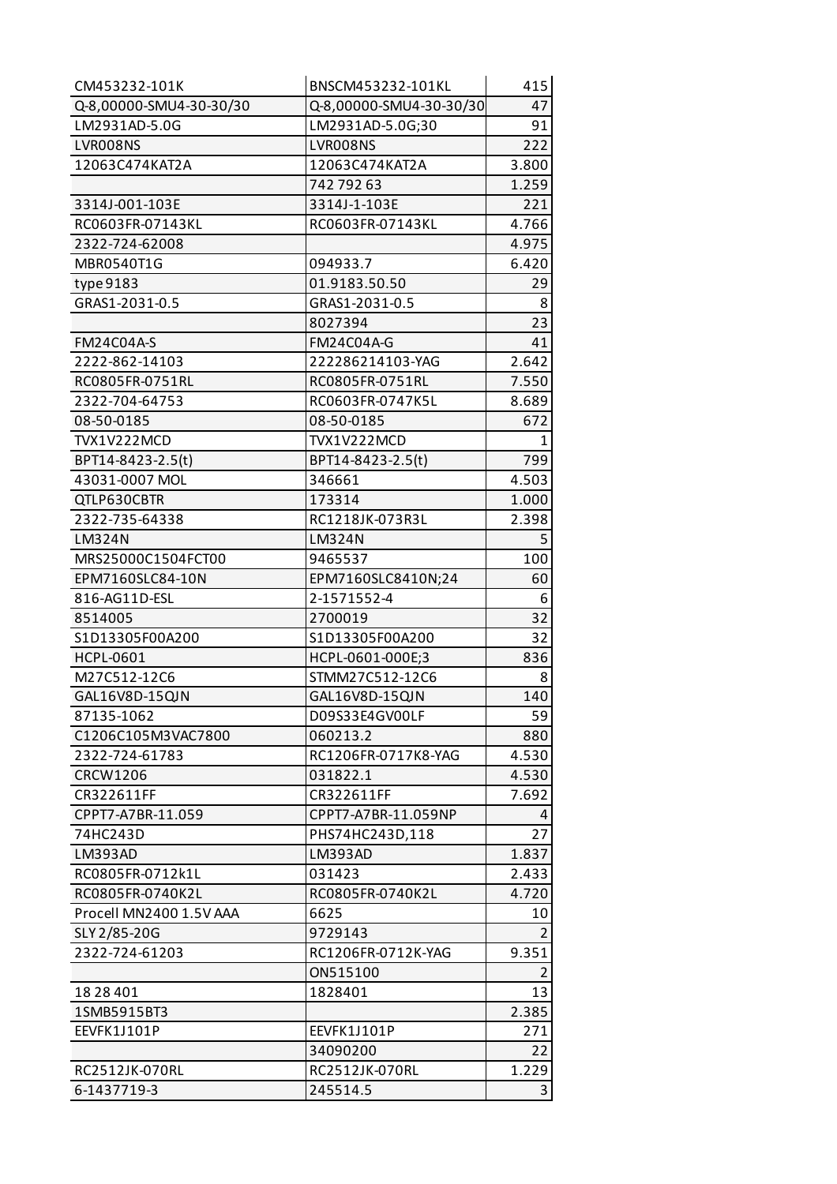| | | |
|---|---|---|
| CM453232-101K | BNSCM453232-101KL | 415 |
| Q-8,00000-SMU4-30-30/30 | Q-8,00000-SMU4-30-30/30 | 47 |
| LM2931AD-5.0G | LM2931AD-5.0G;30 | 91 |
| LVR008NS | LVR008NS | 222 |
| 12063C474KAT2A | 12063C474KAT2A | 3.800 |
| | 742 792 63 | 1.259 |
| 3314J-001-103E | 3314J-1-103E | 221 |
| RC0603FR-07143KL | RC0603FR-07143KL | 4.766 |
| 2322-724-62008 | | 4.975 |
| MBR0540T1G | 094933.7 | 6.420 |
| type 9183 | 01.9183.50.50 | 29 |
| GRAS1-2031-0.5 | GRAS1-2031-0.5 | 8 |
| | 8027394 | 23 |
| FM24C04A-S | FM24C04A-G | 41 |
| 2222-862-14103 | 222286214103-YAG | 2.642 |
| RC0805FR-0751RL | RC0805FR-0751RL | 7.550 |
| 2322-704-64753 | RC0603FR-0747K5L | 8.689 |
| 08-50-0185 | 08-50-0185 | 672 |
| TVX1V222MCD | TVX1V222MCD | 1 |
| BPT14-8423-2.5(t) | BPT14-8423-2.5(t) | 799 |
| 43031-0007 MOL | 346661 | 4.503 |
| QTLP630CBTR | 173314 | 1.000 |
| 2322-735-64338 | RC1218JK-073R3L | 2.398 |
| LM324N | LM324N | 5 |
| MRS25000C1504FCT00 | 9465537 | 100 |
| EPM7160SLC84-10N | EPM7160SLC8410N;24 | 60 |
| 816-AG11D-ESL | 2-1571552-4 | 6 |
| 8514005 | 2700019 | 32 |
| S1D13305F00A200 | S1D13305F00A200 | 32 |
| HCPL-0601 | HCPL-0601-000E;3 | 836 |
| M27C512-12C6 | STMM27C512-12C6 | 8 |
| GAL16V8D-15QJN | GAL16V8D-15QJN | 140 |
| 87135-1062 | D09S33E4GV00LF | 59 |
| C1206C105M3VAC7800 | 060213.2 | 880 |
| 2322-724-61783 | RC1206FR-0717K8-YAG | 4.530 |
| CRCW1206 | 031822.1 | 4.530 |
| CR322611FF | CR322611FF | 7.692 |
| CPPT7-A7BR-11.059 | CPPT7-A7BR-11.059NP | 4 |
| 74HC243D | PHS74HC243D,118 | 27 |
| LM393AD | LM393AD | 1.837 |
| RC0805FR-0712k1L | 031423 | 2.433 |
| RC0805FR-0740K2L | RC0805FR-0740K2L | 4.720 |
| Procell MN2400 1.5V AAA | 6625 | 10 |
| SLY 2/85-20G | 9729143 | 2 |
| 2322-724-61203 | RC1206FR-0712K-YAG | 9.351 |
| | ON515100 | 2 |
| 18 28 401 | 1828401 | 13 |
| 1SMB5915BT3 | | 2.385 |
| EEVFK1J101P | EEVFK1J101P | 271 |
| | 34090200 | 22 |
| RC2512JK-070RL | RC2512JK-070RL | 1.229 |
| 6-1437719-3 | 245514.5 | 3 |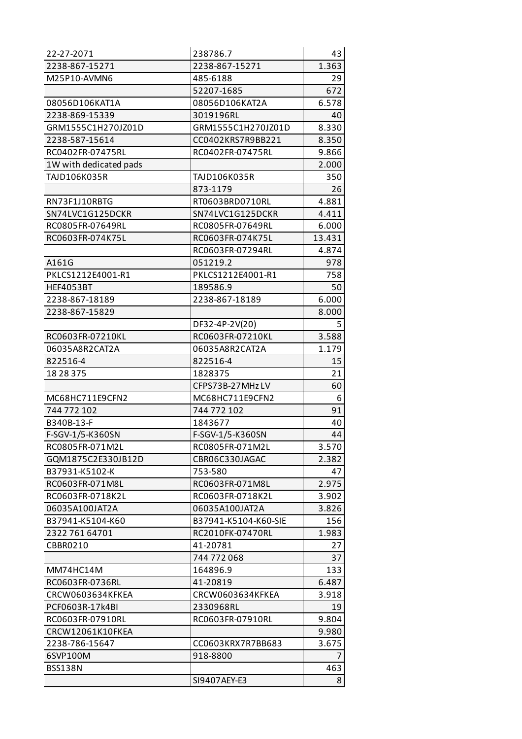| | | |
|---|---|---|
| 22-27-2071 | 238786.7 | 43 |
| 2238-867-15271 | 2238-867-15271 | 1.363 |
| M25P10-AVMN6 | 485-6188 | 29 |
| | 52207-1685 | 672 |
| 08056D106KAT1A | 08056D106KAT2A | 6.578 |
| 2238-869-15339 | 3019196RL | 40 |
| GRM1555C1H270JZ01D | GRM1555C1H270JZ01D | 8.330 |
| 2238-587-15614 | CC0402KRS7R9BB221 | 8.350 |
| RC0402FR-07475RL | RC0402FR-07475RL | 9.866 |
| 1W with dedicated pads | | 2.000 |
| TAJD106K035R | TAJD106K035R | 350 |
| | 873-1179 | 26 |
| RN73F1J10RBTG | RT0603BRD0710RL | 4.881 |
| SN74LVC1G125DCKR | SN74LVC1G125DCKR | 4.411 |
| RC0805FR-07649RL | RC0805FR-07649RL | 6.000 |
| RC0603FR-074K75L | RC0603FR-074K75L | 13.431 |
| | RC0603FR-07294RL | 4.874 |
| A161G | 051219.2 | 978 |
| PKLCS1212E4001-R1 | PKLCS1212E4001-R1 | 758 |
| HEF4053BT | 189586.9 | 50 |
| 2238-867-18189 | 2238-867-18189 | 6.000 |
| 2238-867-15829 | | 8.000 |
| | DF32-4P-2V(20) | 5 |
| RC0603FR-07210KL | RC0603FR-07210KL | 3.588 |
| 06035A8R2CAT2A | 06035A8R2CAT2A | 1.179 |
| 822516-4 | 822516-4 | 15 |
| 18 28 375 | 1828375 | 21 |
| | CFPS73B-27MHz LV | 60 |
| MC68HC711E9CFN2 | MC68HC711E9CFN2 | 6 |
| 744 772 102 | 744 772 102 | 91 |
| B340B-13-F | 1843677 | 40 |
| F-SGV-1/5-K360SN | F-SGV-1/5-K360SN | 44 |
| RC0805FR-071M2L | RC0805FR-071M2L | 3.570 |
| GQM1875C2E330JB12D | CBR06C330JAGAC | 2.382 |
| B37931-K5102-K | 753-580 | 47 |
| RC0603FR-071M8L | RC0603FR-071M8L | 2.975 |
| RC0603FR-0718K2L | RC0603FR-0718K2L | 3.902 |
| 06035A100JAT2A | 06035A100JAT2A | 3.826 |
| B37941-K5104-K60 | B37941-K5104-K60-SIE | 156 |
| 2322 761 64701 | RC2010FK-07470RL | 1.983 |
| CBBR0210 | 41-20781 | 27 |
| | 744 772 068 | 37 |
| MM74HC14M | 164896.9 | 133 |
| RC0603FR-0736RL | 41-20819 | 6.487 |
| CRCW0603634KFKEA | CRCW0603634KFKEA | 3.918 |
| PCF0603R-17k4BI | 2330968RL | 19 |
| RC0603FR-07910RL | RC0603FR-07910RL | 9.804 |
| CRCW12061K10FKEA | | 9.980 |
| 2238-786-15647 | CC0603KRX7R7BB683 | 3.675 |
| 6SVP100M | 918-8800 | 7 |
| BSS138N | | 463 |
| | SI9407AEY-E3 | 8 |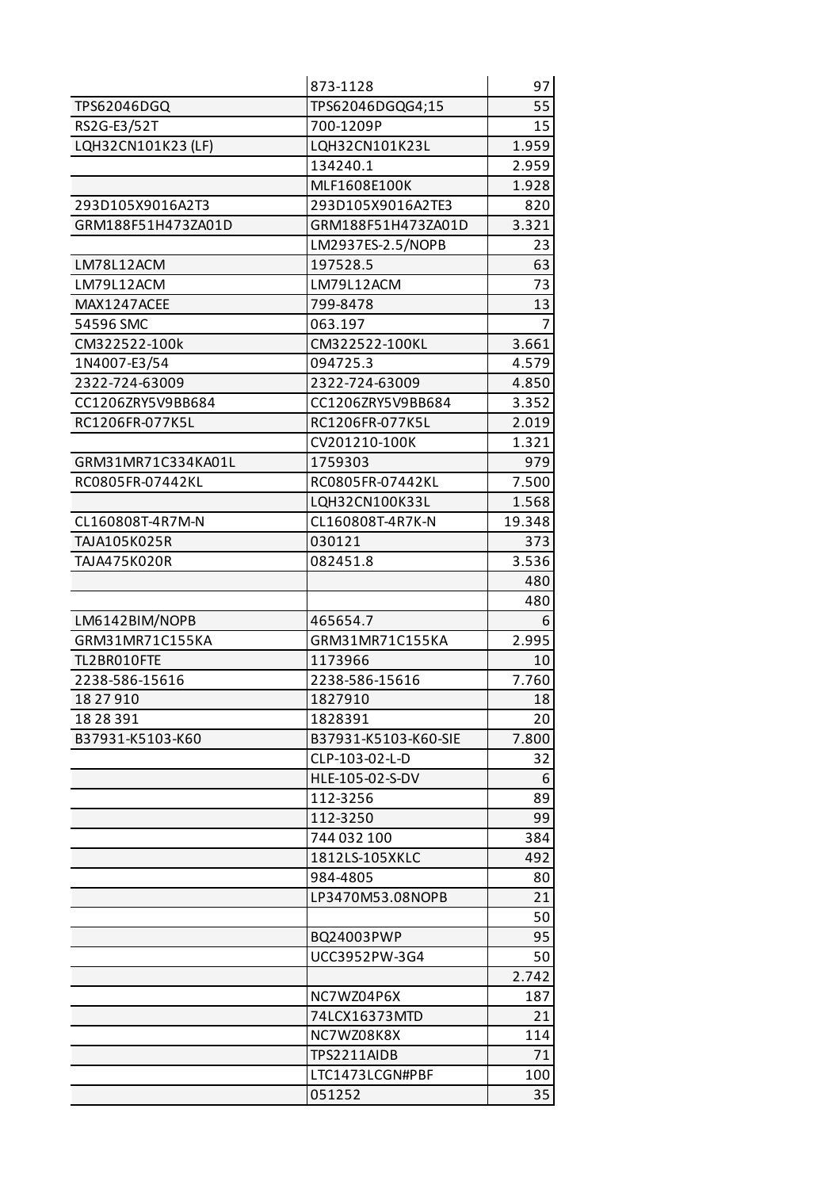| | | |
|---|---|---|
| | 873-1128 | 97 |
| TPS62046DGQ | TPS62046DGQG4;15 | 55 |
| RS2G-E3/52T | 700-1209P | 15 |
| LQH32CN101K23 (LF) | LQH32CN101K23L | 1.959 |
| | 134240.1 | 2.959 |
| | MLF1608E100K | 1.928 |
| 293D105X9016A2T3 | 293D105X9016A2TE3 | 820 |
| GRM188F51H473ZA01D | GRM188F51H473ZA01D | 3.321 |
| | LM2937ES-2.5/NOPB | 23 |
| LM78L12ACM | 197528.5 | 63 |
| LM79L12ACM | LM79L12ACM | 73 |
| MAX1247ACEE | 799-8478 | 13 |
| 54596 SMC | 063.197 | 7 |
| CM322522-100k | CM322522-100KL | 3.661 |
| 1N4007-E3/54 | 094725.3 | 4.579 |
| 2322-724-63009 | 2322-724-63009 | 4.850 |
| CC1206ZRY5V9BB684 | CC1206ZRY5V9BB684 | 3.352 |
| RC1206FR-077K5L | RC1206FR-077K5L | 2.019 |
| | CV201210-100K | 1.321 |
| GRM31MR71C334KA01L | 1759303 | 979 |
| RC0805FR-07442KL | RC0805FR-07442KL | 7.500 |
| | LQH32CN100K33L | 1.568 |
| CL160808T-4R7M-N | CL160808T-4R7K-N | 19.348 |
| TAJA105K025R | 030121 | 373 |
| TAJA475K020R | 082451.8 | 3.536 |
| | | 480 |
| | | 480 |
| LM6142BIM/NOPB | 465654.7 | 6 |
| GRM31MR71C155KA | GRM31MR71C155KA | 2.995 |
| TL2BR010FTE | 1173966 | 10 |
| 2238-586-15616 | 2238-586-15616 | 7.760 |
| 18 27 910 | 1827910 | 18 |
| 18 28 391 | 1828391 | 20 |
| B37931-K5103-K60 | B37931-K5103-K60-SIE | 7.800 |
| | CLP-103-02-L-D | 32 |
| | HLE-105-02-S-DV | 6 |
| | 112-3256 | 89 |
| | 112-3250 | 99 |
| | 744 032 100 | 384 |
| | 1812LS-105XKLC | 492 |
| | 984-4805 | 80 |
| | LP3470M53.08NOPB | 21 |
| | | 50 |
| | BQ24003PWP | 95 |
| | UCC3952PW-3G4 | 50 |
| | | 2.742 |
| | NC7WZ04P6X | 187 |
| | 74LCX16373MTD | 21 |
| | NC7WZ08K8X | 114 |
| | TPS2211AIDB | 71 |
| | LTC1473LCGN#PBF | 100 |
| | 051252 | 35 |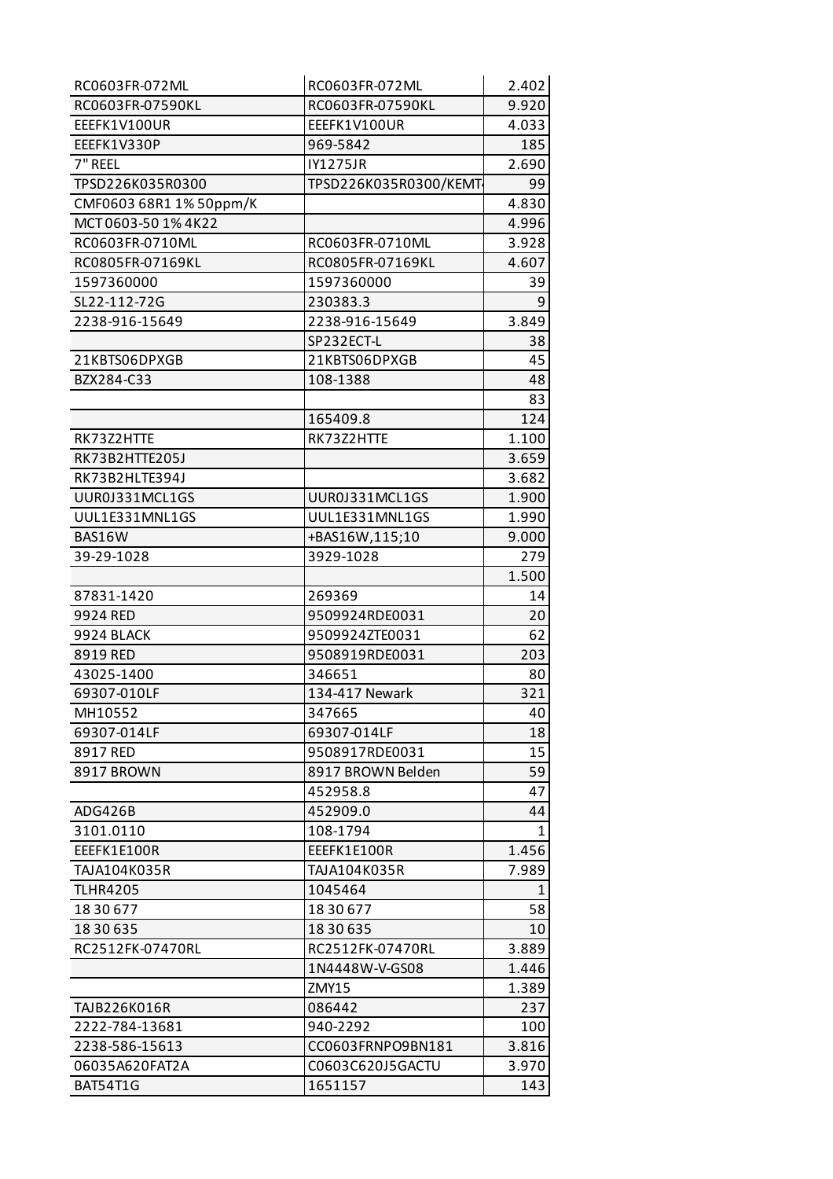| | | |
|---|---|---|
| RC0603FR-072ML | RC0603FR-072ML | 2.402 |
| RC0603FR-07590KL | RC0603FR-07590KL | 9.920 |
| EEEFK1V100UR | EEEFK1V100UR | 4.033 |
| EEEFK1V330P | 969-5842 | 185 |
| 7" REEL | IY1275JR | 2.690 |
| TPSD226K035R0300 | TPSD226K035R0300/KEMT | 99 |
| CMF0603 68R1 1% 50ppm/K | | 4.830 |
| MCT 0603-50 1% 4K22 | | 4.996 |
| RC0603FR-0710ML | RC0603FR-0710ML | 3.928 |
| RC0805FR-07169KL | RC0805FR-07169KL | 4.607 |
| 1597360000 | 1597360000 | 39 |
| SL22-112-72G | 230383.3 | 9 |
| 2238-916-15649 | 2238-916-15649 | 3.849 |
| | SP232ECT-L | 38 |
| 21KBTS06DPXGB | 21KBTS06DPXGB | 45 |
| BZX284-C33 | 108-1388 | 48 |
| | | 83 |
| | 165409.8 | 124 |
| RK73Z2HTTE | RK73Z2HTTE | 1.100 |
| RK73B2HTTE205J | | 3.659 |
| RK73B2HLTE394J | | 3.682 |
| UUR0J331MCL1GS | UUR0J331MCL1GS | 1.900 |
| UUL1E331MNL1GS | UUL1E331MNL1GS | 1.990 |
| BAS16W | +BAS16W,115;10 | 9.000 |
| 39-29-1028 | 3929-1028 | 279 |
| | | 1.500 |
| 87831-1420 | 269369 | 14 |
| 9924 RED | 9509924RDE0031 | 20 |
| 9924 BLACK | 9509924ZTE0031 | 62 |
| 8919 RED | 9508919RDE0031 | 203 |
| 43025-1400 | 346651 | 80 |
| 69307-010LF | 134-417 Newark | 321 |
| MH10552 | 347665 | 40 |
| 69307-014LF | 69307-014LF | 18 |
| 8917 RED | 9508917RDE0031 | 15 |
| 8917 BROWN | 8917 BROWN Belden | 59 |
| | 452958.8 | 47 |
| ADG426B | 452909.0 | 44 |
| 3101.0110 | 108-1794 | 1 |
| EEEFK1E100R | EEEFK1E100R | 1.456 |
| TAJA104K035R | TAJA104K035R | 7.989 |
| TLHR4205 | 1045464 | 1 |
| 18 30 677 | 18 30 677 | 58 |
| 18 30 635 | 18 30 635 | 10 |
| RC2512FK-07470RL | RC2512FK-07470RL | 3.889 |
| | 1N4448W-V-GS08 | 1.446 |
| | ZMY15 | 1.389 |
| TAJB226K016R | 086442 | 237 |
| 2222-784-13681 | 940-2292 | 100 |
| 2238-586-15613 | CC0603FRNPO9BN181 | 3.816 |
| 06035A620FAT2A | C0603C620J5GACTU | 3.970 |
| BAT54T1G | 1651157 | 143 |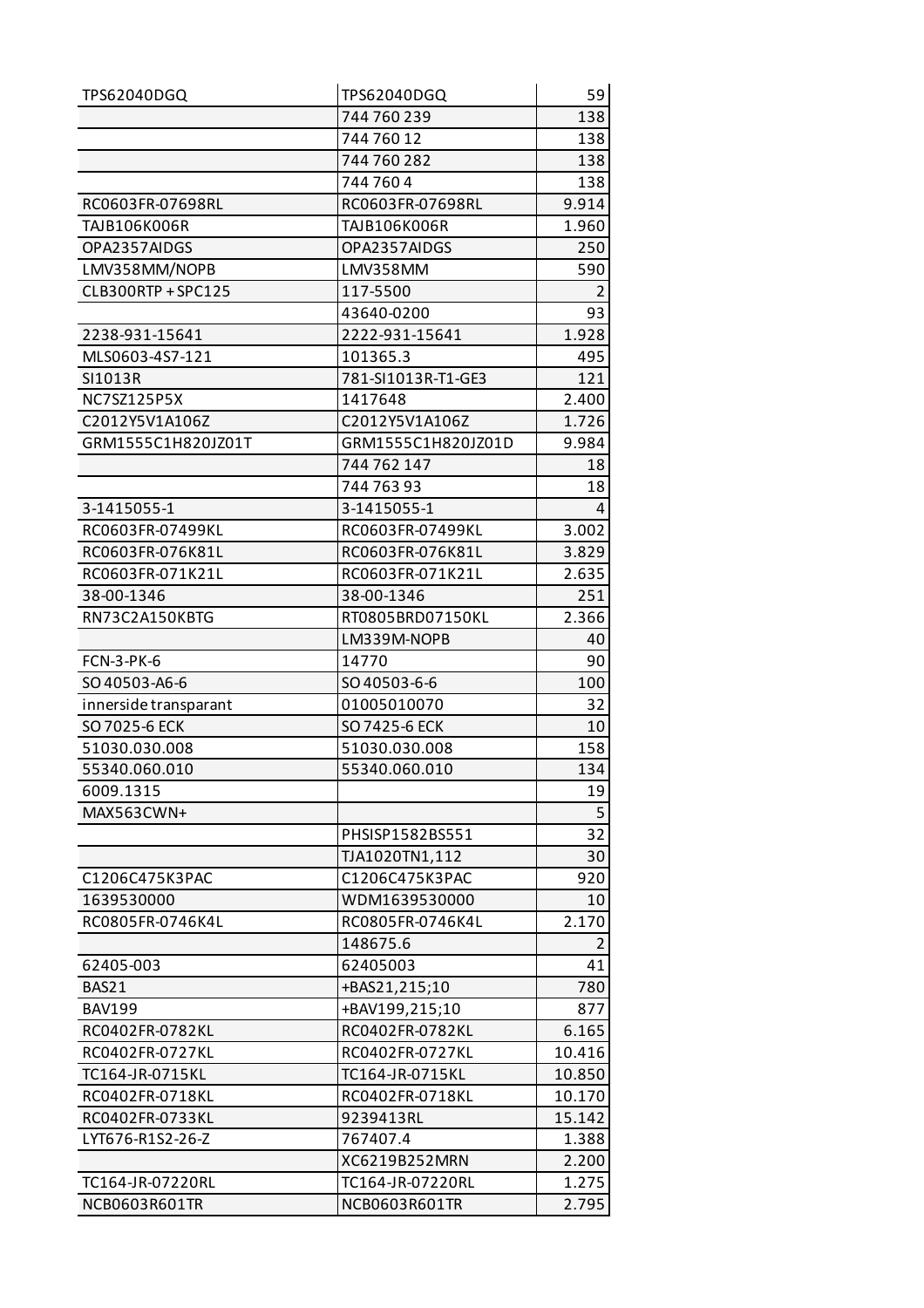| TPS62040DGQ | TPS62040DGQ | 59 |
|---|---|---|
| | 744 760 239 | 138 |
| | 744 760 12 | 138 |
| | 744 760 282 | 138 |
| | 744 760 4 | 138 |
| RC0603FR-07698RL | RC0603FR-07698RL | 9.914 |
| TAJB106K006R | TAJB106K006R | 1.960 |
| OPA2357AIDGS | OPA2357AIDGS | 250 |
| LMV358MM/NOPB | LMV358MM | 590 |
| CLB300RTP + SPC125 | 117-5500 | 2 |
| | 43640-0200 | 93 |
| 2238-931-15641 | 2222-931-15641 | 1.928 |
| MLS0603-4S7-121 | 101365.3 | 495 |
| SI1013R | 781-SI1013R-T1-GE3 | 121 |
| NC7SZ125P5X | 1417648 | 2.400 |
| C2012Y5V1A106Z | C2012Y5V1A106Z | 1.726 |
| GRM1555C1H820JZ01T | GRM1555C1H820JZ01D | 9.984 |
| | 744 762 147 | 18 |
| | 744 763 93 | 18 |
| 3-1415055-1 | 3-1415055-1 | 4 |
| RC0603FR-07499KL | RC0603FR-07499KL | 3.002 |
| RC0603FR-076K81L | RC0603FR-076K81L | 3.829 |
| RC0603FR-071K21L | RC0603FR-071K21L | 2.635 |
| 38-00-1346 | 38-00-1346 | 251 |
| RN73C2A150KBTG | RT0805BRD07150KL | 2.366 |
| | LM339M-NOPB | 40 |
| FCN-3-PK-6 | 14770 | 90 |
| SO 40503-A6-6 | SO 40503-6-6 | 100 |
| innerside transparant | 01005010070 | 32 |
| SO 7025-6 ECK | SO 7425-6 ECK | 10 |
| 51030.030.008 | 51030.030.008 | 158 |
| 55340.060.010 | 55340.060.010 | 134 |
| 6009.1315 | | 19 |
| MAX563CWN+ | | 5 |
| | PHSISP1582BS551 | 32 |
| | TJA1020TN1,112 | 30 |
| C1206C475K3PAC | C1206C475K3PAC | 920 |
| 1639530000 | WDM1639530000 | 10 |
| RC0805FR-0746K4L | RC0805FR-0746K4L | 2.170 |
| | 148675.6 | 2 |
| 62405-003 | 62405003 | 41 |
| BAS21 | +BAS21,215;10 | 780 |
| BAV199 | +BAV199,215;10 | 877 |
| RC0402FR-0782KL | RC0402FR-0782KL | 6.165 |
| RC0402FR-0727KL | RC0402FR-0727KL | 10.416 |
| TC164-JR-0715KL | TC164-JR-0715KL | 10.850 |
| RC0402FR-0718KL | RC0402FR-0718KL | 10.170 |
| RC0402FR-0733KL | 9239413RL | 15.142 |
| LYT676-R1S2-26-Z | 767407.4 | 1.388 |
| | XC6219B252MRN | 2.200 |
| TC164-JR-07220RL | TC164-JR-07220RL | 1.275 |
| NCB0603R601TR | NCB0603R601TR | 2.795 |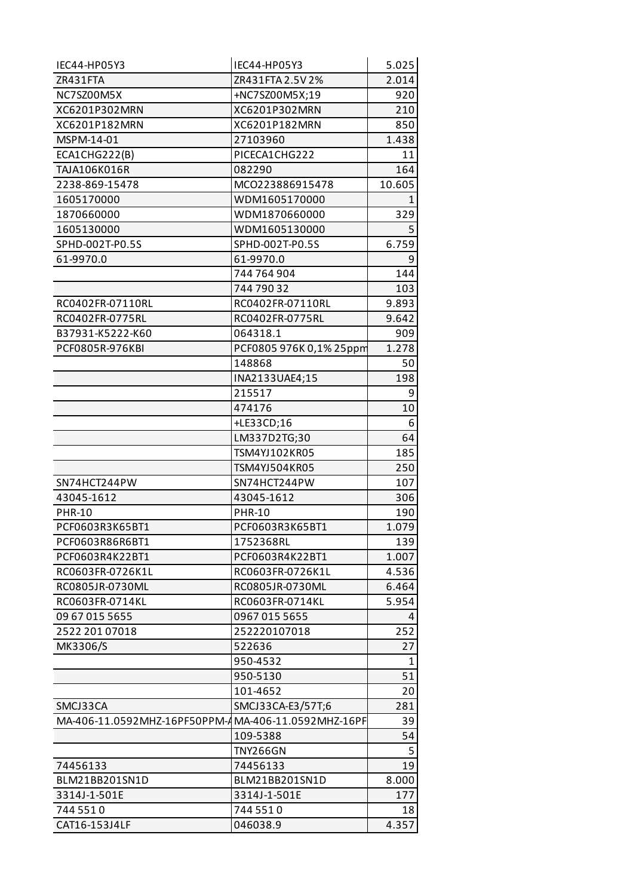| | | |
|---|---|---|
| IEC44-HP05Y3 | IEC44-HP05Y3 | 5.025 |
| ZR431FTA | ZR431FTA 2.5V 2% | 2.014 |
| NC7SZ00M5X | +NC7SZ00M5X;19 | 920 |
| XC6201P302MRN | XC6201P302MRN | 210 |
| XC6201P182MRN | XC6201P182MRN | 850 |
| MSPM-14-01 | 27103960 | 1.438 |
| ECA1CHG222(B) | PICECA1CHG222 | 11 |
| TAJA106K016R | 082290 | 164 |
| 2238-869-15478 | MCO223886915478 | 10.605 |
| 1605170000 | WDM1605170000 | 1 |
| 1870660000 | WDM1870660000 | 329 |
| 1605130000 | WDM1605130000 | 5 |
| SPHD-002T-P0.5S | SPHD-002T-P0.5S | 6.759 |
| 61-9970.0 | 61-9970.0 | 9 |
| | 744 764 904 | 144 |
| | 744 790 32 | 103 |
| RC0402FR-07110RL | RC0402FR-07110RL | 9.893 |
| RC0402FR-0775RL | RC0402FR-0775RL | 9.642 |
| B37931-K5222-K60 | 064318.1 | 909 |
| PCF0805R-976KBI | PCF0805 976K 0,1% 25ppm | 1.278 |
| | 148868 | 50 |
| | INA2133UAE4;15 | 198 |
| | 215517 | 9 |
| | 474176 | 10 |
| | +LE33CD;16 | 6 |
| | LM337D2TG;30 | 64 |
| | TSM4YJ102KR05 | 185 |
| | TSM4YJ504KR05 | 250 |
| SN74HCT244PW | SN74HCT244PW | 107 |
| 43045-1612 | 43045-1612 | 306 |
| PHR-10 | PHR-10 | 190 |
| PCF0603R3K65BT1 | PCF0603R3K65BT1 | 1.079 |
| PCF0603R86R6BT1 | 1752368RL | 139 |
| PCF0603R4K22BT1 | PCF0603R4K22BT1 | 1.007 |
| RC0603FR-0726K1L | RC0603FR-0726K1L | 4.536 |
| RC0805JR-0730ML | RC0805JR-0730ML | 6.464 |
| RC0603FR-0714KL | RC0603FR-0714KL | 5.954 |
| 09 67 015 5655 | 0967 015 5655 | 4 |
| 2522 201 07018 | 252220107018 | 252 |
| MK3306/S | 522636 | 27 |
| | 950-4532 | 1 |
| | 950-5130 | 51 |
| | 101-4652 | 20 |
| SMCJ33CA | SMCJ33CA-E3/57T;6 | 281 |
| MA-406-11.0592MHZ-16PF50PPM-A | MA-406-11.0592MHZ-16PF | 39 |
| | 109-5388 | 54 |
| | TNY266GN | 5 |
| 74456133 | 74456133 | 19 |
| BLM21BB201SN1D | BLM21BB201SN1D | 8.000 |
| 3314J-1-501E | 3314J-1-501E | 177 |
| 744 551 0 | 744 551 0 | 18 |
| CAT16-153J4LF | 046038.9 | 4.357 |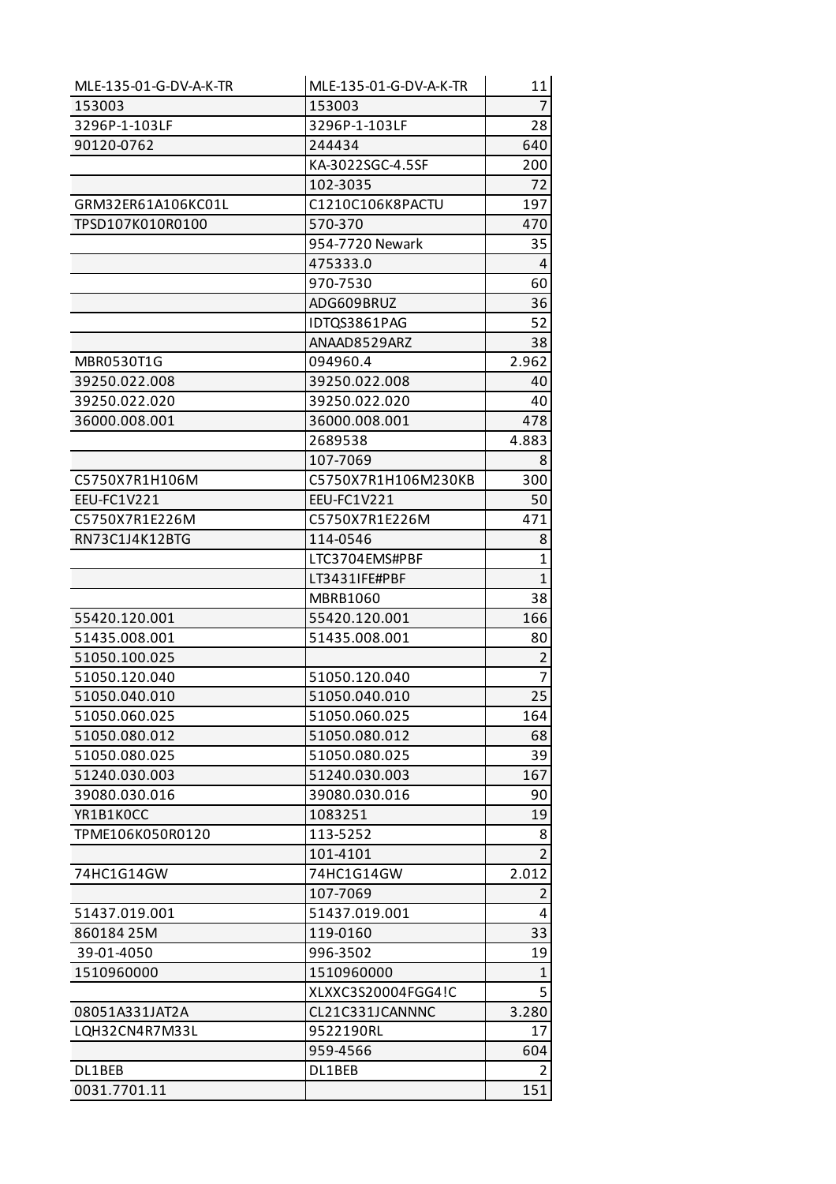| MLE-135-01-G-DV-A-K-TR | MLE-135-01-G-DV-A-K-TR | 11 |
|---|---|---|
| 153003 | 153003 | 7 |
| 3296P-1-103LF | 3296P-1-103LF | 28 |
| 90120-0762 | 244434 | 640 |
| | KA-3022SGC-4.5SF | 200 |
| | 102-3035 | 72 |
| GRM32ER61A106KC01L | C1210C106K8PACTU | 197 |
| TPSD107K010R0100 | 570-370 | 470 |
| | 954-7720 Newark | 35 |
| | 475333.0 | 4 |
| | 970-7530 | 60 |
| | ADG609BRUZ | 36 |
| | IDTQS3861PAG | 52 |
| | ANAAD8529ARZ | 38 |
| MBR0530T1G | 094960.4 | 2.962 |
| 39250.022.008 | 39250.022.008 | 40 |
| 39250.022.020 | 39250.022.020 | 40 |
| 36000.008.001 | 36000.008.001 | 478 |
| | 2689538 | 4.883 |
| | 107-7069 | 8 |
| C5750X7R1H106M | C5750X7R1H106M230KB | 300 |
| EEU-FC1V221 | EEU-FC1V221 | 50 |
| C5750X7R1E226M | C5750X7R1E226M | 471 |
| RN73C1J4K12BTG | 114-0546 | 8 |
| | LTC3704EMS#PBF | 1 |
| | LT3431IFE#PBF | 1 |
| | MBRB1060 | 38 |
| 55420.120.001 | 55420.120.001 | 166 |
| 51435.008.001 | 51435.008.001 | 80 |
| 51050.100.025 | | 2 |
| 51050.120.040 | 51050.120.040 | 7 |
| 51050.040.010 | 51050.040.010 | 25 |
| 51050.060.025 | 51050.060.025 | 164 |
| 51050.080.012 | 51050.080.012 | 68 |
| 51050.080.025 | 51050.080.025 | 39 |
| 51240.030.003 | 51240.030.003 | 167 |
| 39080.030.016 | 39080.030.016 | 90 |
| YR1B1K0CC | 1083251 | 19 |
| TPME106K050R0120 | 113-5252 | 8 |
| | 101-4101 | 2 |
| 74HC1G14GW | 74HC1G14GW | 2.012 |
| | 107-7069 | 2 |
| 51437.019.001 | 51437.019.001 | 4 |
| 860184 25M | 119-0160 | 33 |
| 39-01-4050 | 996-3502 | 19 |
| 1510960000 | 1510960000 | 1 |
| | XLXXC3S20004FGG4!C | 5 |
| 08051A331JAT2A | CL21C331JCANNNC | 3.280 |
| LQH32CN4R7M33L | 9522190RL | 17 |
| | 959-4566 | 604 |
| DL1BEB | DL1BEB | 2 |
| 0031.7701.11 | | 151 |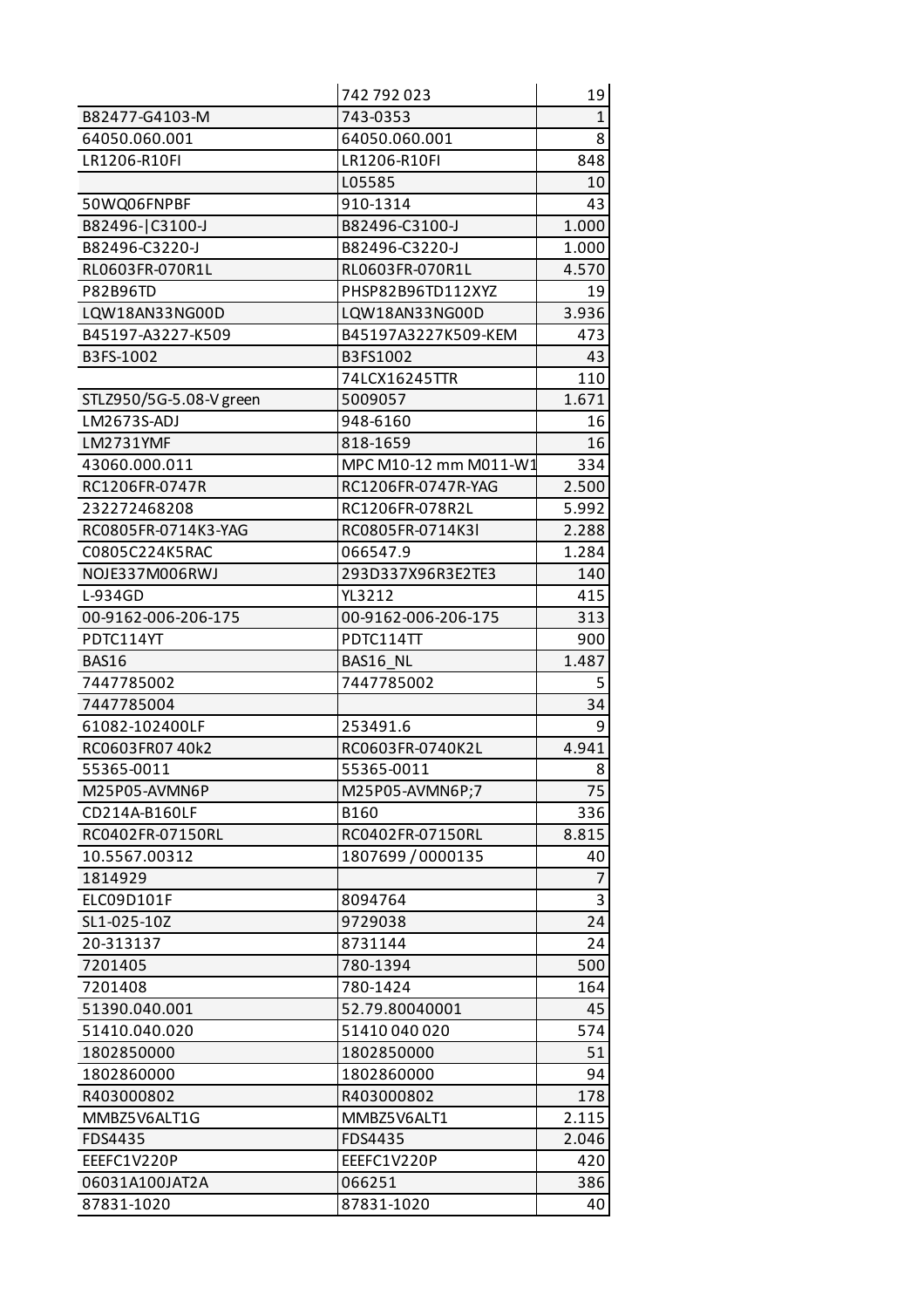| | 742 792 023 | 19 |
|---|---|---|
| B82477-G4103-M | 743-0353 | 1 |
| 64050.060.001 | 64050.060.001 | 8 |
| LR1206-R10FI | LR1206-R10FI | 848 |
| | L05585 | 10 |
| 50WQ06FNPBF | 910-1314 | 43 |
| B82496-\|C3100-J | B82496-C3100-J | 1.000 |
| B82496-C3220-J | B82496-C3220-J | 1.000 |
| RL0603FR-070R1L | RL0603FR-070R1L | 4.570 |
| P82B96TD | PHSP82B96TD112XYZ | 19 |
| LQW18AN33NG00D | LQW18AN33NG00D | 3.936 |
| B45197-A3227-K509 | B45197A3227K509-KEM | 473 |
| B3FS-1002 | B3FS1002 | 43 |
| | 74LCX16245TTR | 110 |
| STLZ950/5G-5.08-V green | 5009057 | 1.671 |
| LM2673S-ADJ | 948-6160 | 16 |
| LM2731YMF | 818-1659 | 16 |
| 43060.000.011 | MPC M10-12 mm M011-W1 | 334 |
| RC1206FR-0747R | RC1206FR-0747R-YAG | 2.500 |
| 232272468208 | RC1206FR-078R2L | 5.992 |
| RC0805FR-0714K3-YAG | RC0805FR-0714K3l | 2.288 |
| C0805C224K5RAC | 066547.9 | 1.284 |
| NOJE337M006RWJ | 293D337X96R3E2TE3 | 140 |
| L-934GD | YL3212 | 415 |
| 00-9162-006-206-175 | 00-9162-006-206-175 | 313 |
| PDTC114YT | PDTC114TT | 900 |
| BAS16 | BAS16_NL | 1.487 |
| 7447785002 | 7447785002 | 5 |
| 7447785004 | | 34 |
| 61082-102400LF | 253491.6 | 9 |
| RC0603FR07 40k2 | RC0603FR-0740K2L | 4.941 |
| 55365-0011 | 55365-0011 | 8 |
| M25P05-AVMN6P | M25P05-AVMN6P;7 | 75 |
| CD214A-B160LF | B160 | 336 |
| RC0402FR-07150RL | RC0402FR-07150RL | 8.815 |
| 10.5567.00312 | 1807699 / 0000135 | 40 |
| 1814929 | | 7 |
| ELC09D101F | 8094764 | 3 |
| SL1-025-10Z | 9729038 | 24 |
| 20-313137 | 8731144 | 24 |
| 7201405 | 780-1394 | 500 |
| 7201408 | 780-1424 | 164 |
| 51390.040.001 | 52.79.80040001 | 45 |
| 51410.040.020 | 51410 040 020 | 574 |
| 1802850000 | 1802850000 | 51 |
| 1802860000 | 1802860000 | 94 |
| R403000802 | R403000802 | 178 |
| MMBZ5V6ALT1G | MMBZ5V6ALT1 | 2.115 |
| FDS4435 | FDS4435 | 2.046 |
| EEEFC1V220P | EEEFC1V220P | 420 |
| 06031A100JAT2A | 066251 | 386 |
| 87831-1020 | 87831-1020 | 40 |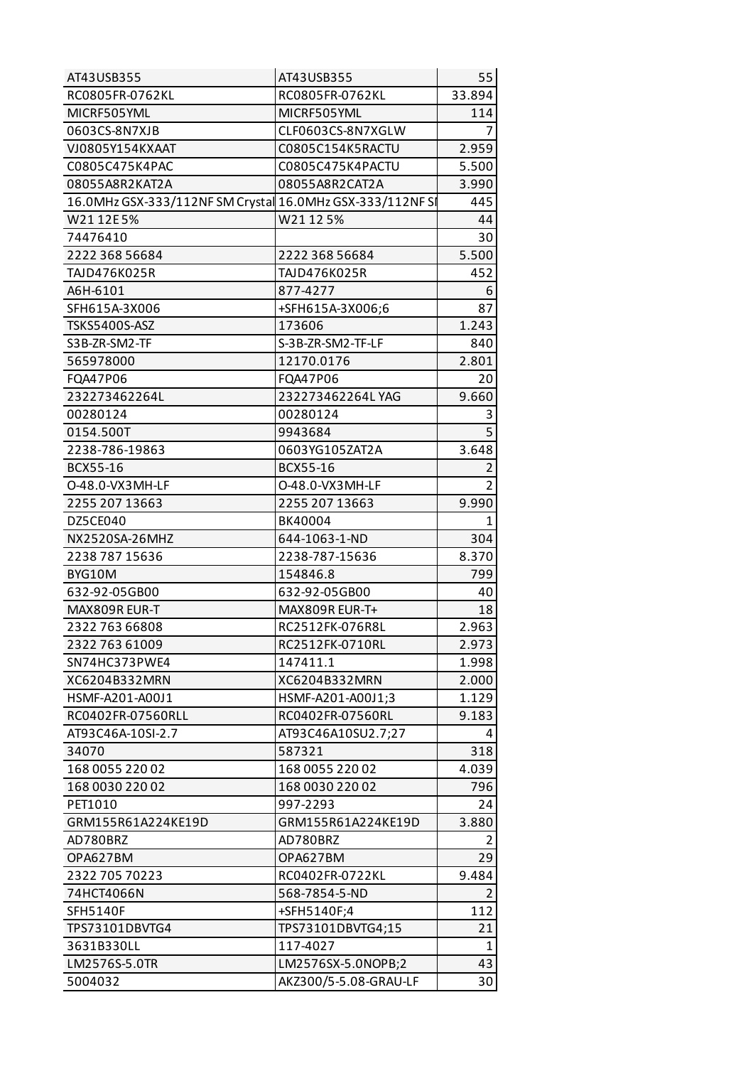| | | |
|---|---|---|
| AT43USB355 | AT43USB355 | 55 |
| RC0805FR-0762KL | RC0805FR-0762KL | 33.894 |
| MICRF505YML | MICRF505YML | 114 |
| 0603CS-8N7XJB | CLF0603CS-8N7XGLW | 7 |
| VJ0805Y154KXAAT | C0805C154K5RACTU | 2.959 |
| C0805C475K4PAC | C0805C475K4PACTU | 5.500 |
| 08055A8R2KAT2A | 08055A8R2CAT2A | 3.990 |
| 16.0MHz GSX-333/112NF SM Crystal | 16.0MHz GSX-333/112NF SI | 445 |
| W21 12E 5% | W21 12 5% | 44 |
| 74476410 | | 30 |
| 2222 368 56684 | 2222 368 56684 | 5.500 |
| TAJD476K025R | TAJD476K025R | 452 |
| A6H-6101 | 877-4277 | 6 |
| SFH615A-3X006 | +SFH615A-3X006;6 | 87 |
| TSKS5400S-ASZ | 173606 | 1.243 |
| S3B-ZR-SM2-TF | S-3B-ZR-SM2-TF-LF | 840 |
| 565978000 | 12170.0176 | 2.801 |
| FQA47P06 | FQA47P06 | 20 |
| 232273462264L | 232273462264L YAG | 9.660 |
| 00280124 | 00280124 | 3 |
| 0154.500T | 9943684 | 5 |
| 2238-786-19863 | 0603YG105ZAT2A | 3.648 |
| BCX55-16 | BCX55-16 | 2 |
| O-48.0-VX3MH-LF | O-48.0-VX3MH-LF | 2 |
| 2255 207 13663 | 2255 207 13663 | 9.990 |
| DZ5CE040 | BK40004 | 1 |
| NX2520SA-26MHZ | 644-1063-1-ND | 304 |
| 2238 787 15636 | 2238-787-15636 | 8.370 |
| BYG10M | 154846.8 | 799 |
| 632-92-05GB00 | 632-92-05GB00 | 40 |
| MAX809R EUR-T | MAX809R EUR-T+ | 18 |
| 2322 763 66808 | RC2512FK-076R8L | 2.963 |
| 2322 763 61009 | RC2512FK-0710RL | 2.973 |
| SN74HC373PWE4 | 147411.1 | 1.998 |
| XC6204B332MRN | XC6204B332MRN | 2.000 |
| HSMF-A201-A00J1 | HSMF-A201-A00J1;3 | 1.129 |
| RC0402FR-07560RLL | RC0402FR-07560RL | 9.183 |
| AT93C46A-10SI-2.7 | AT93C46A10SU2.7;27 | 4 |
| 34070 | 587321 | 318 |
| 168 0055 220 02 | 168 0055 220 02 | 4.039 |
| 168 0030 220 02 | 168 0030 220 02 | 796 |
| PET1010 | 997-2293 | 24 |
| GRM155R61A224KE19D | GRM155R61A224KE19D | 3.880 |
| AD780BRZ | AD780BRZ | 2 |
| OPA627BM | OPA627BM | 29 |
| 2322 705 70223 | RC0402FR-0722KL | 9.484 |
| 74HCT4066N | 568-7854-5-ND | 2 |
| SFH5140F | +SFH5140F;4 | 112 |
| TPS73101DBVTG4 | TPS73101DBVTG4;15 | 21 |
| 3631B330LL | 117-4027 | 1 |
| LM2576S-5.0TR | LM2576SX-5.0NOPB;2 | 43 |
| 5004032 | AKZ300/5-5.08-GRAU-LF | 30 |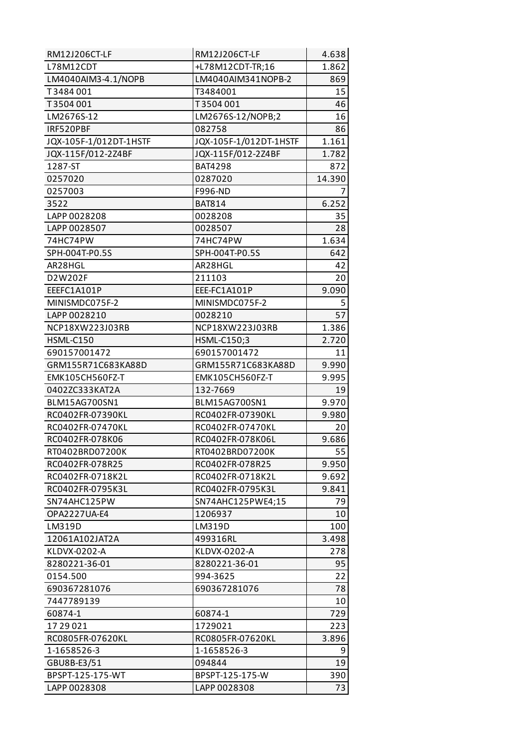| | | |
|---|---|---|
| RM12J206CT-LF | RM12J206CT-LF | 4.638 |
| L78M12CDT | +L78M12CDT-TR;16 | 1.862 |
| LM4040AIM3-4.1/NOPB | LM4040AIM341NOPB-2 | 869 |
| T 3484 001 | T3484001 | 15 |
| T 3504 001 | T 3504 001 | 46 |
| LM2676S-12 | LM2676S-12/NOPB;2 | 16 |
| IRF520PBF | 082758 | 86 |
| JQX-105F-1/012DT-1HSTF | JQX-105F-1/012DT-1HSTF | 1.161 |
| JQX-115F/012-2Z4BF | JQX-115F/012-2Z4BF | 1.782 |
| 1287-ST | BAT4298 | 872 |
| 0257020 | 0287020 | 14.390 |
| 0257003 | F996-ND | 7 |
| 3522 | BAT814 | 6.252 |
| LAPP 0028208 | 0028208 | 35 |
| LAPP 0028507 | 0028507 | 28 |
| 74HC74PW | 74HC74PW | 1.634 |
| SPH-004T-P0.5S | SPH-004T-P0.5S | 642 |
| AR28HGL | AR28HGL | 42 |
| D2W202F | 211103 | 20 |
| EEEFC1A101P | EEE-FC1A101P | 9.090 |
| MINISMDC075F-2 | MINISMDC075F-2 | 5 |
| LAPP 0028210 | 0028210 | 57 |
| NCP18XW223J03RB | NCP18XW223J03RB | 1.386 |
| HSML-C150 | HSML-C150;3 | 2.720 |
| 690157001472 | 690157001472 | 11 |
| GRM155R71C683KA88D | GRM155R71C683KA88D | 9.990 |
| EMK105CH560FZ-T | EMK105CH560FZ-T | 9.995 |
| 0402ZC333KAT2A | 132-7669 | 19 |
| BLM15AG700SN1 | BLM15AG700SN1 | 9.970 |
| RC0402FR-07390KL | RC0402FR-07390KL | 9.980 |
| RC0402FR-07470KL | RC0402FR-07470KL | 20 |
| RC0402FR-078K06 | RC0402FR-078K06L | 9.686 |
| RT0402BRD07200K | RT0402BRD07200K | 55 |
| RC0402FR-078R25 | RC0402FR-078R25 | 9.950 |
| RC0402FR-0718K2L | RC0402FR-0718K2L | 9.692 |
| RC0402FR-0795K3L | RC0402FR-0795K3L | 9.841 |
| SN74AHC125PW | SN74AHC125PWE4;15 | 79 |
| OPA2227UA-E4 | 1206937 | 10 |
| LM319D | LM319D | 100 |
| 12061A102JAT2A | 499316RL | 3.498 |
| KLDVX-0202-A | KLDVX-0202-A | 278 |
| 8280221-36-01 | 8280221-36-01 | 95 |
| 0154.500 | 994-3625 | 22 |
| 690367281076 | 690367281076 | 78 |
| 7447789139 | | 10 |
| 60874-1 | 60874-1 | 729 |
| 17 29 021 | 1729021 | 223 |
| RC0805FR-07620KL | RC0805FR-07620KL | 3.896 |
| 1-1658526-3 | 1-1658526-3 | 9 |
| GBU8B-E3/51 | 094844 | 19 |
| BPSPT-125-175-WT | BPSPT-125-175-W | 390 |
| LAPP 0028308 | LAPP 0028308 | 73 |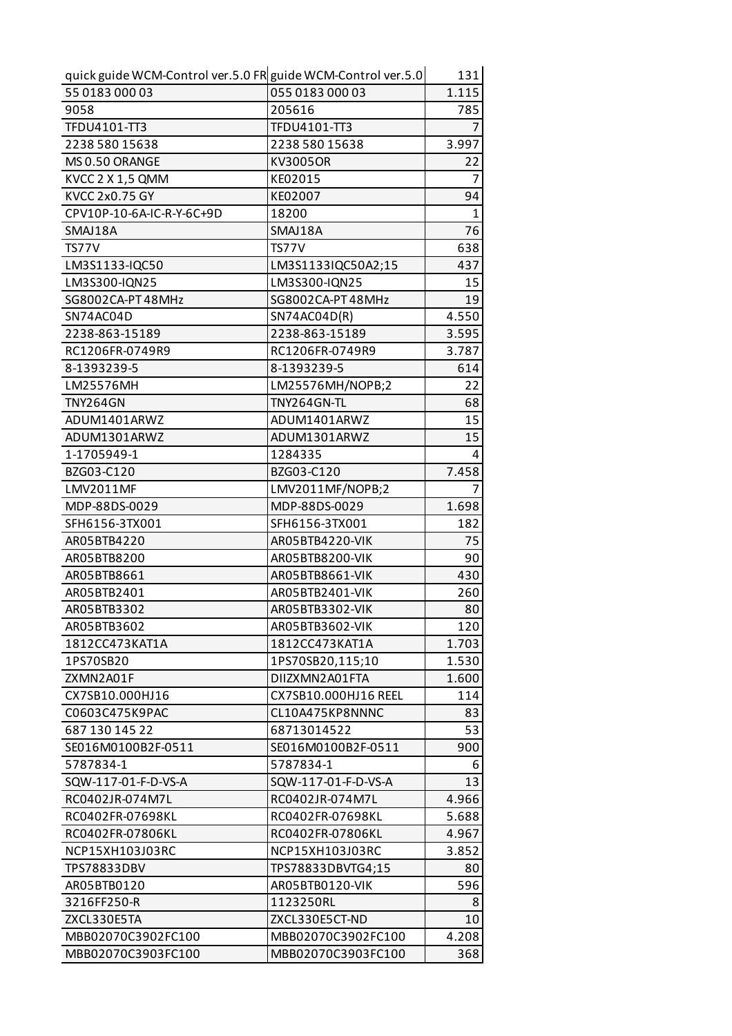| quick guide WCM-Control ver.5.0 FR | guide WCM-Control ver.5.0 | 131 |
|---|---|---|
| 55 0183 000 03 | 055 0183 000 03 | 1.115 |
| 9058 | 205616 | 785 |
| TFDU4101-TT3 | TFDU4101-TT3 | 7 |
| 2238 580 15638 | 2238 580 15638 | 3.997 |
| MS 0.50 ORANGE | KV3005OR | 22 |
| KVCC 2 X 1,5 QMM | KE02015 | 7 |
| KVCC 2x0.75 GY | KE02007 | 94 |
| CPV10P-10-6A-IC-R-Y-6C+9D | 18200 | 1 |
| SMAJ18A | SMAJ18A | 76 |
| TS77V | TS77V | 638 |
| LM3S1133-IQC50 | LM3S1133IQC50A2;15 | 437 |
| LM3S300-IQN25 | LM3S300-IQN25 | 15 |
| SG8002CA-PT 48MHz | SG8002CA-PT 48MHz | 19 |
| SN74AC04D | SN74AC04D(R) | 4.550 |
| 2238-863-15189 | 2238-863-15189 | 3.595 |
| RC1206FR-0749R9 | RC1206FR-0749R9 | 3.787 |
| 8-1393239-5 | 8-1393239-5 | 614 |
| LM25576MH | LM25576MH/NOPB;2 | 22 |
| TNY264GN | TNY264GN-TL | 68 |
| ADUM1401ARWZ | ADUM1401ARWZ | 15 |
| ADUM1301ARWZ | ADUM1301ARWZ | 15 |
| 1-1705949-1 | 1284335 | 4 |
| BZG03-C120 | BZG03-C120 | 7.458 |
| LMV2011MF | LMV2011MF/NOPB;2 | 7 |
| MDP-88DS-0029 | MDP-88DS-0029 | 1.698 |
| SFH6156-3TX001 | SFH6156-3TX001 | 182 |
| AR05BTB4220 | AR05BTB4220-VIK | 75 |
| AR05BTB8200 | AR05BTB8200-VIK | 90 |
| AR05BTB8661 | AR05BTB8661-VIK | 430 |
| AR05BTB2401 | AR05BTB2401-VIK | 260 |
| AR05BTB3302 | AR05BTB3302-VIK | 80 |
| AR05BTB3602 | AR05BTB3602-VIK | 120 |
| 1812CC473KAT1A | 1812CC473KAT1A | 1.703 |
| 1PS70SB20 | 1PS70SB20,115;10 | 1.530 |
| ZXMN2A01F | DIIZXMN2A01FTA | 1.600 |
| CX7SB10.000HJ16 | CX7SB10.000HJ16 REEL | 114 |
| C0603C475K9PAC | CL10A475KP8NNNC | 83 |
| 687 130 145 22 | 68713014522 | 53 |
| SE016M0100B2F-0511 | SE016M0100B2F-0511 | 900 |
| 5787834-1 | 5787834-1 | 6 |
| SQW-117-01-F-D-VS-A | SQW-117-01-F-D-VS-A | 13 |
| RC0402JR-074M7L | RC0402JR-074M7L | 4.966 |
| RC0402FR-07698KL | RC0402FR-07698KL | 5.688 |
| RC0402FR-07806KL | RC0402FR-07806KL | 4.967 |
| NCP15XH103J03RC | NCP15XH103J03RC | 3.852 |
| TPS78833DBV | TPS78833DBVTG4;15 | 80 |
| AR05BTB0120 | AR05BTB0120-VIK | 596 |
| 3216FF250-R | 1123250RL | 8 |
| ZXCL330E5TA | ZXCL330E5CT-ND | 10 |
| MBB02070C3902FC100 | MBB02070C3902FC100 | 4.208 |
| MBB02070C3903FC100 | MBB02070C3903FC100 | 368 |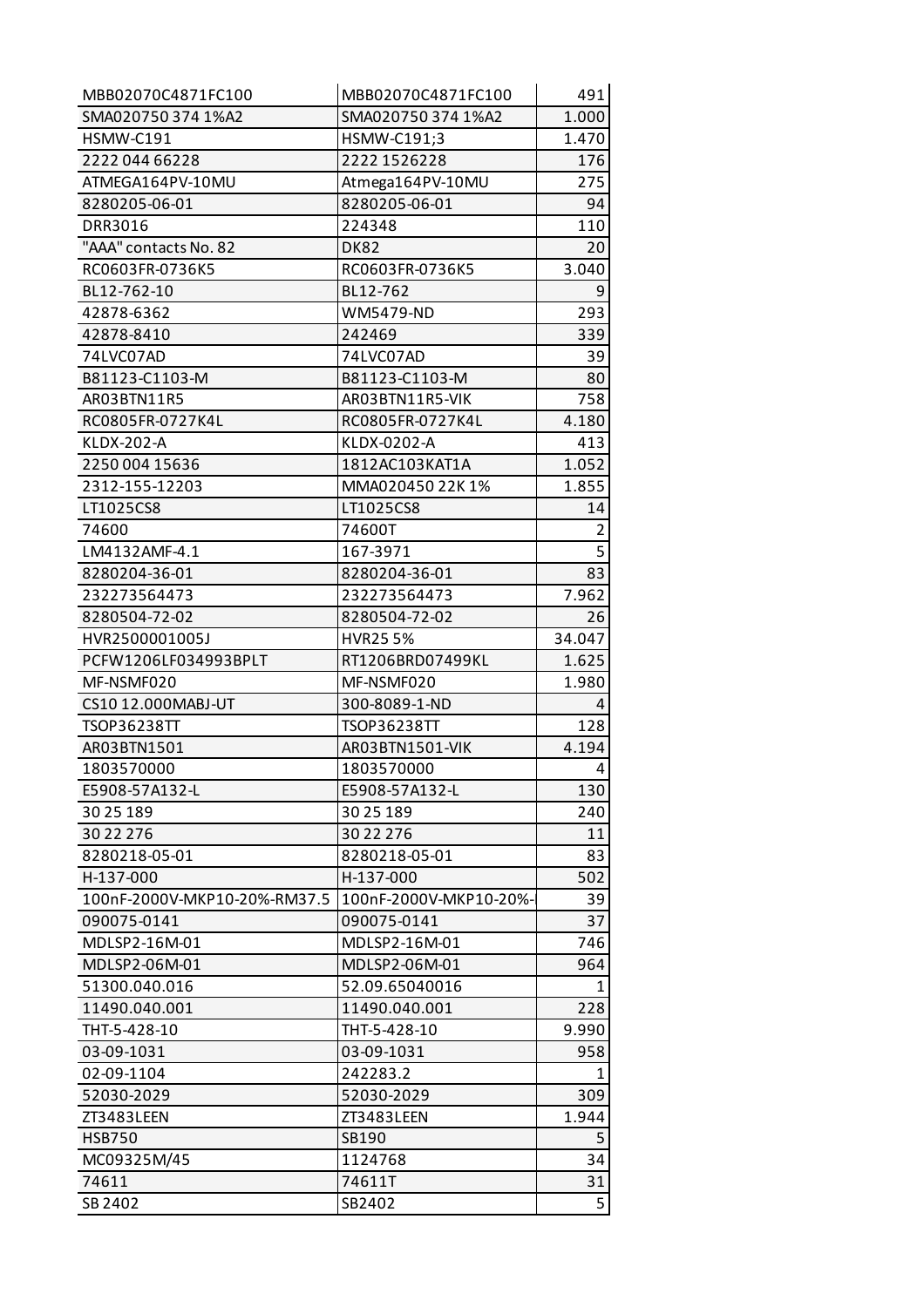| | | |
|---|---|---|
| MBB02070C4871FC100 | MBB02070C4871FC100 | 491 |
| SMA020750 374 1%A2 | SMA020750 374 1%A2 | 1.000 |
| HSMW-C191 | HSMW-C191;3 | 1.470 |
| 2222 044 66228 | 2222 1526228 | 176 |
| ATMEGA164PV-10MU | Atmega164PV-10MU | 275 |
| 8280205-06-01 | 8280205-06-01 | 94 |
| DRR3016 | 224348 | 110 |
| "AAA" contacts No. 82 | DK82 | 20 |
| RC0603FR-0736K5 | RC0603FR-0736K5 | 3.040 |
| BL12-762-10 | BL12-762 | 9 |
| 42878-6362 | WM5479-ND | 293 |
| 42878-8410 | 242469 | 339 |
| 74LVC07AD | 74LVC07AD | 39 |
| B81123-C1103-M | B81123-C1103-M | 80 |
| AR03BTN11R5 | AR03BTN11R5-VIK | 758 |
| RC0805FR-0727K4L | RC0805FR-0727K4L | 4.180 |
| KLDX-202-A | KLDX-0202-A | 413 |
| 2250 004 15636 | 1812AC103KAT1A | 1.052 |
| 2312-155-12203 | MMA020450 22K 1% | 1.855 |
| LT1025CS8 | LT1025CS8 | 14 |
| 74600 | 74600T | 2 |
| LM4132AMF-4.1 | 167-3971 | 5 |
| 8280204-36-01 | 8280204-36-01 | 83 |
| 232273564473 | 232273564473 | 7.962 |
| 8280504-72-02 | 8280504-72-02 | 26 |
| HVR2500001005J | HVR25 5% | 34.047 |
| PCFW1206LF034993BPLT | RT1206BRD07499KL | 1.625 |
| MF-NSMF020 | MF-NSMF020 | 1.980 |
| CS10 12.000MABJ-UT | 300-8089-1-ND | 4 |
| TSOP36238TT | TSOP36238TT | 128 |
| AR03BTN1501 | AR03BTN1501-VIK | 4.194 |
| 1803570000 | 1803570000 | 4 |
| E5908-57A132-L | E5908-57A132-L | 130 |
| 30 25 189 | 30 25 189 | 240 |
| 30 22 276 | 30 22 276 | 11 |
| 8280218-05-01 | 8280218-05-01 | 83 |
| H-137-000 | H-137-000 | 502 |
| 100nF-2000V-MKP10-20%-RM37.5 | 100nF-2000V-MKP10-20%- | 39 |
| 090075-0141 | 090075-0141 | 37 |
| MDLSP2-16M-01 | MDLSP2-16M-01 | 746 |
| MDLSP2-06M-01 | MDLSP2-06M-01 | 964 |
| 51300.040.016 | 52.09.65040016 | 1 |
| 11490.040.001 | 11490.040.001 | 228 |
| THT-5-428-10 | THT-5-428-10 | 9.990 |
| 03-09-1031 | 03-09-1031 | 958 |
| 02-09-1104 | 242283.2 | 1 |
| 52030-2029 | 52030-2029 | 309 |
| ZT3483LEEN | ZT3483LEEN | 1.944 |
| HSB750 | SB190 | 5 |
| MC09325M/45 | 1124768 | 34 |
| 74611 | 74611T | 31 |
| SB 2402 | SB2402 | 5 |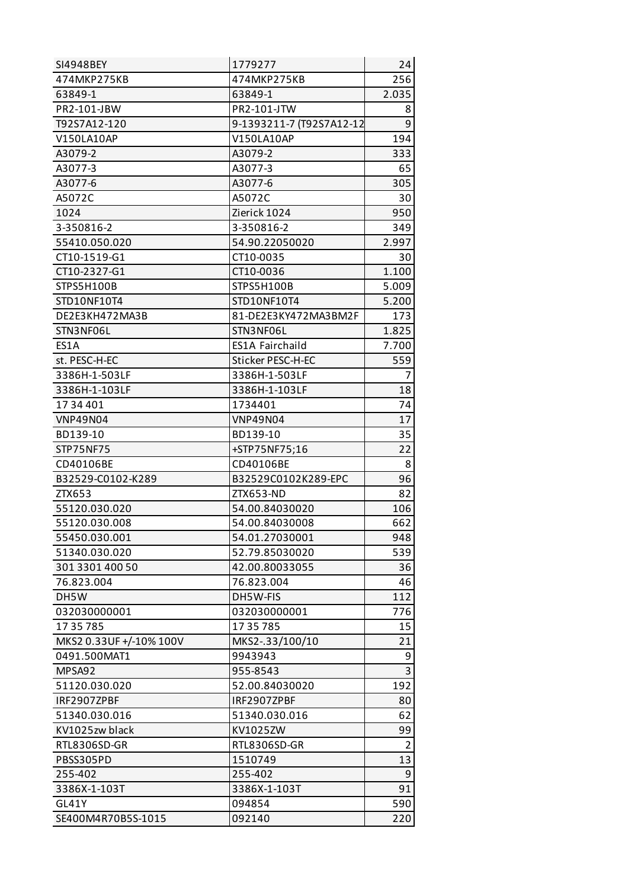| SI4948BEY | 1779277 | 24 |
|---|---|---|
| 474MKP275KB | 474MKP275KB | 256 |
| 63849-1 | 63849-1 | 2.035 |
| PR2-101-JBW | PR2-101-JTW | 8 |
| T92S7A12-120 | 9-1393211-7 (T92S7A12-12 | 9 |
| V150LA10AP | V150LA10AP | 194 |
| A3079-2 | A3079-2 | 333 |
| A3077-3 | A3077-3 | 65 |
| A3077-6 | A3077-6 | 305 |
| A5072C | A5072C | 30 |
| 1024 | Zierick 1024 | 950 |
| 3-350816-2 | 3-350816-2 | 349 |
| 55410.050.020 | 54.90.22050020 | 2.997 |
| CT10-1519-G1 | CT10-0035 | 30 |
| CT10-2327-G1 | CT10-0036 | 1.100 |
| STPS5H100B | STPS5H100B | 5.009 |
| STD10NF10T4 | STD10NF10T4 | 5.200 |
| DE2E3KH472MA3B | 81-DE2E3KY472MA3BM2F | 173 |
| STN3NF06L | STN3NF06L | 1.825 |
| ES1A | ES1A Fairchaild | 7.700 |
| st. PESC-H-EC | Sticker PESC-H-EC | 559 |
| 3386H-1-503LF | 3386H-1-503LF | 7 |
| 3386H-1-103LF | 3386H-1-103LF | 18 |
| 17 34 401 | 1734401 | 74 |
| VNP49N04 | VNP49N04 | 17 |
| BD139-10 | BD139-10 | 35 |
| STP75NF75 | +STP75NF75;16 | 22 |
| CD40106BE | CD40106BE | 8 |
| B32529-C0102-K289 | B32529C0102K289-EPC | 96 |
| ZTX653 | ZTX653-ND | 82 |
| 55120.030.020 | 54.00.84030020 | 106 |
| 55120.030.008 | 54.00.84030008 | 662 |
| 55450.030.001 | 54.01.27030001 | 948 |
| 51340.030.020 | 52.79.85030020 | 539 |
| 301 3301 400 50 | 42.00.80033055 | 36 |
| 76.823.004 | 76.823.004 | 46 |
| DH5W | DH5W-FIS | 112 |
| 032030000001 | 032030000001 | 776 |
| 17 35 785 | 17 35 785 | 15 |
| MKS2 0.33UF +/-10% 100V | MKS2-.33/100/10 | 21 |
| 0491.500MAT1 | 9943943 | 9 |
| MPSA92 | 955-8543 | 3 |
| 51120.030.020 | 52.00.84030020 | 192 |
| IRF2907ZPBF | IRF2907ZPBF | 80 |
| 51340.030.016 | 51340.030.016 | 62 |
| KV1025zw black | KV1025ZW | 99 |
| RTL8306SD-GR | RTL8306SD-GR | 2 |
| PBSS305PD | 1510749 | 13 |
| 255-402 | 255-402 | 9 |
| 3386X-1-103T | 3386X-1-103T | 91 |
| GL41Y | 094854 | 590 |
| SE400M4R70B5S-1015 | 092140 | 220 |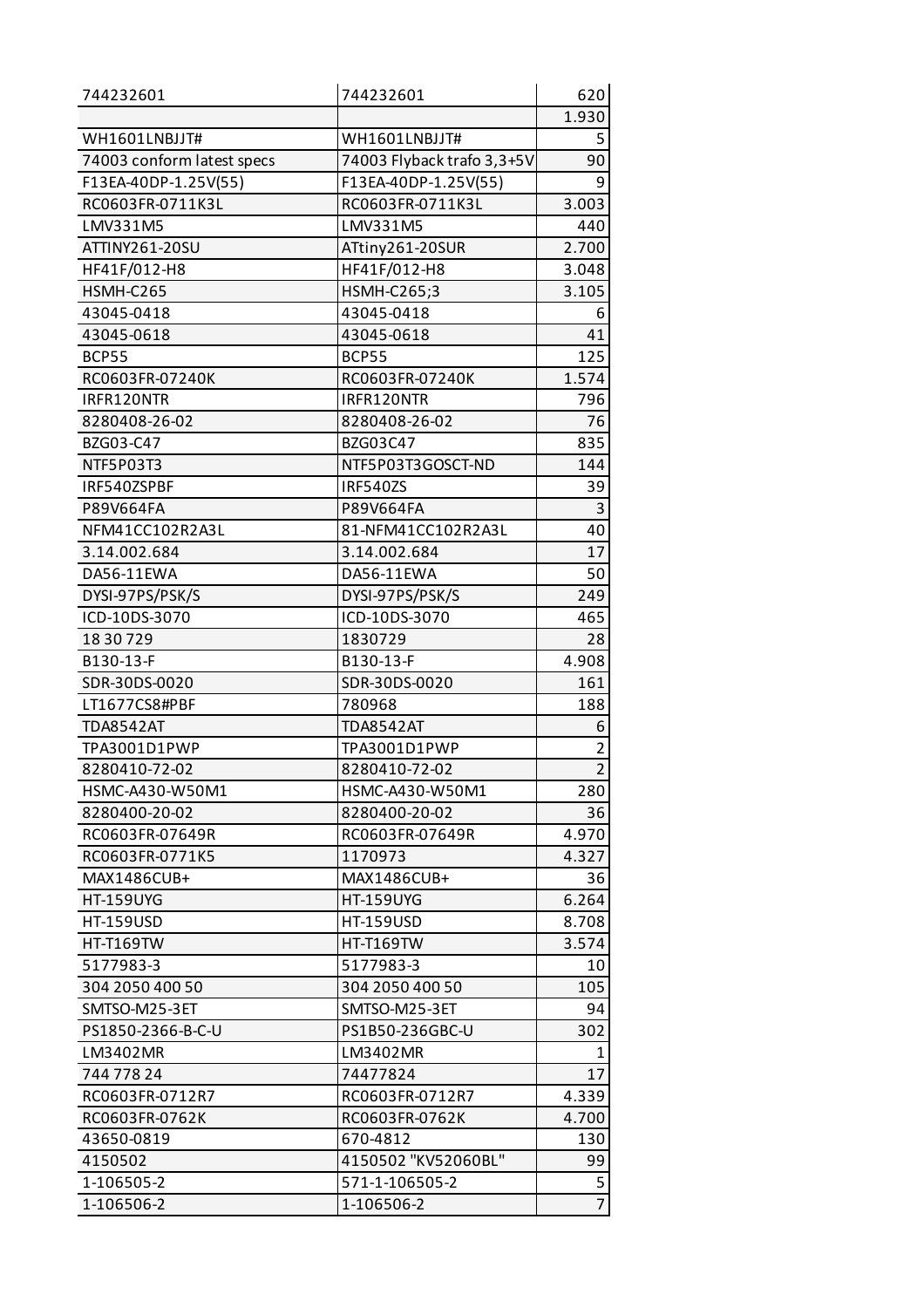| 744232601 | 744232601 | 620 |
|---|---|---|
| | | 1.930 |
| WH1601LNBJJT# | WH1601LNBJJT# | 5 |
| 74003 conform latest specs | 74003 Flyback trafo 3,3+5V | 90 |
| F13EA-40DP-1.25V(55) | F13EA-40DP-1.25V(55) | 9 |
| RC0603FR-0711K3L | RC0603FR-0711K3L | 3.003 |
| LMV331M5 | LMV331M5 | 440 |
| ATTINY261-20SU | ATtiny261-20SUR | 2.700 |
| HF41F/012-H8 | HF41F/012-H8 | 3.048 |
| HSMH-C265 | HSMH-C265;3 | 3.105 |
| 43045-0418 | 43045-0418 | 6 |
| 43045-0618 | 43045-0618 | 41 |
| BCP55 | BCP55 | 125 |
| RC0603FR-07240K | RC0603FR-07240K | 1.574 |
| IRFR120NTR | IRFR120NTR | 796 |
| 8280408-26-02 | 8280408-26-02 | 76 |
| BZG03-C47 | BZG03C47 | 835 |
| NTF5P03T3 | NTF5P03T3GOSCT-ND | 144 |
| IRF540ZSPBF | IRF540ZS | 39 |
| P89V664FA | P89V664FA | 3 |
| NFM41CC102R2A3L | 81-NFM41CC102R2A3L | 40 |
| 3.14.002.684 | 3.14.002.684 | 17 |
| DA56-11EWA | DA56-11EWA | 50 |
| DYSI-97PS/PSK/S | DYSI-97PS/PSK/S | 249 |
| ICD-10DS-3070 | ICD-10DS-3070 | 465 |
| 18 30 729 | 1830729 | 28 |
| B130-13-F | B130-13-F | 4.908 |
| SDR-30DS-0020 | SDR-30DS-0020 | 161 |
| LT1677CS8#PBF | 780968 | 188 |
| TDA8542AT | TDA8542AT | 6 |
| TPA3001D1PWP | TPA3001D1PWP | 2 |
| 8280410-72-02 | 8280410-72-02 | 2 |
| HSMC-A430-W50M1 | HSMC-A430-W50M1 | 280 |
| 8280400-20-02 | 8280400-20-02 | 36 |
| RC0603FR-07649R | RC0603FR-07649R | 4.970 |
| RC0603FR-0771K5 | 1170973 | 4.327 |
| MAX1486CUB+ | MAX1486CUB+ | 36 |
| HT-159UYG | HT-159UYG | 6.264 |
| HT-159USD | HT-159USD | 8.708 |
| HT-T169TW | HT-T169TW | 3.574 |
| 5177983-3 | 5177983-3 | 10 |
| 304 2050 400 50 | 304 2050 400 50 | 105 |
| SMTSO-M25-3ET | SMTSO-M25-3ET | 94 |
| PS1850-2366-B-C-U | PS1B50-236GBC-U | 302 |
| LM3402MR | LM3402MR | 1 |
| 744 778 24 | 74477824 | 17 |
| RC0603FR-0712R7 | RC0603FR-0712R7 | 4.339 |
| RC0603FR-0762K | RC0603FR-0762K | 4.700 |
| 43650-0819 | 670-4812 | 130 |
| 4150502 | 4150502 "KV52060BL" | 99 |
| 1-106505-2 | 571-1-106505-2 | 5 |
| 1-106506-2 | 1-106506-2 | 7 |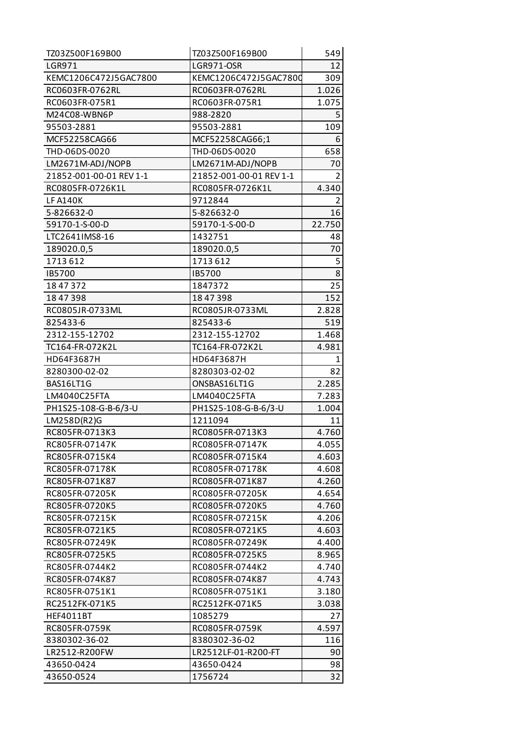| | | |
|---|---|---|
| TZ03Z500F169B00 | TZ03Z500F169B00 | 549 |
| LGR971 | LGR971-OSR | 12 |
| KEMC1206C472J5GAC7800 | KEMC1206C472J5GAC7800 | 309 |
| RC0603FR-0762RL | RC0603FR-0762RL | 1.026 |
| RC0603FR-075R1 | RC0603FR-075R1 | 1.075 |
| M24C08-WBN6P | 988-2820 | 5 |
| 95503-2881 | 95503-2881 | 109 |
| MCF52258CAG66 | MCF52258CAG66;1 | 6 |
| THD-06DS-0020 | THD-06DS-0020 | 658 |
| LM2671M-ADJ/NOPB | LM2671M-ADJ/NOPB | 70 |
| 21852-001-00-01 REV 1-1 | 21852-001-00-01 REV 1-1 | 2 |
| RC0805FR-0726K1L | RC0805FR-0726K1L | 4.340 |
| LF A140K | 9712844 | 2 |
| 5-826632-0 | 5-826632-0 | 16 |
| 59170-1-S-00-D | 59170-1-S-00-D | 22.750 |
| LTC2641IMS8-16 | 1432751 | 48 |
| 189020.0,5 | 189020.0,5 | 70 |
| 1713 612 | 1713 612 | 5 |
| IB5700 | IB5700 | 8 |
| 18 47 372 | 1847372 | 25 |
| 18 47 398 | 18 47 398 | 152 |
| RC0805JR-0733ML | RC0805JR-0733ML | 2.828 |
| 825433-6 | 825433-6 | 519 |
| 2312-155-12702 | 2312-155-12702 | 1.468 |
| TC164-FR-072K2L | TC164-FR-072K2L | 4.981 |
| HD64F3687H | HD64F3687H | 1 |
| 8280300-02-02 | 8280303-02-02 | 82 |
| BAS16LT1G | ONSBAS16LT1G | 2.285 |
| LM4040C25FTA | LM4040C25FTA | 7.283 |
| PH1S25-108-G-B-6/3-U | PH1S25-108-G-B-6/3-U | 1.004 |
| LM258D(R2)G | 1211094 | 11 |
| RC805FR-0713K3 | RC0805FR-0713K3 | 4.760 |
| RC805FR-07147K | RC0805FR-07147K | 4.055 |
| RC805FR-0715K4 | RC0805FR-0715K4 | 4.603 |
| RC805FR-07178K | RC0805FR-07178K | 4.608 |
| RC805FR-071K87 | RC0805FR-071K87 | 4.260 |
| RC805FR-07205K | RC0805FR-07205K | 4.654 |
| RC805FR-0720K5 | RC0805FR-0720K5 | 4.760 |
| RC805FR-07215K | RC0805FR-07215K | 4.206 |
| RC805FR-0721K5 | RC0805FR-0721K5 | 4.603 |
| RC805FR-07249K | RC0805FR-07249K | 4.400 |
| RC805FR-0725K5 | RC0805FR-0725K5 | 8.965 |
| RC805FR-0744K2 | RC0805FR-0744K2 | 4.740 |
| RC805FR-074K87 | RC0805FR-074K87 | 4.743 |
| RC805FR-0751K1 | RC0805FR-0751K1 | 3.180 |
| RC2512FK-071K5 | RC2512FK-071K5 | 3.038 |
| HEF4011BT | 1085279 | 27 |
| RC805FR-0759K | RC0805FR-0759K | 4.597 |
| 8380302-36-02 | 8380302-36-02 | 116 |
| LR2512-R200FW | LR2512LF-01-R200-FT | 90 |
| 43650-0424 | 43650-0424 | 98 |
| 43650-0524 | 1756724 | 32 |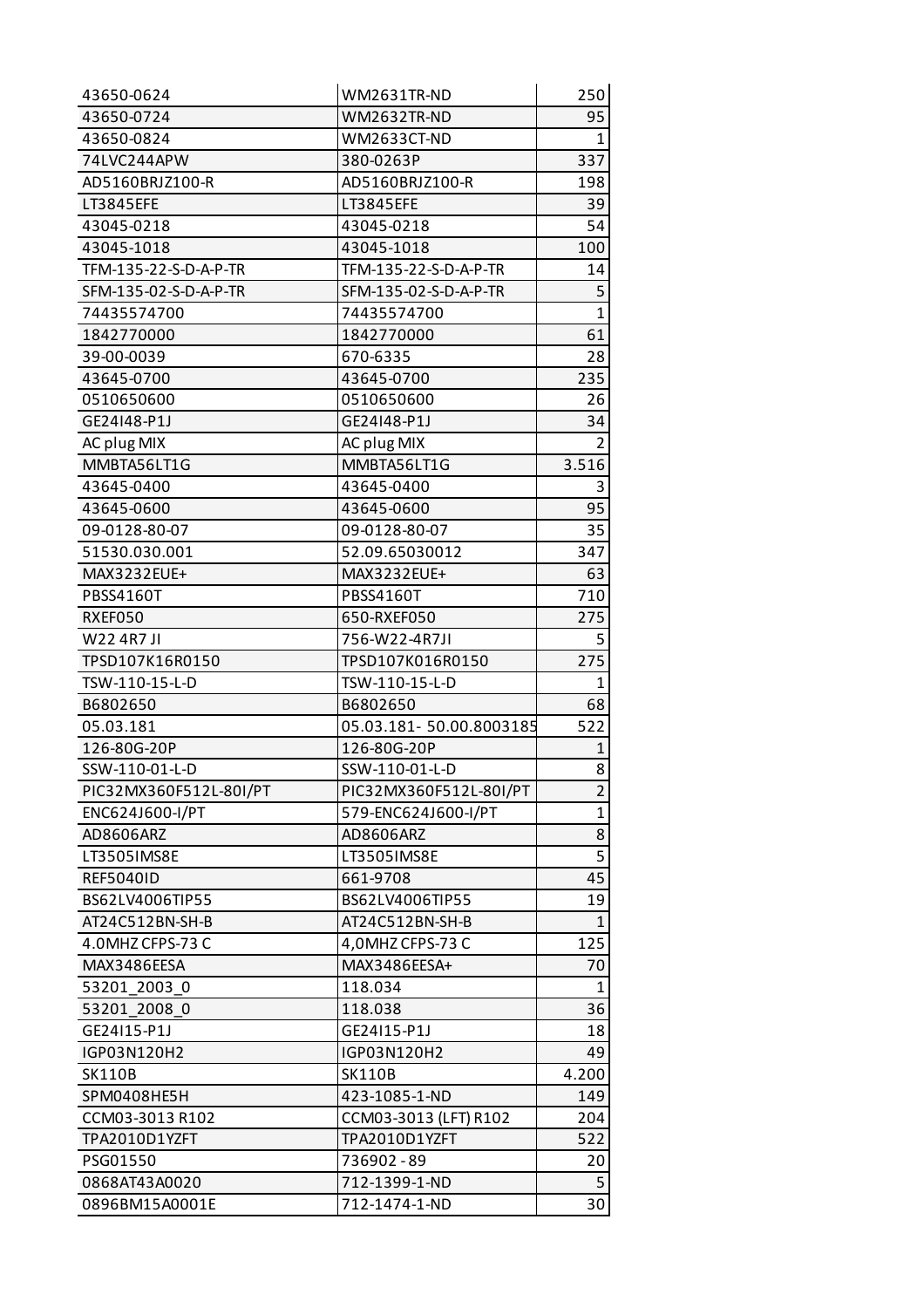| | | |
|---|---|---|
| 43650-0624 | WM2631TR-ND | 250 |
| 43650-0724 | WM2632TR-ND | 95 |
| 43650-0824 | WM2633CT-ND | 1 |
| 74LVC244APW | 380-0263P | 337 |
| AD5160BRJZ100-R | AD5160BRJZ100-R | 198 |
| LT3845EFE | LT3845EFE | 39 |
| 43045-0218 | 43045-0218 | 54 |
| 43045-1018 | 43045-1018 | 100 |
| TFM-135-22-S-D-A-P-TR | TFM-135-22-S-D-A-P-TR | 14 |
| SFM-135-02-S-D-A-P-TR | SFM-135-02-S-D-A-P-TR | 5 |
| 74435574700 | 74435574700 | 1 |
| 1842770000 | 1842770000 | 61 |
| 39-00-0039 | 670-6335 | 28 |
| 43645-0700 | 43645-0700 | 235 |
| 0510650600 | 0510650600 | 26 |
| GE24I48-P1J | GE24I48-P1J | 34 |
| AC plug MIX | AC plug MIX | 2 |
| MMBTA56LT1G | MMBTA56LT1G | 3.516 |
| 43645-0400 | 43645-0400 | 3 |
| 43645-0600 | 43645-0600 | 95 |
| 09-0128-80-07 | 09-0128-80-07 | 35 |
| 51530.030.001 | 52.09.65030012 | 347 |
| MAX3232EUE+ | MAX3232EUE+ | 63 |
| PBSS4160T | PBSS4160T | 710 |
| RXEF050 | 650-RXEF050 | 275 |
| W22 4R7 JI | 756-W22-4R7JI | 5 |
| TPSD107K16R0150 | TPSD107K016R0150 | 275 |
| TSW-110-15-L-D | TSW-110-15-L-D | 1 |
| B6802650 | B6802650 | 68 |
| 05.03.181 | 05.03.181- 50.00.8003185 | 522 |
| 126-80G-20P | 126-80G-20P | 1 |
| SSW-110-01-L-D | SSW-110-01-L-D | 8 |
| PIC32MX360F512L-80I/PT | PIC32MX360F512L-80I/PT | 2 |
| ENC624J600-I/PT | 579-ENC624J600-I/PT | 1 |
| AD8606ARZ | AD8606ARZ | 8 |
| LT3505IMS8E | LT3505IMS8E | 5 |
| REF5040ID | 661-9708 | 45 |
| BS62LV4006TIP55 | BS62LV4006TIP55 | 19 |
| AT24C512BN-SH-B | AT24C512BN-SH-B | 1 |
| 4.0MHZ CFPS-73 C | 4,0MHZ CFPS-73 C | 125 |
| MAX3486EESA | MAX3486EESA+ | 70 |
| 53201_2003_0 | 118.034 | 1 |
| 53201_2008_0 | 118.038 | 36 |
| GE24I15-P1J | GE24I15-P1J | 18 |
| IGP03N120H2 | IGP03N120H2 | 49 |
| SK110B | SK110B | 4.200 |
| SPM0408HE5H | 423-1085-1-ND | 149 |
| CCM03-3013 R102 | CCM03-3013 (LFT) R102 | 204 |
| TPA2010D1YZFT | TPA2010D1YZFT | 522 |
| PSG01550 | 736902 - 89 | 20 |
| 0868AT43A0020 | 712-1399-1-ND | 5 |
| 0896BM15A0001E | 712-1474-1-ND | 30 |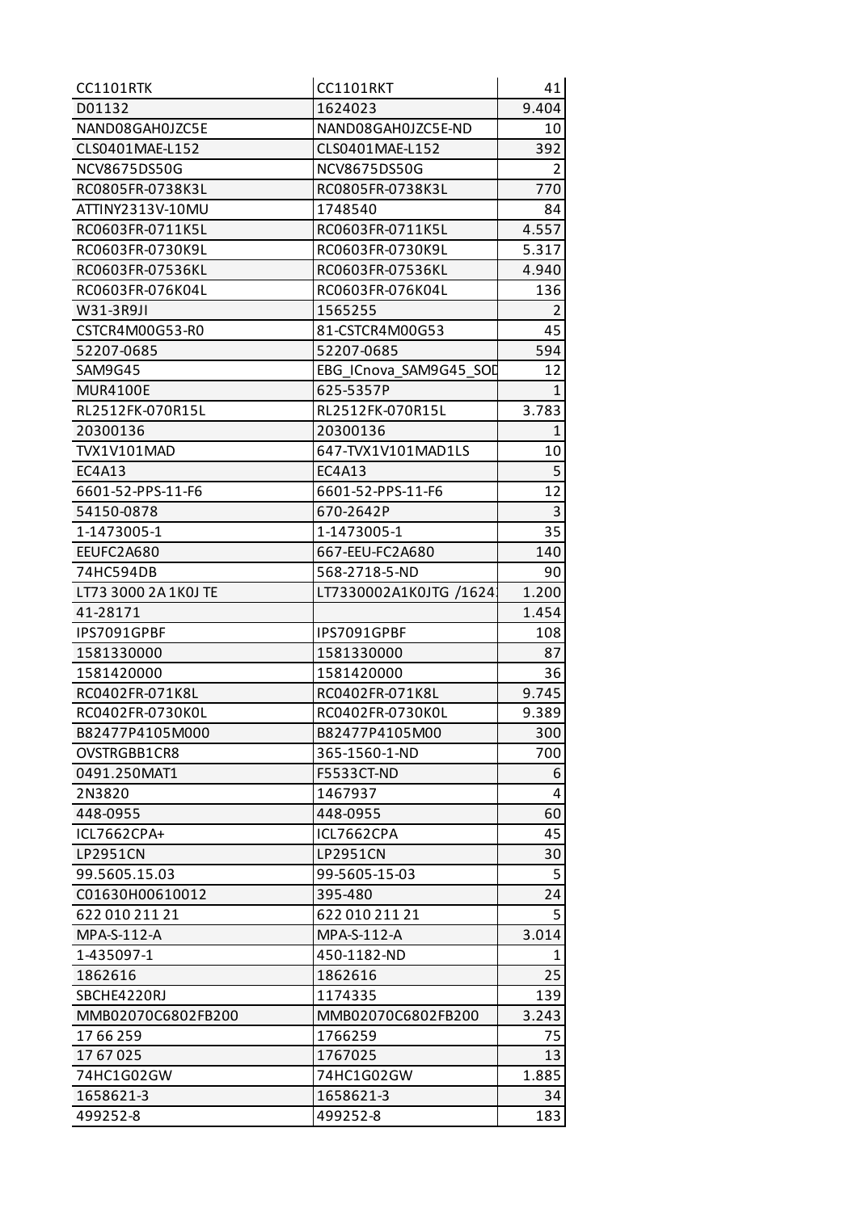| CC1101RTK | CC1101RKT | 41 |
|---|---|---|
| D01132 | 1624023 | 9.404 |
| NAND08GAH0JZC5E | NAND08GAH0JZC5E-ND | 10 |
| CLS0401MAE-L152 | CLS0401MAE-L152 | 392 |
| NCV8675DS50G | NCV8675DS50G | 2 |
| RC0805FR-0738K3L | RC0805FR-0738K3L | 770 |
| ATTINY2313V-10MU | 1748540 | 84 |
| RC0603FR-0711K5L | RC0603FR-0711K5L | 4.557 |
| RC0603FR-0730K9L | RC0603FR-0730K9L | 5.317 |
| RC0603FR-07536KL | RC0603FR-07536KL | 4.940 |
| RC0603FR-076K04L | RC0603FR-076K04L | 136 |
| W31-3R9JI | 1565255 | 2 |
| CSTCR4M00G53-R0 | 81-CSTCR4M00G53 | 45 |
| 52207-0685 | 52207-0685 | 594 |
| SAM9G45 | EBG_ICnova_SAM9G45_SOD | 12 |
| MUR4100E | 625-5357P | 1 |
| RL2512FK-070R15L | RL2512FK-070R15L | 3.783 |
| 20300136 | 20300136 | 1 |
| TVX1V101MAD | 647-TVX1V101MAD1LS | 10 |
| EC4A13 | EC4A13 | 5 |
| 6601-52-PPS-11-F6 | 6601-52-PPS-11-F6 | 12 |
| 54150-0878 | 670-2642P | 3 |
| 1-1473005-1 | 1-1473005-1 | 35 |
| EEUFC2A680 | 667-EEU-FC2A680 | 140 |
| 74HC594DB | 568-2718-5-ND | 90 |
| LT73 3000 2A 1K0J TE | LT7330002A1K0JTG /1624 | 1.200 |
| 41-28171 | | 1.454 |
| IPS7091GPBF | IPS7091GPBF | 108 |
| 1581330000 | 1581330000 | 87 |
| 1581420000 | 1581420000 | 36 |
| RC0402FR-071K8L | RC0402FR-071K8L | 9.745 |
| RC0402FR-0730K0L | RC0402FR-0730K0L | 9.389 |
| B82477P4105M000 | B82477P4105M00 | 300 |
| OVSTRGBB1CR8 | 365-1560-1-ND | 700 |
| 0491.250MAT1 | F5533CT-ND | 6 |
| 2N3820 | 1467937 | 4 |
| 448-0955 | 448-0955 | 60 |
| ICL7662CPA+ | ICL7662CPA | 45 |
| LP2951CN | LP2951CN | 30 |
| 99.5605.15.03 | 99-5605-15-03 | 5 |
| C01630H00610012 | 395-480 | 24 |
| 622 010 211 21 | 622 010 211 21 | 5 |
| MPA-S-112-A | MPA-S-112-A | 3.014 |
| 1-435097-1 | 450-1182-ND | 1 |
| 1862616 | 1862616 | 25 |
| SBCHE4220RJ | 1174335 | 139 |
| MMB02070C6802FB200 | MMB02070C6802FB200 | 3.243 |
| 17 66 259 | 1766259 | 75 |
| 17 67 025 | 1767025 | 13 |
| 74HC1G02GW | 74HC1G02GW | 1.885 |
| 1658621-3 | 1658621-3 | 34 |
| 499252-8 | 499252-8 | 183 |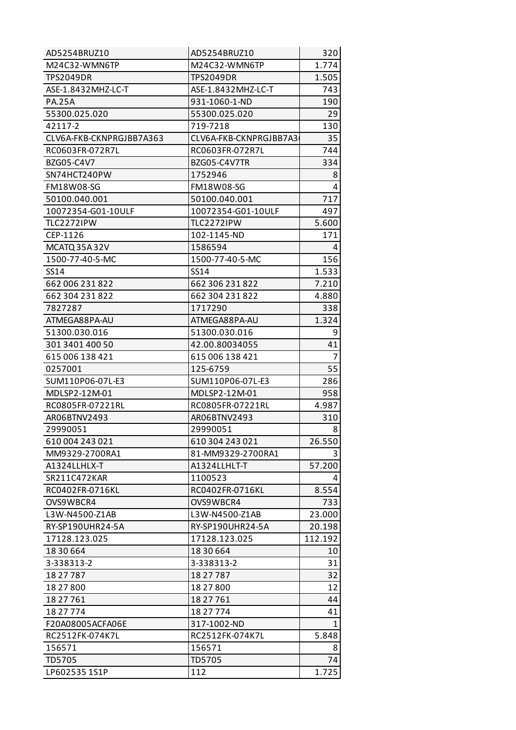| | | |
|---|---|---|
| AD5254BRUZ10 | AD5254BRUZ10 | 320 |
| M24C32-WMN6TP | M24C32-WMN6TP | 1.774 |
| TPS2049DR | TPS2049DR | 1.505 |
| ASE-1.8432MHZ-LC-T | ASE-1.8432MHZ-LC-T | 743 |
| PA.25A | 931-1060-1-ND | 190 |
| 55300.025.020 | 55300.025.020 | 29 |
| 42117-2 | 719-7218 | 130 |
| CLV6A-FKB-CKNPRGJBB7A363 | CLV6A-FKB-CKNPRGJBB7A3( | 35 |
| RC0603FR-072R7L | RC0603FR-072R7L | 744 |
| BZG05-C4V7 | BZG05-C4V7TR | 334 |
| SN74HCT240PW | 1752946 | 8 |
| FM18W08-SG | FM18W08-SG | 4 |
| 50100.040.001 | 50100.040.001 | 717 |
| 10072354-G01-10ULF | 10072354-G01-10ULF | 497 |
| TLC2272IPW | TLC2272IPW | 5.600 |
| CEP-1126 | 102-1145-ND | 171 |
| MCATQ 35A 32V | 1586594 | 4 |
| 1500-77-40-5-MC | 1500-77-40-5-MC | 156 |
| SS14 | SS14 | 1.533 |
| 662 006 231 822 | 662 306 231 822 | 7.210 |
| 662 304 231 822 | 662 304 231 822 | 4.880 |
| 7827287 | 1717290 | 338 |
| ATMEGA88PA-AU | ATMEGA88PA-AU | 1.324 |
| 51300.030.016 | 51300.030.016 | 9 |
| 301 3401 400 50 | 42.00.80034055 | 41 |
| 615 006 138 421 | 615 006 138 421 | 7 |
| 0257001 | 125-6759 | 55 |
| SUM110P06-07L-E3 | SUM110P06-07L-E3 | 286 |
| MDLSP2-12M-01 | MDLSP2-12M-01 | 958 |
| RC0805FR-07221RL | RC0805FR-07221RL | 4.987 |
| AR06BTNV2493 | AR06BTNV2493 | 310 |
| 29990051 | 29990051 | 8 |
| 610 004 243 021 | 610 304 243 021 | 26.550 |
| MM9329-2700RA1 | 81-MM9329-2700RA1 | 3 |
| A1324LLHLX-T | A1324LLHLT-T | 57.200 |
| SR211C472KAR | 1100523 | 4 |
| RC0402FR-0716KL | RC0402FR-0716KL | 8.554 |
| OVS9WBCR4 | OVS9WBCR4 | 733 |
| L3W-N4500-Z1AB | L3W-N4500-Z1AB | 23.000 |
| RY-SP190UHR24-5A | RY-SP190UHR24-5A | 20.198 |
| 17128.123.025 | 17128.123.025 | 112.192 |
| 18 30 664 | 18 30 664 | 10 |
| 3-338313-2 | 3-338313-2 | 31 |
| 18 27 787 | 18 27 787 | 32 |
| 18 27 800 | 18 27 800 | 12 |
| 18 27 761 | 18 27 761 | 44 |
| 18 27 774 | 18 27 774 | 41 |
| F20A08005ACFA06E | 317-1002-ND | 1 |
| RC2512FK-074K7L | RC2512FK-074K7L | 5.848 |
| 156571 | 156571 | 8 |
| TD5705 | TD5705 | 74 |
| LP602535 1S1P | 112 | 1.725 |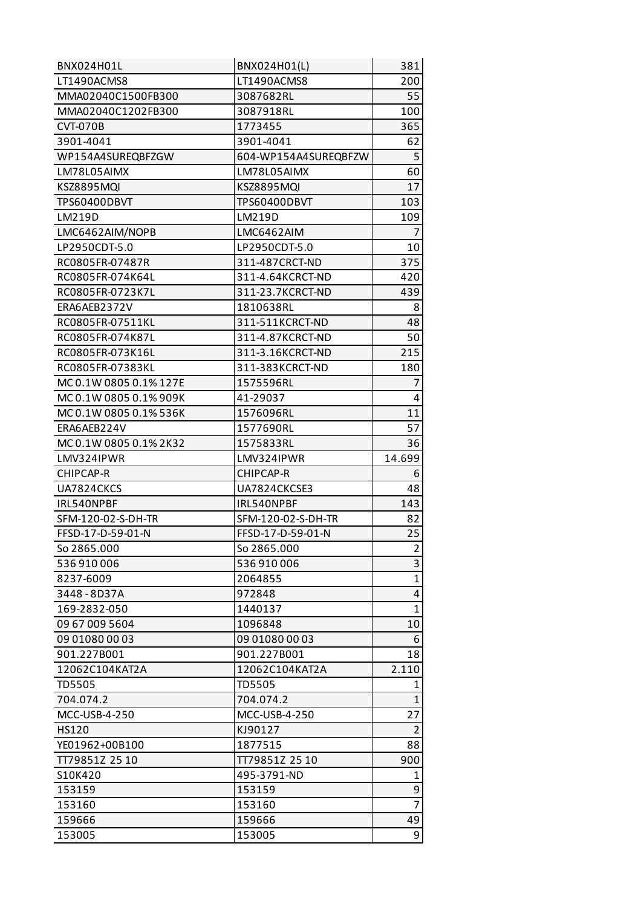| | | |
|---|---|---|
| BNX024H01L | BNX024H01(L) | 381 |
| LT1490ACMS8 | LT1490ACMS8 | 200 |
| MMA02040C1500FB300 | 3087682RL | 55 |
| MMA02040C1202FB300 | 3087918RL | 100 |
| CVT-070B | 1773455 | 365 |
| 3901-4041 | 3901-4041 | 62 |
| WP154A4SUREQBFZGW | 604-WP154A4SUREQBFZW | 5 |
| LM78L05AIMX | LM78L05AIMX | 60 |
| KSZ8895MQI | KSZ8895MQI | 17 |
| TPS60400DBVT | TPS60400DBVT | 103 |
| LM219D | LM219D | 109 |
| LMC6462AIM/NOPB | LMC6462AIM | 7 |
| LP2950CDT-5.0 | LP2950CDT-5.0 | 10 |
| RC0805FR-07487R | 311-487CRCT-ND | 375 |
| RC0805FR-074K64L | 311-4.64KCRCT-ND | 420 |
| RC0805FR-0723K7L | 311-23.7KCRCT-ND | 439 |
| ERA6AEB2372V | 1810638RL | 8 |
| RC0805FR-07511KL | 311-511KCRCT-ND | 48 |
| RC0805FR-074K87L | 311-4.87KCRCT-ND | 50 |
| RC0805FR-073K16L | 311-3.16KCRCT-ND | 215 |
| RC0805FR-07383KL | 311-383KCRCT-ND | 180 |
| MC 0.1W 0805 0.1% 127E | 1575596RL | 7 |
| MC 0.1W 0805 0.1% 909K | 41-29037 | 4 |
| MC 0.1W 0805 0.1% 536K | 1576096RL | 11 |
| ERA6AEB224V | 1577690RL | 57 |
| MC 0.1W 0805 0.1% 2K32 | 1575833RL | 36 |
| LMV324IPWR | LMV324IPWR | 14.699 |
| CHIPCAP-R | CHIPCAP-R | 6 |
| UA7824CKCS | UA7824CKCSE3 | 48 |
| IRL540NPBF | IRL540NPBF | 143 |
| SFM-120-02-S-DH-TR | SFM-120-02-S-DH-TR | 82 |
| FFSD-17-D-59-01-N | FFSD-17-D-59-01-N | 25 |
| So 2865.000 | So 2865.000 | 2 |
| 536 910 006 | 536 910 006 | 3 |
| 8237-6009 | 2064855 | 1 |
| 3448 - 8D37A | 972848 | 4 |
| 169-2832-050 | 1440137 | 1 |
| 09 67 009 5604 | 1096848 | 10 |
| 09 01080 00 03 | 09 01080 00 03 | 6 |
| 901.227B001 | 901.227B001 | 18 |
| 12062C104KAT2A | 12062C104KAT2A | 2.110 |
| TD5505 | TD5505 | 1 |
| 704.074.2 | 704.074.2 | 1 |
| MCC-USB-4-250 | MCC-USB-4-250 | 27 |
| HS120 | KJ90127 | 2 |
| YE01962+00B100 | 1877515 | 88 |
| TT79851Z 25 10 | TT79851Z 25 10 | 900 |
| S10K420 | 495-3791-ND | 1 |
| 153159 | 153159 | 9 |
| 153160 | 153160 | 7 |
| 159666 | 159666 | 49 |
| 153005 | 153005 | 9 |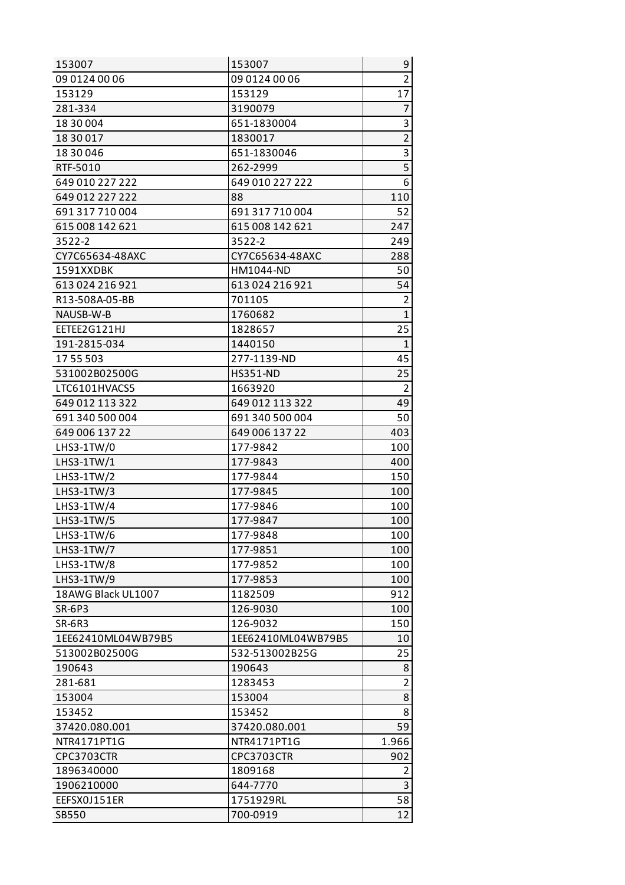| | | |
|---|---|---|
| 153007 | 153007 | 9 |
| 09 0124 00 06 | 09 0124 00 06 | 2 |
| 153129 | 153129 | 17 |
| 281-334 | 3190079 | 7 |
| 18 30 004 | 651-1830004 | 3 |
| 18 30 017 | 1830017 | 2 |
| 18 30 046 | 651-1830046 | 3 |
| RTF-5010 | 262-2999 | 5 |
| 649 010 227 222 | 649 010 227 222 | 6 |
| 649 012 227 222 | 88 | 110 |
| 691 317 710 004 | 691 317 710 004 | 52 |
| 615 008 142 621 | 615 008 142 621 | 247 |
| 3522-2 | 3522-2 | 249 |
| CY7C65634-48AXC | CY7C65634-48AXC | 288 |
| 1591XXDBK | HM1044-ND | 50 |
| 613 024 216 921 | 613 024 216 921 | 54 |
| R13-508A-05-BB | 701105 | 2 |
| NAUSB-W-B | 1760682 | 1 |
| EETEE2G121HJ | 1828657 | 25 |
| 191-2815-034 | 1440150 | 1 |
| 17 55 503 | 277-1139-ND | 45 |
| 531002B02500G | HS351-ND | 25 |
| LTC6101HVACS5 | 1663920 | 2 |
| 649 012 113 322 | 649 012 113 322 | 49 |
| 691 340 500 004 | 691 340 500 004 | 50 |
| 649 006 137 22 | 649 006 137 22 | 403 |
| LHS3-1TW/0 | 177-9842 | 100 |
| LHS3-1TW/1 | 177-9843 | 400 |
| LHS3-1TW/2 | 177-9844 | 150 |
| LHS3-1TW/3 | 177-9845 | 100 |
| LHS3-1TW/4 | 177-9846 | 100 |
| LHS3-1TW/5 | 177-9847 | 100 |
| LHS3-1TW/6 | 177-9848 | 100 |
| LHS3-1TW/7 | 177-9851 | 100 |
| LHS3-1TW/8 | 177-9852 | 100 |
| LHS3-1TW/9 | 177-9853 | 100 |
| 18AWG Black UL1007 | 1182509 | 912 |
| SR-6P3 | 126-9030 | 100 |
| SR-6R3 | 126-9032 | 150 |
| 1EE62410ML04WB79B5 | 1EE62410ML04WB79B5 | 10 |
| 513002B02500G | 532-513002B25G | 25 |
| 190643 | 190643 | 8 |
| 281-681 | 1283453 | 2 |
| 153004 | 153004 | 8 |
| 153452 | 153452 | 8 |
| 37420.080.001 | 37420.080.001 | 59 |
| NTR4171PT1G | NTR4171PT1G | 1.966 |
| CPC3703CTR | CPC3703CTR | 902 |
| 1896340000 | 1809168 | 2 |
| 1906210000 | 644-7770 | 3 |
| EEFSX0J151ER | 1751929RL | 58 |
| SB550 | 700-0919 | 12 |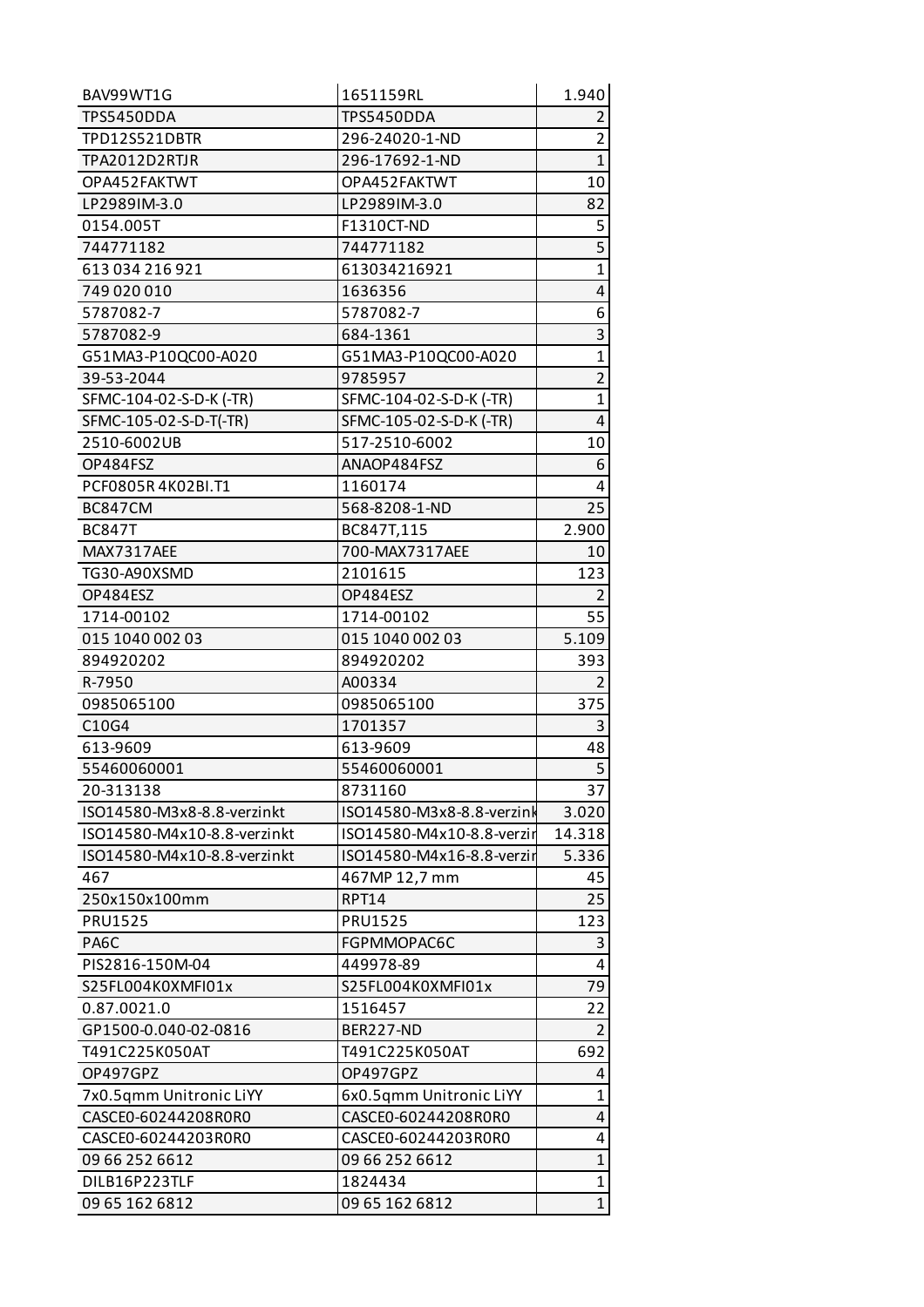| BAV99WT1G | 1651159RL | 1.940 |
|---|---|---|
| TPS5450DDA | TPS5450DDA | 2 |
| TPD12S521DBTR | 296-24020-1-ND | 2 |
| TPA2012D2RTJR | 296-17692-1-ND | 1 |
| OPA452FAKTWT | OPA452FAKTWT | 10 |
| LP2989IM-3.0 | LP2989IM-3.0 | 82 |
| 0154.005T | F1310CT-ND | 5 |
| 744771182 | 744771182 | 5 |
| 613 034 216 921 | 613034216921 | 1 |
| 749 020 010 | 1636356 | 4 |
| 5787082-7 | 5787082-7 | 6 |
| 5787082-9 | 684-1361 | 3 |
| G51MA3-P10QC00-A020 | G51MA3-P10QC00-A020 | 1 |
| 39-53-2044 | 9785957 | 2 |
| SFMC-104-02-S-D-K (-TR) | SFMC-104-02-S-D-K (-TR) | 1 |
| SFMC-105-02-S-D-T(-TR) | SFMC-105-02-S-D-K (-TR) | 4 |
| 2510-6002UB | 517-2510-6002 | 10 |
| OP484FSZ | ANAOP484FSZ | 6 |
| PCF0805R 4K02BI.T1 | 1160174 | 4 |
| BC847CM | 568-8208-1-ND | 25 |
| BC847T | BC847T,115 | 2.900 |
| MAX7317AEE | 700-MAX7317AEE | 10 |
| TG30-A90XSMD | 2101615 | 123 |
| OP484ESZ | OP484ESZ | 2 |
| 1714-00102 | 1714-00102 | 55 |
| 015 1040 002 03 | 015 1040 002 03 | 5.109 |
| 894920202 | 894920202 | 393 |
| R-7950 | A00334 | 2 |
| 0985065100 | 0985065100 | 375 |
| C10G4 | 1701357 | 3 |
| 613-9609 | 613-9609 | 48 |
| 55460060001 | 55460060001 | 5 |
| 20-313138 | 8731160 | 37 |
| ISO14580-M3x8-8.8-verzinkt | ISO14580-M3x8-8.8-verzink | 3.020 |
| ISO14580-M4x10-8.8-verzinkt | ISO14580-M4x10-8.8-verzir | 14.318 |
| ISO14580-M4x10-8.8-verzinkt | ISO14580-M4x16-8.8-verzir | 5.336 |
| 467 | 467MP 12,7 mm | 45 |
| 250x150x100mm | RPT14 | 25 |
| PRU1525 | PRU1525 | 123 |
| PA6C | FGPMMOPAC6C | 3 |
| PIS2816-150M-04 | 449978-89 | 4 |
| S25FL004K0XMFI01x | S25FL004K0XMFI01x | 79 |
| 0.87.0021.0 | 1516457 | 22 |
| GP1500-0.040-02-0816 | BER227-ND | 2 |
| T491C225K050AT | T491C225K050AT | 692 |
| OP497GPZ | OP497GPZ | 4 |
| 7x0.5qmm Unitronic LiYY | 6x0.5qmm Unitronic LiYY | 1 |
| CASCE0-60244208R0R0 | CASCE0-60244208R0R0 | 4 |
| CASCE0-60244203R0R0 | CASCE0-60244203R0R0 | 4 |
| 09 66 252 6612 | 09 66 252 6612 | 1 |
| DILB16P223TLF | 1824434 | 1 |
| 09 65 162 6812 | 09 65 162 6812 | 1 |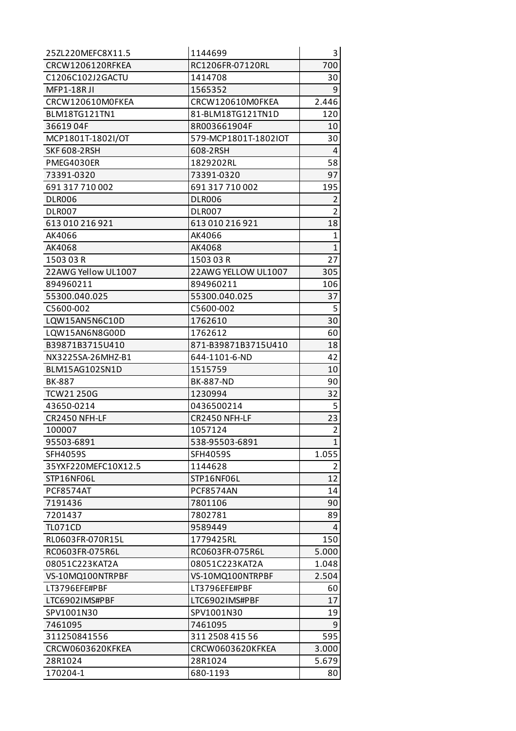| | | |
|---|---|---|
| 25ZL220MEFC8X11.5 | 1144699 | 3 |
| CRCW1206120RFKEA | RC1206FR-07120RL | 700 |
| C1206C102J2GACTU | 1414708 | 30 |
| MFP1-18R JI | 1565352 | 9 |
| CRCW120610M0FKEA | CRCW120610M0FKEA | 2.446 |
| BLM18TG121TN1 | 81-BLM18TG121TN1D | 120 |
| 36619 04F | 8R003661904F | 10 |
| MCP1801T-1802I/OT | 579-MCP1801T-1802IOT | 30 |
| SKF 608-2RSH | 608-2RSH | 4 |
| PMEG4030ER | 1829202RL | 58 |
| 73391-0320 | 73391-0320 | 97 |
| 691 317 710 002 | 691 317 710 002 | 195 |
| DLR006 | DLR006 | 2 |
| DLR007 | DLR007 | 2 |
| 613 010 216 921 | 613 010 216 921 | 18 |
| AK4066 | AK4066 | 1 |
| AK4068 | AK4068 | 1 |
| 1503 03 R | 1503 03 R | 27 |
| 22AWG Yellow UL1007 | 22AWG YELLOW UL1007 | 305 |
| 894960211 | 894960211 | 106 |
| 55300.040.025 | 55300.040.025 | 37 |
| C5600-002 | C5600-002 | 5 |
| LQW15AN5N6C10D | 1762610 | 30 |
| LQW15AN6N8G00D | 1762612 | 60 |
| B39871B3715U410 | 871-B39871B3715U410 | 18 |
| NX3225SA-26MHZ-B1 | 644-1101-6-ND | 42 |
| BLM15AG102SN1D | 1515759 | 10 |
| BK-887 | BK-887-ND | 90 |
| TCW21 250G | 1230994 | 32 |
| 43650-0214 | 0436500214 | 5 |
| CR2450 NFH-LF | CR2450 NFH-LF | 23 |
| 100007 | 1057124 | 2 |
| 95503-6891 | 538-95503-6891 | 1 |
| SFH4059S | SFH4059S | 1.055 |
| 35YXF220MEFC10X12.5 | 1144628 | 2 |
| STP16NF06L | STP16NF06L | 12 |
| PCF8574AT | PCF8574AN | 14 |
| 7191436 | 7801106 | 90 |
| 7201437 | 7802781 | 89 |
| TL071CD | 9589449 | 4 |
| RL0603FR-070R15L | 1779425RL | 150 |
| RC0603FR-075R6L | RC0603FR-075R6L | 5.000 |
| 08051C223KAT2A | 08051C223KAT2A | 1.048 |
| VS-10MQ100NTRPBF | VS-10MQ100NTRPBF | 2.504 |
| LT3796EFE#PBF | LT3796EFE#PBF | 60 |
| LTC6902IMS#PBF | LTC6902IMS#PBF | 17 |
| SPV1001N30 | SPV1001N30 | 19 |
| 7461095 | 7461095 | 9 |
| 311250841556 | 311 2508 415 56 | 595 |
| CRCW0603620KFKEA | CRCW0603620KFKEA | 3.000 |
| 28R1024 | 28R1024 | 5.679 |
| 170204-1 | 680-1193 | 80 |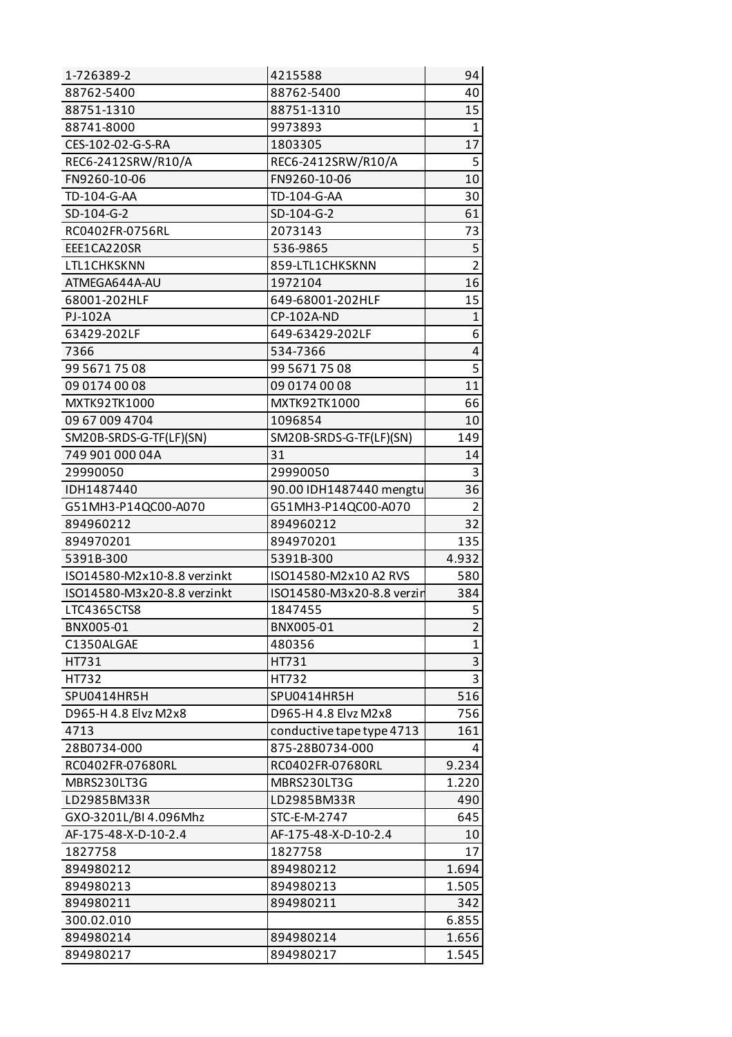| | | |
|---|---|---|
| 1-726389-2 | 4215588 | 94 |
| 88762-5400 | 88762-5400 | 40 |
| 88751-1310 | 88751-1310 | 15 |
| 88741-8000 | 9973893 | 1 |
| CES-102-02-G-S-RA | 1803305 | 17 |
| REC6-2412SRW/R10/A | REC6-2412SRW/R10/A | 5 |
| FN9260-10-06 | FN9260-10-06 | 10 |
| TD-104-G-AA | TD-104-G-AA | 30 |
| SD-104-G-2 | SD-104-G-2 | 61 |
| RC0402FR-0756RL | 2073143 | 73 |
| EEE1CA220SR | 536-9865 | 5 |
| LTL1CHKSKNN | 859-LTL1CHKSKNN | 2 |
| ATMEGA644A-AU | 1972104 | 16 |
| 68001-202HLF | 649-68001-202HLF | 15 |
| PJ-102A | CP-102A-ND | 1 |
| 63429-202LF | 649-63429-202LF | 6 |
| 7366 | 534-7366 | 4 |
| 99 5671 75 08 | 99 5671 75 08 | 5 |
| 09 0174 00 08 | 09 0174 00 08 | 11 |
| MXTK92TK1000 | MXTK92TK1000 | 66 |
| 09 67 009 4704 | 1096854 | 10 |
| SM20B-SRDS-G-TF(LF)(SN) | SM20B-SRDS-G-TF(LF)(SN) | 149 |
| 749 901 000 04A | 31 | 14 |
| 29990050 | 29990050 | 3 |
| IDH1487440 | 90.00 IDH1487440 mengtu | 36 |
| G51MH3-P14QC00-A070 | G51MH3-P14QC00-A070 | 2 |
| 894960212 | 894960212 | 32 |
| 894970201 | 894970201 | 135 |
| 5391B-300 | 5391B-300 | 4.932 |
| ISO14580-M2x10-8.8 verzinkt | ISO14580-M2x10 A2 RVS | 580 |
| ISO14580-M3x20-8.8 verzinkt | ISO14580-M3x20-8.8 verzin | 384 |
| LTC4365CTS8 | 1847455 | 5 |
| BNX005-01 | BNX005-01 | 2 |
| C1350ALGAE | 480356 | 1 |
| HT731 | HT731 | 3 |
| HT732 | HT732 | 3 |
| SPU0414HR5H | SPU0414HR5H | 516 |
| D965-H 4.8 Elvz M2x8 | D965-H 4.8 Elvz M2x8 | 756 |
| 4713 | conductive tape type 4713 | 161 |
| 28B0734-000 | 875-28B0734-000 | 4 |
| RC0402FR-07680RL | RC0402FR-07680RL | 9.234 |
| MBRS230LT3G | MBRS230LT3G | 1.220 |
| LD2985BM33R | LD2985BM33R | 490 |
| GXO-3201L/BI 4.096Mhz | STC-E-M-2747 | 645 |
| AF-175-48-X-D-10-2.4 | AF-175-48-X-D-10-2.4 | 10 |
| 1827758 | 1827758 | 17 |
| 894980212 | 894980212 | 1.694 |
| 894980213 | 894980213 | 1.505 |
| 894980211 | 894980211 | 342 |
| 300.02.010 | | 6.855 |
| 894980214 | 894980214 | 1.656 |
| 894980217 | 894980217 | 1.545 |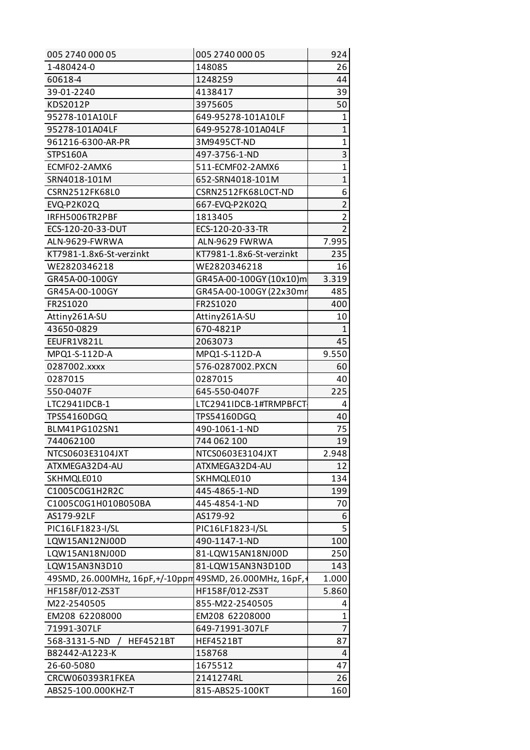| | | |
|---|---|---|
| 005 2740 000 05 | 005 2740 000 05 | 924 |
| 1-480424-0 | 148085 | 26 |
| 60618-4 | 1248259 | 44 |
| 39-01-2240 | 4138417 | 39 |
| KDS2012P | 3975605 | 50 |
| 95278-101A10LF | 649-95278-101A10LF | 1 |
| 95278-101A04LF | 649-95278-101A04LF | 1 |
| 961216-6300-AR-PR | 3M9495CT-ND | 1 |
| STPS160A | 497-3756-1-ND | 3 |
| ECMF02-2AMX6 | 511-ECMF02-2AMX6 | 1 |
| SRN4018-101M | 652-SRN4018-101M | 1 |
| CSRN2512FK68L0 | CSRN2512FK68L0CT-ND | 6 |
| EVQ-P2K02Q | 667-EVQ-P2K02Q | 2 |
| IRFH5006TR2PBF | 1813405 | 2 |
| ECS-120-20-33-DUT | ECS-120-20-33-TR | 2 |
| ALN-9629-FWRWA | ALN-9629 FWRWA | 7.995 |
| KT7981-1.8x6-St-verzinkt | KT7981-1.8x6-St-verzinkt | 235 |
| WE2820346218 | WE2820346218 | 16 |
| GR45A-00-100GY | GR45A-00-100GY (10x10)m | 3.319 |
| GR45A-00-100GY | GR45A-00-100GY (22x30mr | 485 |
| FR2S1020 | FR2S1020 | 400 |
| Attiny261A-SU | Attiny261A-SU | 10 |
| 43650-0829 | 670-4821P | 1 |
| EEUFR1V821L | 2063073 | 45 |
| MPQ1-S-112D-A | MPQ1-S-112D-A | 9.550 |
| 0287002.xxxx | 576-0287002.PXCN | 60 |
| 0287015 | 0287015 | 40 |
| 550-0407F | 645-550-0407F | 225 |
| LTC2941IDCB-1 | LTC2941IDCB-1#TRMPBFCT- | 4 |
| TPS54160DGQ | TPS54160DGQ | 40 |
| BLM41PG102SN1 | 490-1061-1-ND | 75 |
| 744062100 | 744 062 100 | 19 |
| NTCS0603E3104JXT | NTCS0603E3104JXT | 2.948 |
| ATXMEGA32D4-AU | ATXMEGA32D4-AU | 12 |
| SKHMQLE010 | SKHMQLE010 | 134 |
| C1005C0G1H2R2C | 445-4865-1-ND | 199 |
| C1005C0G1H010B050BA | 445-4854-1-ND | 70 |
| AS179-92LF | AS179-92 | 6 |
| PIC16LF1823-I/SL | PIC16LF1823-I/SL | 5 |
| LQW15AN12NJ00D | 490-1147-1-ND | 100 |
| LQW15AN18NJ00D | 81-LQW15AN18NJ00D | 250 |
| LQW15AN3N3D10 | 81-LQW15AN3N3D10D | 143 |
| 49SMD, 26.000MHz, 16pF,+/-10ppm | 49SMD, 26.000MHz, 16pF,+ | 1.000 |
| HF158F/012-ZS3T | HF158F/012-ZS3T | 5.860 |
| M22-2540505 | 855-M22-2540505 | 4 |
| EM208 62208000 | EM208 62208000 | 1 |
| 71991-307LF | 649-71991-307LF | 7 |
| 568-3131-5-ND / HEF4521BT | HEF4521BT | 87 |
| B82442-A1223-K | 158768 | 4 |
| 26-60-5080 | 1675512 | 47 |
| CRCW060393R1FKEA | 2141274RL | 26 |
| ABS25-100.000KHZ-T | 815-ABS25-100KT | 160 |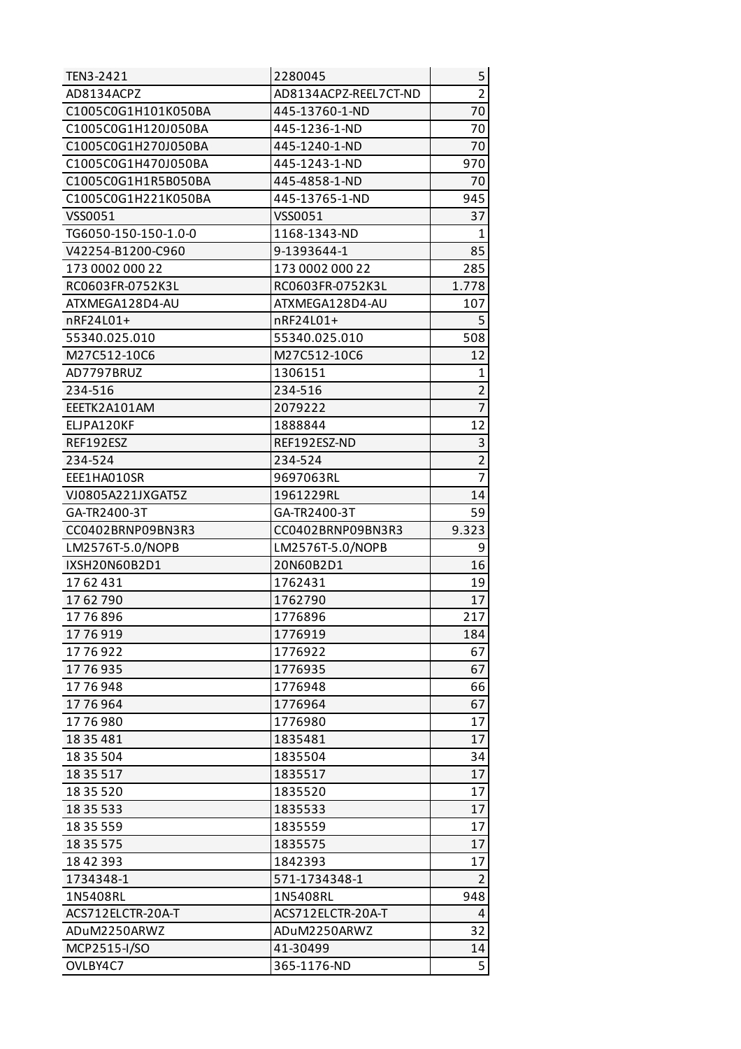| TEN3-2421 | 2280045 | 5 |
|---|---|---|
| AD8134ACPZ | AD8134ACPZ-REEL7CT-ND | 2 |
| C1005C0G1H101K050BA | 445-13760-1-ND | 70 |
| C1005C0G1H120J050BA | 445-1236-1-ND | 70 |
| C1005C0G1H270J050BA | 445-1240-1-ND | 70 |
| C1005C0G1H470J050BA | 445-1243-1-ND | 970 |
| C1005C0G1H1R5B050BA | 445-4858-1-ND | 70 |
| C1005C0G1H221K050BA | 445-13765-1-ND | 945 |
| VSS0051 | VSS0051 | 37 |
| TG6050-150-150-1.0-0 | 1168-1343-ND | 1 |
| V42254-B1200-C960 | 9-1393644-1 | 85 |
| 173 0002 000 22 | 173 0002 000 22 | 285 |
| RC0603FR-0752K3L | RC0603FR-0752K3L | 1.778 |
| ATXMEGA128D4-AU | ATXMEGA128D4-AU | 107 |
| nRF24L01+ | nRF24L01+ | 5 |
| 55340.025.010 | 55340.025.010 | 508 |
| M27C512-10C6 | M27C512-10C6 | 12 |
| AD7797BRUZ | 1306151 | 1 |
| 234-516 | 234-516 | 2 |
| EEETK2A101AM | 2079222 | 7 |
| ELJPA120KF | 1888844 | 12 |
| REF192ESZ | REF192ESZ-ND | 3 |
| 234-524 | 234-524 | 2 |
| EEE1HA010SR | 9697063RL | 7 |
| VJ0805A221JXGAT5Z | 1961229RL | 14 |
| GA-TR2400-3T | GA-TR2400-3T | 59 |
| CC0402BRNP09BN3R3 | CC0402BRNP09BN3R3 | 9.323 |
| LM2576T-5.0/NOPB | LM2576T-5.0/NOPB | 9 |
| IXSH20N60B2D1 | 20N60B2D1 | 16 |
| 17 62 431 | 1762431 | 19 |
| 17 62 790 | 1762790 | 17 |
| 17 76 896 | 1776896 | 217 |
| 17 76 919 | 1776919 | 184 |
| 17 76 922 | 1776922 | 67 |
| 17 76 935 | 1776935 | 67 |
| 17 76 948 | 1776948 | 66 |
| 17 76 964 | 1776964 | 67 |
| 17 76 980 | 1776980 | 17 |
| 18 35 481 | 1835481 | 17 |
| 18 35 504 | 1835504 | 34 |
| 18 35 517 | 1835517 | 17 |
| 18 35 520 | 1835520 | 17 |
| 18 35 533 | 1835533 | 17 |
| 18 35 559 | 1835559 | 17 |
| 18 35 575 | 1835575 | 17 |
| 18 42 393 | 1842393 | 17 |
| 1734348-1 | 571-1734348-1 | 2 |
| 1N5408RL | 1N5408RL | 948 |
| ACS712ELCTR-20A-T | ACS712ELCTR-20A-T | 4 |
| ADuM2250ARWZ | ADuM2250ARWZ | 32 |
| MCP2515-I/SO | 41-30499 | 14 |
| OVLBY4C7 | 365-1176-ND | 5 |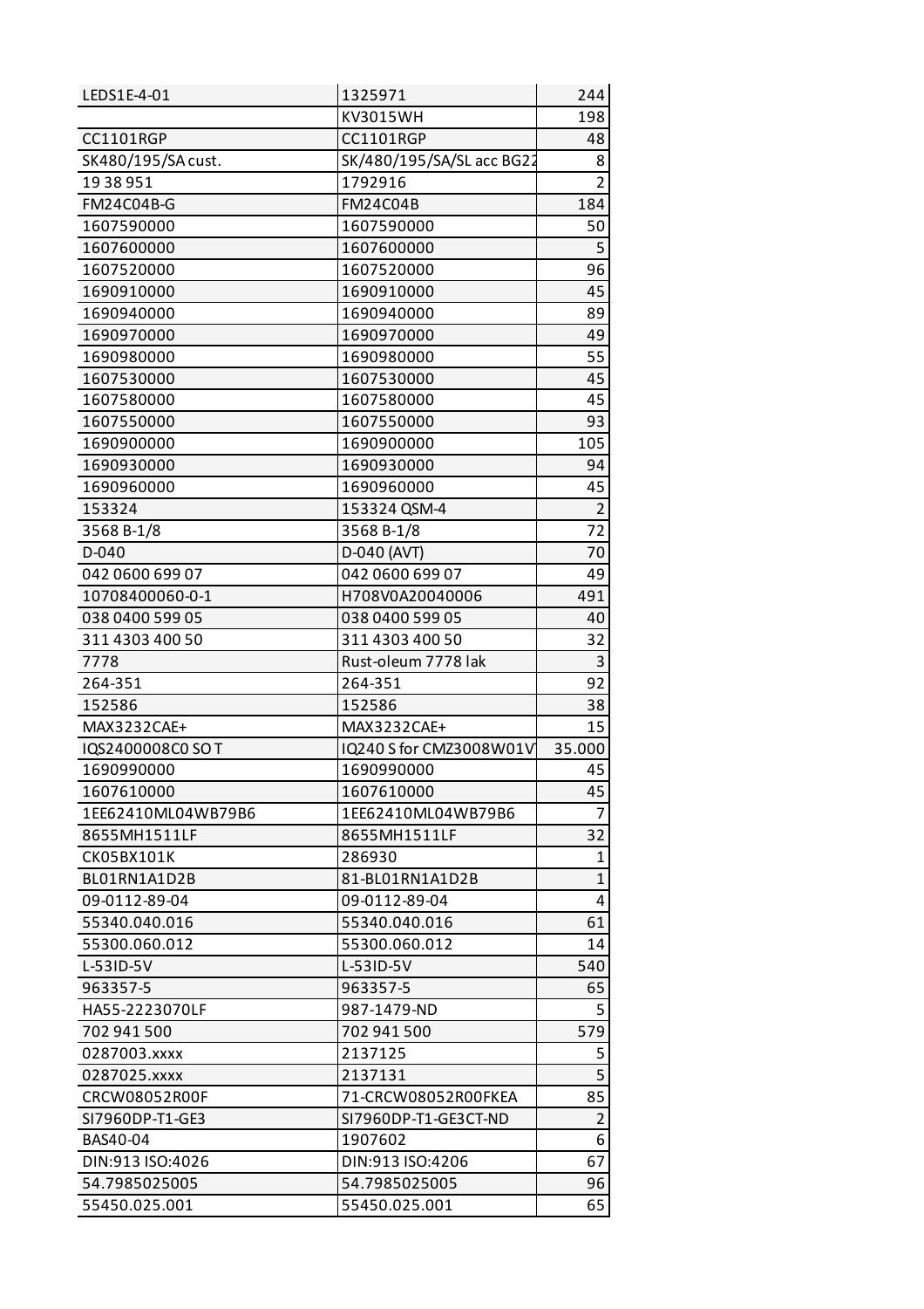| LEDS1E-4-01 | 1325971 | 244 |
|---|---|---|
| | KV3015WH | 198 |
| CC1101RGP | CC1101RGP | 48 |
| SK480/195/SA cust. | SK/480/195/SA/SL acc BG22 | 8 |
| 19 38 951 | 1792916 | 2 |
| FM24C04B-G | FM24C04B | 184 |
| 1607590000 | 1607590000 | 50 |
| 1607600000 | 1607600000 | 5 |
| 1607520000 | 1607520000 | 96 |
| 1690910000 | 1690910000 | 45 |
| 1690940000 | 1690940000 | 89 |
| 1690970000 | 1690970000 | 49 |
| 1690980000 | 1690980000 | 55 |
| 1607530000 | 1607530000 | 45 |
| 1607580000 | 1607580000 | 45 |
| 1607550000 | 1607550000 | 93 |
| 1690900000 | 1690900000 | 105 |
| 1690930000 | 1690930000 | 94 |
| 1690960000 | 1690960000 | 45 |
| 153324 | 153324 QSM-4 | 2 |
| 3568 B-1/8 | 3568 B-1/8 | 72 |
| D-040 | D-040 (AVT) | 70 |
| 042 0600 699 07 | 042 0600 699 07 | 49 |
| 10708400060-0-1 | H708V0A20040006 | 491 |
| 038 0400 599 05 | 038 0400 599 05 | 40 |
| 311 4303 400 50 | 311 4303 400 50 | 32 |
| 7778 | Rust-oleum 7778 lak | 3 |
| 264-351 | 264-351 | 92 |
| 152586 | 152586 | 38 |
| MAX3232CAE+ | MAX3232CAE+ | 15 |
| IQS2400008C0 SO T | IQ240 S for CMZ3008W01V | 35.000 |
| 1690990000 | 1690990000 | 45 |
| 1607610000 | 1607610000 | 45 |
| 1EE62410ML04WB79B6 | 1EE62410ML04WB79B6 | 7 |
| 8655MH1511LF | 8655MH1511LF | 32 |
| CK05BX101K | 286930 | 1 |
| BL01RN1A1D2B | 81-BL01RN1A1D2B | 1 |
| 09-0112-89-04 | 09-0112-89-04 | 4 |
| 55340.040.016 | 55340.040.016 | 61 |
| 55300.060.012 | 55300.060.012 | 14 |
| L-53ID-5V | L-53ID-5V | 540 |
| 963357-5 | 963357-5 | 65 |
| HA55-2223070LF | 987-1479-ND | 5 |
| 702 941 500 | 702 941 500 | 579 |
| 0287003.xxxx | 2137125 | 5 |
| 0287025.xxxx | 2137131 | 5 |
| CRCW08052R00F | 71-CRCW08052R00FKEA | 85 |
| SI7960DP-T1-GE3 | SI7960DP-T1-GE3CT-ND | 2 |
| BAS40-04 | 1907602 | 6 |
| DIN:913 ISO:4026 | DIN:913 ISO:4206 | 67 |
| 54.7985025005 | 54.7985025005 | 96 |
| 55450.025.001 | 55450.025.001 | 65 |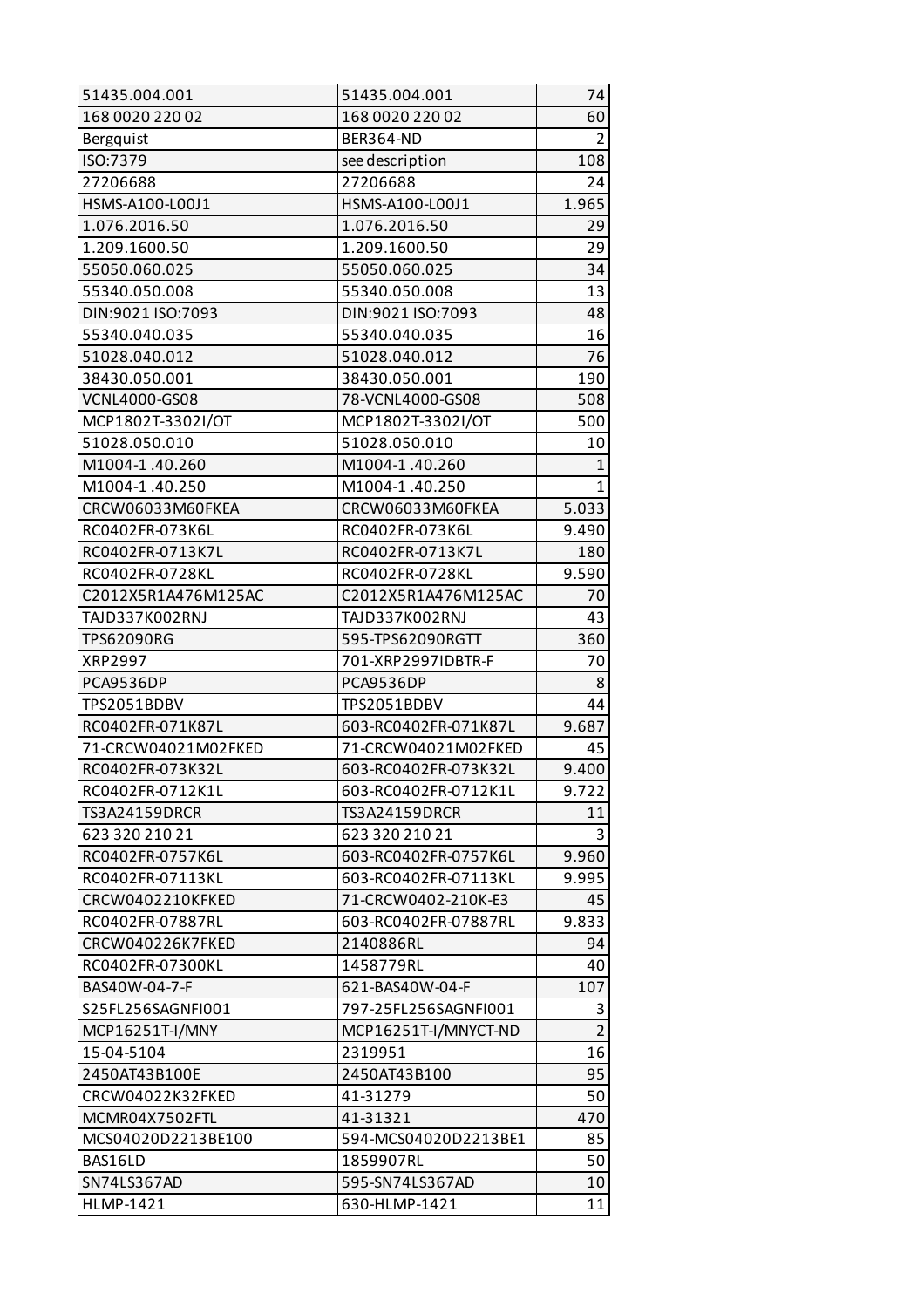| | | |
|---|---|---|
| 51435.004.001 | 51435.004.001 | 74 |
| 168 0020 220 02 | 168 0020 220 02 | 60 |
| Bergquist | BER364-ND | 2 |
| ISO:7379 | see description | 108 |
| 27206688 | 27206688 | 24 |
| HSMS-A100-L00J1 | HSMS-A100-L00J1 | 1.965 |
| 1.076.2016.50 | 1.076.2016.50 | 29 |
| 1.209.1600.50 | 1.209.1600.50 | 29 |
| 55050.060.025 | 55050.060.025 | 34 |
| 55340.050.008 | 55340.050.008 | 13 |
| DIN:9021 ISO:7093 | DIN:9021 ISO:7093 | 48 |
| 55340.040.035 | 55340.040.035 | 16 |
| 51028.040.012 | 51028.040.012 | 76 |
| 38430.050.001 | 38430.050.001 | 190 |
| VCNL4000-GS08 | 78-VCNL4000-GS08 | 508 |
| MCP1802T-3302I/OT | MCP1802T-3302I/OT | 500 |
| 51028.050.010 | 51028.050.010 | 10 |
| M1004-1 .40.260 | M1004-1 .40.260 | 1 |
| M1004-1 .40.250 | M1004-1 .40.250 | 1 |
| CRCW06033M60FKEA | CRCW06033M60FKEA | 5.033 |
| RC0402FR-073K6L | RC0402FR-073K6L | 9.490 |
| RC0402FR-0713K7L | RC0402FR-0713K7L | 180 |
| RC0402FR-0728KL | RC0402FR-0728KL | 9.590 |
| C2012X5R1A476M125AC | C2012X5R1A476M125AC | 70 |
| TAJD337K002RNJ | TAJD337K002RNJ | 43 |
| TPS62090RG | 595-TPS62090RGTT | 360 |
| XRP2997 | 701-XRP2997IDBTR-F | 70 |
| PCA9536DP | PCA9536DP | 8 |
| TPS2051BDBV | TPS2051BDBV | 44 |
| RC0402FR-071K87L | 603-RC0402FR-071K87L | 9.687 |
| 71-CRCW04021M02FKED | 71-CRCW04021M02FKED | 45 |
| RC0402FR-073K32L | 603-RC0402FR-073K32L | 9.400 |
| RC0402FR-0712K1L | 603-RC0402FR-0712K1L | 9.722 |
| TS3A24159DRCR | TS3A24159DRCR | 11 |
| 623 320 210 21 | 623 320 210 21 | 3 |
| RC0402FR-0757K6L | 603-RC0402FR-0757K6L | 9.960 |
| RC0402FR-07113KL | 603-RC0402FR-07113KL | 9.995 |
| CRCW0402210KFKED | 71-CRCW0402-210K-E3 | 45 |
| RC0402FR-07887RL | 603-RC0402FR-07887RL | 9.833 |
| CRCW040226K7FKED | 2140886RL | 94 |
| RC0402FR-07300KL | 1458779RL | 40 |
| BAS40W-04-7-F | 621-BAS40W-04-F | 107 |
| S25FL256SAGNFI001 | 797-25FL256SAGNFI001 | 3 |
| MCP16251T-I/MNY | MCP16251T-I/MNYCT-ND | 2 |
| 15-04-5104 | 2319951 | 16 |
| 2450AT43B100E | 2450AT43B100 | 95 |
| CRCW04022K32FKED | 41-31279 | 50 |
| MCMR04X7502FTL | 41-31321 | 470 |
| MCS04020D2213BE100 | 594-MCS04020D2213BE1 | 85 |
| BAS16LD | 1859907RL | 50 |
| SN74LS367AD | 595-SN74LS367AD | 10 |
| HLMP-1421 | 630-HLMP-1421 | 11 |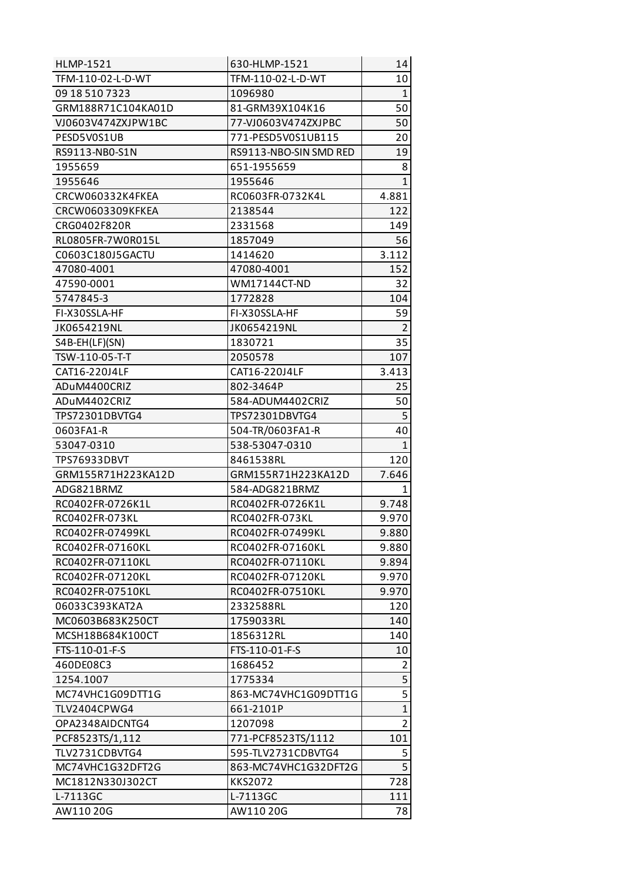| HLMP-1521 | 630-HLMP-1521 | 14 |
|---|---|---|
| TFM-110-02-L-D-WT | TFM-110-02-L-D-WT | 10 |
| 09 18 510 7323 | 1096980 | 1 |
| GRM188R71C104KA01D | 81-GRM39X104K16 | 50 |
| VJ0603V474ZXJPW1BC | 77-VJ0603V474ZXJPBC | 50 |
| PESD5V0S1UB | 771-PESD5V0S1UB115 | 20 |
| RS9113-NB0-S1N | RS9113-NBO-SIN SMD RED | 19 |
| 1955659 | 651-1955659 | 8 |
| 1955646 | 1955646 | 1 |
| CRCW060332K4FKEA | RC0603FR-0732K4L | 4.881 |
| CRCW0603309KFKEA | 2138544 | 122 |
| CRG0402F820R | 2331568 | 149 |
| RL0805FR-7W0R015L | 1857049 | 56 |
| C0603C180J5GACTU | 1414620 | 3.112 |
| 47080-4001 | 47080-4001 | 152 |
| 47590-0001 | WM17144CT-ND | 32 |
| 5747845-3 | 1772828 | 104 |
| FI-X30SSLA-HF | FI-X30SSLA-HF | 59 |
| JK0654219NL | JK0654219NL | 2 |
| S4B-EH(LF)(SN) | 1830721 | 35 |
| TSW-110-05-T-T | 2050578 | 107 |
| CAT16-220J4LF | CAT16-220J4LF | 3.413 |
| ADuM4400CRIZ | 802-3464P | 25 |
| ADuM4402CRIZ | 584-ADUM4402CRIZ | 50 |
| TPS72301DBVTG4 | TPS72301DBVTG4 | 5 |
| 0603FA1-R | 504-TR/0603FA1-R | 40 |
| 53047-0310 | 538-53047-0310 | 1 |
| TPS76933DBVT | 8461538RL | 120 |
| GRM155R71H223KA12D | GRM155R71H223KA12D | 7.646 |
| ADG821BRMZ | 584-ADG821BRMZ | 1 |
| RC0402FR-0726K1L | RC0402FR-0726K1L | 9.748 |
| RC0402FR-073KL | RC0402FR-073KL | 9.970 |
| RC0402FR-07499KL | RC0402FR-07499KL | 9.880 |
| RC0402FR-07160KL | RC0402FR-07160KL | 9.880 |
| RC0402FR-07110KL | RC0402FR-07110KL | 9.894 |
| RC0402FR-07120KL | RC0402FR-07120KL | 9.970 |
| RC0402FR-07510KL | RC0402FR-07510KL | 9.970 |
| 06033C393KAT2A | 2332588RL | 120 |
| MC0603B683K250CT | 1759033RL | 140 |
| MCSH18B684K100CT | 1856312RL | 140 |
| FTS-110-01-F-S | FTS-110-01-F-S | 10 |
| 460DE08C3 | 1686452 | 2 |
| 1254.1007 | 1775334 | 5 |
| MC74VHC1G09DTT1G | 863-MC74VHC1G09DTT1G | 5 |
| TLV2404CPWG4 | 661-2101P | 1 |
| OPA2348AIDCNTG4 | 1207098 | 2 |
| PCF8523TS/1,112 | 771-PCF8523TS/1112 | 101 |
| TLV2731CDBVTG4 | 595-TLV2731CDBVTG4 | 5 |
| MC74VHC1G32DFT2G | 863-MC74VHC1G32DFT2G | 5 |
| MC1812N330J302CT | KKS2072 | 728 |
| L-7113GC | L-7113GC | 111 |
| AW110 20G | AW110 20G | 78 |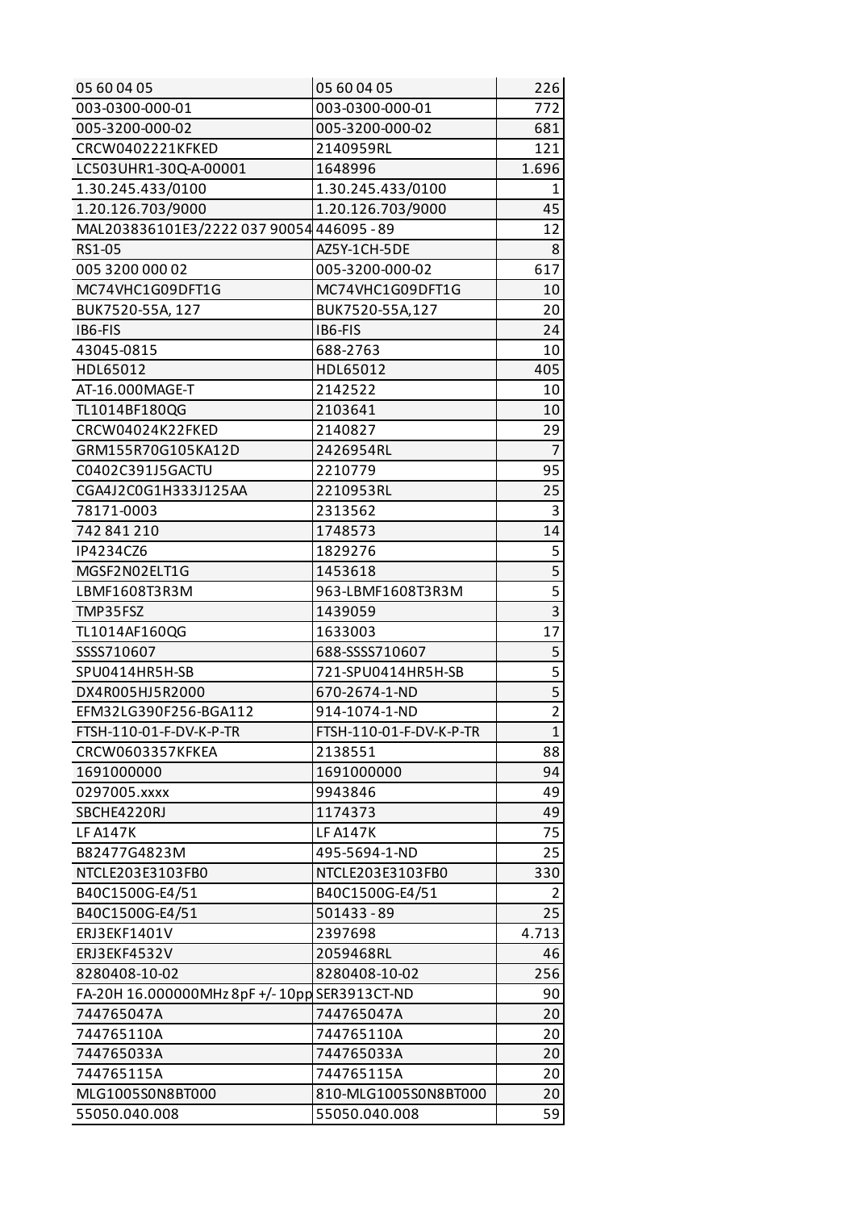| | | |
|---|---|---|
| 05 60 04 05 | 05 60 04 05 | 226 |
| 003-0300-000-01 | 003-0300-000-01 | 772 |
| 005-3200-000-02 | 005-3200-000-02 | 681 |
| CRCW0402221KFKED | 2140959RL | 121 |
| LC503UHR1-30Q-A-00001 | 1648996 | 1.696 |
| 1.30.245.433/0100 | 1.30.245.433/0100 | 1 |
| 1.20.126.703/9000 | 1.20.126.703/9000 | 45 |
| MAL203836101E3/2222 037 90054 | 446095 - 89 | 12 |
| RS1-05 | AZ5Y-1CH-5DE | 8 |
| 005 3200 000 02 | 005-3200-000-02 | 617 |
| MC74VHC1G09DFT1G | MC74VHC1G09DFT1G | 10 |
| BUK7520-55A, 127 | BUK7520-55A,127 | 20 |
| IB6-FIS | IB6-FIS | 24 |
| 43045-0815 | 688-2763 | 10 |
| HDL65012 | HDL65012 | 405 |
| AT-16.000MAGE-T | 2142522 | 10 |
| TL1014BF180QG | 2103641 | 10 |
| CRCW04024K22FKED | 2140827 | 29 |
| GRM155R70G105KA12D | 2426954RL | 7 |
| C0402C391J5GACTU | 2210779 | 95 |
| CGA4J2C0G1H333J125AA | 2210953RL | 25 |
| 78171-0003 | 2313562 | 3 |
| 742 841 210 | 1748573 | 14 |
| IP4234CZ6 | 1829276 | 5 |
| MGSF2N02ELT1G | 1453618 | 5 |
| LBMF1608T3R3M | 963-LBMF1608T3R3M | 5 |
| TMP35FSZ | 1439059 | 3 |
| TL1014AF160QG | 1633003 | 17 |
| SSSS710607 | 688-SSSS710607 | 5 |
| SPU0414HR5H-SB | 721-SPU0414HR5H-SB | 5 |
| DX4R005HJ5R2000 | 670-2674-1-ND | 5 |
| EFM32LG390F256-BGA112 | 914-1074-1-ND | 2 |
| FTSH-110-01-F-DV-K-P-TR | FTSH-110-01-F-DV-K-P-TR | 1 |
| CRCW0603357KFKEA | 2138551 | 88 |
| 1691000000 | 1691000000 | 94 |
| 0297005.xxxx | 9943846 | 49 |
| SBCHE4220RJ | 1174373 | 49 |
| LF A147K | LF A147K | 75 |
| B82477G4823M | 495-5694-1-ND | 25 |
| NTCLE203E3103FB0 | NTCLE203E3103FB0 | 330 |
| B40C1500G-E4/51 | B40C1500G-E4/51 | 2 |
| B40C1500G-E4/51 | 501433 - 89 | 25 |
| ERJ3EKF1401V | 2397698 | 4.713 |
| ERJ3EKF4532V | 2059468RL | 46 |
| 8280408-10-02 | 8280408-10-02 | 256 |
| FA-20H 16.000000MHz 8pF +/- 10pp | SER3913CT-ND | 90 |
| 744765047A | 744765047A | 20 |
| 744765110A | 744765110A | 20 |
| 744765033A | 744765033A | 20 |
| 744765115A | 744765115A | 20 |
| MLG1005S0N8BT000 | 810-MLG1005S0N8BT000 | 20 |
| 55050.040.008 | 55050.040.008 | 59 |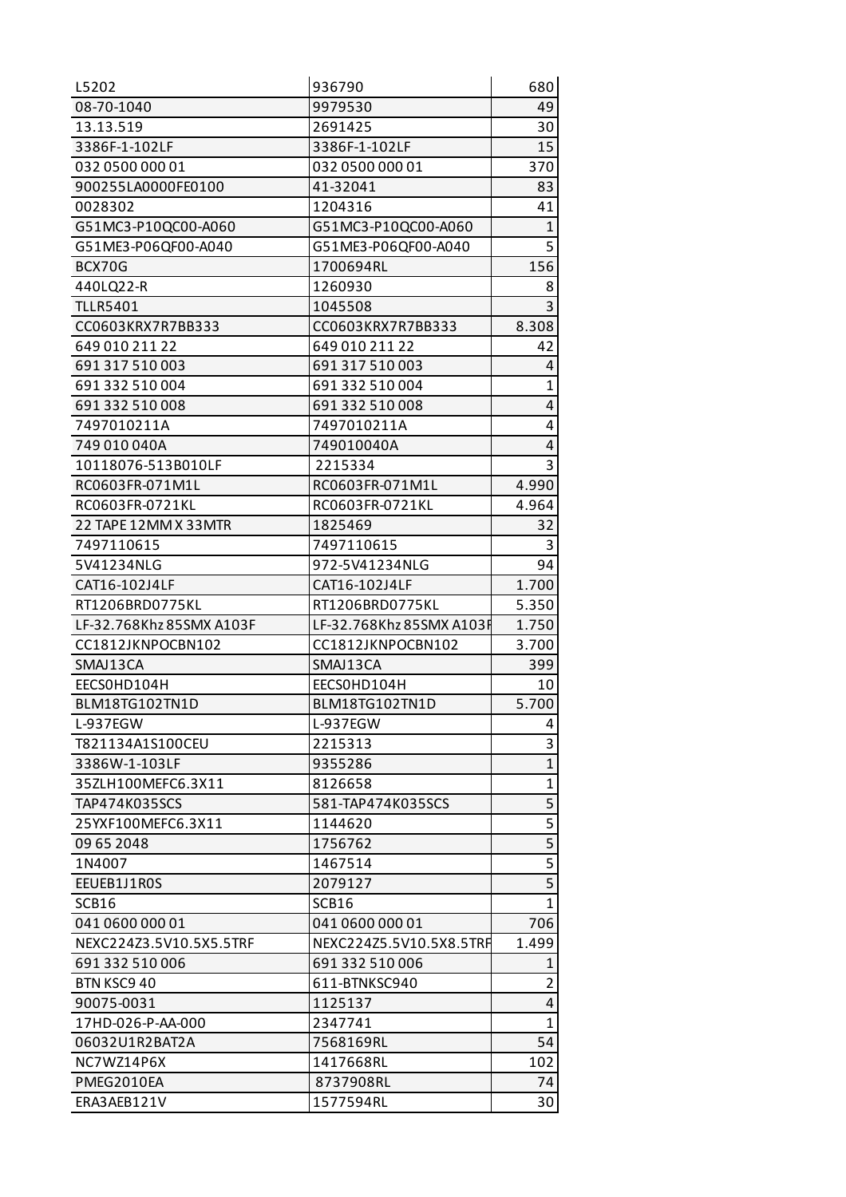| L5202 | 936790 | 680 |
|---|---|---|
| 08-70-1040 | 9979530 | 49 |
| 13.13.519 | 2691425 | 30 |
| 3386F-1-102LF | 3386F-1-102LF | 15 |
| 032 0500 000 01 | 032 0500 000 01 | 370 |
| 900255LA0000FE0100 | 41-32041 | 83 |
| 0028302 | 1204316 | 41 |
| G51MC3-P10QC00-A060 | G51MC3-P10QC00-A060 | 1 |
| G51ME3-P06QF00-A040 | G51ME3-P06QF00-A040 | 5 |
| BCX70G | 1700694RL | 156 |
| 440LQ22-R | 1260930 | 8 |
| TLLR5401 | 1045508 | 3 |
| CC0603KRX7R7BB333 | CC0603KRX7R7BB333 | 8.308 |
| 649 010 211 22 | 649 010 211 22 | 42 |
| 691 317 510 003 | 691 317 510 003 | 4 |
| 691 332 510 004 | 691 332 510 004 | 1 |
| 691 332 510 008 | 691 332 510 008 | 4 |
| 7497010211A | 7497010211A | 4 |
| 749 010 040A | 749010040A | 4 |
| 10118076-513B010LF | 2215334 | 3 |
| RC0603FR-071M1L | RC0603FR-071M1L | 4.990 |
| RC0603FR-0721KL | RC0603FR-0721KL | 4.964 |
| 22 TAPE 12MM X 33MTR | 1825469 | 32 |
| 7497110615 | 7497110615 | 3 |
| 5V41234NLG | 972-5V41234NLG | 94 |
| CAT16-102J4LF | CAT16-102J4LF | 1.700 |
| RT1206BRD0775KL | RT1206BRD0775KL | 5.350 |
| LF-32.768Khz 85SMX A103F | LF-32.768Khz 85SMX A103F | 1.750 |
| CC1812JKNPOCBN102 | CC1812JKNPOCBN102 | 3.700 |
| SMAJ13CA | SMAJ13CA | 399 |
| EECS0HD104H | EECS0HD104H | 10 |
| BLM18TG102TN1D | BLM18TG102TN1D | 5.700 |
| L-937EGW | L-937EGW | 4 |
| T821134A1S100CEU | 2215313 | 3 |
| 3386W-1-103LF | 9355286 | 1 |
| 35ZLH100MEFC6.3X11 | 8126658 | 1 |
| TAP474K035SCS | 581-TAP474K035SCS | 5 |
| 25YXF100MEFC6.3X11 | 1144620 | 5 |
| 09 65 2048 | 1756762 | 5 |
| 1N4007 | 1467514 | 5 |
| EEUEB1J1R0S | 2079127 | 5 |
| SCB16 | SCB16 | 1 |
| 041 0600 000 01 | 041 0600 000 01 | 706 |
| NEXC224Z3.5V10.5X5.5TRF | NEXC224Z5.5V10.5X8.5TRF | 1.499 |
| 691 332 510 006 | 691 332 510 006 | 1 |
| BTN KSC9 40 | 611-BTNKSC940 | 2 |
| 90075-0031 | 1125137 | 4 |
| 17HD-026-P-AA-000 | 2347741 | 1 |
| 06032U1R2BAT2A | 7568169RL | 54 |
| NC7WZ14P6X | 1417668RL | 102 |
| PMEG2010EA | 8737908RL | 74 |
| ERA3AEB121V | 1577594RL | 30 |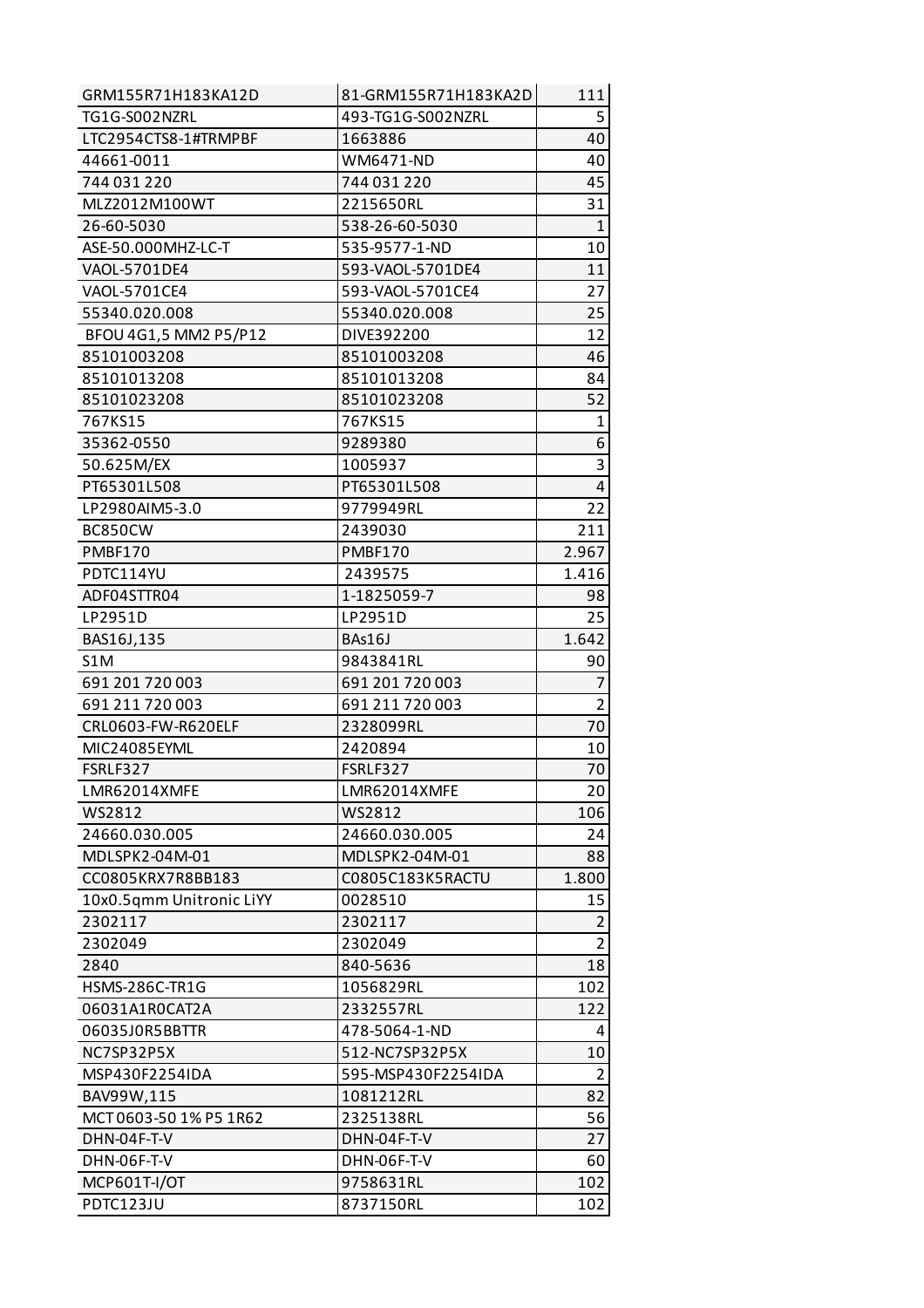| GRM155R71H183KA12D | 81-GRM155R71H183KA2D | 111 |
|---|---|---|
| TG1G-S002NZRL | 493-TG1G-S002NZRL | 5 |
| LTC2954CTS8-1#TRMPBF | 1663886 | 40 |
| 44661-0011 | WM6471-ND | 40 |
| 744 031 220 | 744 031 220 | 45 |
| MLZ2012M100WT | 2215650RL | 31 |
| 26-60-5030 | 538-26-60-5030 | 1 |
| ASE-50.000MHZ-LC-T | 535-9577-1-ND | 10 |
| VAOL-5701DE4 | 593-VAOL-5701DE4 | 11 |
| VAOL-5701CE4 | 593-VAOL-5701CE4 | 27 |
| 55340.020.008 | 55340.020.008 | 25 |
| BFOU 4G1,5 MM2 P5/P12 | DIVE392200 | 12 |
| 85101003208 | 85101003208 | 46 |
| 85101013208 | 85101013208 | 84 |
| 85101023208 | 85101023208 | 52 |
| 767KS15 | 767KS15 | 1 |
| 35362-0550 | 9289380 | 6 |
| 50.625M/EX | 1005937 | 3 |
| PT65301L508 | PT65301L508 | 4 |
| LP2980AIM5-3.0 | 9779949RL | 22 |
| BC850CW | 2439030 | 211 |
| PMBF170 | PMBF170 | 2.967 |
| PDTC114YU | 2439575 | 1.416 |
| ADF04STTR04 | 1-1825059-7 | 98 |
| LP2951D | LP2951D | 25 |
| BAS16J,135 | BAs16J | 1.642 |
| S1M | 9843841RL | 90 |
| 691 201 720 003 | 691 201 720 003 | 7 |
| 691 211 720 003 | 691 211 720 003 | 2 |
| CRL0603-FW-R620ELF | 2328099RL | 70 |
| MIC24085EYML | 2420894 | 10 |
| FSRLF327 | FSRLF327 | 70 |
| LMR62014XMFE | LMR62014XMFE | 20 |
| WS2812 | WS2812 | 106 |
| 24660.030.005 | 24660.030.005 | 24 |
| MDLSPK2-04M-01 | MDLSPK2-04M-01 | 88 |
| CC0805KRX7R8BB183 | C0805C183K5RACTU | 1.800 |
| 10x0.5qmm Unitronic LiYY | 0028510 | 15 |
| 2302117 | 2302117 | 2 |
| 2302049 | 2302049 | 2 |
| 2840 | 840-5636 | 18 |
| HSMS-286C-TR1G | 1056829RL | 102 |
| 06031A1R0CAT2A | 2332557RL | 122 |
| 06035J0R5BBTTR | 478-5064-1-ND | 4 |
| NC7SP32P5X | 512-NC7SP32P5X | 10 |
| MSP430F2254IDA | 595-MSP430F2254IDA | 2 |
| BAV99W,115 | 1081212RL | 82 |
| MCT 0603-50 1% P5 1R62 | 2325138RL | 56 |
| DHN-04F-T-V | DHN-04F-T-V | 27 |
| DHN-06F-T-V | DHN-06F-T-V | 60 |
| MCP601T-I/OT | 9758631RL | 102 |
| PDTC123JU | 8737150RL | 102 |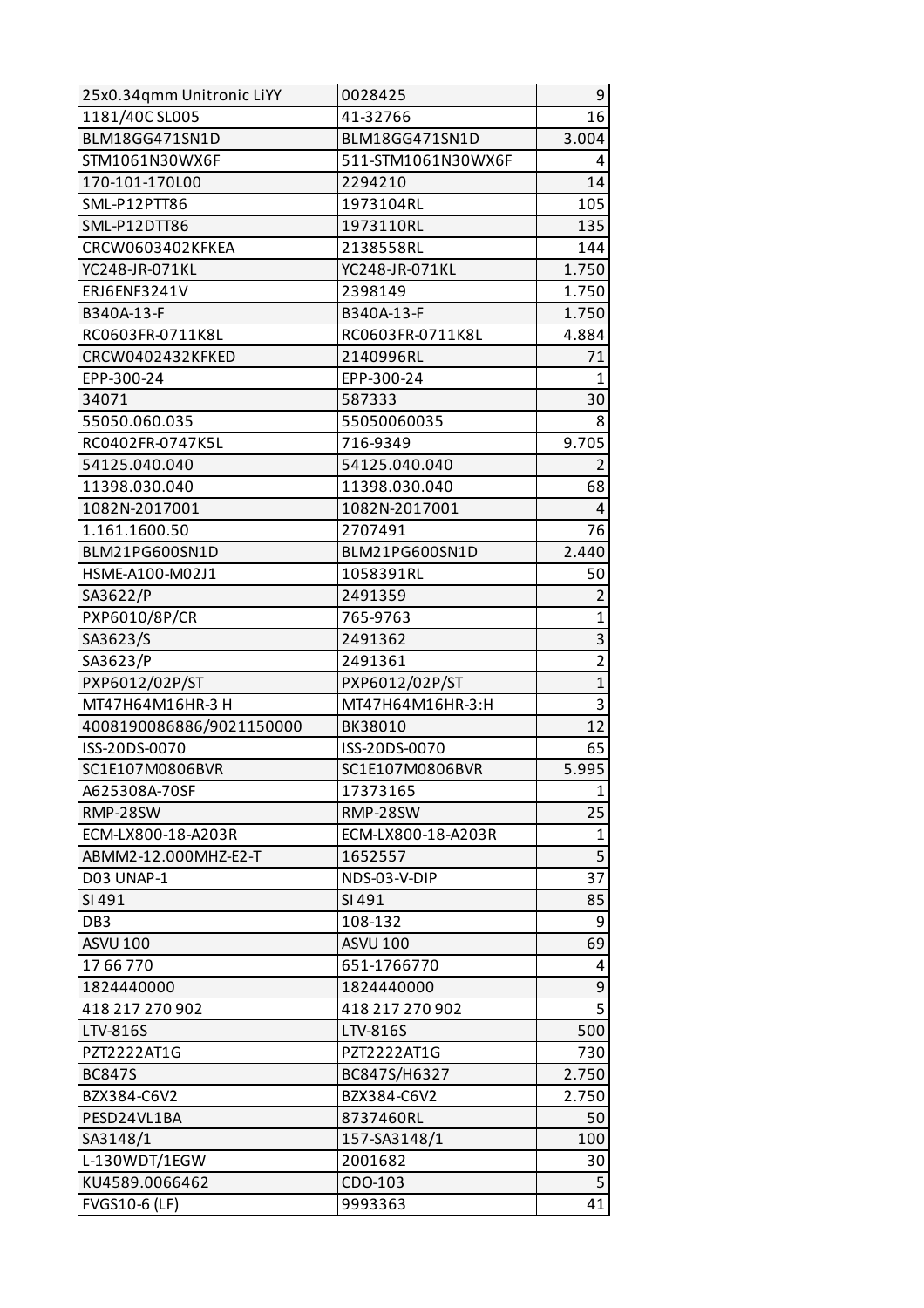| 25x0.34qmm Unitronic LiYY | 0028425 | 9 |
|---|---|---|
| 1181/40C SL005 | 41-32766 | 16 |
| BLM18GG471SN1D | BLM18GG471SN1D | 3.004 |
| STM1061N30WX6F | 511-STM1061N30WX6F | 4 |
| 170-101-170L00 | 2294210 | 14 |
| SML-P12PTT86 | 1973104RL | 105 |
| SML-P12DTT86 | 1973110RL | 135 |
| CRCW0603402KFKEA | 2138558RL | 144 |
| YC248-JR-071KL | YC248-JR-071KL | 1.750 |
| ERJ6ENF3241V | 2398149 | 1.750 |
| B340A-13-F | B340A-13-F | 1.750 |
| RC0603FR-0711K8L | RC0603FR-0711K8L | 4.884 |
| CRCW0402432KFKED | 2140996RL | 71 |
| EPP-300-24 | EPP-300-24 | 1 |
| 34071 | 587333 | 30 |
| 55050.060.035 | 55050060035 | 8 |
| RC0402FR-0747K5L | 716-9349 | 9.705 |
| 54125.040.040 | 54125.040.040 | 2 |
| 11398.030.040 | 11398.030.040 | 68 |
| 1082N-2017001 | 1082N-2017001 | 4 |
| 1.161.1600.50 | 2707491 | 76 |
| BLM21PG600SN1D | BLM21PG600SN1D | 2.440 |
| HSME-A100-M02J1 | 1058391RL | 50 |
| SA3622/P | 2491359 | 2 |
| PXP6010/8P/CR | 765-9763 | 1 |
| SA3623/S | 2491362 | 3 |
| SA3623/P | 2491361 | 2 |
| PXP6012/02P/ST | PXP6012/02P/ST | 1 |
| MT47H64M16HR-3 H | MT47H64M16HR-3:H | 3 |
| 4008190086886/9021150000 | BK38010 | 12 |
| ISS-20DS-0070 | ISS-20DS-0070 | 65 |
| SC1E107M0806BVR | SC1E107M0806BVR | 5.995 |
| A625308A-70SF | 17373165 | 1 |
| RMP-28SW | RMP-28SW | 25 |
| ECM-LX800-18-A203R | ECM-LX800-18-A203R | 1 |
| ABMM2-12.000MHZ-E2-T | 1652557 | 5 |
| D03 UNAP-1 | NDS-03-V-DIP | 37 |
| SI 491 | SI 491 | 85 |
| DB3 | 108-132 | 9 |
| ASVU 100 | ASVU 100 | 69 |
| 17 66 770 | 651-1766770 | 4 |
| 1824440000 | 1824440000 | 9 |
| 418 217 270 902 | 418 217 270 902 | 5 |
| LTV-816S | LTV-816S | 500 |
| PZT2222AT1G | PZT2222AT1G | 730 |
| BC847S | BC847S/H6327 | 2.750 |
| BZX384-C6V2 | BZX384-C6V2 | 2.750 |
| PESD24VL1BA | 8737460RL | 50 |
| SA3148/1 | 157-SA3148/1 | 100 |
| L-130WDT/1EGW | 2001682 | 30 |
| KU4589.0066462 | CDO-103 | 5 |
| FVGS10-6 (LF) | 9993363 | 41 |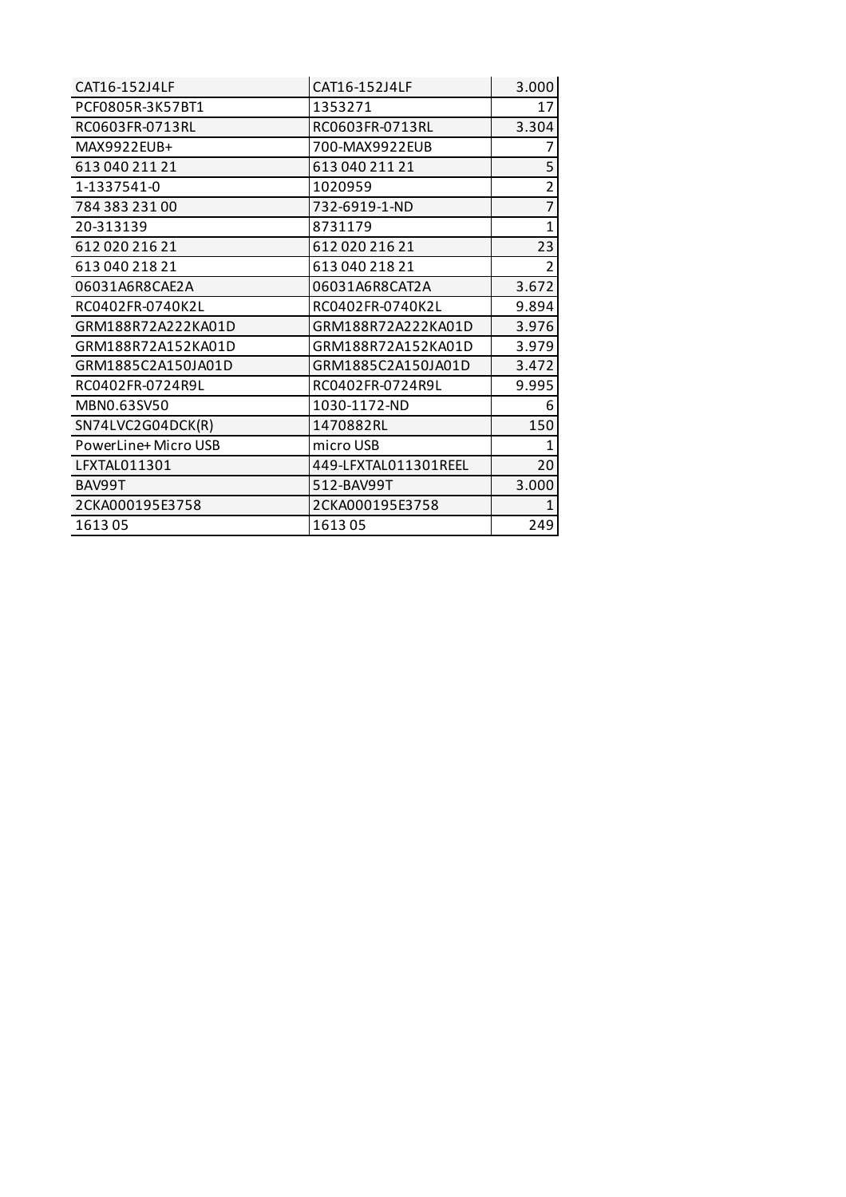| | | |
|---|---|---|
| CAT16-152J4LF | CAT16-152J4LF | 3.000 |
| PCF0805R-3K57BT1 | 1353271 | 17 |
| RC0603FR-0713RL | RC0603FR-0713RL | 3.304 |
| MAX9922EUB+ | 700-MAX9922EUB | 7 |
| 613 040 211 21 | 613 040 211 21 | 5 |
| 1-1337541-0 | 1020959 | 2 |
| 784 383 231 00 | 732-6919-1-ND | 7 |
| 20-313139 | 8731179 | 1 |
| 612 020 216 21 | 612 020 216 21 | 23 |
| 613 040 218 21 | 613 040 218 21 | 2 |
| 06031A6R8CAE2A | 06031A6R8CAT2A | 3.672 |
| RC0402FR-0740K2L | RC0402FR-0740K2L | 9.894 |
| GRM188R72A222KA01D | GRM188R72A222KA01D | 3.976 |
| GRM188R72A152KA01D | GRM188R72A152KA01D | 3.979 |
| GRM1885C2A150JA01D | GRM1885C2A150JA01D | 3.472 |
| RC0402FR-0724R9L | RC0402FR-0724R9L | 9.995 |
| MBN0.63SV50 | 1030-1172-ND | 6 |
| SN74LVC2G04DCK(R) | 1470882RL | 150 |
| PowerLine+ Micro USB | micro USB | 1 |
| LFXTAL011301 | 449-LFXTAL011301REEL | 20 |
| BAV99T | 512-BAV99T | 3.000 |
| 2CKA000195E3758 | 2CKA000195E3758 | 1 |
| 1613 05 | 1613 05 | 249 |